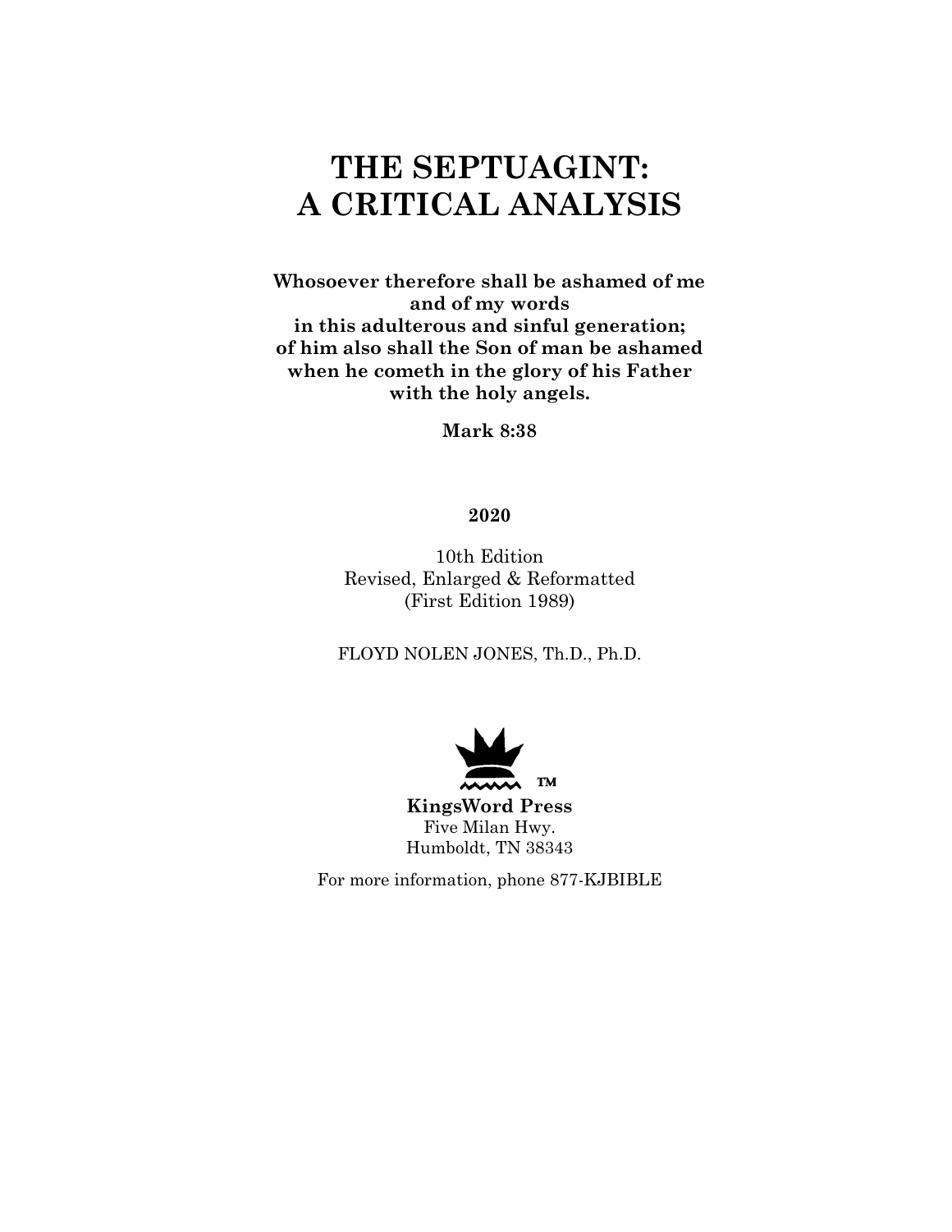# THE SEPTUAGINT: A CRITICAL ANALYSIS

**Whosoever therefore shall be ashamed of me**
**and of my words**
**in this adulterous and sinful generation;**
**of him also shall the Son of man be ashamed**
**when he cometh in the glory of his Father**
**with the holy angels.**

**Mark 8:38**

**2020**

10th Edition
Revised, Enlarged & Reformatted
(First Edition 1989)

FLOYD NOLEN JONES, Th.D., Ph.D.

™

**KingsWord Press**
Five Milan Hwy.
Humboldt, TN 38343

For more information, phone 877-KJBIBLE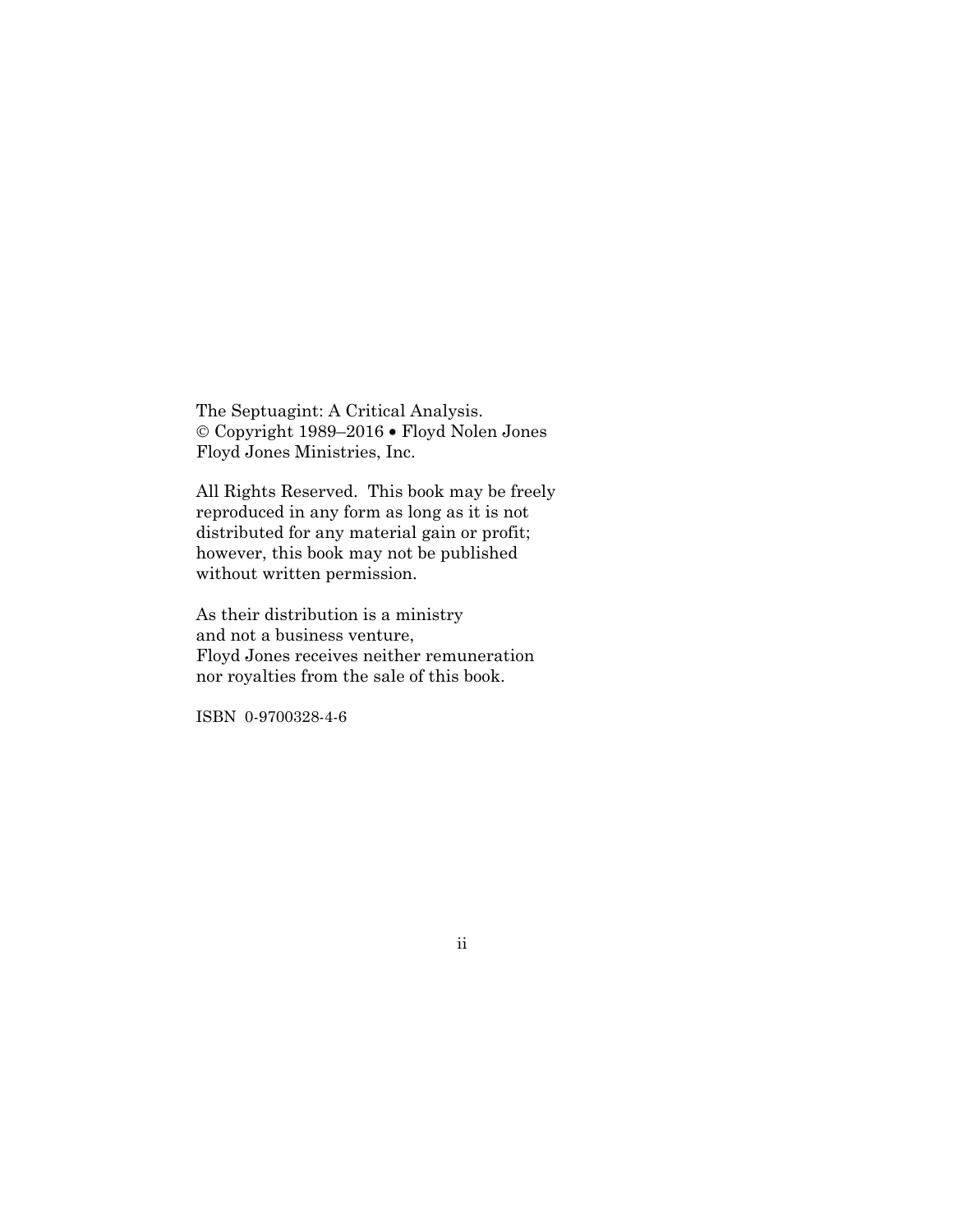The Septuagint: A Critical Analysis.
© Copyright 1989–2016 • Floyd Nolen Jones
Floyd Jones Ministries, Inc.

All Rights Reserved. This book may be freely reproduced in any form as long as it is not distributed for any material gain or profit; however, this book may not be published without written permission.

As their distribution is a ministry
and not a business venture,
Floyd Jones receives neither remuneration
nor royalties from the sale of this book.

ISBN 0-9700328-4-6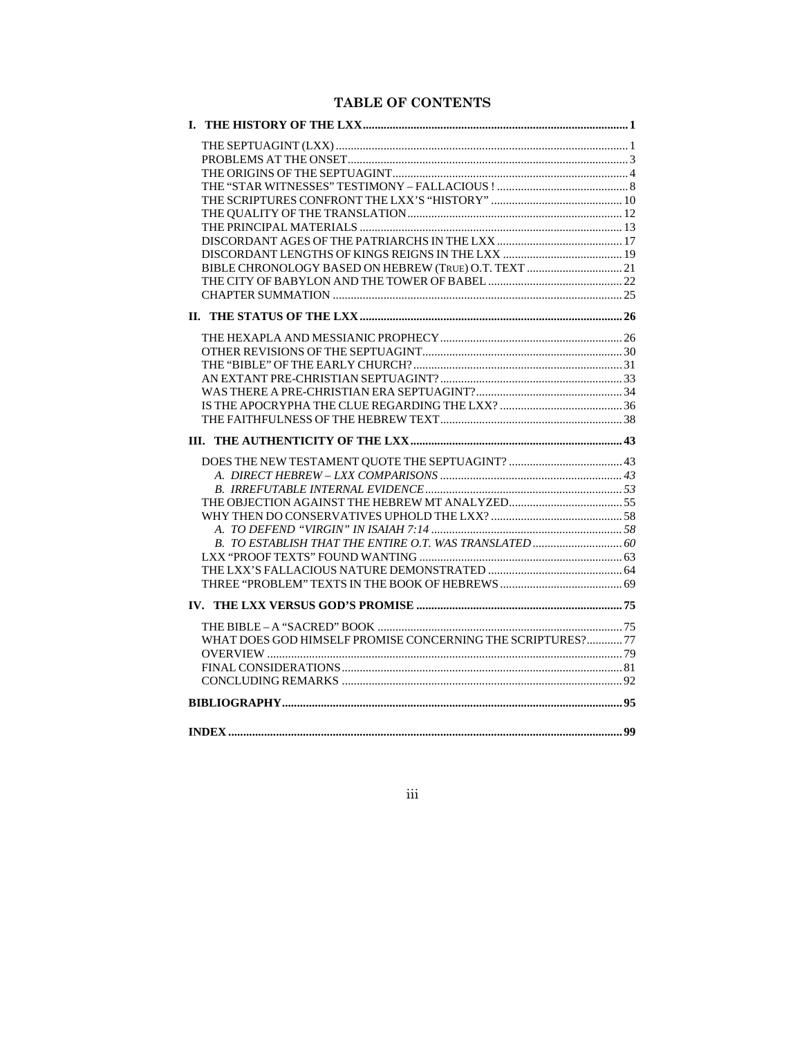# TABLE OF CONTENTS

**I. THE HISTORY OF THE LXX** ........ **1**

- THE SEPTUAGINT (LXX) ........ 1
- PROBLEMS AT THE ONSET ........ 3
- THE ORIGINS OF THE SEPTUAGINT ........ 4
- THE "STAR WITNESSES" TESTIMONY – FALLACIOUS ! ........ 8
- THE SCRIPTURES CONFRONT THE LXX'S "HISTORY" ........ 10
- THE QUALITY OF THE TRANSLATION ........ 12
- THE PRINCIPAL MATERIALS ........ 13
- DISCORDANT AGES OF THE PATRIARCHS IN THE LXX ........ 17
- DISCORDANT LENGTHS OF KINGS REIGNS IN THE LXX ........ 19
- BIBLE CHRONOLOGY BASED ON HEBREW (TRUE) O.T. TEXT ........ 21
- THE CITY OF BABYLON AND THE TOWER OF BABEL ........ 22
- CHAPTER SUMMATION ........ 25

**II. THE STATUS OF THE LXX** ........ **26**

- THE HEXAPLA AND MESSIANIC PROPHECY ........ 26
- OTHER REVISIONS OF THE SEPTUAGINT ........ 30
- THE "BIBLE" OF THE EARLY CHURCH? ........ 31
- AN EXTANT PRE-CHRISTIAN SEPTUAGINT? ........ 33
- WAS THERE A PRE-CHRISTIAN ERA SEPTUAGINT? ........ 34
- IS THE APOCRYPHA THE CLUE REGARDING THE LXX? ........ 36
- THE FAITHFULNESS OF THE HEBREW TEXT ........ 38

**III. THE AUTHENTICITY OF THE LXX** ........ **43**

- DOES THE NEW TESTAMENT QUOTE THE SEPTUAGINT? ........ 43
  - *A. DIRECT HEBREW – LXX COMPARISONS* ........ *43*
  - *B. IRREFUTABLE INTERNAL EVIDENCE* ........ *53*
- THE OBJECTION AGAINST THE HEBREW MT ANALYZED ........ 55
- WHY THEN DO CONSERVATIVES UPHOLD THE LXX? ........ 58
  - *A. TO DEFEND "VIRGIN" IN ISAIAH 7:14* ........ *58*
  - *B. TO ESTABLISH THAT THE ENTIRE O.T. WAS TRANSLATED* ........ *60*
- LXX "PROOF TEXTS" FOUND WANTING ........ 63
- THE LXX'S FALLACIOUS NATURE DEMONSTRATED ........ 64
- THREE "PROBLEM" TEXTS IN THE BOOK OF HEBREWS ........ 69

**IV. THE LXX VERSUS GOD'S PROMISE** ........ **75**

- THE BIBLE – A "SACRED" BOOK ........ 75
- WHAT DOES GOD HIMSELF PROMISE CONCERNING THE SCRIPTURES? ........ 77
- OVERVIEW ........ 79
- FINAL CONSIDERATIONS ........ 81
- CONCLUDING REMARKS ........ 92

**BIBLIOGRAPHY** ........ **95**

**INDEX** ........ **99**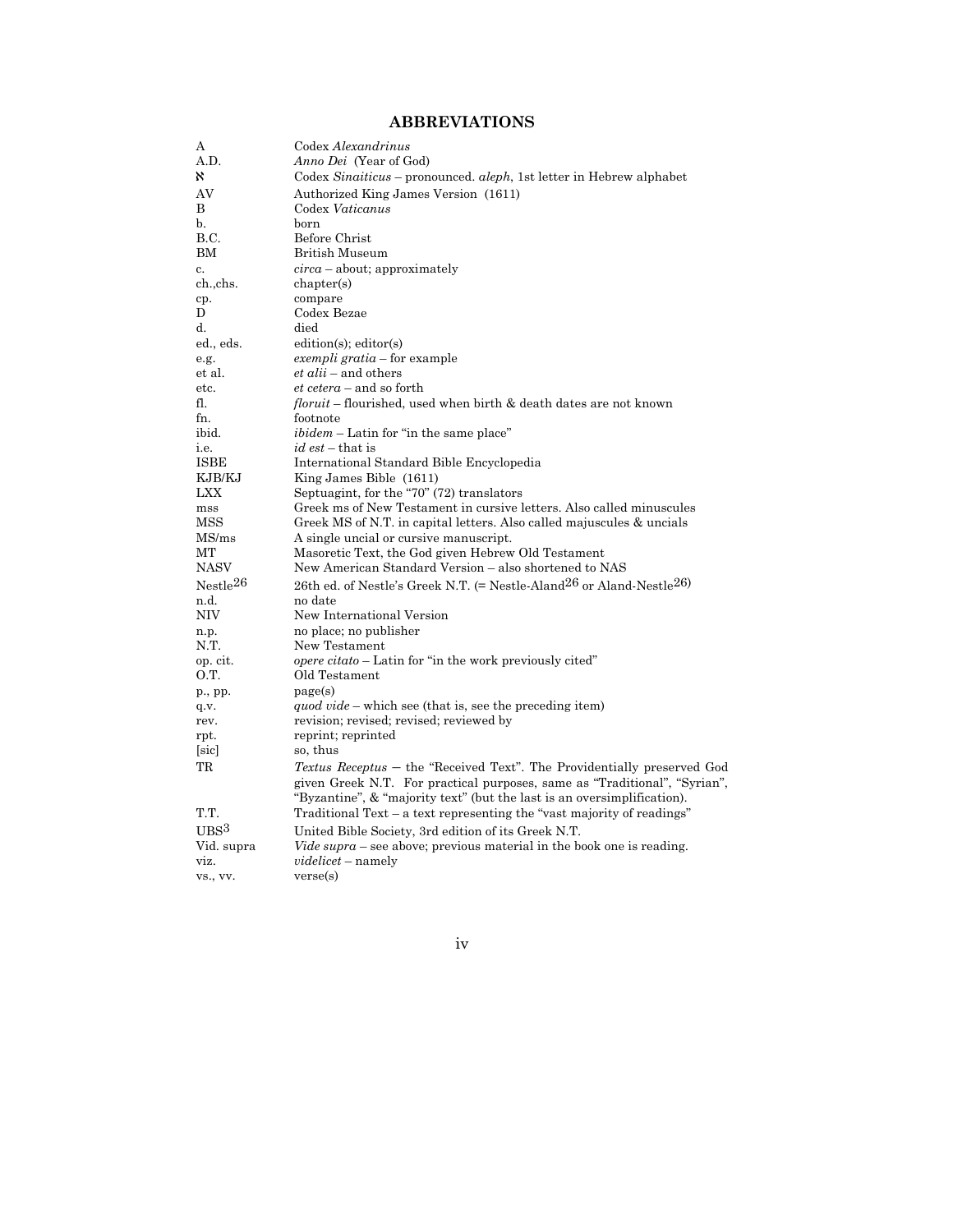# ABBREVIATIONS

| | |
|---|---|
| A | Codex *Alexandrinus* |
| A.D. | *Anno Dei* (Year of God) |
| א | Codex *Sinaiticus* – pronounced. *aleph*, 1st letter in Hebrew alphabet |
| AV | Authorized King James Version (1611) |
| B | Codex *Vaticanus* |
| b. | born |
| B.C. | Before Christ |
| BM | British Museum |
| c. | *circa* – about; approximately |
| ch.,chs. | chapter(s) |
| cp. | compare |
| D | Codex Bezae |
| d. | died |
| ed., eds. | edition(s); editor(s) |
| e.g. | *exempli gratia* – for example |
| et al. | *et alii* – and others |
| etc. | *et cetera* – and so forth |
| fl. | *floruit* – flourished, used when birth & death dates are not known |
| fn. | footnote |
| ibid. | *ibidem* – Latin for "in the same place" |
| i.e. | *id est* – that is |
| ISBE | International Standard Bible Encyclopedia |
| KJB/KJ | King James Bible (1611) |
| LXX | Septuagint, for the "70" (72) translators |
| mss | Greek ms of New Testament in cursive letters. Also called minuscules |
| MSS | Greek MS of N.T. in capital letters. Also called majuscules & uncials |
| MS/ms | A single uncial or cursive manuscript. |
| MT | Masoretic Text, the God given Hebrew Old Testament |
| NASV | New American Standard Version – also shortened to NAS |
| Nestle[26] | 26th ed. of Nestle's Greek N.T. (= Nestle-Aland[26] or Aland-Nestle[26]) |
| n.d. | no date |
| NIV | New International Version |
| n.p. | no place; no publisher |
| N.T. | New Testament |
| op. cit. | *opere citato* – Latin for "in the work previously cited" |
| O.T. | Old Testament |
| p., pp. | page(s) |
| q.v. | *quod vide* – which see (that is, see the preceding item) |
| rev. | revision; revised; revised; reviewed by |
| rpt. | reprint; reprinted |
| [sic] | so, thus |
| TR | *Textus Receptus* — the "Received Text". The Providentially preserved God given Greek N.T. For practical purposes, same as "Traditional", "Syrian", "Byzantine", & "majority text" (but the last is an oversimplification). |
| T.T. | Traditional Text – a text representing the "vast majority of readings" |
| UBS[3] | United Bible Society, 3rd edition of its Greek N.T. |
| Vid. supra | *Vide supra* – see above; previous material in the book one is reading. |
| viz. | *videlicet* – namely |
| vs., vv. | verse(s) |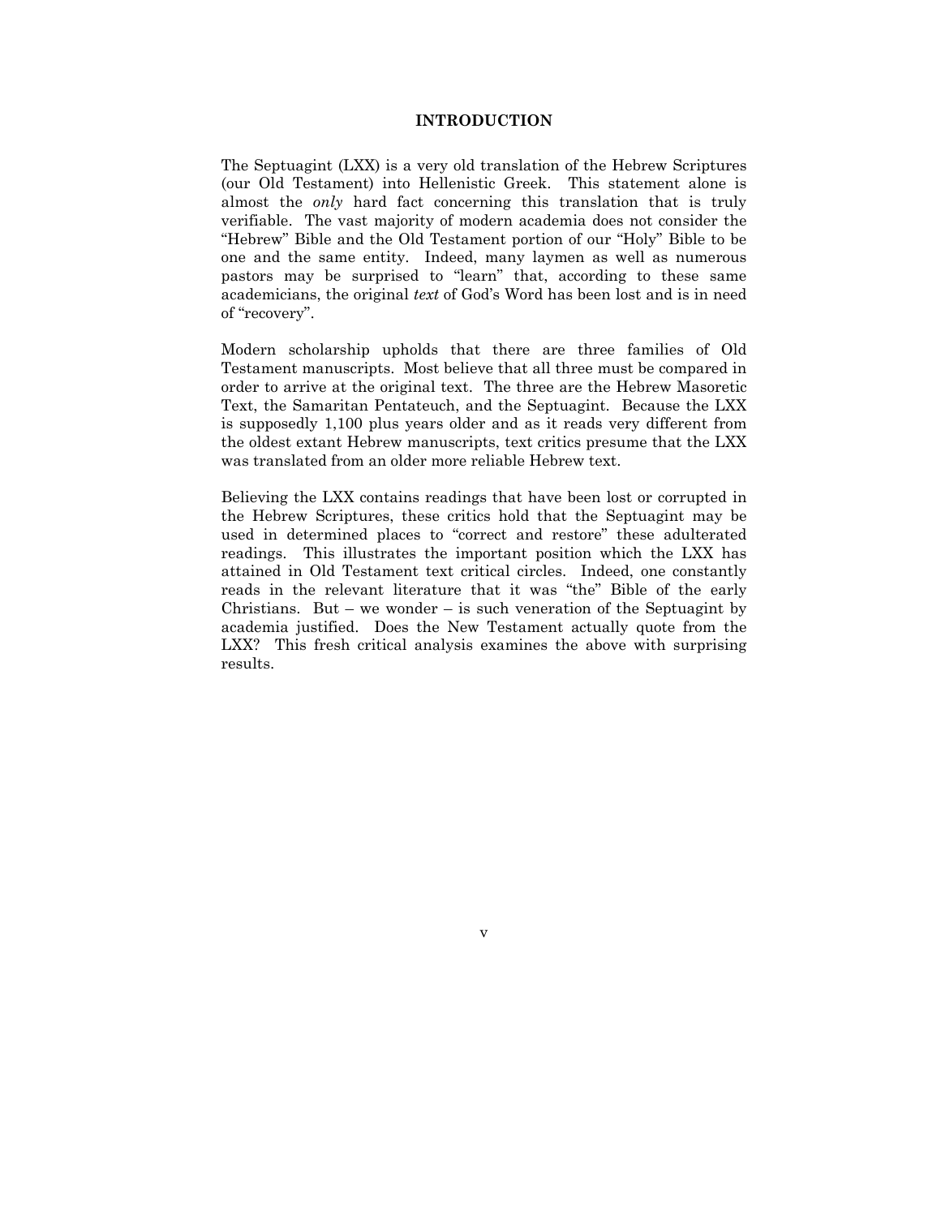# INTRODUCTION

The Septuagint (LXX) is a very old translation of the Hebrew Scriptures (our Old Testament) into Hellenistic Greek. This statement alone is almost the *only* hard fact concerning this translation that is truly verifiable. The vast majority of modern academia does not consider the "Hebrew" Bible and the Old Testament portion of our "Holy" Bible to be one and the same entity. Indeed, many laymen as well as numerous pastors may be surprised to "learn" that, according to these same academicians, the original *text* of God's Word has been lost and is in need of "recovery".

Modern scholarship upholds that there are three families of Old Testament manuscripts. Most believe that all three must be compared in order to arrive at the original text. The three are the Hebrew Masoretic Text, the Samaritan Pentateuch, and the Septuagint. Because the LXX is supposedly 1,100 plus years older and as it reads very different from the oldest extant Hebrew manuscripts, text critics presume that the LXX was translated from an older more reliable Hebrew text.

Believing the LXX contains readings that have been lost or corrupted in the Hebrew Scriptures, these critics hold that the Septuagint may be used in determined places to "correct and restore" these adulterated readings. This illustrates the important position which the LXX has attained in Old Testament text critical circles. Indeed, one constantly reads in the relevant literature that it was "the" Bible of the early Christians. But – we wonder – is such veneration of the Septuagint by academia justified. Does the New Testament actually quote from the LXX? This fresh critical analysis examines the above with surprising results.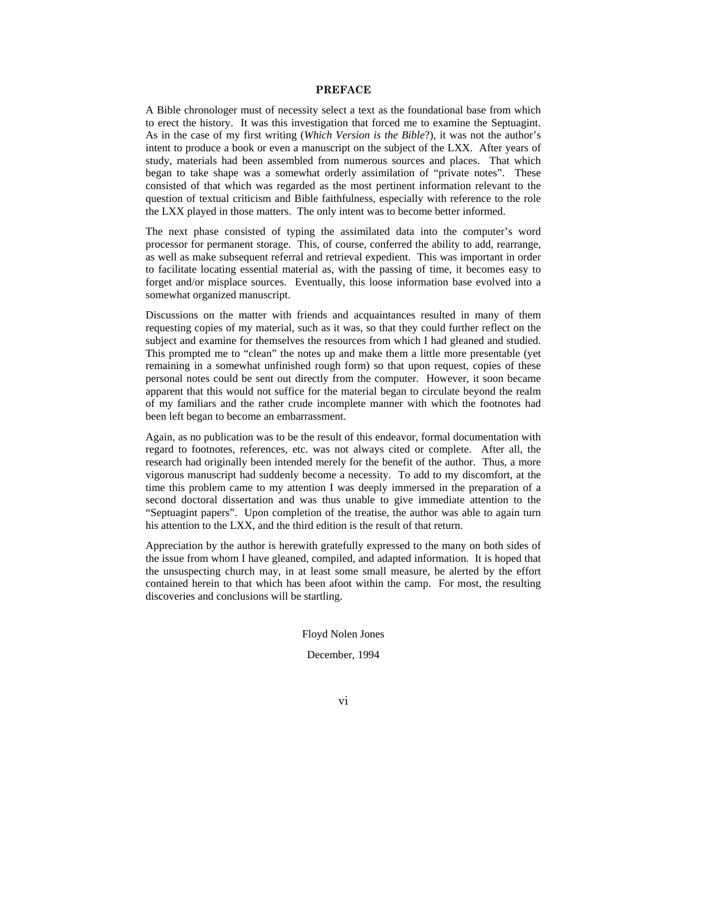# PREFACE

A Bible chronologer must of necessity select a text as the foundational base from which to erect the history. It was this investigation that forced me to examine the Septuagint. As in the case of my first writing (*Which Version is the Bible*?), it was not the author's intent to produce a book or even a manuscript on the subject of the LXX. After years of study, materials had been assembled from numerous sources and places. That which began to take shape was a somewhat orderly assimilation of "private notes". These consisted of that which was regarded as the most pertinent information relevant to the question of textual criticism and Bible faithfulness, especially with reference to the role the LXX played in those matters. The only intent was to become better informed.

The next phase consisted of typing the assimilated data into the computer's word processor for permanent storage. This, of course, conferred the ability to add, rearrange, as well as make subsequent referral and retrieval expedient. This was important in order to facilitate locating essential material as, with the passing of time, it becomes easy to forget and/or misplace sources. Eventually, this loose information base evolved into a somewhat organized manuscript.

Discussions on the matter with friends and acquaintances resulted in many of them requesting copies of my material, such as it was, so that they could further reflect on the subject and examine for themselves the resources from which I had gleaned and studied. This prompted me to "clean" the notes up and make them a little more presentable (yet remaining in a somewhat unfinished rough form) so that upon request, copies of these personal notes could be sent out directly from the computer. However, it soon became apparent that this would not suffice for the material began to circulate beyond the realm of my familiars and the rather crude incomplete manner with which the footnotes had been left began to become an embarrassment.

Again, as no publication was to be the result of this endeavor, formal documentation with regard to footnotes, references, etc. was not always cited or complete. After all, the research had originally been intended merely for the benefit of the author. Thus, a more vigorous manuscript had suddenly become a necessity. To add to my discomfort, at the time this problem came to my attention I was deeply immersed in the preparation of a second doctoral dissertation and was thus unable to give immediate attention to the "Septuagint papers". Upon completion of the treatise, the author was able to again turn his attention to the LXX, and the third edition is the result of that return.

Appreciation by the author is herewith gratefully expressed to the many on both sides of the issue from whom I have gleaned, compiled, and adapted information. It is hoped that the unsuspecting church may, in at least some small measure, be alerted by the effort contained herein to that which has been afoot within the camp. For most, the resulting discoveries and conclusions will be startling.

Floyd Nolen Jones

December, 1994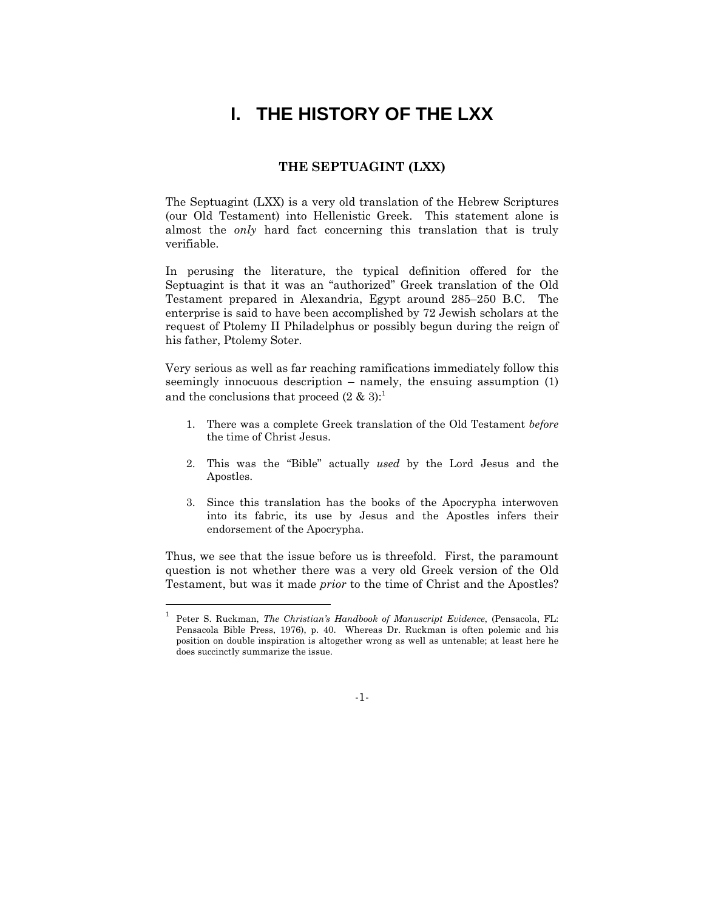# I. THE HISTORY OF THE LXX

## THE SEPTUAGINT (LXX)

The Septuagint (LXX) is a very old translation of the Hebrew Scriptures (our Old Testament) into Hellenistic Greek. This statement alone is almost the *only* hard fact concerning this translation that is truly verifiable.

In perusing the literature, the typical definition offered for the Septuagint is that it was an "authorized" Greek translation of the Old Testament prepared in Alexandria, Egypt around 285–250 B.C. The enterprise is said to have been accomplished by 72 Jewish scholars at the request of Ptolemy II Philadelphus or possibly begun during the reign of his father, Ptolemy Soter.

Very serious as well as far reaching ramifications immediately follow this seemingly innocuous description – namely, the ensuing assumption (1) and the conclusions that proceed (2 & 3):[1]

1. There was a complete Greek translation of the Old Testament *before* the time of Christ Jesus.

2. This was the "Bible" actually *used* by the Lord Jesus and the Apostles.

3. Since this translation has the books of the Apocrypha interwoven into its fabric, its use by Jesus and the Apostles infers their endorsement of the Apocrypha.

Thus, we see that the issue before us is threefold. First, the paramount question is not whether there was a very old Greek version of the Old Testament, but was it made *prior* to the time of Christ and the Apostles?

---

[1] Peter S. Ruckman, *The Christian's Handbook of Manuscript Evidence*, (Pensacola, FL: Pensacola Bible Press, 1976), p. 40. Whereas Dr. Ruckman is often polemic and his position on double inspiration is altogether wrong as well as untenable; at least here he does succinctly summarize the issue.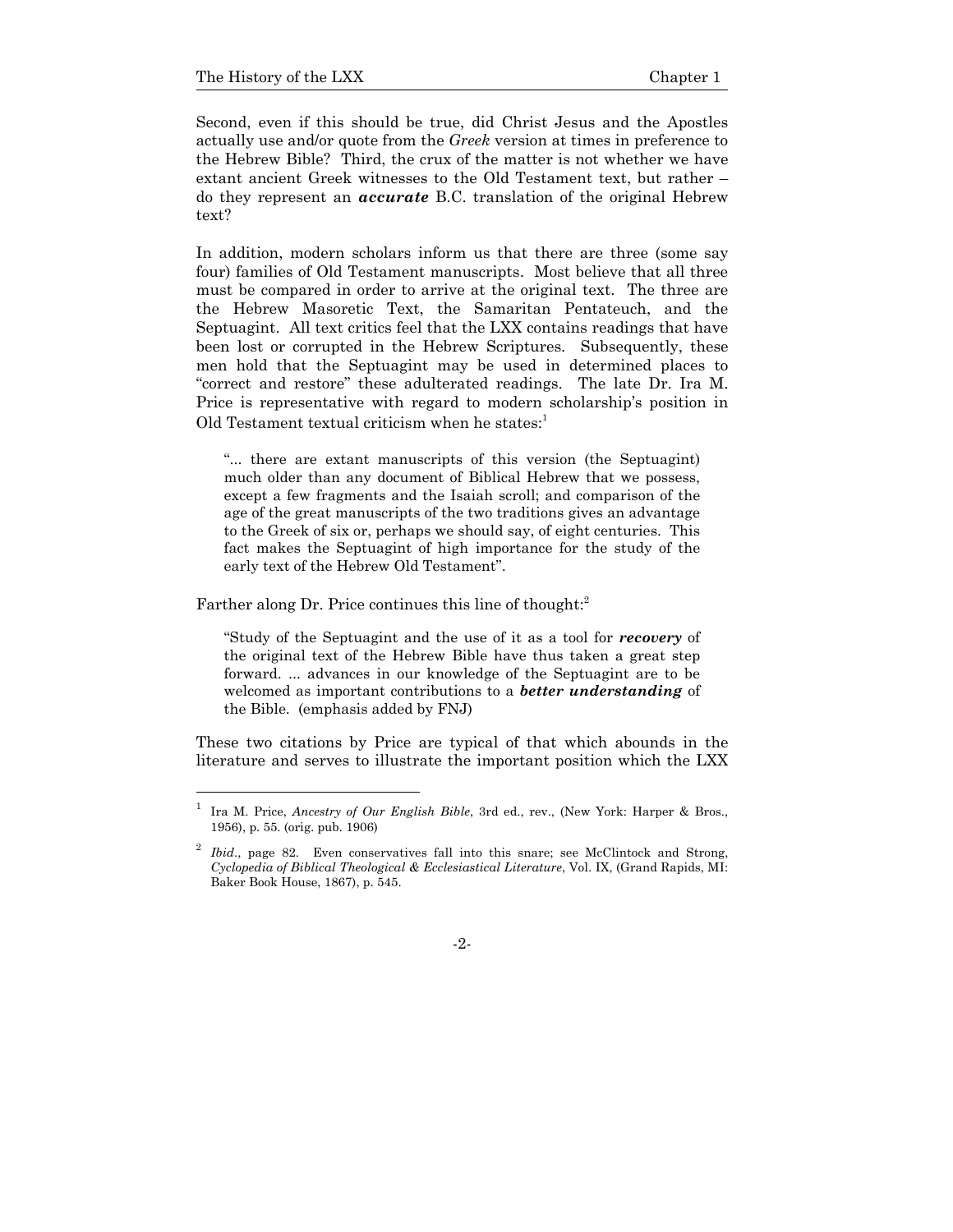Second, even if this should be true, did Christ Jesus and the Apostles actually use and/or quote from the *Greek* version at times in preference to the Hebrew Bible? Third, the crux of the matter is not whether we have extant ancient Greek witnesses to the Old Testament text, but rather – do they represent an ***accurate*** B.C. translation of the original Hebrew text?

In addition, modern scholars inform us that there are three (some say four) families of Old Testament manuscripts. Most believe that all three must be compared in order to arrive at the original text. The three are the Hebrew Masoretic Text, the Samaritan Pentateuch, and the Septuagint. All text critics feel that the LXX contains readings that have been lost or corrupted in the Hebrew Scriptures. Subsequently, these men hold that the Septuagint may be used in determined places to "correct and restore" these adulterated readings. The late Dr. Ira M. Price is representative with regard to modern scholarship's position in Old Testament textual criticism when he states:[1]

> "... there are extant manuscripts of this version (the Septuagint) much older than any document of Biblical Hebrew that we possess, except a few fragments and the Isaiah scroll; and comparison of the age of the great manuscripts of the two traditions gives an advantage to the Greek of six or, perhaps we should say, of eight centuries. This fact makes the Septuagint of high importance for the study of the early text of the Hebrew Old Testament".

Farther along Dr. Price continues this line of thought:[2]

> "Study of the Septuagint and the use of it as a tool for ***recovery*** of the original text of the Hebrew Bible have thus taken a great step forward. ... advances in our knowledge of the Septuagint are to be welcomed as important contributions to a ***better understanding*** of the Bible. (emphasis added by FNJ)

These two citations by Price are typical of that which abounds in the literature and serves to illustrate the important position which the LXX

---

[1] Ira M. Price, *Ancestry of Our English Bible*, 3rd ed., rev., (New York: Harper & Bros., 1956), p. 55. (orig. pub. 1906)

[2] *Ibid*., page 82. Even conservatives fall into this snare; see McClintock and Strong, *Cyclopedia of Biblical Theological & Ecclesiastical Literature*, Vol. IX, (Grand Rapids, MI: Baker Book House, 1867), p. 545.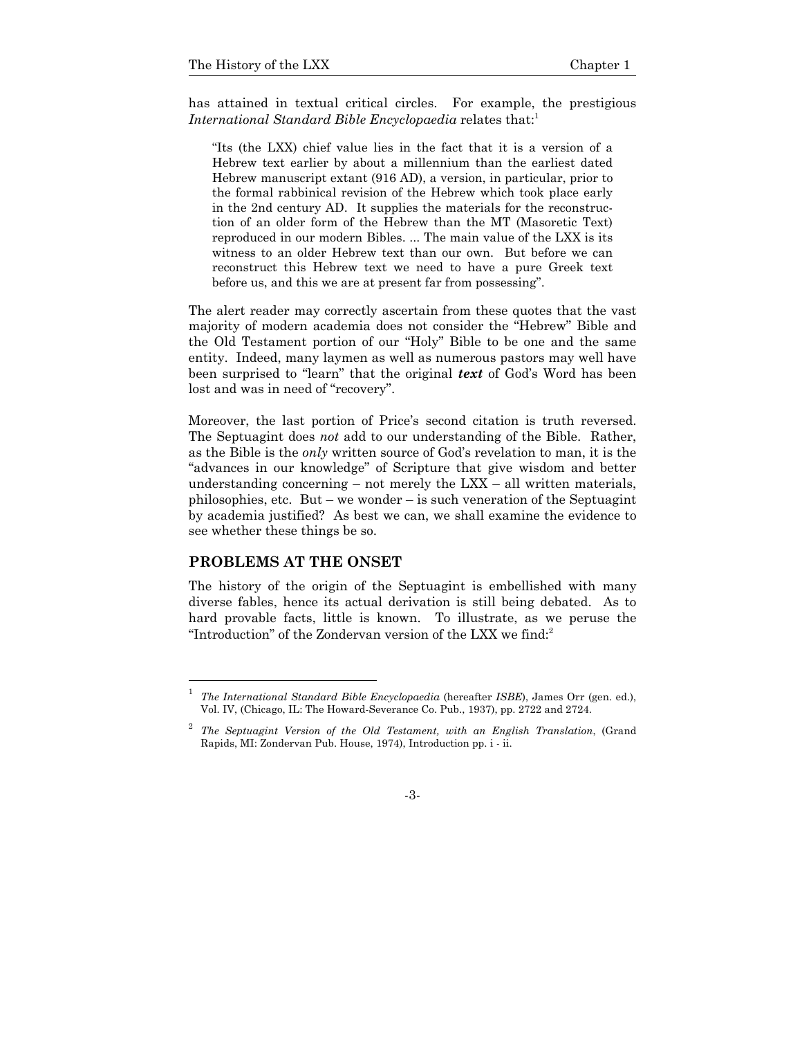has attained in textual critical circles. For example, the prestigious *International Standard Bible Encyclopaedia* relates that:[1]

> "Its (the LXX) chief value lies in the fact that it is a version of a Hebrew text earlier by about a millennium than the earliest dated Hebrew manuscript extant (916 AD), a version, in particular, prior to the formal rabbinical revision of the Hebrew which took place early in the 2nd century AD. It supplies the materials for the reconstruction of an older form of the Hebrew than the MT (Masoretic Text) reproduced in our modern Bibles. ... The main value of the LXX is its witness to an older Hebrew text than our own. But before we can reconstruct this Hebrew text we need to have a pure Greek text before us, and this we are at present far from possessing".

The alert reader may correctly ascertain from these quotes that the vast majority of modern academia does not consider the "Hebrew" Bible and the Old Testament portion of our "Holy" Bible to be one and the same entity. Indeed, many laymen as well as numerous pastors may well have been surprised to "learn" that the original ***text*** of God's Word has been lost and was in need of "recovery".

Moreover, the last portion of Price's second citation is truth reversed. The Septuagint does *not* add to our understanding of the Bible. Rather, as the Bible is the *only* written source of God's revelation to man, it is the "advances in our knowledge" of Scripture that give wisdom and better understanding concerning – not merely the LXX – all written materials, philosophies, etc. But – we wonder – is such veneration of the Septuagint by academia justified? As best we can, we shall examine the evidence to see whether these things be so.

### PROBLEMS AT THE ONSET

The history of the origin of the Septuagint is embellished with many diverse fables, hence its actual derivation is still being debated. As to hard provable facts, little is known. To illustrate, as we peruse the "Introduction" of the Zondervan version of the LXX we find:[2]

---

[1] *The International Standard Bible Encyclopaedia* (hereafter *ISBE*), James Orr (gen. ed.), Vol. IV, (Chicago, IL: The Howard-Severance Co. Pub., 1937), pp. 2722 and 2724.

[2] *The Septuagint Version of the Old Testament, with an English Translation*, (Grand Rapids, MI: Zondervan Pub. House, 1974), Introduction pp. i - ii.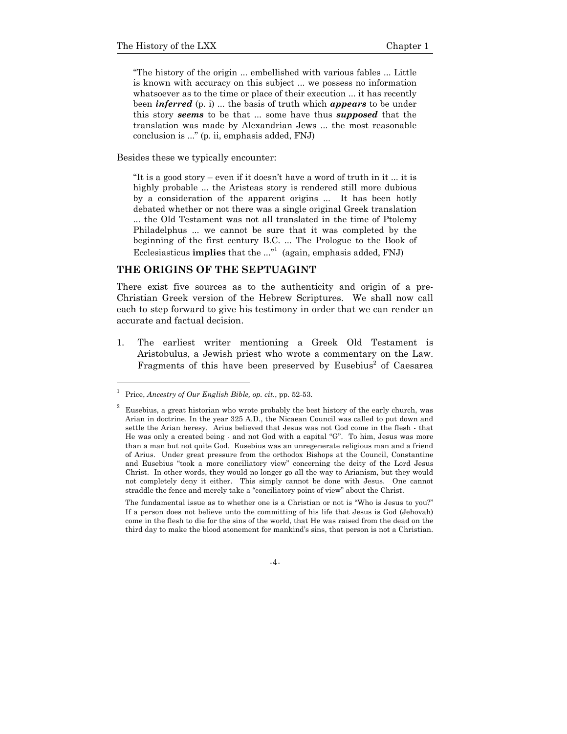"The history of the origin ... embellished with various fables ... Little is known with accuracy on this subject ... we possess no information whatsoever as to the time or place of their execution ... it has recently been ***inferred*** (p. i) ... the basis of truth which ***appears*** to be under this story ***seems*** to be that ... some have thus ***supposed*** that the translation was made by Alexandrian Jews ... the most reasonable conclusion is ..." (p. ii, emphasis added, FNJ)

Besides these we typically encounter:

"It is a good story – even if it doesn't have a word of truth in it ... it is highly probable ... the Aristeas story is rendered still more dubious by a consideration of the apparent origins ... It has been hotly debated whether or not there was a single original Greek translation ... the Old Testament was not all translated in the time of Ptolemy Philadelphus ... we cannot be sure that it was completed by the beginning of the first century B.C. ... The Prologue to the Book of Ecclesiasticus **implies** that the ..."[1] (again, emphasis added, FNJ)

## THE ORIGINS OF THE SEPTUAGINT

There exist five sources as to the authenticity and origin of a pre-Christian Greek version of the Hebrew Scriptures. We shall now call each to step forward to give his testimony in order that we can render an accurate and factual decision.

1. The earliest writer mentioning a Greek Old Testament is Aristobulus, a Jewish priest who wrote a commentary on the Law. Fragments of this have been preserved by Eusebius[2] of Caesarea

---

[1] Price, *Ancestry of Our English Bible, op. cit*., pp. 52-53.

[2] Eusebius, a great historian who wrote probably the best history of the early church, was Arian in doctrine. In the year 325 A.D., the Nicaean Council was called to put down and settle the Arian heresy. Arius believed that Jesus was not God come in the flesh - that He was only a created being - and not God with a capital "G". To him, Jesus was more than a man but not quite God. Eusebius was an unregenerate religious man and a friend of Arius. Under great pressure from the orthodox Bishops at the Council, Constantine and Eusebius "took a more conciliatory view" concerning the deity of the Lord Jesus Christ. In other words, they would no longer go all the way to Arianism, but they would not completely deny it either. This simply cannot be done with Jesus. One cannot straddle the fence and merely take a "conciliatory point of view" about the Christ.

The fundamental issue as to whether one is a Christian or not is "Who is Jesus to you?" If a person does not believe unto the committing of his life that Jesus is God (Jehovah) come in the flesh to die for the sins of the world, that He was raised from the dead on the third day to make the blood atonement for mankind's sins, that person is not a Christian.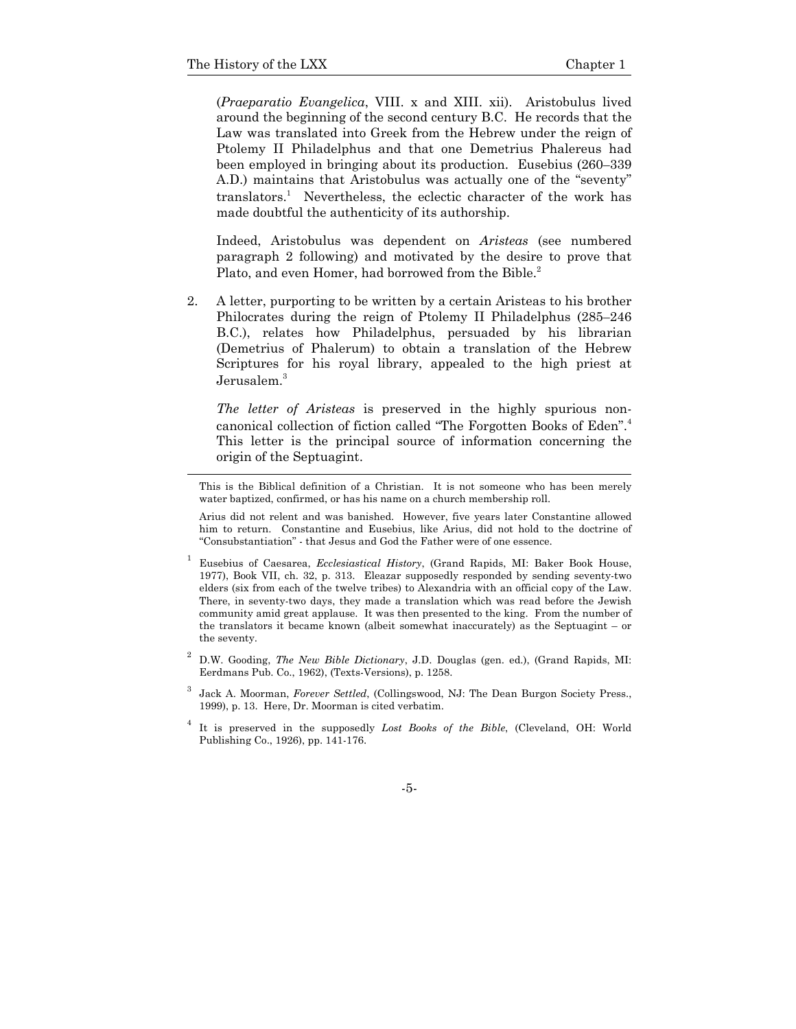(*Praeparatio Evangelica*, VIII. x and XIII. xii). Aristobulus lived around the beginning of the second century B.C. He records that the Law was translated into Greek from the Hebrew under the reign of Ptolemy II Philadelphus and that one Demetrius Phalereus had been employed in bringing about its production. Eusebius (260–339 A.D.) maintains that Aristobulus was actually one of the "seventy" translators.[1] Nevertheless, the eclectic character of the work has made doubtful the authenticity of its authorship.

Indeed, Aristobulus was dependent on *Aristeas* (see numbered paragraph 2 following) and motivated by the desire to prove that Plato, and even Homer, had borrowed from the Bible.[2]

2. A letter, purporting to be written by a certain Aristeas to his brother Philocrates during the reign of Ptolemy II Philadelphus (285–246 B.C.), relates how Philadelphus, persuaded by his librarian (Demetrius of Phalerum) to obtain a translation of the Hebrew Scriptures for his royal library, appealed to the high priest at Jerusalem.[3]

   *The letter of Aristeas* is preserved in the highly spurious non-canonical collection of fiction called "The Forgotten Books of Eden".[4] This letter is the principal source of information concerning the origin of the Septuagint.

---

This is the Biblical definition of a Christian. It is not someone who has been merely water baptized, confirmed, or has his name on a church membership roll.

Arius did not relent and was banished. However, five years later Constantine allowed him to return. Constantine and Eusebius, like Arius, did not hold to the doctrine of "Consubstantiation" - that Jesus and God the Father were of one essence.

[1] Eusebius of Caesarea, *Ecclesiastical History*, (Grand Rapids, MI: Baker Book House, 1977), Book VII, ch. 32, p. 313. Eleazar supposedly responded by sending seventy-two elders (six from each of the twelve tribes) to Alexandria with an official copy of the Law. There, in seventy-two days, they made a translation which was read before the Jewish community amid great applause. It was then presented to the king. From the number of the translators it became known (albeit somewhat inaccurately) as the Septuagint – or the seventy.

[2] D.W. Gooding, *The New Bible Dictionary*, J.D. Douglas (gen. ed.), (Grand Rapids, MI: Eerdmans Pub. Co., 1962), (Texts-Versions), p. 1258.

[3] Jack A. Moorman, *Forever Settled*, (Collingswood, NJ: The Dean Burgon Society Press., 1999), p. 13. Here, Dr. Moorman is cited verbatim.

[4] It is preserved in the supposedly *Lost Books of the Bible*, (Cleveland, OH: World Publishing Co., 1926), pp. 141-176.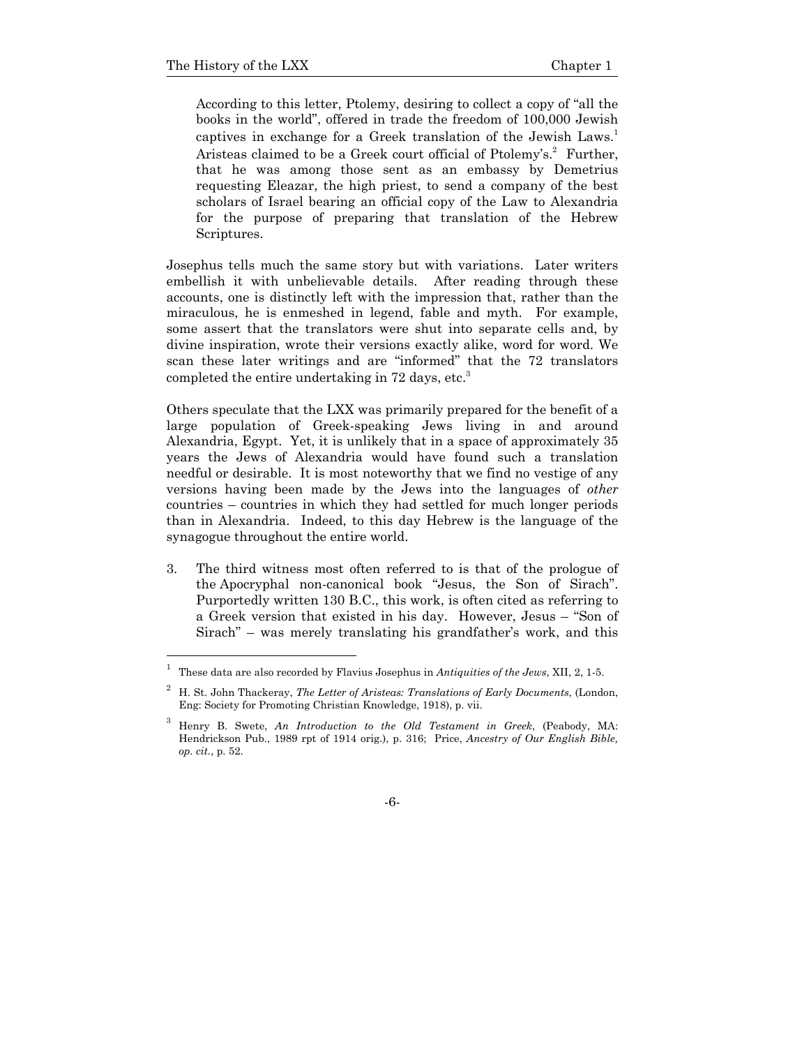According to this letter, Ptolemy, desiring to collect a copy of "all the books in the world", offered in trade the freedom of 100,000 Jewish captives in exchange for a Greek translation of the Jewish Laws.[1] Aristeas claimed to be a Greek court official of Ptolemy's.[2] Further, that he was among those sent as an embassy by Demetrius requesting Eleazar, the high priest, to send a company of the best scholars of Israel bearing an official copy of the Law to Alexandria for the purpose of preparing that translation of the Hebrew Scriptures.

Josephus tells much the same story but with variations. Later writers embellish it with unbelievable details. After reading through these accounts, one is distinctly left with the impression that, rather than the miraculous, he is enmeshed in legend, fable and myth. For example, some assert that the translators were shut into separate cells and, by divine inspiration, wrote their versions exactly alike, word for word. We scan these later writings and are "informed" that the 72 translators completed the entire undertaking in 72 days, etc.[3]

Others speculate that the LXX was primarily prepared for the benefit of a large population of Greek-speaking Jews living in and around Alexandria, Egypt. Yet, it is unlikely that in a space of approximately 35 years the Jews of Alexandria would have found such a translation needful or desirable. It is most noteworthy that we find no vestige of any versions having been made by the Jews into the languages of *other* countries – countries in which they had settled for much longer periods than in Alexandria. Indeed, to this day Hebrew is the language of the synagogue throughout the entire world.

3. The third witness most often referred to is that of the prologue of the Apocryphal non-canonical book "Jesus, the Son of Sirach". Purportedly written 130 B.C., this work, is often cited as referring to a Greek version that existed in his day. However, Jesus – "Son of Sirach" – was merely translating his grandfather's work, and this

---

[1] These data are also recorded by Flavius Josephus in *Antiquities of the Jews*, XII, 2, 1-5.

[2] H. St. John Thackeray, *The Letter of Aristeas: Translations of Early Documents*, (London, Eng: Society for Promoting Christian Knowledge, 1918), p. vii.

[3] Henry B. Swete, *An Introduction to the Old Testament in Greek*, (Peabody, MA: Hendrickson Pub., 1989 rpt of 1914 orig.), p. 316; Price, *Ancestry of Our English Bible, op. cit.*, p. 52.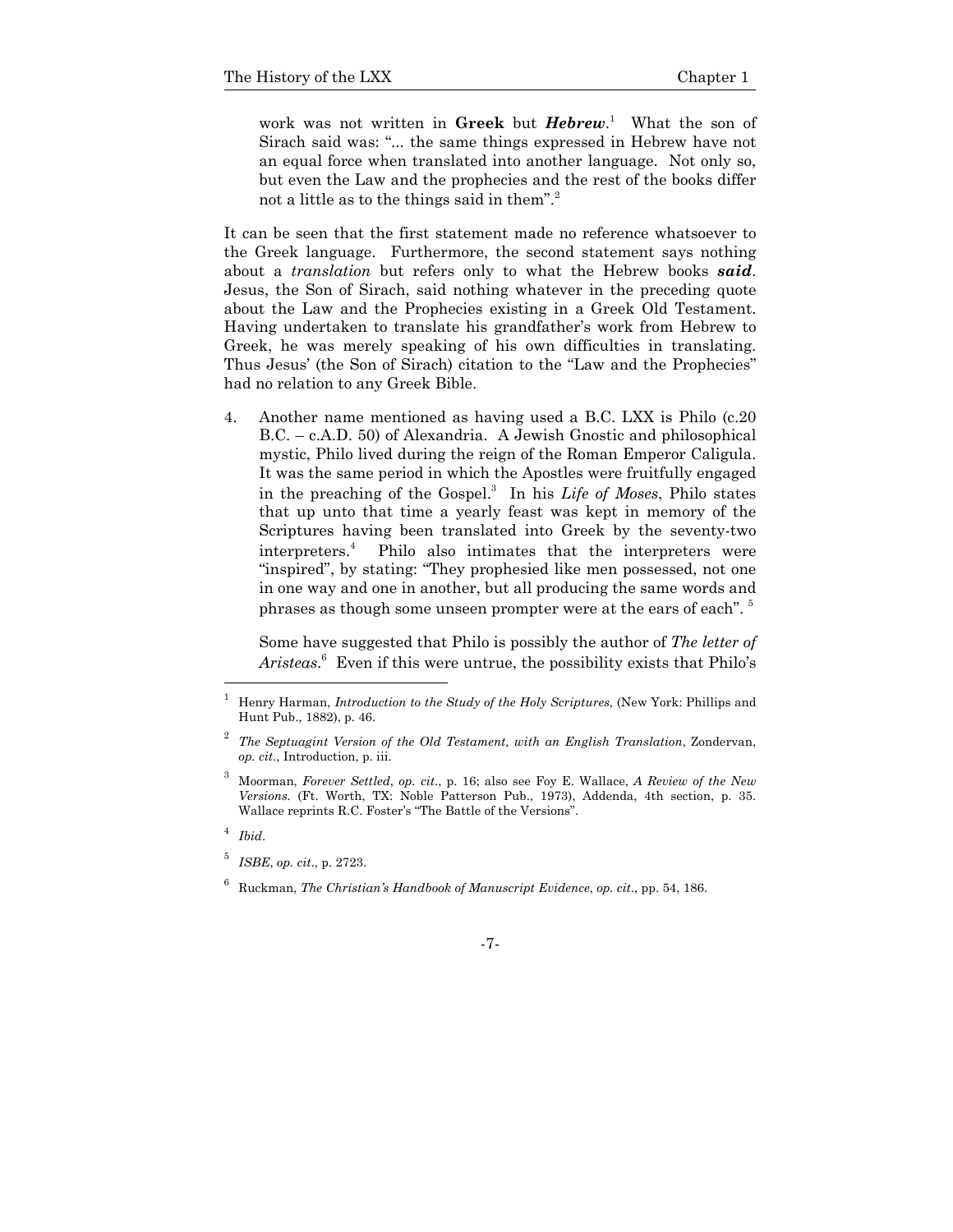work was not written in **Greek** but ***Hebrew***.[1] What the son of Sirach said was: "... the same things expressed in Hebrew have not an equal force when translated into another language. Not only so, but even the Law and the prophecies and the rest of the books differ not a little as to the things said in them".[2]

It can be seen that the first statement made no reference whatsoever to the Greek language. Furthermore, the second statement says nothing about a *translation* but refers only to what the Hebrew books ***said***. Jesus, the Son of Sirach, said nothing whatever in the preceding quote about the Law and the Prophecies existing in a Greek Old Testament. Having undertaken to translate his grandfather's work from Hebrew to Greek, he was merely speaking of his own difficulties in translating. Thus Jesus' (the Son of Sirach) citation to the "Law and the Prophecies" had no relation to any Greek Bible.

4. Another name mentioned as having used a B.C. LXX is Philo (c.20 B.C. – c.A.D. 50) of Alexandria. A Jewish Gnostic and philosophical mystic, Philo lived during the reign of the Roman Emperor Caligula. It was the same period in which the Apostles were fruitfully engaged in the preaching of the Gospel.[3] In his *Life of Moses*, Philo states that up unto that time a yearly feast was kept in memory of the Scriptures having been translated into Greek by the seventy-two interpreters.[4] Philo also intimates that the interpreters were "inspired", by stating: "They prophesied like men possessed, not one in one way and one in another, but all producing the same words and phrases as though some unseen prompter were at the ears of each".[5]

   Some have suggested that Philo is possibly the author of *The letter of Aristeas*.[6] Even if this were untrue, the possibility exists that Philo's

---

[1] Henry Harman, *Introduction to the Study of the Holy Scriptures*, (New York: Phillips and Hunt Pub., 1882), p. 46.

[2] *The Septuagint Version of the Old Testament, with an English Translation*, Zondervan, *op. cit*., Introduction, p. iii.

[3] Moorman, *Forever Settled*, *op. cit*., p. 16; also see Foy E. Wallace, *A Review of the New Versions.* (Ft. Worth, TX: Noble Patterson Pub., 1973), Addenda, 4th section, p. 35. Wallace reprints R.C. Foster's "The Battle of the Versions".

[4] *Ibid*.

[5] *ISBE*, *op. cit*., p. 2723.

[6] Ruckman, *The Christian's Handbook of Manuscript Evidence*, *op. cit*., pp. 54, 186.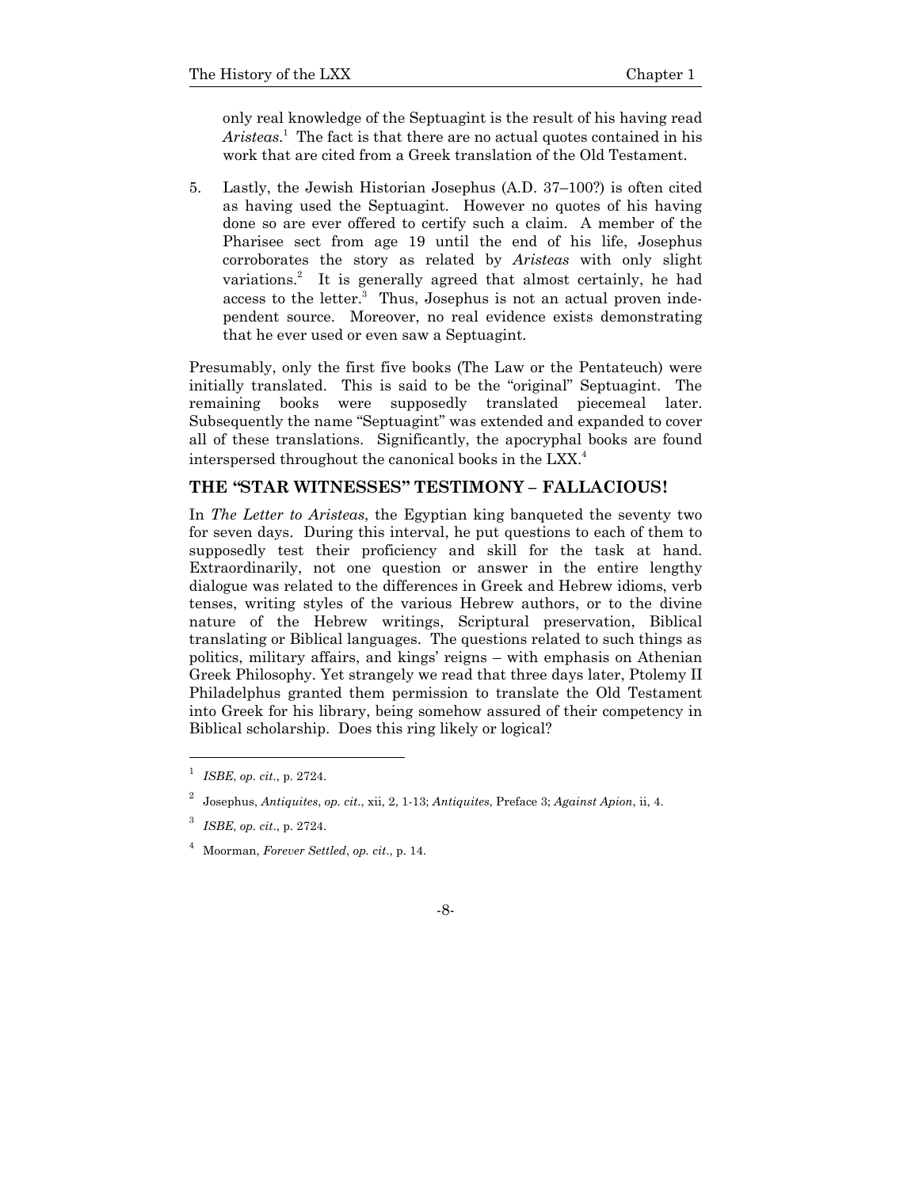only real knowledge of the Septuagint is the result of his having read *Aristeas*.[1] The fact is that there are no actual quotes contained in his work that are cited from a Greek translation of the Old Testament.

5. Lastly, the Jewish Historian Josephus (A.D. 37–100?) is often cited as having used the Septuagint. However no quotes of his having done so are ever offered to certify such a claim. A member of the Pharisee sect from age 19 until the end of his life, Josephus corroborates the story as related by *Aristeas* with only slight variations.[2] It is generally agreed that almost certainly, he had access to the letter.[3] Thus, Josephus is not an actual proven independent source. Moreover, no real evidence exists demonstrating that he ever used or even saw a Septuagint.

Presumably, only the first five books (The Law or the Pentateuch) were initially translated. This is said to be the "original" Septuagint. The remaining books were supposedly translated piecemeal later. Subsequently the name "Septuagint" was extended and expanded to cover all of these translations. Significantly, the apocryphal books are found interspersed throughout the canonical books in the LXX.[4]

## THE "STAR WITNESSES" TESTIMONY – FALLACIOUS!

In *The Letter to Aristeas*, the Egyptian king banqueted the seventy two for seven days. During this interval, he put questions to each of them to supposedly test their proficiency and skill for the task at hand. Extraordinarily, not one question or answer in the entire lengthy dialogue was related to the differences in Greek and Hebrew idioms, verb tenses, writing styles of the various Hebrew authors, or to the divine nature of the Hebrew writings, Scriptural preservation, Biblical translating or Biblical languages. The questions related to such things as politics, military affairs, and kings' reigns – with emphasis on Athenian Greek Philosophy. Yet strangely we read that three days later, Ptolemy II Philadelphus granted them permission to translate the Old Testament into Greek for his library, being somehow assured of their competency in Biblical scholarship. Does this ring likely or logical?

---

[1] *ISBE*, *op. cit*., p. 2724.

[2] Josephus, *Antiquites*, *op. cit*., xii, 2, 1-13; *Antiquites*, Preface 3; *Against Apion*, ii, 4.

[3] *ISBE*, *op. cit*., p. 2724.

[4] Moorman, *Forever Settled*, *op. cit*., p. 14.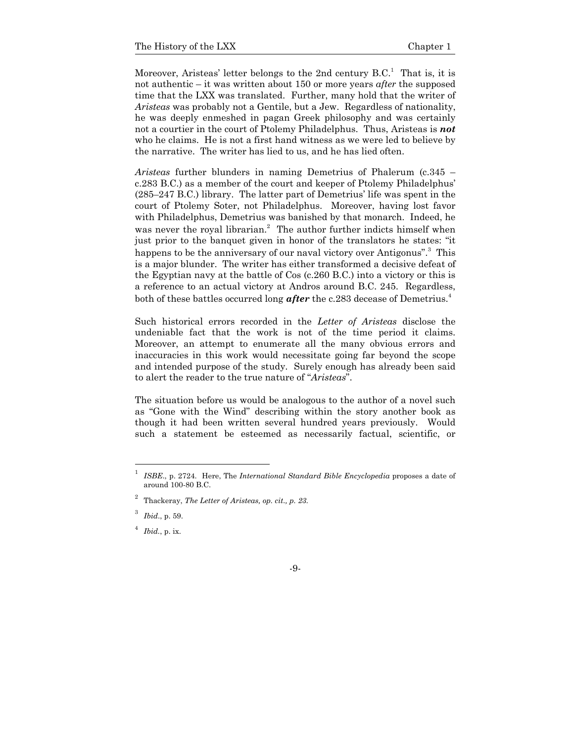Moreover, Aristeas' letter belongs to the 2nd century B.C.[1] That is, it is not authentic – it was written about 150 or more years *after* the supposed time that the LXX was translated. Further, many hold that the writer of *Aristeas* was probably not a Gentile, but a Jew. Regardless of nationality, he was deeply enmeshed in pagan Greek philosophy and was certainly not a courtier in the court of Ptolemy Philadelphus. Thus, Aristeas is ***not*** who he claims. He is not a first hand witness as we were led to believe by the narrative. The writer has lied to us, and he has lied often.

*Aristeas* further blunders in naming Demetrius of Phalerum (c.345 – c.283 B.C.) as a member of the court and keeper of Ptolemy Philadelphus' (285–247 B.C.) library. The latter part of Demetrius' life was spent in the court of Ptolemy Soter, not Philadelphus. Moreover, having lost favor with Philadelphus, Demetrius was banished by that monarch. Indeed, he was never the royal librarian.[2] The author further indicts himself when just prior to the banquet given in honor of the translators he states: "it happens to be the anniversary of our naval victory over Antigonus".[3] This is a major blunder. The writer has either transformed a decisive defeat of the Egyptian navy at the battle of Cos (c.260 B.C.) into a victory or this is a reference to an actual victory at Andros around B.C. 245. Regardless, both of these battles occurred long ***after*** the c.283 decease of Demetrius.[4]

Such historical errors recorded in the *Letter of Aristeas* disclose the undeniable fact that the work is not of the time period it claims. Moreover, an attempt to enumerate all the many obvious errors and inaccuracies in this work would necessitate going far beyond the scope and intended purpose of the study. Surely enough has already been said to alert the reader to the true nature of "*Aristeas*".

The situation before us would be analogous to the author of a novel such as "Gone with the Wind" describing within the story another book as though it had been written several hundred years previously. Would such a statement be esteemed as necessarily factual, scientific, or

---

[1] *ISBE*., p. 2724. Here, The *International Standard Bible Encyclopedia* proposes a date of around 100-80 B.C.

[2] Thackeray, *The Letter of Aristeas, op. cit., p. 23.*

[3] *Ibid*., p. 59.

[4] *Ibid*., p. ix.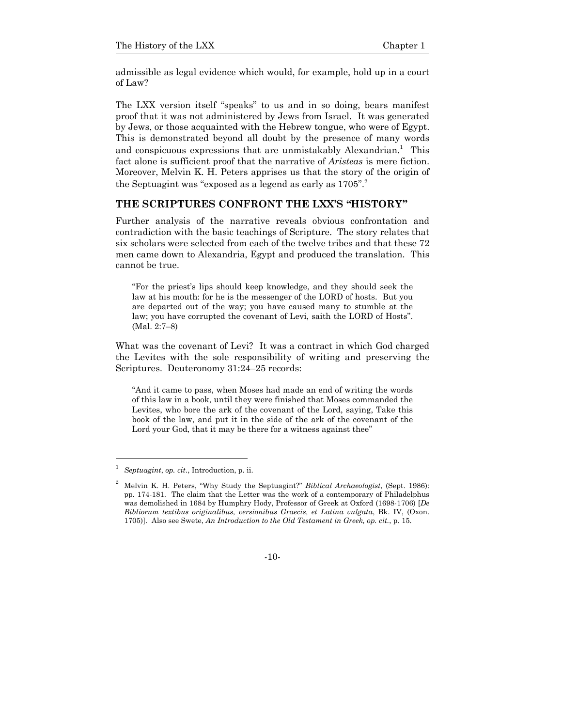admissible as legal evidence which would, for example, hold up in a court of Law?

The LXX version itself "speaks" to us and in so doing, bears manifest proof that it was not administered by Jews from Israel. It was generated by Jews, or those acquainted with the Hebrew tongue, who were of Egypt. This is demonstrated beyond all doubt by the presence of many words and conspicuous expressions that are unmistakably Alexandrian.[1] This fact alone is sufficient proof that the narrative of *Aristeas* is mere fiction. Moreover, Melvin K. H. Peters apprises us that the story of the origin of the Septuagint was "exposed as a legend as early as 1705".[2]

## THE SCRIPTURES CONFRONT THE LXX'S "HISTORY"

Further analysis of the narrative reveals obvious confrontation and contradiction with the basic teachings of Scripture. The story relates that six scholars were selected from each of the twelve tribes and that these 72 men came down to Alexandria, Egypt and produced the translation. This cannot be true.

> "For the priest's lips should keep knowledge, and they should seek the law at his mouth: for he is the messenger of the LORD of hosts. But you are departed out of the way; you have caused many to stumble at the law; you have corrupted the covenant of Levi, saith the LORD of Hosts". (Mal. 2:7–8)

What was the covenant of Levi? It was a contract in which God charged the Levites with the sole responsibility of writing and preserving the Scriptures. Deuteronomy 31:24–25 records:

> "And it came to pass, when Moses had made an end of writing the words of this law in a book, until they were finished that Moses commanded the Levites, who bore the ark of the covenant of the Lord, saying, Take this book of the law, and put it in the side of the ark of the covenant of the Lord your God, that it may be there for a witness against thee"

---

[1] *Septuagint*, *op. cit*., Introduction, p. ii.

[2] Melvin K. H. Peters, "Why Study the Septuagint?" *Biblical Archaeologist*, (Sept. 1986): pp. 174-181. The claim that the Letter was the work of a contemporary of Philadelphus was demolished in 1684 by Humphry Hody, Professor of Greek at Oxford (1698-1706) [*De Bibliorum textibus originalibus, versionibus Graecis, et Latina vulgata*, Bk. IV, (Oxon. 1705)]. Also see Swete, *An Introduction to the Old Testament in Greek, op. cit*., p. 15.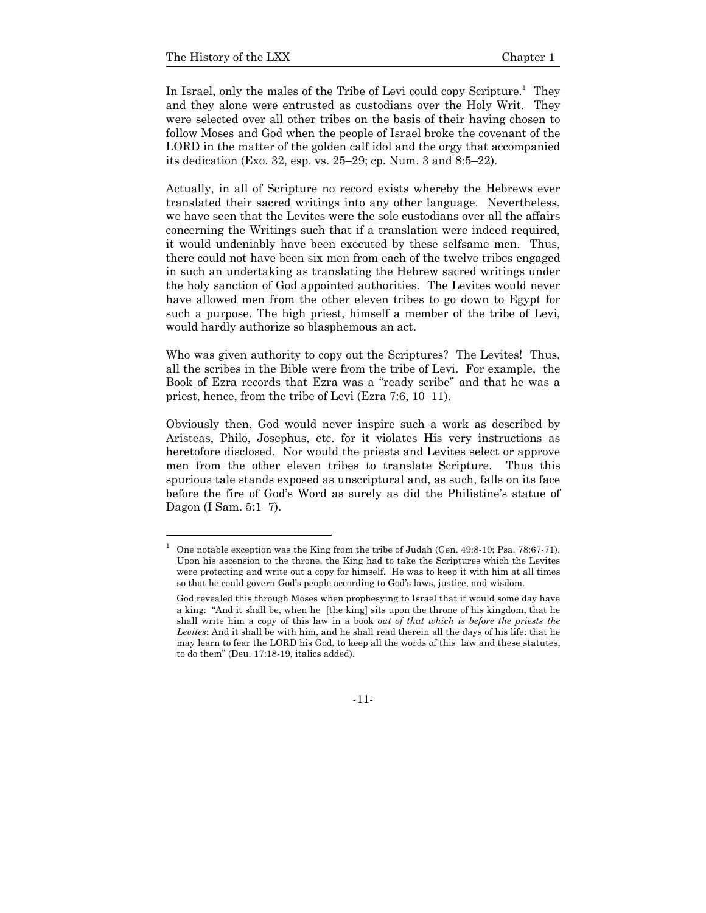In Israel, only the males of the Tribe of Levi could copy Scripture.[1] They and they alone were entrusted as custodians over the Holy Writ. They were selected over all other tribes on the basis of their having chosen to follow Moses and God when the people of Israel broke the covenant of the LORD in the matter of the golden calf idol and the orgy that accompanied its dedication (Exo. 32, esp. vs. 25–29; cp. Num. 3 and 8:5–22).

Actually, in all of Scripture no record exists whereby the Hebrews ever translated their sacred writings into any other language. Nevertheless, we have seen that the Levites were the sole custodians over all the affairs concerning the Writings such that if a translation were indeed required, it would undeniably have been executed by these selfsame men. Thus, there could not have been six men from each of the twelve tribes engaged in such an undertaking as translating the Hebrew sacred writings under the holy sanction of God appointed authorities. The Levites would never have allowed men from the other eleven tribes to go down to Egypt for such a purpose. The high priest, himself a member of the tribe of Levi, would hardly authorize so blasphemous an act.

Who was given authority to copy out the Scriptures? The Levites! Thus, all the scribes in the Bible were from the tribe of Levi. For example, the Book of Ezra records that Ezra was a "ready scribe" and that he was a priest, hence, from the tribe of Levi (Ezra 7:6, 10–11).

Obviously then, God would never inspire such a work as described by Aristeas, Philo, Josephus, etc. for it violates His very instructions as heretofore disclosed. Nor would the priests and Levites select or approve men from the other eleven tribes to translate Scripture. Thus this spurious tale stands exposed as unscriptural and, as such, falls on its face before the fire of God's Word as surely as did the Philistine's statue of Dagon (I Sam. 5:1–7).

---

[1] One notable exception was the King from the tribe of Judah (Gen. 49:8-10; Psa. 78:67-71). Upon his ascension to the throne, the King had to take the Scriptures which the Levites were protecting and write out a copy for himself. He was to keep it with him at all times so that he could govern God's people according to God's laws, justice, and wisdom.

God revealed this through Moses when prophesying to Israel that it would some day have a king: "And it shall be, when he [the king] sits upon the throne of his kingdom, that he shall write him a copy of this law in a book *out of that which is before the priests the Levites*: And it shall be with him, and he shall read therein all the days of his life: that he may learn to fear the LORD his God, to keep all the words of this law and these statutes, to do them" (Deu. 17:18-19, italics added).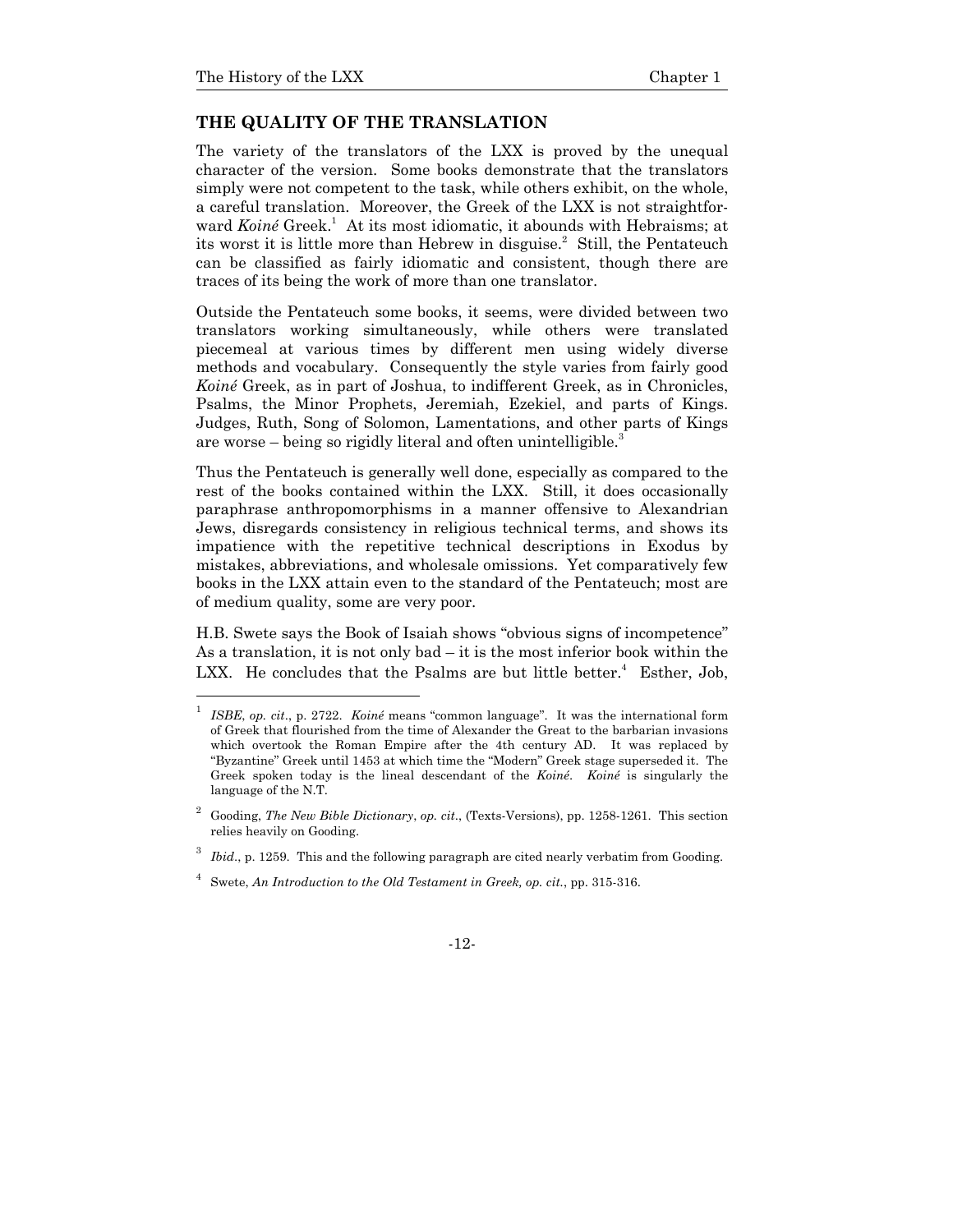## THE QUALITY OF THE TRANSLATION

The variety of the translators of the LXX is proved by the unequal character of the version. Some books demonstrate that the translators simply were not competent to the task, while others exhibit, on the whole, a careful translation. Moreover, the Greek of the LXX is not straightforward *Koiné* Greek.[1] At its most idiomatic, it abounds with Hebraisms; at its worst it is little more than Hebrew in disguise.[2] Still, the Pentateuch can be classified as fairly idiomatic and consistent, though there are traces of its being the work of more than one translator.

Outside the Pentateuch some books, it seems, were divided between two translators working simultaneously, while others were translated piecemeal at various times by different men using widely diverse methods and vocabulary. Consequently the style varies from fairly good *Koiné* Greek, as in part of Joshua, to indifferent Greek, as in Chronicles, Psalms, the Minor Prophets, Jeremiah, Ezekiel, and parts of Kings. Judges, Ruth, Song of Solomon, Lamentations, and other parts of Kings are worse – being so rigidly literal and often unintelligible.[3]

Thus the Pentateuch is generally well done, especially as compared to the rest of the books contained within the LXX. Still, it does occasionally paraphrase anthropomorphisms in a manner offensive to Alexandrian Jews, disregards consistency in religious technical terms, and shows its impatience with the repetitive technical descriptions in Exodus by mistakes, abbreviations, and wholesale omissions. Yet comparatively few books in the LXX attain even to the standard of the Pentateuch; most are of medium quality, some are very poor.

H.B. Swete says the Book of Isaiah shows "obvious signs of incompetence" As a translation, it is not only bad – it is the most inferior book within the LXX. He concludes that the Psalms are but little better.[4] Esther, Job,

---

[1] *ISBE*, *op. cit*., p. 2722. *Koiné* means "common language". It was the international form of Greek that flourished from the time of Alexander the Great to the barbarian invasions which overtook the Roman Empire after the 4th century AD. It was replaced by "Byzantine" Greek until 1453 at which time the "Modern" Greek stage superseded it. The Greek spoken today is the lineal descendant of the *Koiné*. *Koiné* is singularly the language of the N.T.

[2] Gooding, *The New Bible Dictionary*, *op. cit*., (Texts-Versions), pp. 1258-1261. This section relies heavily on Gooding.

[3] *Ibid*., p. 1259. This and the following paragraph are cited nearly verbatim from Gooding.

[4] Swete, *An Introduction to the Old Testament in Greek, op. cit.*, pp. 315-316.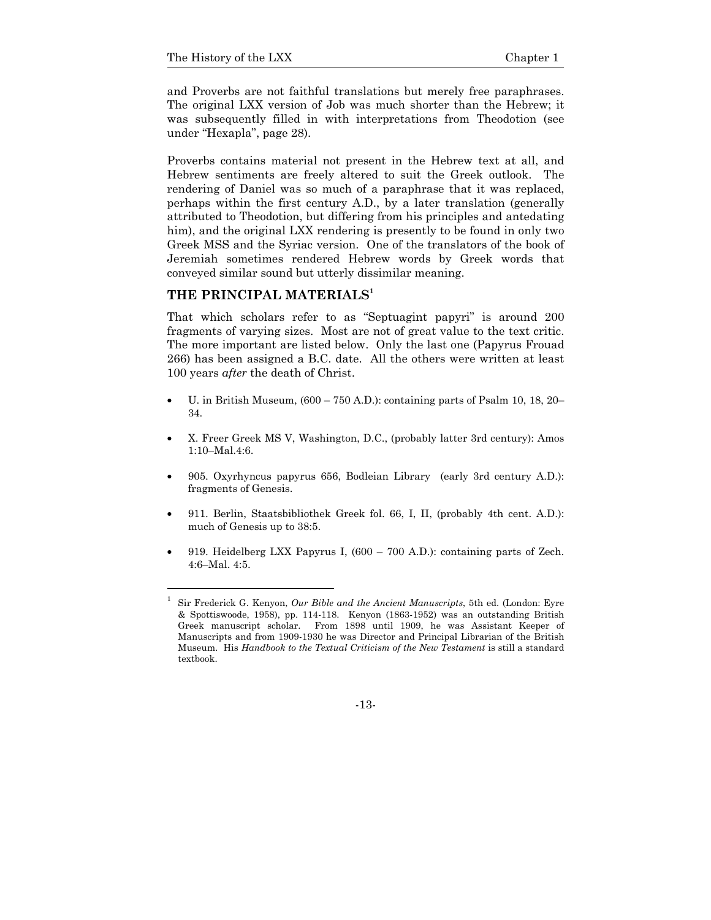and Proverbs are not faithful translations but merely free paraphrases. The original LXX version of Job was much shorter than the Hebrew; it was subsequently filled in with interpretations from Theodotion (see under "Hexapla", page 28).

Proverbs contains material not present in the Hebrew text at all, and Hebrew sentiments are freely altered to suit the Greek outlook. The rendering of Daniel was so much of a paraphrase that it was replaced, perhaps within the first century A.D., by a later translation (generally attributed to Theodotion, but differing from his principles and antedating him), and the original LXX rendering is presently to be found in only two Greek MSS and the Syriac version. One of the translators of the book of Jeremiah sometimes rendered Hebrew words by Greek words that conveyed similar sound but utterly dissimilar meaning.

## THE PRINCIPAL MATERIALS[1]

That which scholars refer to as "Septuagint papyri" is around 200 fragments of varying sizes. Most are not of great value to the text critic. The more important are listed below. Only the last one (Papyrus Frouad 266) has been assigned a B.C. date. All the others were written at least 100 years *after* the death of Christ.

- U. in British Museum, (600 – 750 A.D.): containing parts of Psalm 10, 18, 20–34.
- X. Freer Greek MS V, Washington, D.C., (probably latter 3rd century): Amos 1:10–Mal.4:6.
- 905. Oxyrhyncus papyrus 656, Bodleian Library (early 3rd century A.D.): fragments of Genesis.
- 911. Berlin, Staatsbibliothek Greek fol. 66, I, II, (probably 4th cent. A.D.): much of Genesis up to 38:5.
- 919. Heidelberg LXX Papyrus I, (600 – 700 A.D.): containing parts of Zech. 4:6–Mal. 4:5.

---

[1] Sir Frederick G. Kenyon, *Our Bible and the Ancient Manuscripts*, 5th ed. (London: Eyre & Spottiswoode, 1958), pp. 114-118. Kenyon (1863-1952) was an outstanding British Greek manuscript scholar. From 1898 until 1909, he was Assistant Keeper of Manuscripts and from 1909-1930 he was Director and Principal Librarian of the British Museum. His *Handbook to the Textual Criticism of the New Testament* is still a standard textbook.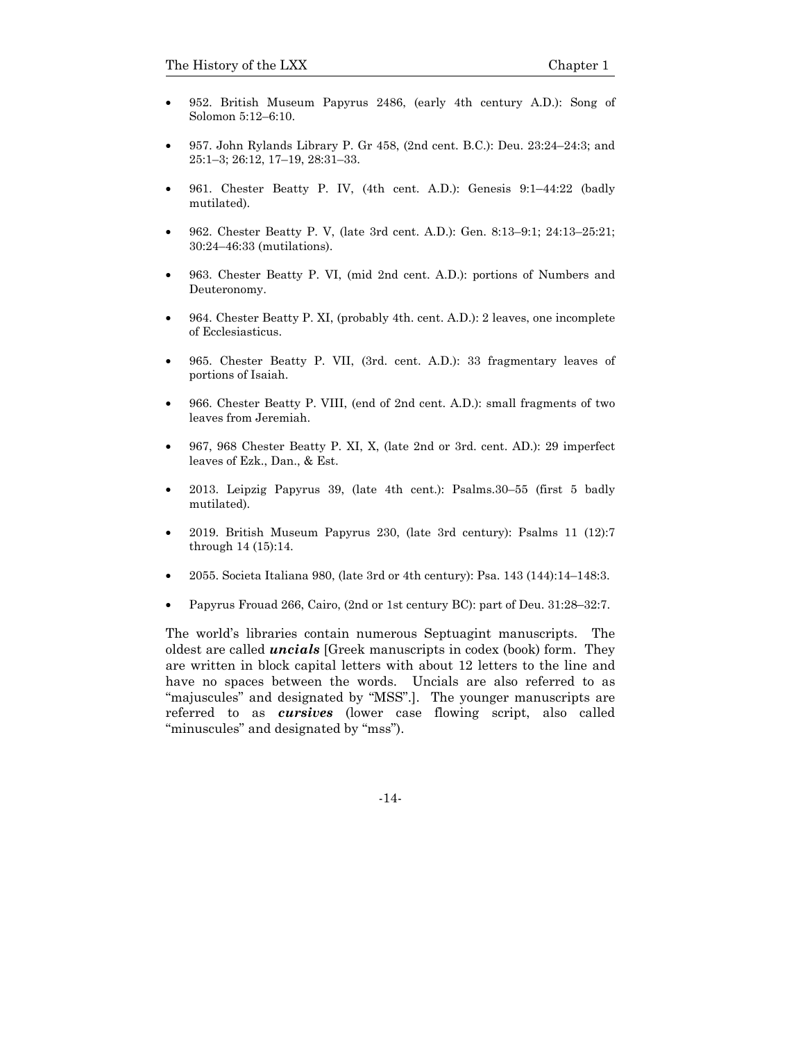- 952. British Museum Papyrus 2486, (early 4th century A.D.): Song of Solomon 5:12–6:10.

- 957. John Rylands Library P. Gr 458, (2nd cent. B.C.): Deu. 23:24–24:3; and 25:1–3; 26:12, 17–19, 28:31–33.

- 961. Chester Beatty P. IV, (4th cent. A.D.): Genesis 9:1–44:22 (badly mutilated).

- 962. Chester Beatty P. V, (late 3rd cent. A.D.): Gen. 8:13–9:1; 24:13–25:21; 30:24–46:33 (mutilations).

- 963. Chester Beatty P. VI, (mid 2nd cent. A.D.): portions of Numbers and Deuteronomy.

- 964. Chester Beatty P. XI, (probably 4th. cent. A.D.): 2 leaves, one incomplete of Ecclesiasticus.

- 965. Chester Beatty P. VII, (3rd. cent. A.D.): 33 fragmentary leaves of portions of Isaiah.

- 966. Chester Beatty P. VIII, (end of 2nd cent. A.D.): small fragments of two leaves from Jeremiah.

- 967, 968 Chester Beatty P. XI, X, (late 2nd or 3rd. cent. AD.): 29 imperfect leaves of Ezk., Dan., & Est.

- 2013. Leipzig Papyrus 39, (late 4th cent.): Psalms.30–55 (first 5 badly mutilated).

- 2019. British Museum Papyrus 230, (late 3rd century): Psalms 11 (12):7 through 14 (15):14.

- 2055. Societa Italiana 980, (late 3rd or 4th century): Psa. 143 (144):14–148:3.

- Papyrus Frouad 266, Cairo, (2nd or 1st century BC): part of Deu. 31:28–32:7.

The world's libraries contain numerous Septuagint manuscripts. The oldest are called ***uncials*** [Greek manuscripts in codex (book) form. They are written in block capital letters with about 12 letters to the line and have no spaces between the words. Uncials are also referred to as "majuscules" and designated by "MSS".]. The younger manuscripts are referred to as ***cursives*** (lower case flowing script, also called "minuscules" and designated by "mss").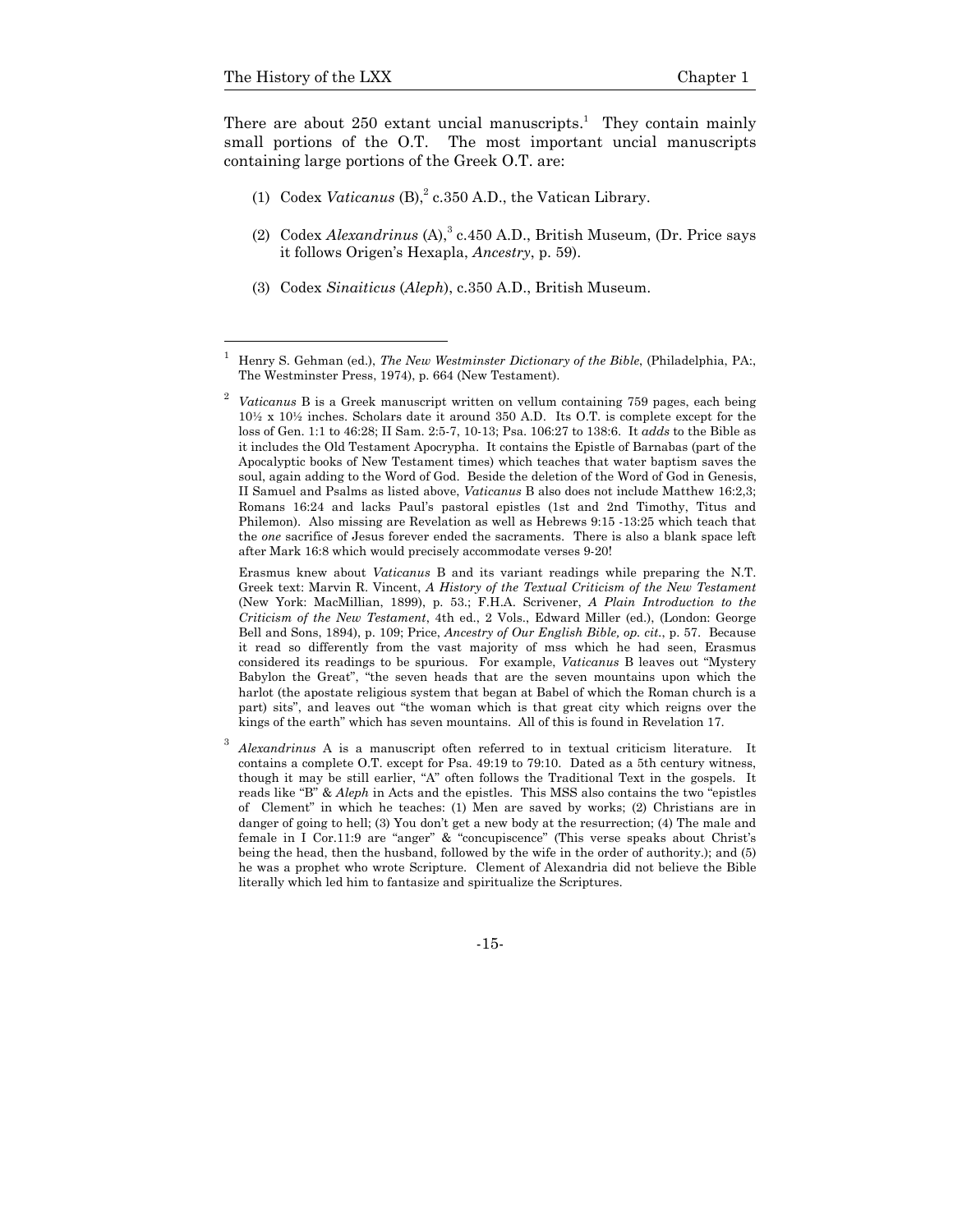There are about 250 extant uncial manuscripts.[1] They contain mainly small portions of the O.T. The most important uncial manuscripts containing large portions of the Greek O.T. are:

(1) Codex *Vaticanus* (B),[2] c.350 A.D., the Vatican Library.

(2) Codex *Alexandrinus* (A),[3] c.450 A.D., British Museum, (Dr. Price says it follows Origen's Hexapla, *Ancestry*, p. 59).

(3) Codex *Sinaiticus* (*Aleph*), c.350 A.D., British Museum.

---

[1] Henry S. Gehman (ed.), *The New Westminster Dictionary of the Bible*, (Philadelphia, PA:, The Westminster Press, 1974), p. 664 (New Testament).

[2] *Vaticanus* B is a Greek manuscript written on vellum containing 759 pages, each being 10½ x 10½ inches. Scholars date it around 350 A.D. Its O.T. is complete except for the loss of Gen. 1:1 to 46:28; II Sam. 2:5-7, 10-13; Psa. 106:27 to 138:6. It *adds* to the Bible as it includes the Old Testament Apocrypha. It contains the Epistle of Barnabas (part of the Apocalyptic books of New Testament times) which teaches that water baptism saves the soul, again adding to the Word of God. Beside the deletion of the Word of God in Genesis, II Samuel and Psalms as listed above, *Vaticanus* B also does not include Matthew 16:2,3; Romans 16:24 and lacks Paul's pastoral epistles (1st and 2nd Timothy, Titus and Philemon). Also missing are Revelation as well as Hebrews 9:15 -13:25 which teach that the *one* sacrifice of Jesus forever ended the sacraments. There is also a blank space left after Mark 16:8 which would precisely accommodate verses 9-20!

Erasmus knew about *Vaticanus* B and its variant readings while preparing the N.T. Greek text: Marvin R. Vincent, *A History of the Textual Criticism of the New Testament* (New York: MacMillian, 1899), p. 53.; F.H.A. Scrivener, *A Plain Introduction to the Criticism of the New Testament*, 4th ed., 2 Vols., Edward Miller (ed.), (London: George Bell and Sons, 1894), p. 109; Price, *Ancestry of Our English Bible, op. cit.*, p. 57. Because it read so differently from the vast majority of mss which he had seen, Erasmus considered its readings to be spurious. For example, *Vaticanus* B leaves out "Mystery Babylon the Great", "the seven heads that are the seven mountains upon which the harlot (the apostate religious system that began at Babel of which the Roman church is a part) sits", and leaves out "the woman which is that great city which reigns over the kings of the earth" which has seven mountains. All of this is found in Revelation 17.

[3] *Alexandrinus* A is a manuscript often referred to in textual criticism literature. It contains a complete O.T. except for Psa. 49:19 to 79:10. Dated as a 5th century witness, though it may be still earlier, "A" often follows the Traditional Text in the gospels. It reads like "B" & *Aleph* in Acts and the epistles. This MSS also contains the two "epistles of Clement" in which he teaches: (1) Men are saved by works; (2) Christians are in danger of going to hell; (3) You don't get a new body at the resurrection; (4) The male and female in I Cor.11:9 are "anger" & "concupiscence" (This verse speaks about Christ's being the head, then the husband, followed by the wife in the order of authority.); and (5) he was a prophet who wrote Scripture. Clement of Alexandria did not believe the Bible literally which led him to fantasize and spiritualize the Scriptures.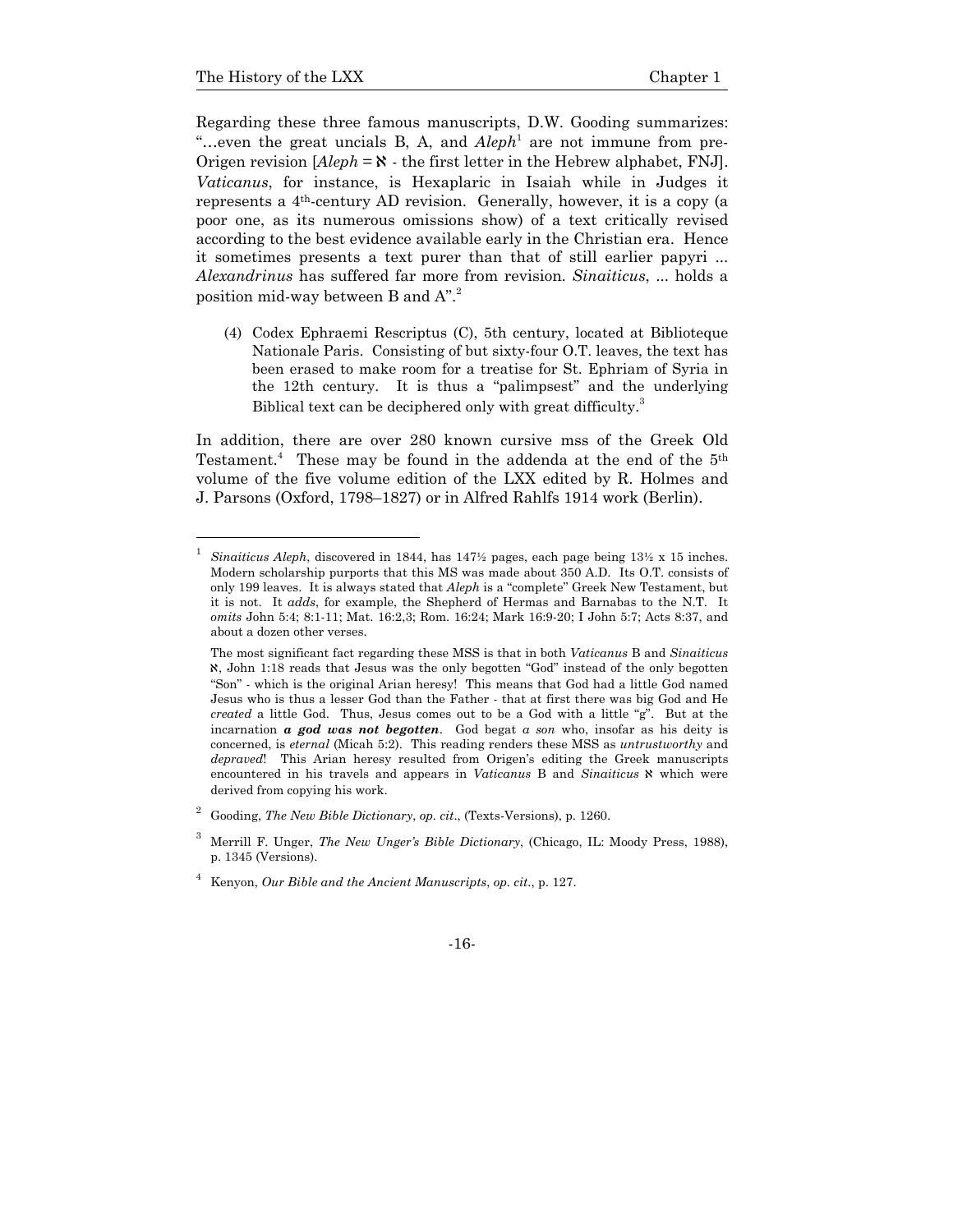Regarding these three famous manuscripts, D.W. Gooding summarizes: "…even the great uncials B, A, and *Aleph*[1] are not immune from pre-Origen revision [*Aleph* = א - the first letter in the Hebrew alphabet, FNJ]. *Vaticanus*, for instance, is Hexaplaric in Isaiah while in Judges it represents a 4th-century AD revision. Generally, however, it is a copy (a poor one, as its numerous omissions show) of a text critically revised according to the best evidence available early in the Christian era. Hence it sometimes presents a text purer than that of still earlier papyri ... *Alexandrinus* has suffered far more from revision. *Sinaiticus*, ... holds a position mid-way between B and A".[2]

(4) Codex Ephraemi Rescriptus (C), 5th century, located at Biblioteque Nationale Paris. Consisting of but sixty-four O.T. leaves, the text has been erased to make room for a treatise for St. Ephriam of Syria in the 12th century. It is thus a "palimpsest" and the underlying Biblical text can be deciphered only with great difficulty.[3]

In addition, there are over 280 known cursive mss of the Greek Old Testament.[4] These may be found in the addenda at the end of the 5th volume of the five volume edition of the LXX edited by R. Holmes and J. Parsons (Oxford, 1798–1827) or in Alfred Rahlfs 1914 work (Berlin).

---

[1] *Sinaiticus Aleph*, discovered in 1844, has 147½ pages, each page being 13½ x 15 inches. Modern scholarship purports that this MS was made about 350 A.D. Its O.T. consists of only 199 leaves. It is always stated that *Aleph* is a "complete" Greek New Testament, but it is not. It *adds*, for example, the Shepherd of Hermas and Barnabas to the N.T. It *omits* John 5:4; 8:1-11; Mat. 16:2,3; Rom. 16:24; Mark 16:9-20; I John 5:7; Acts 8:37, and about a dozen other verses.

The most significant fact regarding these MSS is that in both *Vaticanus* B and *Sinaiticus* א, John 1:18 reads that Jesus was the only begotten "God" instead of the only begotten "Son" - which is the original Arian heresy! This means that God had a little God named Jesus who is thus a lesser God than the Father - that at first there was big God and He *created* a little God. Thus, Jesus comes out to be a God with a little "g". But at the incarnation ***a god was not begotten***. God begat *a son* who, insofar as his deity is concerned, is *eternal* (Micah 5:2). This reading renders these MSS as *untrustworthy* and *depraved*! This Arian heresy resulted from Origen's editing the Greek manuscripts encountered in his travels and appears in *Vaticanus* B and *Sinaiticus* א which were derived from copying his work.

[2] Gooding, *The New Bible Dictionary*, *op. cit*., (Texts-Versions), p. 1260.

[3] Merrill F. Unger, *The New Unger's Bible Dictionary*, (Chicago, IL: Moody Press, 1988), p. 1345 (Versions).

[4] Kenyon, *Our Bible and the Ancient Manuscripts*, *op. cit*., p. 127.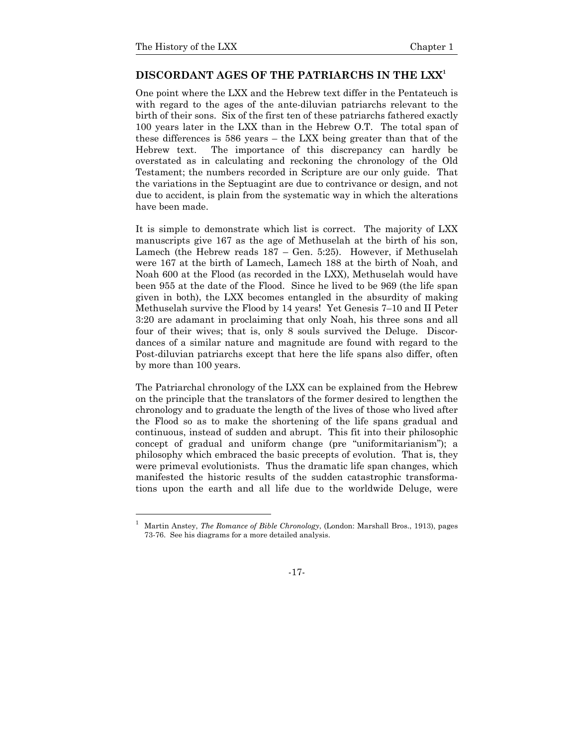## DISCORDANT AGES OF THE PATRIARCHS IN THE LXX[1]

One point where the LXX and the Hebrew text differ in the Pentateuch is with regard to the ages of the ante-diluvian patriarchs relevant to the birth of their sons. Six of the first ten of these patriarchs fathered exactly 100 years later in the LXX than in the Hebrew O.T. The total span of these differences is 586 years – the LXX being greater than that of the Hebrew text. The importance of this discrepancy can hardly be overstated as in calculating and reckoning the chronology of the Old Testament; the numbers recorded in Scripture are our only guide. That the variations in the Septuagint are due to contrivance or design, and not due to accident, is plain from the systematic way in which the alterations have been made.

It is simple to demonstrate which list is correct. The majority of LXX manuscripts give 167 as the age of Methuselah at the birth of his son, Lamech (the Hebrew reads 187 – Gen. 5:25). However, if Methuselah were 167 at the birth of Lamech, Lamech 188 at the birth of Noah, and Noah 600 at the Flood (as recorded in the LXX), Methuselah would have been 955 at the date of the Flood. Since he lived to be 969 (the life span given in both), the LXX becomes entangled in the absurdity of making Methuselah survive the Flood by 14 years! Yet Genesis 7–10 and II Peter 3:20 are adamant in proclaiming that only Noah, his three sons and all four of their wives; that is, only 8 souls survived the Deluge. Discordances of a similar nature and magnitude are found with regard to the Post-diluvian patriarchs except that here the life spans also differ, often by more than 100 years.

The Patriarchal chronology of the LXX can be explained from the Hebrew on the principle that the translators of the former desired to lengthen the chronology and to graduate the length of the lives of those who lived after the Flood so as to make the shortening of the life spans gradual and continuous, instead of sudden and abrupt. This fit into their philosophic concept of gradual and uniform change (pre "uniformitarianism"); a philosophy which embraced the basic precepts of evolution. That is, they were primeval evolutionists. Thus the dramatic life span changes, which manifested the historic results of the sudden catastrophic transformations upon the earth and all life due to the worldwide Deluge, were

[1] Martin Anstey, *The Romance of Bible Chronology*, (London: Marshall Bros., 1913), pages 73-76. See his diagrams for a more detailed analysis.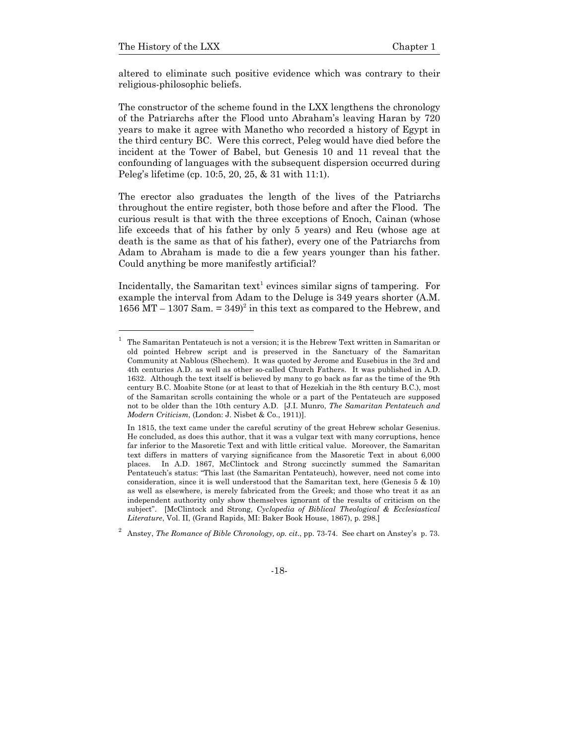altered to eliminate such positive evidence which was contrary to their religious-philosophic beliefs.

The constructor of the scheme found in the LXX lengthens the chronology of the Patriarchs after the Flood unto Abraham's leaving Haran by 720 years to make it agree with Manetho who recorded a history of Egypt in the third century BC. Were this correct, Peleg would have died before the incident at the Tower of Babel, but Genesis 10 and 11 reveal that the confounding of languages with the subsequent dispersion occurred during Peleg's lifetime (cp. 10:5, 20, 25, & 31 with 11:1).

The erector also graduates the length of the lives of the Patriarchs throughout the entire register, both those before and after the Flood. The curious result is that with the three exceptions of Enoch, Cainan (whose life exceeds that of his father by only 5 years) and Reu (whose age at death is the same as that of his father), every one of the Patriarchs from Adam to Abraham is made to die a few years younger than his father. Could anything be more manifestly artificial?

Incidentally, the Samaritan text[1] evinces similar signs of tampering. For example the interval from Adam to the Deluge is 349 years shorter (A.M. 1656 MT – 1307 Sam. = 349)[2] in this text as compared to the Hebrew, and

---

[1] The Samaritan Pentateuch is not a version; it is the Hebrew Text written in Samaritan or old pointed Hebrew script and is preserved in the Sanctuary of the Samaritan Community at Nablous (Shechem). It was quoted by Jerome and Eusebius in the 3rd and 4th centuries A.D. as well as other so-called Church Fathers. It was published in A.D. 1632. Although the text itself is believed by many to go back as far as the time of the 9th century B.C. Moabite Stone (or at least to that of Hezekiah in the 8th century B.C.), most of the Samaritan scrolls containing the whole or a part of the Pentateuch are supposed not to be older than the 10th century A.D. [J.I. Munro, *The Samaritan Pentateuch and Modern Criticism*, (London: J. Nisbet & Co., 1911)].

In 1815, the text came under the careful scrutiny of the great Hebrew scholar Gesenius. He concluded, as does this author, that it was a vulgar text with many corruptions, hence far inferior to the Masoretic Text and with little critical value. Moreover, the Samaritan text differs in matters of varying significance from the Masoretic Text in about 6,000 places. In A.D. 1867, McClintock and Strong succinctly summed the Samaritan Pentateuch's status: "This last (the Samaritan Pentateuch), however, need not come into consideration, since it is well understood that the Samaritan text, here (Genesis 5 & 10) as well as elsewhere, is merely fabricated from the Greek; and those who treat it as an independent authority only show themselves ignorant of the results of criticism on the subject". [McClintock and Strong, *Cyclopedia of Biblical Theological & Ecclesiastical Literature*, Vol. II, (Grand Rapids, MI: Baker Book House, 1867), p. 298.]

[2] Anstey, *The Romance of Bible Chronology, op. cit*., pp. 73-74. See chart on Anstey's p. 73.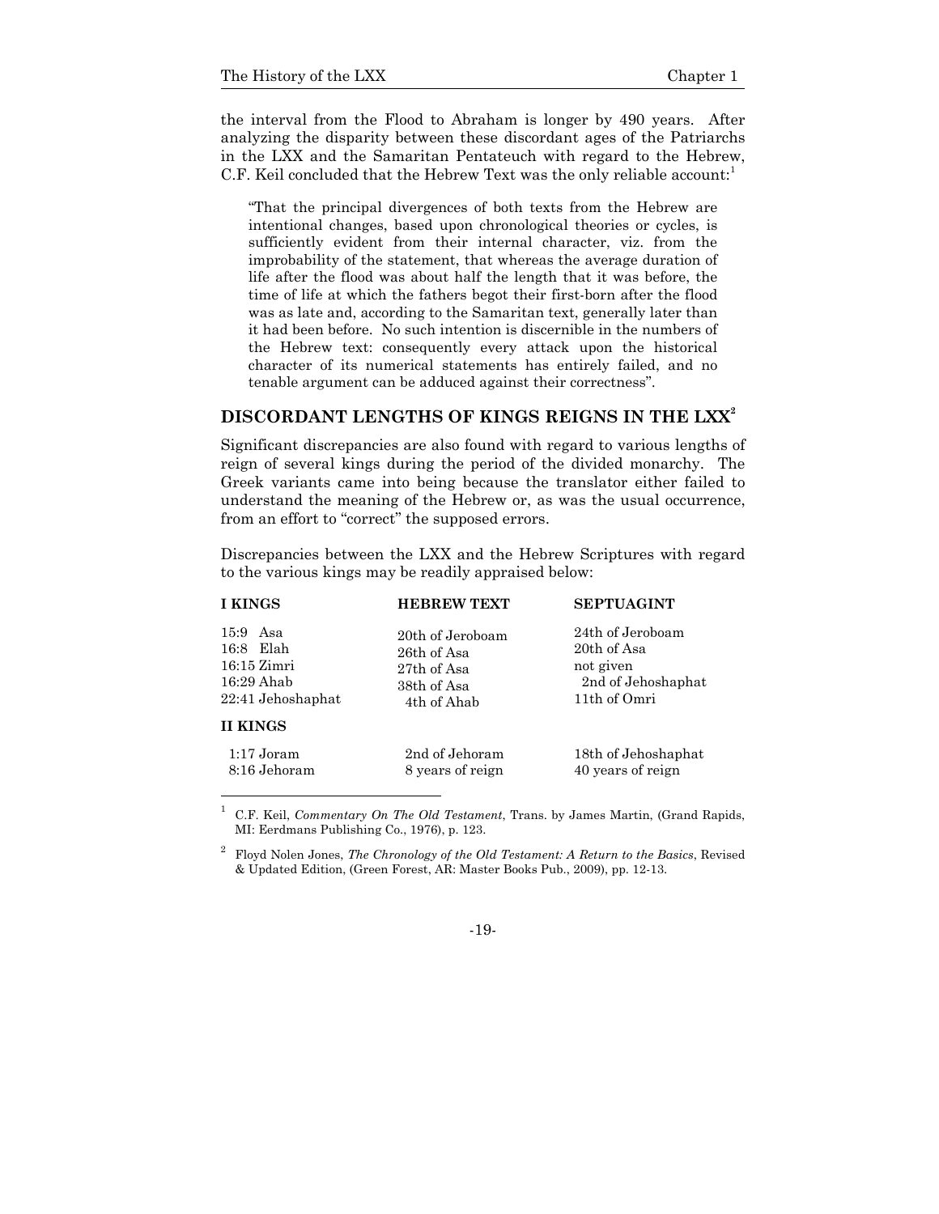the interval from the Flood to Abraham is longer by 490 years. After analyzing the disparity between these discordant ages of the Patriarchs in the LXX and the Samaritan Pentateuch with regard to the Hebrew, C.F. Keil concluded that the Hebrew Text was the only reliable account:[1]

> "That the principal divergences of both texts from the Hebrew are intentional changes, based upon chronological theories or cycles, is sufficiently evident from their internal character, viz. from the improbability of the statement, that whereas the average duration of life after the flood was about half the length that it was before, the time of life at which the fathers begot their first-born after the flood was as late and, according to the Samaritan text, generally later than it had been before. No such intention is discernible in the numbers of the Hebrew text: consequently every attack upon the historical character of its numerical statements has entirely failed, and no tenable argument can be adduced against their correctness".

## DISCORDANT LENGTHS OF KINGS REIGNS IN THE LXX[2]

Significant discrepancies are also found with regard to various lengths of reign of several kings during the period of the divided monarchy. The Greek variants came into being because the translator either failed to understand the meaning of the Hebrew or, as was the usual occurrence, from an effort to "correct" the supposed errors.

Discrepancies between the LXX and the Hebrew Scriptures with regard to the various kings may be readily appraised below:

| I KINGS | HEBREW TEXT | SEPTUAGINT |
|---|---|---|
| 15:9 Asa | 20th of Jeroboam | 24th of Jeroboam |
| 16:8 Elah | 26th of Asa | 20th of Asa |
| 16:15 Zimri | 27th of Asa | not given |
| 16:29 Ahab | 38th of Asa | 2nd of Jehoshaphat |
| 22:41 Jehoshaphat | 4th of Ahab | 11th of Omri |
| **II KINGS** | | |
| 1:17 Joram | 2nd of Jehoram | 18th of Jehoshaphat |
| 8:16 Jehoram | 8 years of reign | 40 years of reign |

---

[1] C.F. Keil, *Commentary On The Old Testament*, Trans. by James Martin, (Grand Rapids, MI: Eerdmans Publishing Co., 1976), p. 123.

[2] Floyd Nolen Jones, *The Chronology of the Old Testament: A Return to the Basics*, Revised & Updated Edition, (Green Forest, AR: Master Books Pub., 2009), pp. 12-13.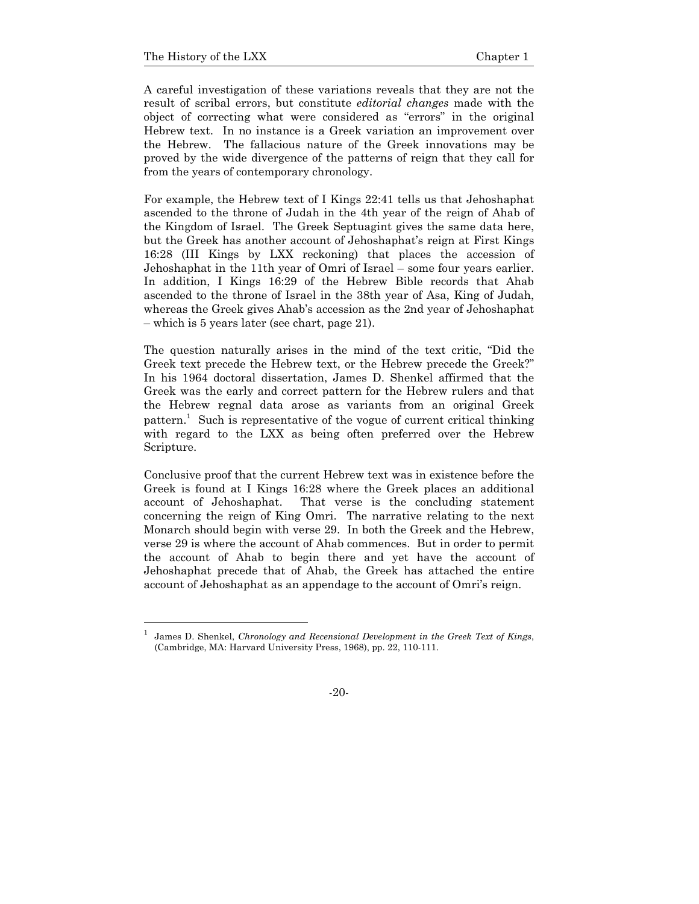A careful investigation of these variations reveals that they are not the result of scribal errors, but constitute *editorial changes* made with the object of correcting what were considered as "errors" in the original Hebrew text. In no instance is a Greek variation an improvement over the Hebrew. The fallacious nature of the Greek innovations may be proved by the wide divergence of the patterns of reign that they call for from the years of contemporary chronology.

For example, the Hebrew text of I Kings 22:41 tells us that Jehoshaphat ascended to the throne of Judah in the 4th year of the reign of Ahab of the Kingdom of Israel. The Greek Septuagint gives the same data here, but the Greek has another account of Jehoshaphat's reign at First Kings 16:28 (III Kings by LXX reckoning) that places the accession of Jehoshaphat in the 11th year of Omri of Israel – some four years earlier. In addition, I Kings 16:29 of the Hebrew Bible records that Ahab ascended to the throne of Israel in the 38th year of Asa, King of Judah, whereas the Greek gives Ahab's accession as the 2nd year of Jehoshaphat – which is 5 years later (see chart, page 21).

The question naturally arises in the mind of the text critic, "Did the Greek text precede the Hebrew text, or the Hebrew precede the Greek?" In his 1964 doctoral dissertation, James D. Shenkel affirmed that the Greek was the early and correct pattern for the Hebrew rulers and that the Hebrew regnal data arose as variants from an original Greek pattern.[1] Such is representative of the vogue of current critical thinking with regard to the LXX as being often preferred over the Hebrew Scripture.

Conclusive proof that the current Hebrew text was in existence before the Greek is found at I Kings 16:28 where the Greek places an additional account of Jehoshaphat. That verse is the concluding statement concerning the reign of King Omri. The narrative relating to the next Monarch should begin with verse 29. In both the Greek and the Hebrew, verse 29 is where the account of Ahab commences. But in order to permit the account of Ahab to begin there and yet have the account of Jehoshaphat precede that of Ahab, the Greek has attached the entire account of Jehoshaphat as an appendage to the account of Omri's reign.

---

[1] James D. Shenkel, *Chronology and Recensional Development in the Greek Text of Kings*, (Cambridge, MA: Harvard University Press, 1968), pp. 22, 110-111.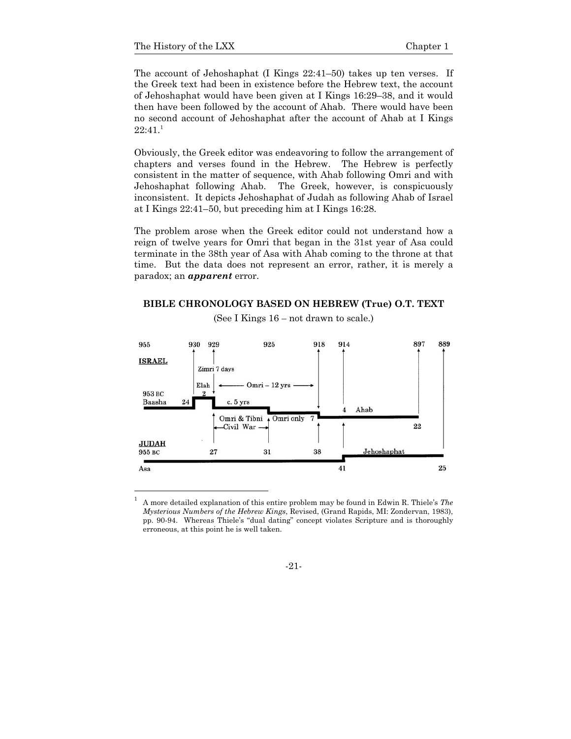The account of Jehoshaphat (I Kings 22:41–50) takes up ten verses. If the Greek text had been in existence before the Hebrew text, the account of Jehoshaphat would have been given at I Kings 16:29–38, and it would then have been followed by the account of Ahab. There would have been no second account of Jehoshaphat after the account of Ahab at I Kings 22:41.[1]

Obviously, the Greek editor was endeavoring to follow the arrangement of chapters and verses found in the Hebrew. The Hebrew is perfectly consistent in the matter of sequence, with Ahab following Omri and with Jehoshaphat following Ahab. The Greek, however, is conspicuously inconsistent. It depicts Jehoshaphat of Judah as following Ahab of Israel at I Kings 22:41–50, but preceding him at I Kings 16:28.

The problem arose when the Greek editor could not understand how a reign of twelve years for Omri that began in the 31st year of Asa could terminate in the 38th year of Asa with Ahab coming to the throne at that time. But the data does not represent an error, rather, it is merely a paradox; an ***apparent*** error.

**BIBLE CHRONOLOGY BASED ON HEBREW (True) O.T. TEXT**

(See I Kings 16 – not drawn to scale.)

955 930 929 925 918 914 897 889

**ISRAEL**

Zimri 7 days

Elah 2 ← Omri – 12 yrs →

953 BC Baasha 24 | c. 5 yrs | Omri & Tibni ←Civil War→ | Omri only 7 | 4 Ahab 22

**JUDAH**

955 BC Asa 27 31 38 41 Jehoshaphat 25

---

[1] A more detailed explanation of this entire problem may be found in Edwin R. Thiele's *The Mysterious Numbers of the Hebrew Kings*, Revised, (Grand Rapids, MI: Zondervan, 1983), pp. 90-94. Whereas Thiele's "dual dating" concept violates Scripture and is thoroughly erroneous, at this point he is well taken.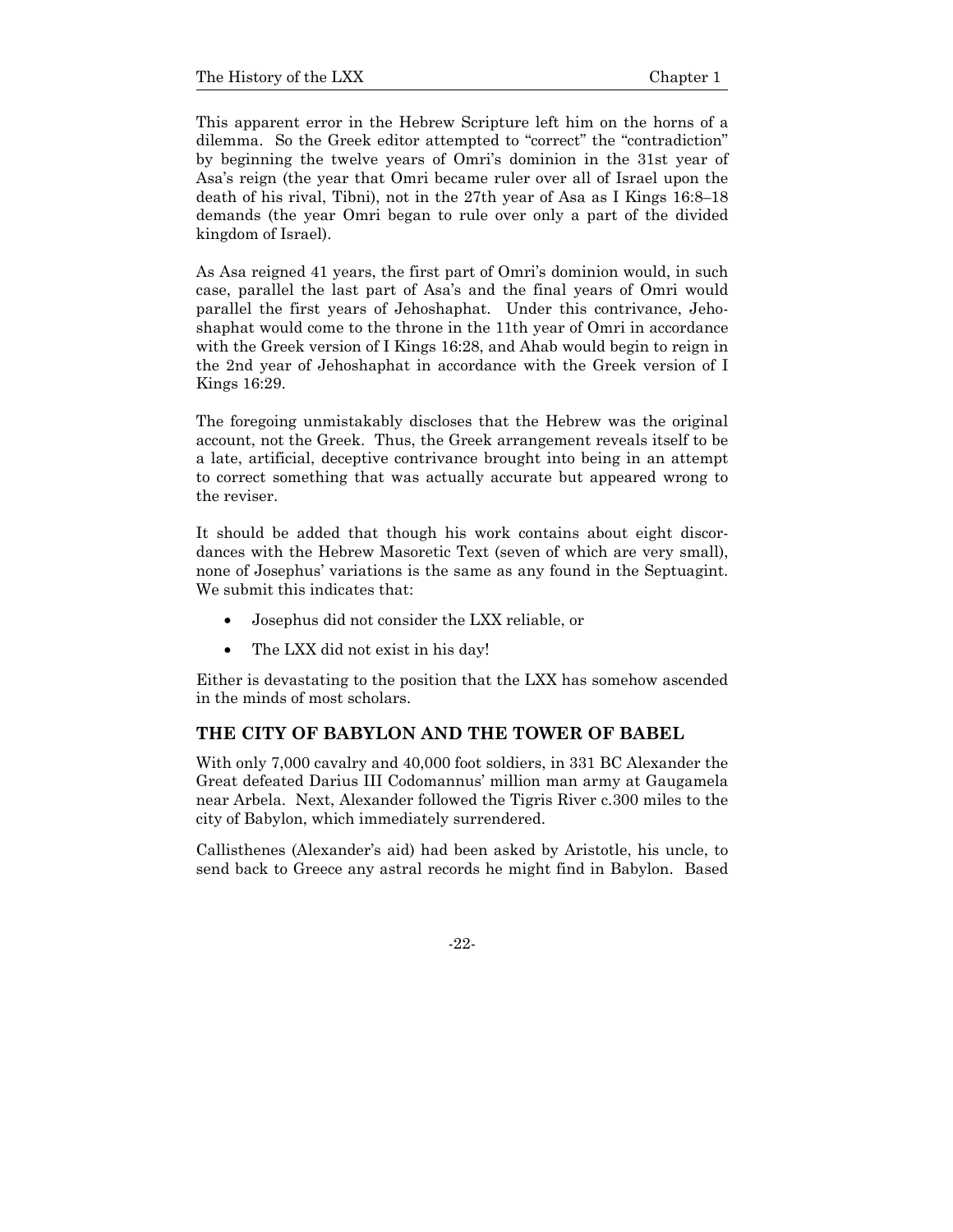This apparent error in the Hebrew Scripture left him on the horns of a dilemma. So the Greek editor attempted to "correct" the "contradiction" by beginning the twelve years of Omri's dominion in the 31st year of Asa's reign (the year that Omri became ruler over all of Israel upon the death of his rival, Tibni), not in the 27th year of Asa as I Kings 16:8–18 demands (the year Omri began to rule over only a part of the divided kingdom of Israel).

As Asa reigned 41 years, the first part of Omri's dominion would, in such case, parallel the last part of Asa's and the final years of Omri would parallel the first years of Jehoshaphat. Under this contrivance, Jehoshaphat would come to the throne in the 11th year of Omri in accordance with the Greek version of I Kings 16:28, and Ahab would begin to reign in the 2nd year of Jehoshaphat in accordance with the Greek version of I Kings 16:29.

The foregoing unmistakably discloses that the Hebrew was the original account, not the Greek. Thus, the Greek arrangement reveals itself to be a late, artificial, deceptive contrivance brought into being in an attempt to correct something that was actually accurate but appeared wrong to the reviser.

It should be added that though his work contains about eight discordances with the Hebrew Masoretic Text (seven of which are very small), none of Josephus' variations is the same as any found in the Septuagint. We submit this indicates that:

- Josephus did not consider the LXX reliable, or
- The LXX did not exist in his day!

Either is devastating to the position that the LXX has somehow ascended in the minds of most scholars.

## THE CITY OF BABYLON AND THE TOWER OF BABEL

With only 7,000 cavalry and 40,000 foot soldiers, in 331 BC Alexander the Great defeated Darius III Codomannus' million man army at Gaugamela near Arbela. Next, Alexander followed the Tigris River c.300 miles to the city of Babylon, which immediately surrendered.

Callisthenes (Alexander's aid) had been asked by Aristotle, his uncle, to send back to Greece any astral records he might find in Babylon. Based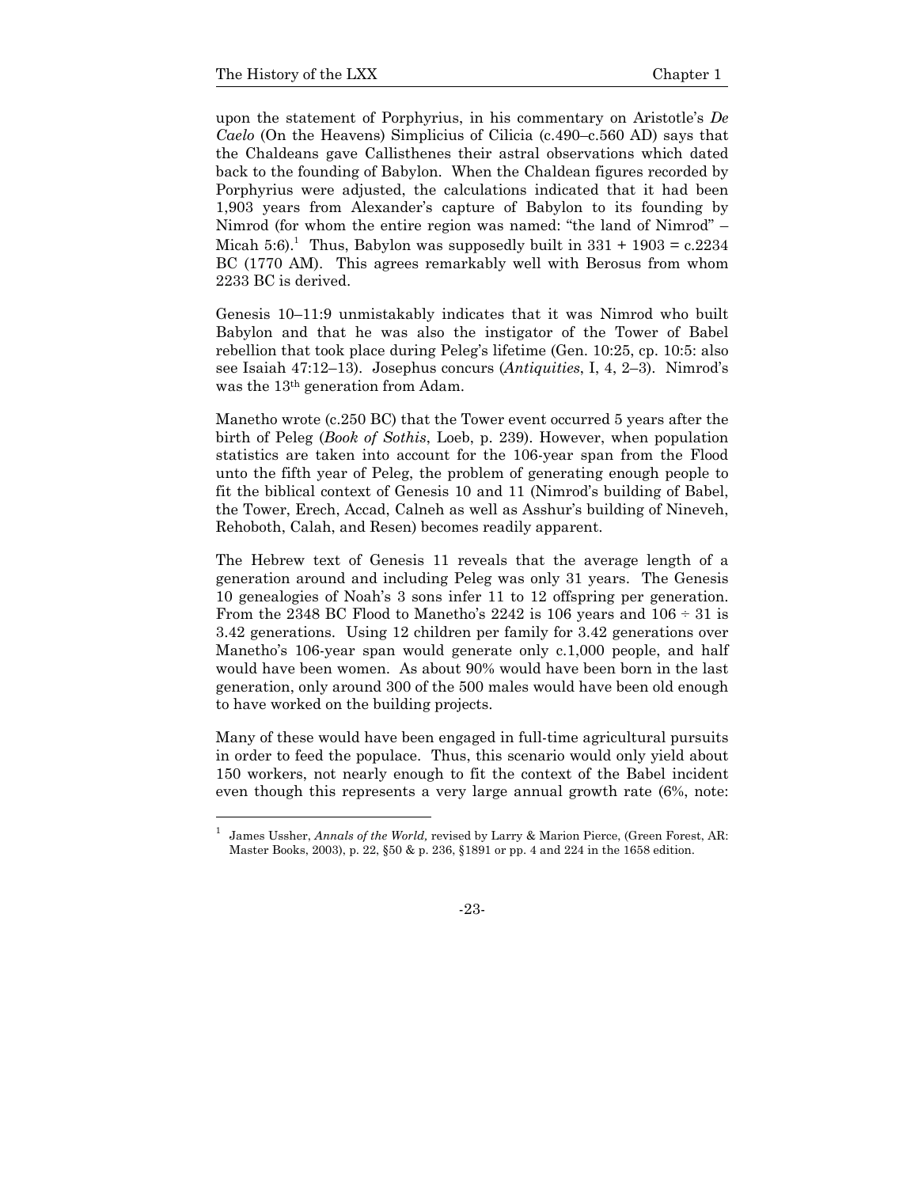upon the statement of Porphyrius, in his commentary on Aristotle's *De Caelo* (On the Heavens) Simplicius of Cilicia (c.490–c.560 AD) says that the Chaldeans gave Callisthenes their astral observations which dated back to the founding of Babylon. When the Chaldean figures recorded by Porphyrius were adjusted, the calculations indicated that it had been 1,903 years from Alexander's capture of Babylon to its founding by Nimrod (for whom the entire region was named: "the land of Nimrod" – Micah 5:6).[1] Thus, Babylon was supposedly built in 331 + 1903 = c.2234 BC (1770 AM). This agrees remarkably well with Berosus from whom 2233 BC is derived.

Genesis 10–11:9 unmistakably indicates that it was Nimrod who built Babylon and that he was also the instigator of the Tower of Babel rebellion that took place during Peleg's lifetime (Gen. 10:25, cp. 10:5: also see Isaiah 47:12–13). Josephus concurs (*Antiquities*, I, 4, 2–3). Nimrod's was the 13th generation from Adam.

Manetho wrote (c.250 BC) that the Tower event occurred 5 years after the birth of Peleg (*Book of Sothis*, Loeb, p. 239). However, when population statistics are taken into account for the 106-year span from the Flood unto the fifth year of Peleg, the problem of generating enough people to fit the biblical context of Genesis 10 and 11 (Nimrod's building of Babel, the Tower, Erech, Accad, Calneh as well as Asshur's building of Nineveh, Rehoboth, Calah, and Resen) becomes readily apparent.

The Hebrew text of Genesis 11 reveals that the average length of a generation around and including Peleg was only 31 years. The Genesis 10 genealogies of Noah's 3 sons infer 11 to 12 offspring per generation. From the 2348 BC Flood to Manetho's 2242 is 106 years and 106 ÷ 31 is 3.42 generations. Using 12 children per family for 3.42 generations over Manetho's 106-year span would generate only c.1,000 people, and half would have been women. As about 90% would have been born in the last generation, only around 300 of the 500 males would have been old enough to have worked on the building projects.

Many of these would have been engaged in full-time agricultural pursuits in order to feed the populace. Thus, this scenario would only yield about 150 workers, not nearly enough to fit the context of the Babel incident even though this represents a very large annual growth rate (6%, note:

---

[1] James Ussher, *Annals of the World,* revised by Larry & Marion Pierce, (Green Forest, AR: Master Books, 2003), p. 22, §50 & p. 236, §1891 or pp. 4 and 224 in the 1658 edition.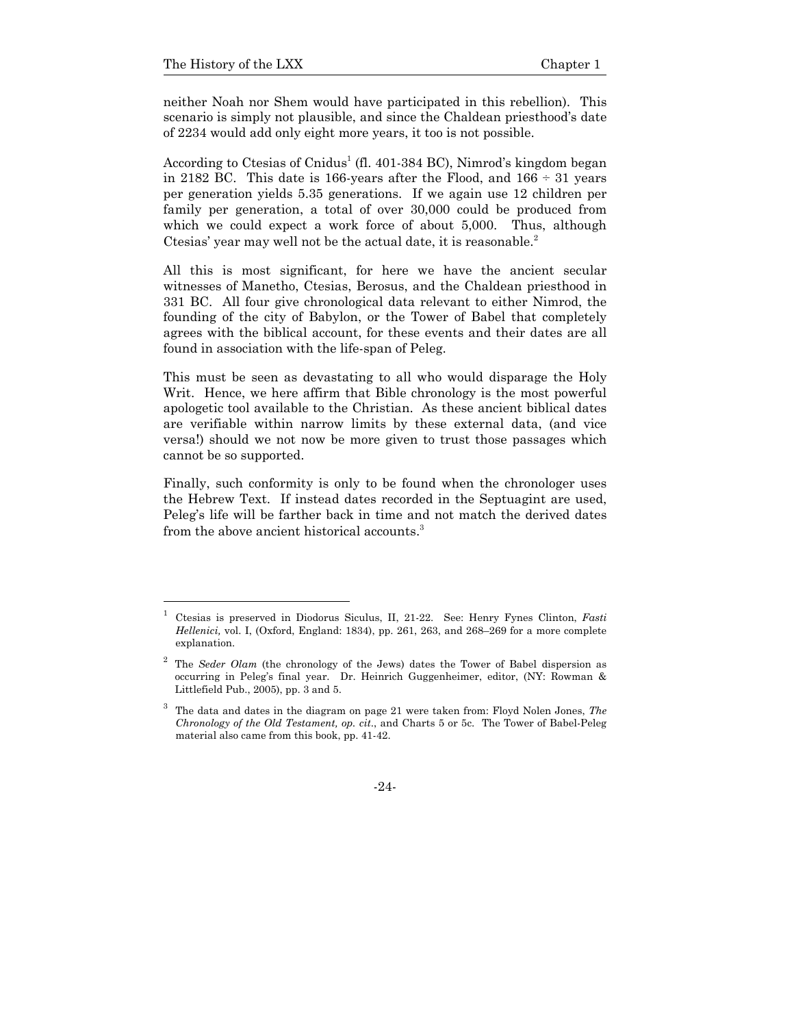neither Noah nor Shem would have participated in this rebellion). This scenario is simply not plausible, and since the Chaldean priesthood's date of 2234 would add only eight more years, it too is not possible.

According to Ctesias of Cnidus[1] (fl. 401-384 BC), Nimrod's kingdom began in 2182 BC. This date is 166-years after the Flood, and 166 ÷ 31 years per generation yields 5.35 generations. If we again use 12 children per family per generation, a total of over 30,000 could be produced from which we could expect a work force of about 5,000. Thus, although Ctesias' year may well not be the actual date, it is reasonable.[2]

All this is most significant, for here we have the ancient secular witnesses of Manetho, Ctesias, Berosus, and the Chaldean priesthood in 331 BC. All four give chronological data relevant to either Nimrod, the founding of the city of Babylon, or the Tower of Babel that completely agrees with the biblical account, for these events and their dates are all found in association with the life-span of Peleg.

This must be seen as devastating to all who would disparage the Holy Writ. Hence, we here affirm that Bible chronology is the most powerful apologetic tool available to the Christian. As these ancient biblical dates are verifiable within narrow limits by these external data, (and vice versa!) should we not now be more given to trust those passages which cannot be so supported.

Finally, such conformity is only to be found when the chronologer uses the Hebrew Text. If instead dates recorded in the Septuagint are used, Peleg's life will be farther back in time and not match the derived dates from the above ancient historical accounts.[3]

---

[1] Ctesias is preserved in Diodorus Siculus, II, 21-22. See: Henry Fynes Clinton, *Fasti Hellenici,* vol. I, (Oxford, England: 1834), pp. 261, 263, and 268–269 for a more complete explanation.

[2] The *Seder Olam* (the chronology of the Jews) dates the Tower of Babel dispersion as occurring in Peleg's final year. Dr. Heinrich Guggenheimer, editor, (NY: Rowman & Littlefield Pub., 2005), pp. 3 and 5.

[3] The data and dates in the diagram on page 21 were taken from: Floyd Nolen Jones, *The Chronology of the Old Testament, op. cit*., and Charts 5 or 5c. The Tower of Babel-Peleg material also came from this book, pp. 41-42.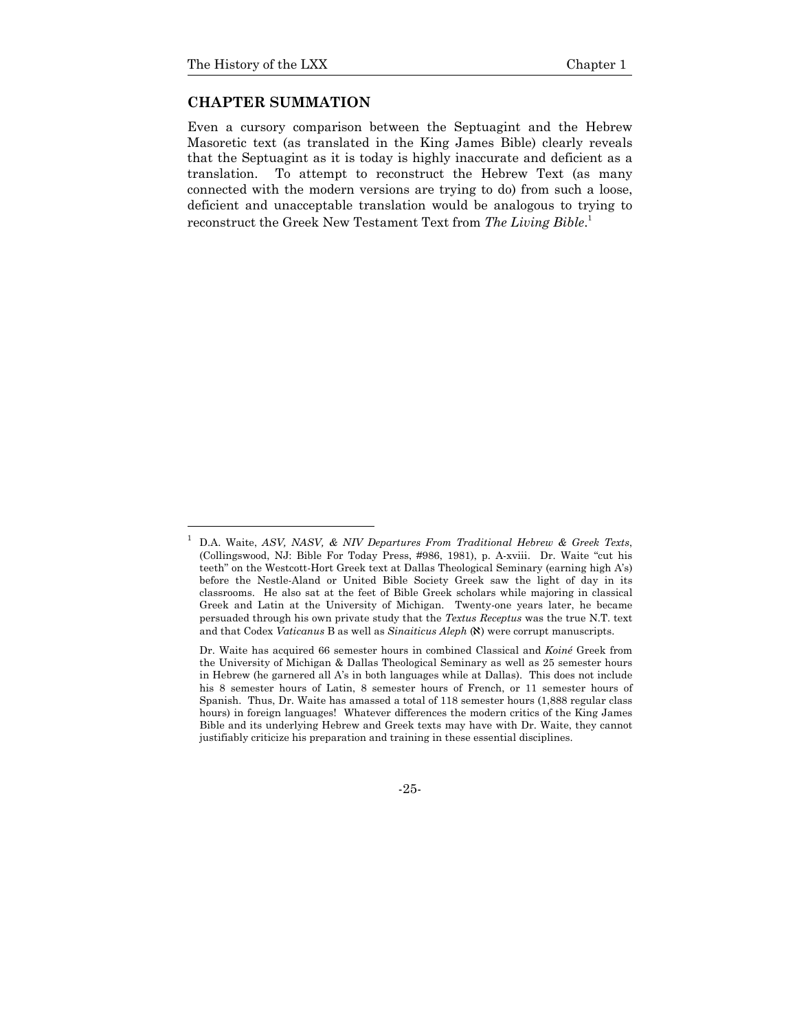## CHAPTER SUMMATION

Even a cursory comparison between the Septuagint and the Hebrew Masoretic text (as translated in the King James Bible) clearly reveals that the Septuagint as it is today is highly inaccurate and deficient as a translation. To attempt to reconstruct the Hebrew Text (as many connected with the modern versions are trying to do) from such a loose, deficient and unacceptable translation would be analogous to trying to reconstruct the Greek New Testament Text from *The Living Bible*.[1]

---

[1] D.A. Waite, *ASV, NASV, & NIV Departures From Traditional Hebrew & Greek Texts*, (Collingswood, NJ: Bible For Today Press, #986, 1981), p. A-xviii. Dr. Waite "cut his teeth" on the Westcott-Hort Greek text at Dallas Theological Seminary (earning high A's) before the Nestle-Aland or United Bible Society Greek saw the light of day in its classrooms. He also sat at the feet of Bible Greek scholars while majoring in classical Greek and Latin at the University of Michigan. Twenty-one years later, he became persuaded through his own private study that the *Textus Receptus* was the true N.T. text and that Codex *Vaticanus* B as well as *Sinaiticus Aleph* (א) were corrupt manuscripts.

Dr. Waite has acquired 66 semester hours in combined Classical and *Koiné* Greek from the University of Michigan & Dallas Theological Seminary as well as 25 semester hours in Hebrew (he garnered all A's in both languages while at Dallas). This does not include his 8 semester hours of Latin, 8 semester hours of French, or 11 semester hours of Spanish. Thus, Dr. Waite has amassed a total of 118 semester hours (1,888 regular class hours) in foreign languages! Whatever differences the modern critics of the King James Bible and its underlying Hebrew and Greek texts may have with Dr. Waite, they cannot justifiably criticize his preparation and training in these essential disciplines.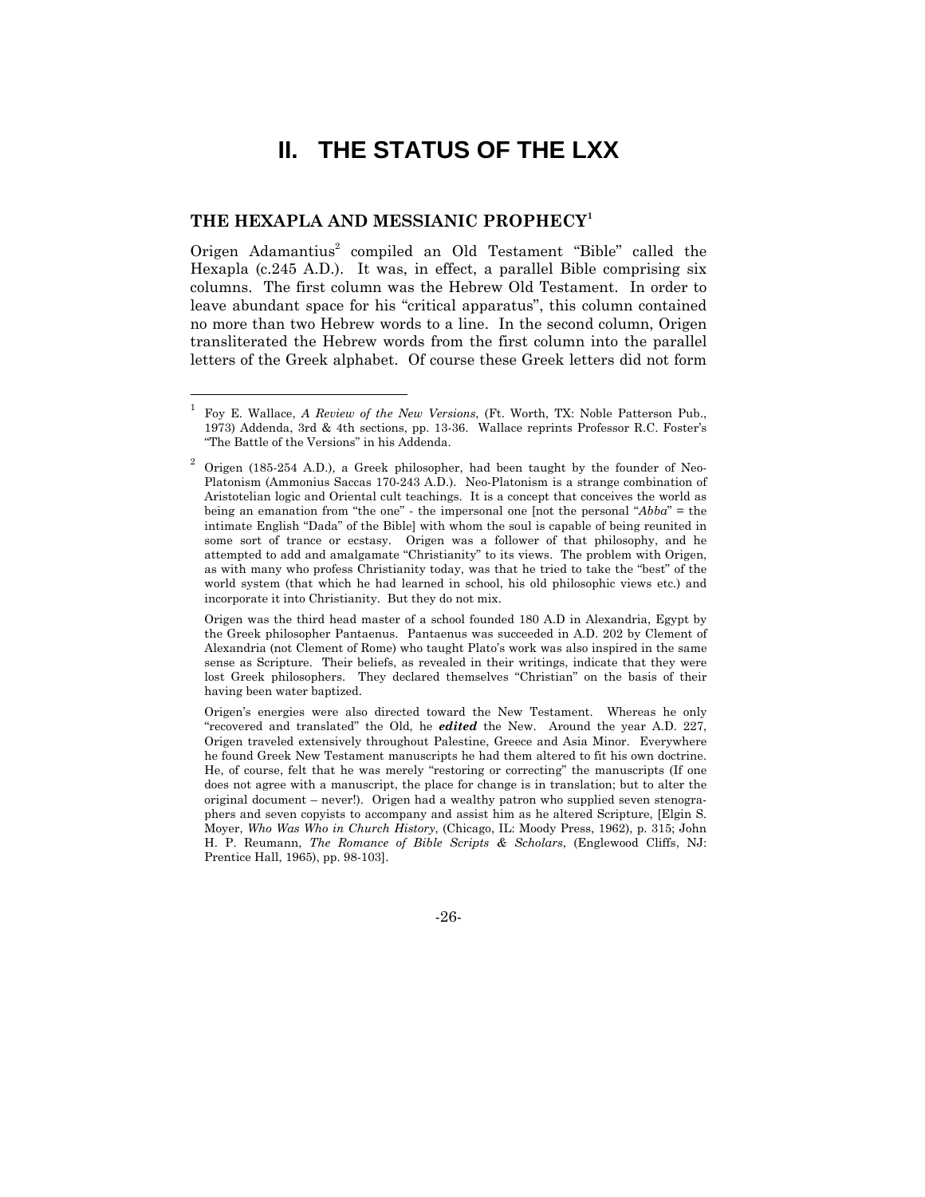# II. THE STATUS OF THE LXX

## THE HEXAPLA AND MESSIANIC PROPHECY[1]

Origen Adamantius[2] compiled an Old Testament "Bible" called the Hexapla (c.245 A.D.). It was, in effect, a parallel Bible comprising six columns. The first column was the Hebrew Old Testament. In order to leave abundant space for his "critical apparatus", this column contained no more than two Hebrew words to a line. In the second column, Origen transliterated the Hebrew words from the first column into the parallel letters of the Greek alphabet. Of course these Greek letters did not form

---

[1] Foy E. Wallace, *A Review of the New Versions*, (Ft. Worth, TX: Noble Patterson Pub., 1973) Addenda, 3rd & 4th sections, pp. 13-36. Wallace reprints Professor R.C. Foster's "The Battle of the Versions" in his Addenda.

[2] Origen (185-254 A.D.), a Greek philosopher, had been taught by the founder of Neo-Platonism (Ammonius Saccas 170-243 A.D.). Neo-Platonism is a strange combination of Aristotelian logic and Oriental cult teachings. It is a concept that conceives the world as being an emanation from "the one" - the impersonal one [not the personal "*Abba*" = the intimate English "Dada" of the Bible] with whom the soul is capable of being reunited in some sort of trance or ecstasy. Origen was a follower of that philosophy, and he attempted to add and amalgamate "Christianity" to its views. The problem with Origen, as with many who profess Christianity today, was that he tried to take the "best" of the world system (that which he had learned in school, his old philosophic views etc.) and incorporate it into Christianity. But they do not mix.

Origen was the third head master of a school founded 180 A.D in Alexandria, Egypt by the Greek philosopher Pantaenus. Pantaenus was succeeded in A.D. 202 by Clement of Alexandria (not Clement of Rome) who taught Plato's work was also inspired in the same sense as Scripture. Their beliefs, as revealed in their writings, indicate that they were lost Greek philosophers. They declared themselves "Christian" on the basis of their having been water baptized.

Origen's energies were also directed toward the New Testament. Whereas he only "recovered and translated" the Old, he ***edited*** the New. Around the year A.D. 227, Origen traveled extensively throughout Palestine, Greece and Asia Minor. Everywhere he found Greek New Testament manuscripts he had them altered to fit his own doctrine. He, of course, felt that he was merely "restoring or correcting" the manuscripts (If one does not agree with a manuscript, the place for change is in translation; but to alter the original document – never!). Origen had a wealthy patron who supplied seven stenographers and seven copyists to accompany and assist him as he altered Scripture, [Elgin S. Moyer, *Who Was Who in Church History*, (Chicago, IL: Moody Press, 1962), p. 315; John H. P. Reumann, *The Romance of Bible Scripts & Scholars*, (Englewood Cliffs, NJ: Prentice Hall, 1965), pp. 98-103].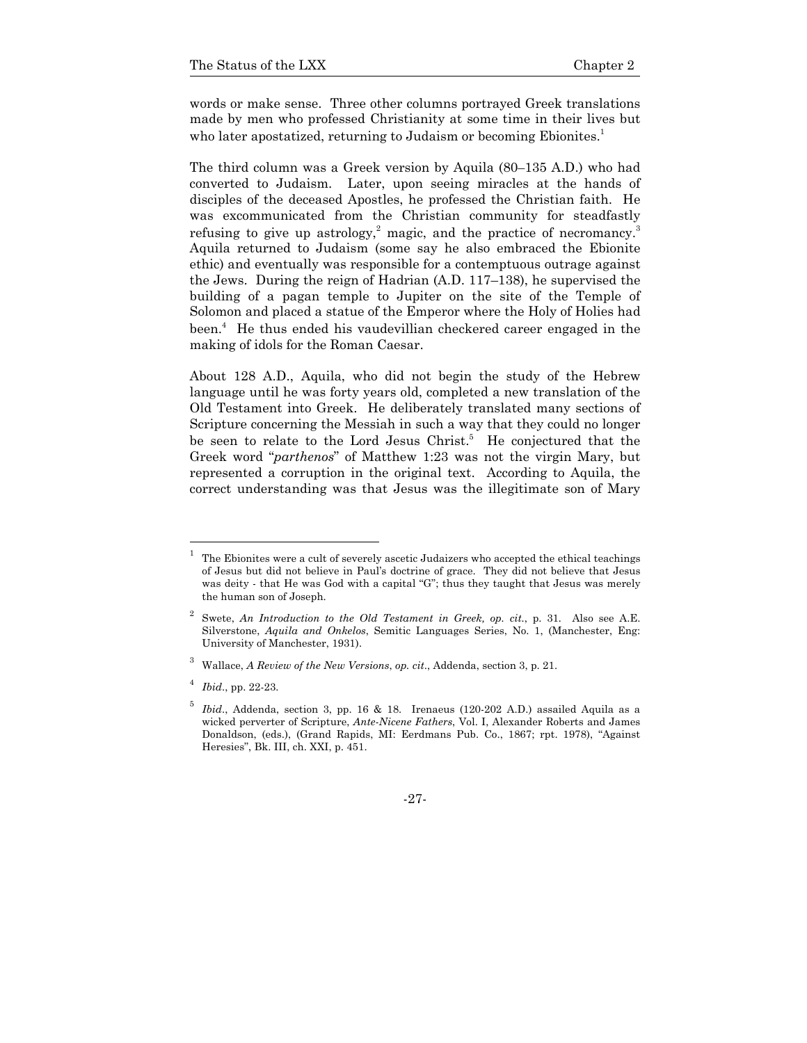words or make sense. Three other columns portrayed Greek translations made by men who professed Christianity at some time in their lives but who later apostatized, returning to Judaism or becoming Ebionites.[1]

The third column was a Greek version by Aquila (80–135 A.D.) who had converted to Judaism. Later, upon seeing miracles at the hands of disciples of the deceased Apostles, he professed the Christian faith. He was excommunicated from the Christian community for steadfastly refusing to give up astrology,[2] magic, and the practice of necromancy.[3] Aquila returned to Judaism (some say he also embraced the Ebionite ethic) and eventually was responsible for a contemptuous outrage against the Jews. During the reign of Hadrian (A.D. 117–138), he supervised the building of a pagan temple to Jupiter on the site of the Temple of Solomon and placed a statue of the Emperor where the Holy of Holies had been.[4] He thus ended his vaudevillian checkered career engaged in the making of idols for the Roman Caesar.

About 128 A.D., Aquila, who did not begin the study of the Hebrew language until he was forty years old, completed a new translation of the Old Testament into Greek. He deliberately translated many sections of Scripture concerning the Messiah in such a way that they could no longer be seen to relate to the Lord Jesus Christ.[5] He conjectured that the Greek word "*parthenos*" of Matthew 1:23 was not the virgin Mary, but represented a corruption in the original text. According to Aquila, the correct understanding was that Jesus was the illegitimate son of Mary

---

[1] The Ebionites were a cult of severely ascetic Judaizers who accepted the ethical teachings of Jesus but did not believe in Paul's doctrine of grace. They did not believe that Jesus was deity - that He was God with a capital "G"; thus they taught that Jesus was merely the human son of Joseph.

[2] Swete, *An Introduction to the Old Testament in Greek, op. cit.*, p. 31. Also see A.E. Silverstone, *Aquila and Onkelos*, Semitic Languages Series, No. 1, (Manchester, Eng: University of Manchester, 1931).

[3] Wallace, *A Review of the New Versions*, *op. cit*., Addenda, section 3, p. 21.

[4] *Ibid*., pp. 22-23.

[5] *Ibid*., Addenda, section 3, pp. 16 & 18. Irenaeus (120-202 A.D.) assailed Aquila as a wicked perverter of Scripture, *Ante-Nicene Fathers*, Vol. I, Alexander Roberts and James Donaldson, (eds.), (Grand Rapids, MI: Eerdmans Pub. Co., 1867; rpt. 1978), "Against Heresies", Bk. III, ch. XXI, p. 451.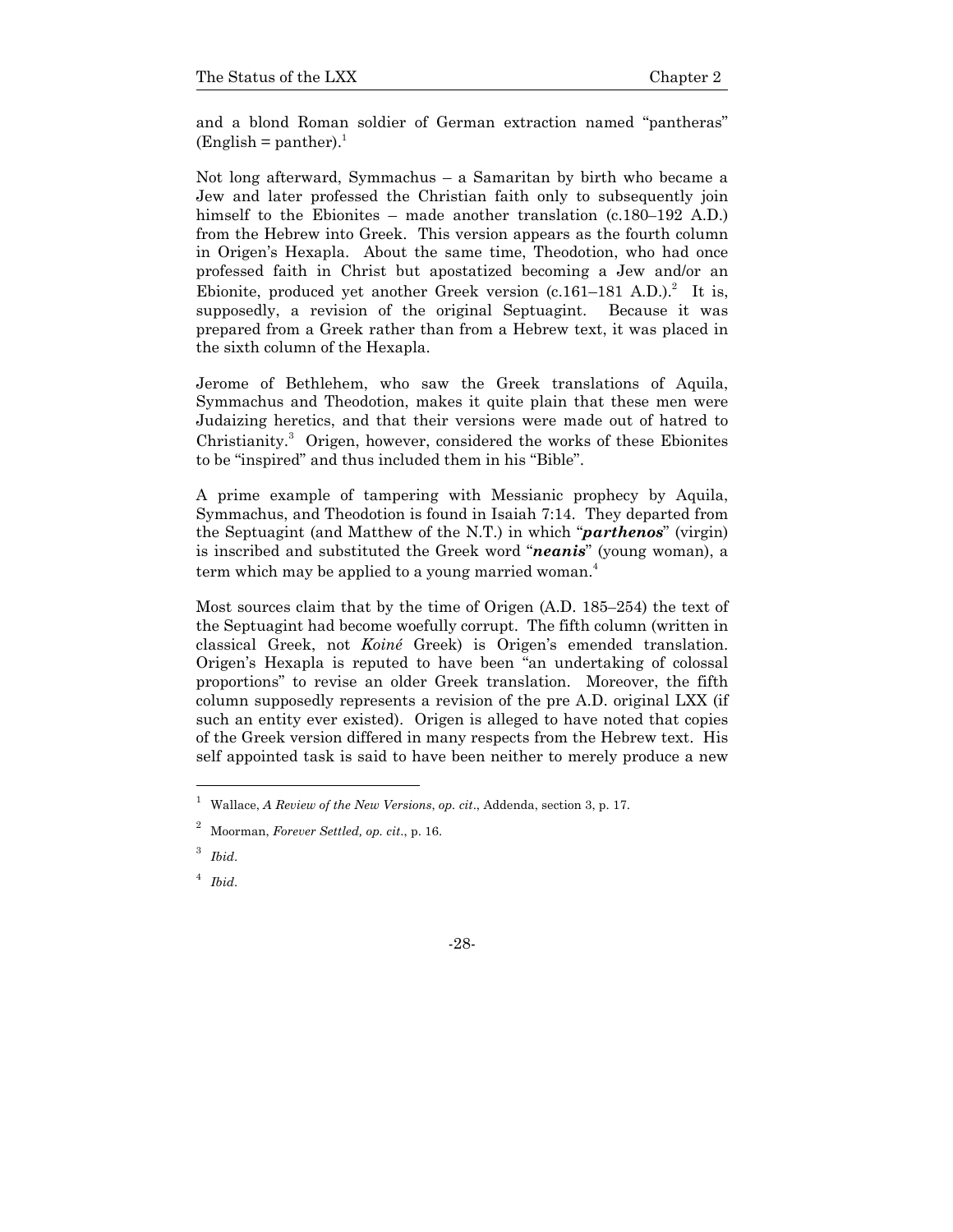and a blond Roman soldier of German extraction named "pantheras" (English = panther).[1]

Not long afterward, Symmachus – a Samaritan by birth who became a Jew and later professed the Christian faith only to subsequently join himself to the Ebionites – made another translation (c.180–192 A.D.) from the Hebrew into Greek. This version appears as the fourth column in Origen's Hexapla. About the same time, Theodotion, who had once professed faith in Christ but apostatized becoming a Jew and/or an Ebionite, produced yet another Greek version (c.161–181 A.D.).[2] It is, supposedly, a revision of the original Septuagint. Because it was prepared from a Greek rather than from a Hebrew text, it was placed in the sixth column of the Hexapla.

Jerome of Bethlehem, who saw the Greek translations of Aquila, Symmachus and Theodotion, makes it quite plain that these men were Judaizing heretics, and that their versions were made out of hatred to Christianity.[3] Origen, however, considered the works of these Ebionites to be "inspired" and thus included them in his "Bible".

A prime example of tampering with Messianic prophecy by Aquila, Symmachus, and Theodotion is found in Isaiah 7:14. They departed from the Septuagint (and Matthew of the N.T.) in which "***parthenos***" (virgin) is inscribed and substituted the Greek word "***neanis***" (young woman), a term which may be applied to a young married woman.[4]

Most sources claim that by the time of Origen (A.D. 185–254) the text of the Septuagint had become woefully corrupt. The fifth column (written in classical Greek, not *Koiné* Greek) is Origen's emended translation. Origen's Hexapla is reputed to have been "an undertaking of colossal proportions" to revise an older Greek translation. Moreover, the fifth column supposedly represents a revision of the pre A.D. original LXX (if such an entity ever existed). Origen is alleged to have noted that copies of the Greek version differed in many respects from the Hebrew text. His self appointed task is said to have been neither to merely produce a new

---

[1] Wallace, *A Review of the New Versions*, *op. cit*., Addenda, section 3, p. 17.

[2] Moorman, *Forever Settled, op. cit*., p. 16.

[3] *Ibid*.

[4] *Ibid*.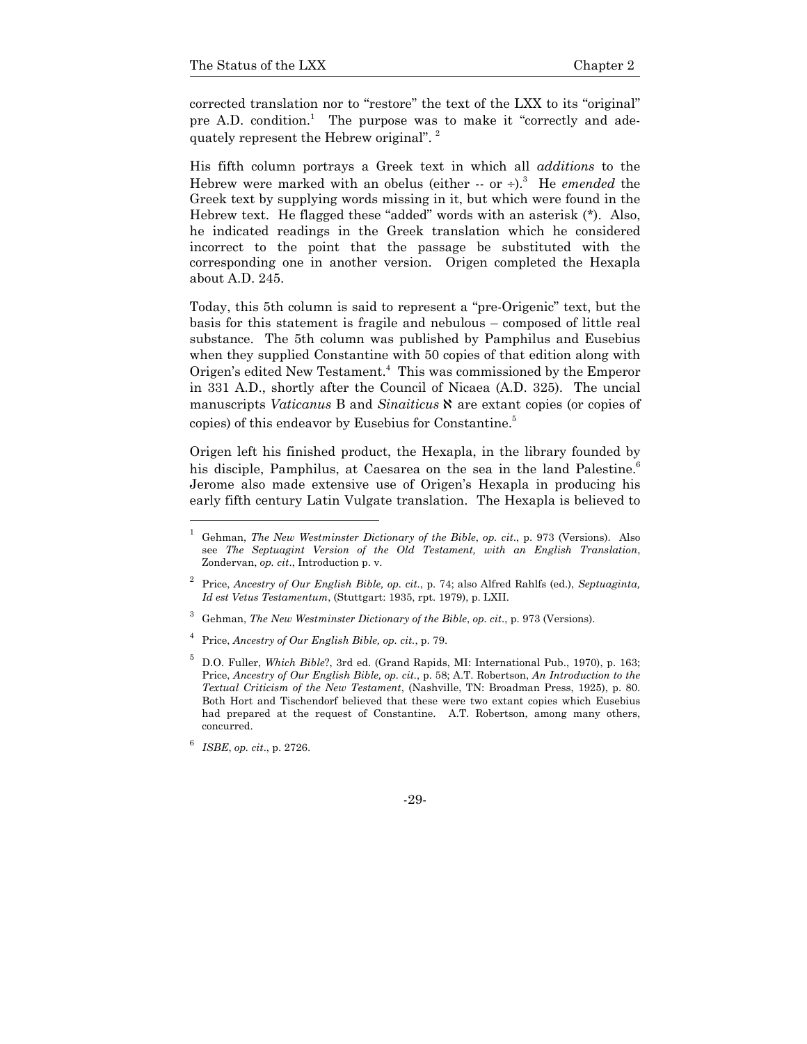corrected translation nor to "restore" the text of the LXX to its "original" pre A.D. condition.[1] The purpose was to make it "correctly and adequately represent the Hebrew original". [2]

His fifth column portrays a Greek text in which all *additions* to the Hebrew were marked with an obelus (either -- or ÷).[3] He *emended* the Greek text by supplying words missing in it, but which were found in the Hebrew text. He flagged these "added" words with an asterisk (*). Also, he indicated readings in the Greek translation which he considered incorrect to the point that the passage be substituted with the corresponding one in another version. Origen completed the Hexapla about A.D. 245.

Today, this 5th column is said to represent a "pre-Origenic" text, but the basis for this statement is fragile and nebulous – composed of little real substance. The 5th column was published by Pamphilus and Eusebius when they supplied Constantine with 50 copies of that edition along with Origen's edited New Testament.[4] This was commissioned by the Emperor in 331 A.D., shortly after the Council of Nicaea (A.D. 325). The uncial manuscripts *Vaticanus* B and *Sinaiticus* ℵ are extant copies (or copies of copies) of this endeavor by Eusebius for Constantine.[5]

Origen left his finished product, the Hexapla, in the library founded by his disciple, Pamphilus, at Caesarea on the sea in the land Palestine.[6] Jerome also made extensive use of Origen's Hexapla in producing his early fifth century Latin Vulgate translation. The Hexapla is believed to

---

[1] Gehman, *The New Westminster Dictionary of the Bible*, *op. cit*., p. 973 (Versions). Also see *The Septuagint Version of the Old Testament, with an English Translation*, Zondervan, *op. cit*., Introduction p. v.

[2] Price, *Ancestry of Our English Bible, op. cit*., p. 74; also Alfred Rahlfs (ed.), *Septuaginta, Id est Vetus Testamentum*, (Stuttgart: 1935, rpt. 1979), p. LXII.

[3] Gehman, *The New Westminster Dictionary of the Bible*, *op. cit*., p. 973 (Versions).

[4] Price, *Ancestry of Our English Bible, op. cit.*, p. 79.

[5] D.O. Fuller, *Which Bible*?, 3rd ed. (Grand Rapids, MI: International Pub., 1970), p. 163; Price, *Ancestry of Our English Bible, op. cit*., p. 58; A.T. Robertson, *An Introduction to the Textual Criticism of the New Testament*, (Nashville, TN: Broadman Press, 1925), p. 80. Both Hort and Tischendorf believed that these were two extant copies which Eusebius had prepared at the request of Constantine. A.T. Robertson, among many others, concurred.

[6] *ISBE*, *op. cit*., p. 2726.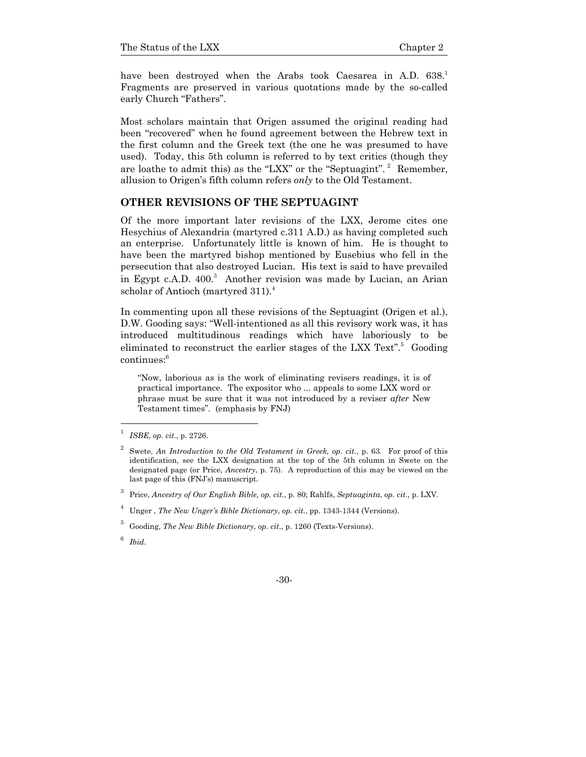have been destroyed when the Arabs took Caesarea in A.D. 638.[1] Fragments are preserved in various quotations made by the so-called early Church "Fathers".

Most scholars maintain that Origen assumed the original reading had been "recovered" when he found agreement between the Hebrew text in the first column and the Greek text (the one he was presumed to have used). Today, this 5th column is referred to by text critics (though they are loathe to admit this) as the "LXX" or the "Septuagint".[2] Remember, allusion to Origen's fifth column refers *only* to the Old Testament.

## OTHER REVISIONS OF THE SEPTUAGINT

Of the more important later revisions of the LXX, Jerome cites one Hesychius of Alexandria (martyred c.311 A.D.) as having completed such an enterprise. Unfortunately little is known of him. He is thought to have been the martyred bishop mentioned by Eusebius who fell in the persecution that also destroyed Lucian. His text is said to have prevailed in Egypt c.A.D. 400.[3] Another revision was made by Lucian, an Arian scholar of Antioch (martyred 311).[4]

In commenting upon all these revisions of the Septuagint (Origen et al.), D.W. Gooding says: "Well-intentioned as all this revisory work was, it has introduced multitudinous readings which have laboriously to be eliminated to reconstruct the earlier stages of the LXX Text".[5] Gooding continues:[6]

> "Now, laborious as is the work of eliminating revisers readings, it is of practical importance. The expositor who ... appeals to some LXX word or phrase must be sure that it was not introduced by a reviser *after* New Testament times". (emphasis by FNJ)

---

[1] *ISBE*, *op. cit*., p. 2726.

[2] Swete, *An Introduction to the Old Testament in Greek, op. cit*., p. 63. For proof of this identification, see the LXX designation at the top of the 5th column in Swete on the designated page (or Price, *Ancestry*, p. 75). A reproduction of this may be viewed on the last page of this (FNJ's) manuscript.

[3] Price, *Ancestry of Our English Bible, op. cit*., p. 80; Rahlfs, *Septuaginta*, *op. cit*., p. LXV.

[4] Unger , *The New Unger's Bible Dictionary*, *op. cit*., pp. 1343-1344 (Versions).

[5] Gooding, *The New Bible Dictionary*, *op. cit*., p. 1260 (Texts-Versions).

[6] *Ibid*.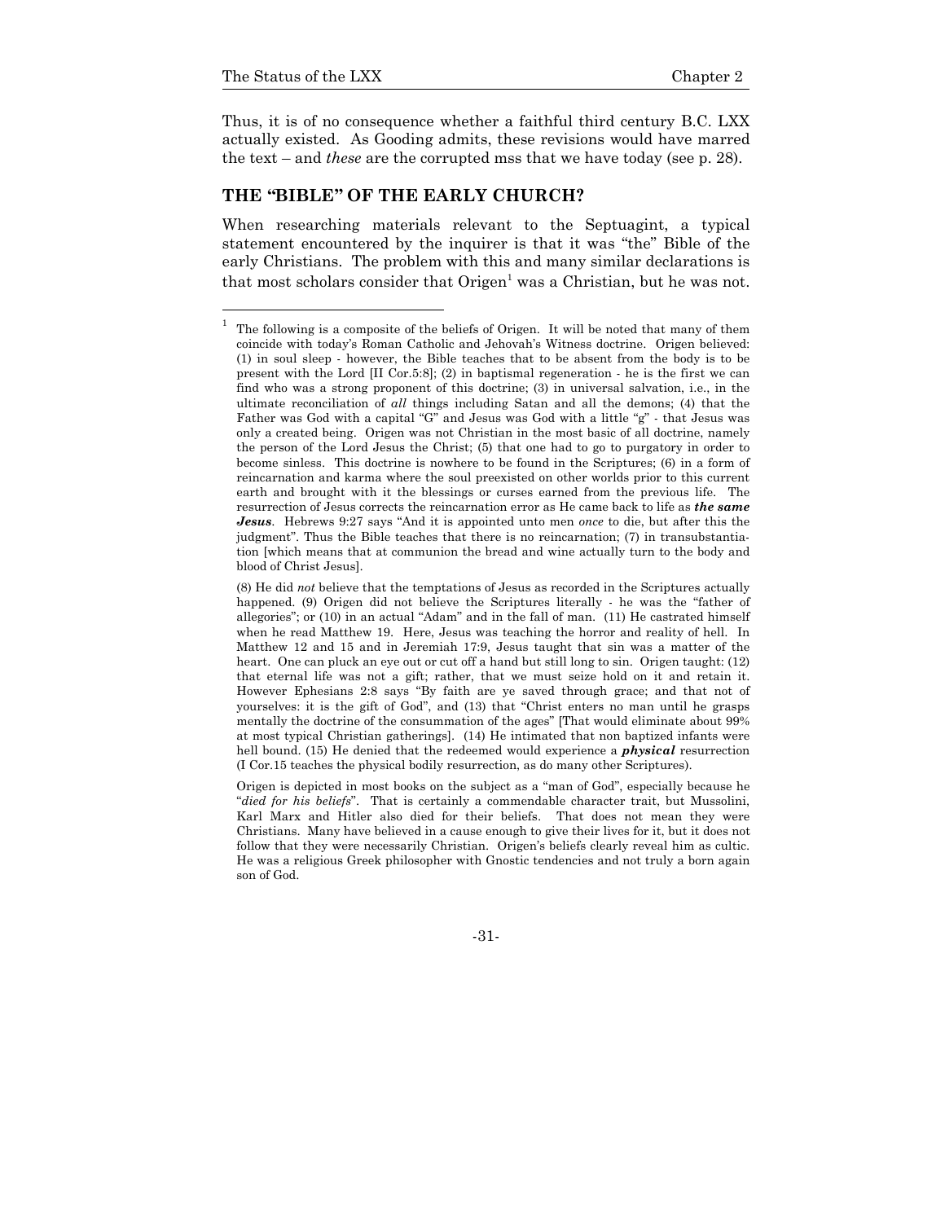Thus, it is of no consequence whether a faithful third century B.C. LXX actually existed. As Gooding admits, these revisions would have marred the text – and *these* are the corrupted mss that we have today (see p. 28).

## THE "BIBLE" OF THE EARLY CHURCH?

When researching materials relevant to the Septuagint, a typical statement encountered by the inquirer is that it was "the" Bible of the early Christians. The problem with this and many similar declarations is that most scholars consider that Origen[1] was a Christian, but he was not.

---

[1] The following is a composite of the beliefs of Origen. It will be noted that many of them coincide with today's Roman Catholic and Jehovah's Witness doctrine. Origen believed: (1) in soul sleep - however, the Bible teaches that to be absent from the body is to be present with the Lord [II Cor.5:8]; (2) in baptismal regeneration - he is the first we can find who was a strong proponent of this doctrine; (3) in universal salvation, i.e., in the ultimate reconciliation of *all* things including Satan and all the demons; (4) that the Father was God with a capital "G" and Jesus was God with a little "g" - that Jesus was only a created being. Origen was not Christian in the most basic of all doctrine, namely the person of the Lord Jesus the Christ; (5) that one had to go to purgatory in order to become sinless. This doctrine is nowhere to be found in the Scriptures; (6) in a form of reincarnation and karma where the soul preexisted on other worlds prior to this current earth and brought with it the blessings or curses earned from the previous life. The resurrection of Jesus corrects the reincarnation error as He came back to life as ***the same Jesus***. Hebrews 9:27 says "And it is appointed unto men *once* to die, but after this the judgment". Thus the Bible teaches that there is no reincarnation; (7) in transubstantiation [which means that at communion the bread and wine actually turn to the body and blood of Christ Jesus].

(8) He did *not* believe that the temptations of Jesus as recorded in the Scriptures actually happened. (9) Origen did not believe the Scriptures literally - he was the "father of allegories"; or (10) in an actual "Adam" and in the fall of man. (11) He castrated himself when he read Matthew 19. Here, Jesus was teaching the horror and reality of hell. In Matthew 12 and 15 and in Jeremiah 17:9, Jesus taught that sin was a matter of the heart. One can pluck an eye out or cut off a hand but still long to sin. Origen taught: (12) that eternal life was not a gift; rather, that we must seize hold on it and retain it. However Ephesians 2:8 says "By faith are ye saved through grace; and that not of yourselves: it is the gift of God", and (13) that "Christ enters no man until he grasps mentally the doctrine of the consummation of the ages" [That would eliminate about 99% at most typical Christian gatherings]. (14) He intimated that non baptized infants were hell bound. (15) He denied that the redeemed would experience a ***physical*** resurrection (I Cor.15 teaches the physical bodily resurrection, as do many other Scriptures).

Origen is depicted in most books on the subject as a "man of God", especially because he "*died for his beliefs*". That is certainly a commendable character trait, but Mussolini, Karl Marx and Hitler also died for their beliefs. That does not mean they were Christians. Many have believed in a cause enough to give their lives for it, but it does not follow that they were necessarily Christian. Origen's beliefs clearly reveal him as cultic. He was a religious Greek philosopher with Gnostic tendencies and not truly a born again son of God.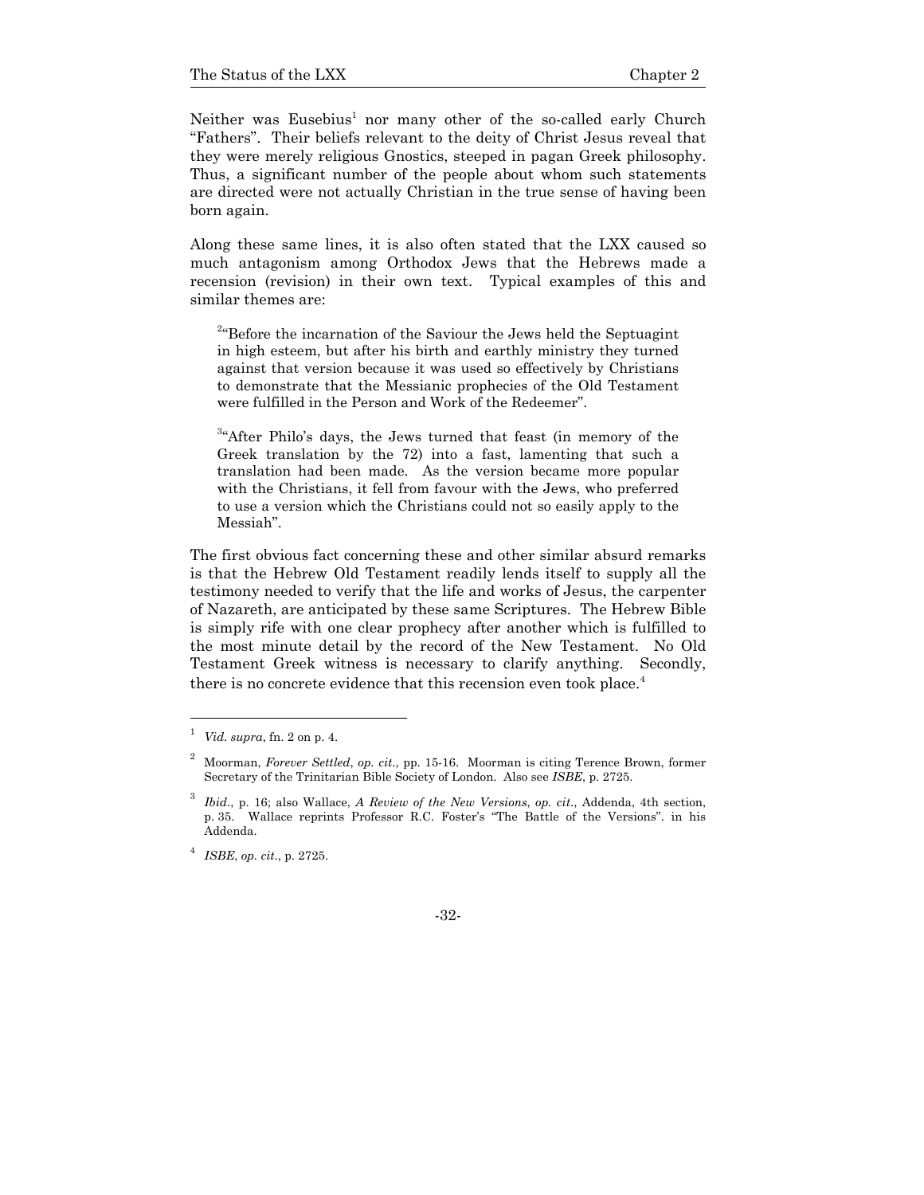Neither was Eusebius[1] nor many other of the so-called early Church "Fathers". Their beliefs relevant to the deity of Christ Jesus reveal that they were merely religious Gnostics, steeped in pagan Greek philosophy. Thus, a significant number of the people about whom such statements are directed were not actually Christian in the true sense of having been born again.

Along these same lines, it is also often stated that the LXX caused so much antagonism among Orthodox Jews that the Hebrews made a recension (revision) in their own text. Typical examples of this and similar themes are:

> [2]"Before the incarnation of the Saviour the Jews held the Septuagint in high esteem, but after his birth and earthly ministry they turned against that version because it was used so effectively by Christians to demonstrate that the Messianic prophecies of the Old Testament were fulfilled in the Person and Work of the Redeemer".

> [3]"After Philo's days, the Jews turned that feast (in memory of the Greek translation by the 72) into a fast, lamenting that such a translation had been made. As the version became more popular with the Christians, it fell from favour with the Jews, who preferred to use a version which the Christians could not so easily apply to the Messiah".

The first obvious fact concerning these and other similar absurd remarks is that the Hebrew Old Testament readily lends itself to supply all the testimony needed to verify that the life and works of Jesus, the carpenter of Nazareth, are anticipated by these same Scriptures. The Hebrew Bible is simply rife with one clear prophecy after another which is fulfilled to the most minute detail by the record of the New Testament. No Old Testament Greek witness is necessary to clarify anything. Secondly, there is no concrete evidence that this recension even took place.[4]

---

[1] *Vid. supra*, fn. 2 on p. 4.

[2] Moorman, *Forever Settled*, *op. cit*., pp. 15-16. Moorman is citing Terence Brown, former Secretary of the Trinitarian Bible Society of London. Also see *ISBE*, p. 2725.

[3] *Ibid*., p. 16; also Wallace, *A Review of the New Versions*, *op. cit*., Addenda, 4th section, p. 35. Wallace reprints Professor R.C. Foster's "The Battle of the Versions". in his Addenda.

[4] *ISBE*, *op. cit*., p. 2725.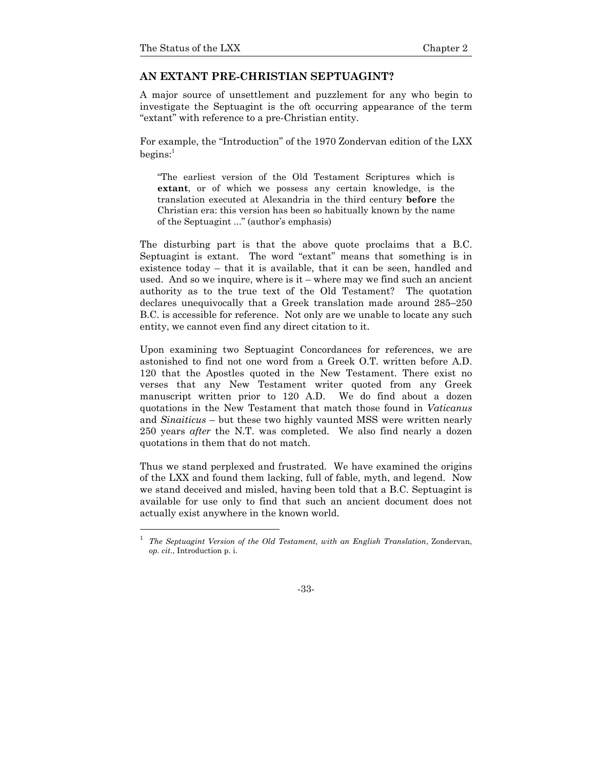## AN EXTANT PRE-CHRISTIAN SEPTUAGINT?

A major source of unsettlement and puzzlement for any who begin to investigate the Septuagint is the oft occurring appearance of the term "extant" with reference to a pre-Christian entity.

For example, the "Introduction" of the 1970 Zondervan edition of the LXX begins:[1]

> "The earliest version of the Old Testament Scriptures which is **extant**, or of which we possess any certain knowledge, is the translation executed at Alexandria in the third century **before** the Christian era: this version has been so habitually known by the name of the Septuagint ..." (author's emphasis)

The disturbing part is that the above quote proclaims that a B.C. Septuagint is extant. The word "extant" means that something is in existence today – that it is available, that it can be seen, handled and used. And so we inquire, where is it – where may we find such an ancient authority as to the true text of the Old Testament? The quotation declares unequivocally that a Greek translation made around 285–250 B.C. is accessible for reference. Not only are we unable to locate any such entity, we cannot even find any direct citation to it.

Upon examining two Septuagint Concordances for references, we are astonished to find not one word from a Greek O.T. written before A.D. 120 that the Apostles quoted in the New Testament. There exist no verses that any New Testament writer quoted from any Greek manuscript written prior to 120 A.D. We do find about a dozen quotations in the New Testament that match those found in *Vaticanus* and *Sinaiticus* – but these two highly vaunted MSS were written nearly 250 years *after* the N.T. was completed. We also find nearly a dozen quotations in them that do not match.

Thus we stand perplexed and frustrated. We have examined the origins of the LXX and found them lacking, full of fable, myth, and legend. Now we stand deceived and misled, having been told that a B.C. Septuagint is available for use only to find that such an ancient document does not actually exist anywhere in the known world.

---

[1] *The Septuagint Version of the Old Testament, with an English Translation*, Zondervan, *op. cit*., Introduction p. i.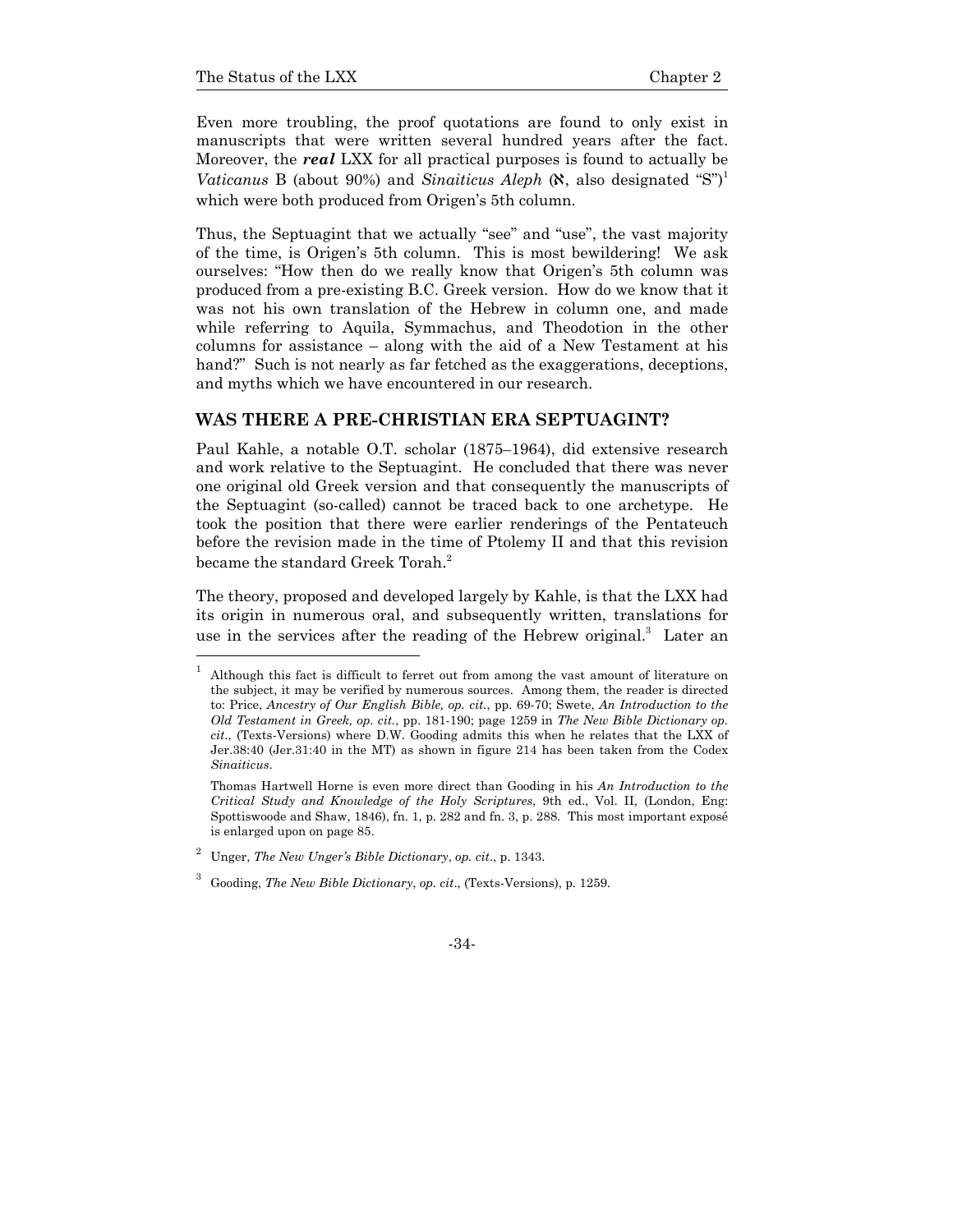Even more troubling, the proof quotations are found to only exist in manuscripts that were written several hundred years after the fact. Moreover, the ***real*** LXX for all practical purposes is found to actually be *Vaticanus* B (about 90%) and *Sinaiticus Aleph* (א, also designated "S")[1] which were both produced from Origen's 5th column.

Thus, the Septuagint that we actually "see" and "use", the vast majority of the time, is Origen's 5th column. This is most bewildering! We ask ourselves: "How then do we really know that Origen's 5th column was produced from a pre-existing B.C. Greek version. How do we know that it was not his own translation of the Hebrew in column one, and made while referring to Aquila, Symmachus, and Theodotion in the other columns for assistance – along with the aid of a New Testament at his hand?" Such is not nearly as far fetched as the exaggerations, deceptions, and myths which we have encountered in our research.

## WAS THERE A PRE-CHRISTIAN ERA SEPTUAGINT?

Paul Kahle, a notable O.T. scholar (1875–1964), did extensive research and work relative to the Septuagint. He concluded that there was never one original old Greek version and that consequently the manuscripts of the Septuagint (so-called) cannot be traced back to one archetype. He took the position that there were earlier renderings of the Pentateuch before the revision made in the time of Ptolemy II and that this revision became the standard Greek Torah.[2]

The theory, proposed and developed largely by Kahle, is that the LXX had its origin in numerous oral, and subsequently written, translations for use in the services after the reading of the Hebrew original.[3] Later an

---

[1] Although this fact is difficult to ferret out from among the vast amount of literature on the subject, it may be verified by numerous sources. Among them, the reader is directed to: Price, *Ancestry of Our English Bible, op. cit.*, pp. 69-70; Swete, *An Introduction to the Old Testament in Greek, op. cit.*, pp. 181-190; page 1259 in *The New Bible Dictionary op. cit.*, (Texts-Versions) where D.W. Gooding admits this when he relates that the LXX of Jer.38:40 (Jer.31:40 in the MT) as shown in figure 214 has been taken from the Codex *Sinaiticus*.

Thomas Hartwell Horne is even more direct than Gooding in his *An Introduction to the Critical Study and Knowledge of the Holy Scriptures*, 9th ed., Vol. II, (London, Eng: Spottiswoode and Shaw, 1846), fn. 1, p. 282 and fn. 3, p. 288. This most important exposé is enlarged upon on page 85.

[2] Unger, *The New Unger's Bible Dictionary*, *op. cit*., p. 1343.

[3] Gooding, *The New Bible Dictionary*, *op. cit*., (Texts-Versions), p. 1259.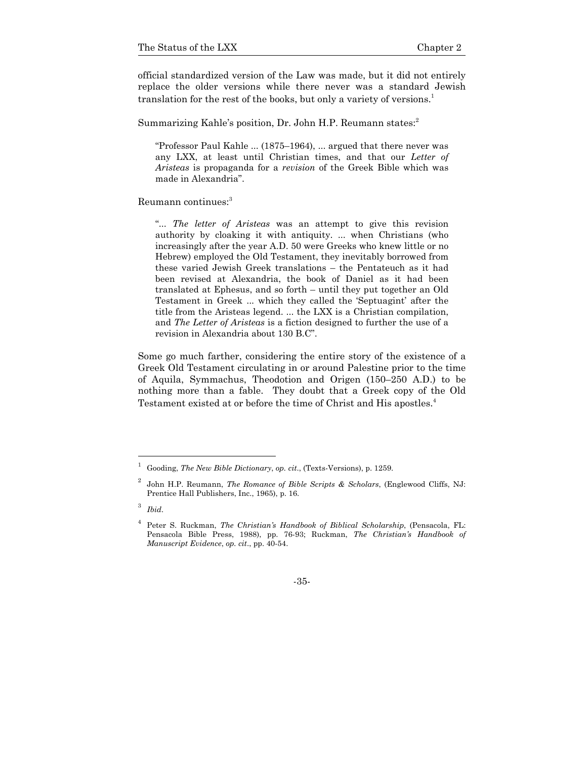official standardized version of the Law was made, but it did not entirely replace the older versions while there never was a standard Jewish translation for the rest of the books, but only a variety of versions.[1]

Summarizing Kahle's position, Dr. John H.P. Reumann states:[2]

> "Professor Paul Kahle ... (1875–1964), ... argued that there never was any LXX, at least until Christian times, and that our *Letter of Aristeas* is propaganda for a *revision* of the Greek Bible which was made in Alexandria".

Reumann continues:[3]

> "... *The letter of Aristeas* was an attempt to give this revision authority by cloaking it with antiquity. ... when Christians (who increasingly after the year A.D. 50 were Greeks who knew little or no Hebrew) employed the Old Testament, they inevitably borrowed from these varied Jewish Greek translations – the Pentateuch as it had been revised at Alexandria, the book of Daniel as it had been translated at Ephesus, and so forth – until they put together an Old Testament in Greek ... which they called the 'Septuagint' after the title from the Aristeas legend. ... the LXX is a Christian compilation, and *The Letter of Aristeas* is a fiction designed to further the use of a revision in Alexandria about 130 B.C".

Some go much farther, considering the entire story of the existence of a Greek Old Testament circulating in or around Palestine prior to the time of Aquila, Symmachus, Theodotion and Origen (150–250 A.D.) to be nothing more than a fable. They doubt that a Greek copy of the Old Testament existed at or before the time of Christ and His apostles.[4]

---

[1] Gooding, *The New Bible Dictionary*, *op. cit*., (Texts-Versions), p. 1259.

[2] John H.P. Reumann, *The Romance of Bible Scripts & Scholars*, (Englewood Cliffs, NJ: Prentice Hall Publishers, Inc., 1965), p. 16.

[3] *Ibid*.

[4] Peter S. Ruckman, *The Christian's Handbook of Biblical Scholarship*, (Pensacola, FL: Pensacola Bible Press, 1988), pp. 76-93; Ruckman, *The Christian's Handbook of Manuscript Evidence*, *op. cit*., pp. 40-54.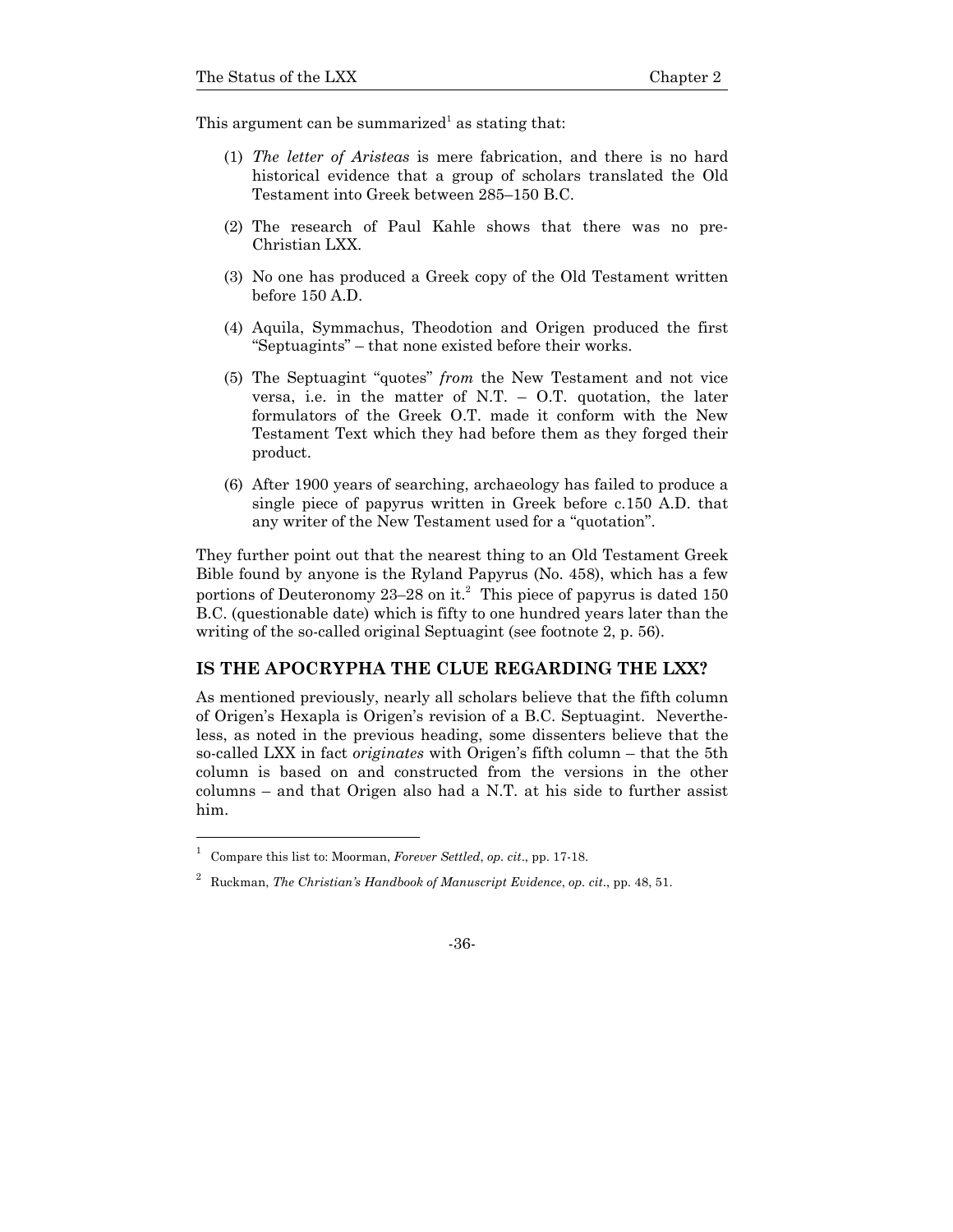This argument can be summarized[1] as stating that:

(1) *The letter of Aristeas* is mere fabrication, and there is no hard historical evidence that a group of scholars translated the Old Testament into Greek between 285–150 B.C.

(2) The research of Paul Kahle shows that there was no pre-Christian LXX.

(3) No one has produced a Greek copy of the Old Testament written before 150 A.D.

(4) Aquila, Symmachus, Theodotion and Origen produced the first "Septuagints" – that none existed before their works.

(5) The Septuagint "quotes" *from* the New Testament and not vice versa, i.e. in the matter of N.T. – O.T. quotation, the later formulators of the Greek O.T. made it conform with the New Testament Text which they had before them as they forged their product.

(6) After 1900 years of searching, archaeology has failed to produce a single piece of papyrus written in Greek before c.150 A.D. that any writer of the New Testament used for a "quotation".

They further point out that the nearest thing to an Old Testament Greek Bible found by anyone is the Ryland Papyrus (No. 458), which has a few portions of Deuteronomy 23–28 on it.[2] This piece of papyrus is dated 150 B.C. (questionable date) which is fifty to one hundred years later than the writing of the so-called original Septuagint (see footnote 2, p. 56).

## IS THE APOCRYPHA THE CLUE REGARDING THE LXX?

As mentioned previously, nearly all scholars believe that the fifth column of Origen's Hexapla is Origen's revision of a B.C. Septuagint. Nevertheless, as noted in the previous heading, some dissenters believe that the so-called LXX in fact *originates* with Origen's fifth column – that the 5th column is based on and constructed from the versions in the other columns – and that Origen also had a N.T. at his side to further assist him.

---

[1] Compare this list to: Moorman, *Forever Settled*, *op. cit*., pp. 17-18.

[2] Ruckman, *The Christian's Handbook of Manuscript Evidence*, *op. cit*., pp. 48, 51.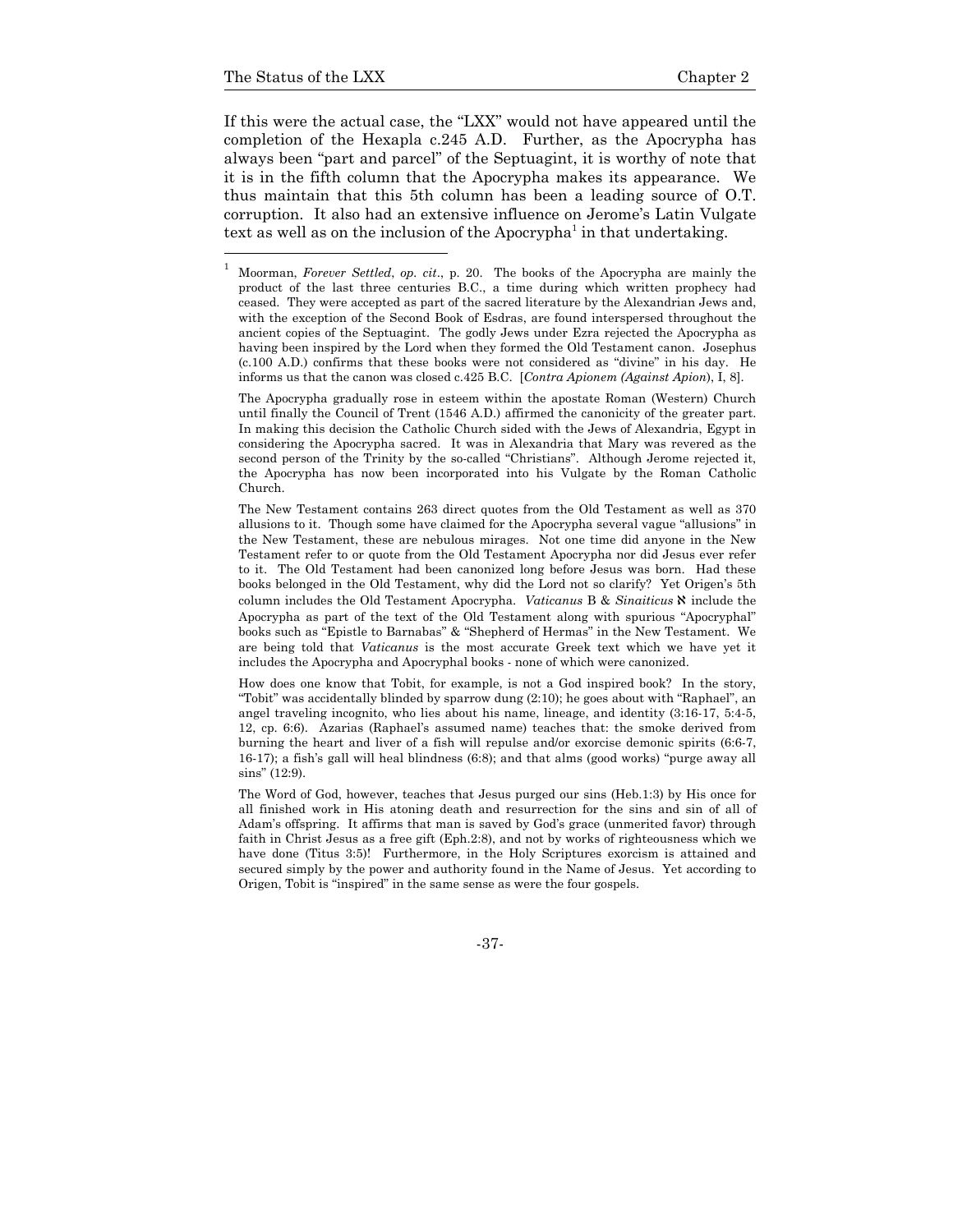If this were the actual case, the "LXX" would not have appeared until the completion of the Hexapla c.245 A.D. Further, as the Apocrypha has always been "part and parcel" of the Septuagint, it is worthy of note that it is in the fifth column that the Apocrypha makes its appearance. We thus maintain that this 5th column has been a leading source of O.T. corruption. It also had an extensive influence on Jerome's Latin Vulgate text as well as on the inclusion of the Apocrypha[1] in that undertaking.

---

[1] Moorman, *Forever Settled*, *op. cit*., p. 20. The books of the Apocrypha are mainly the product of the last three centuries B.C., a time during which written prophecy had ceased. They were accepted as part of the sacred literature by the Alexandrian Jews and, with the exception of the Second Book of Esdras, are found interspersed throughout the ancient copies of the Septuagint. The godly Jews under Ezra rejected the Apocrypha as having been inspired by the Lord when they formed the Old Testament canon. Josephus (c.100 A.D.) confirms that these books were not considered as "divine" in his day. He informs us that the canon was closed c.425 B.C. [*Contra Apionem (Against Apion)*, I, 8].

The Apocrypha gradually rose in esteem within the apostate Roman (Western) Church until finally the Council of Trent (1546 A.D.) affirmed the canonicity of the greater part. In making this decision the Catholic Church sided with the Jews of Alexandria, Egypt in considering the Apocrypha sacred. It was in Alexandria that Mary was revered as the second person of the Trinity by the so-called "Christians". Although Jerome rejected it, the Apocrypha has now been incorporated into his Vulgate by the Roman Catholic Church.

The New Testament contains 263 direct quotes from the Old Testament as well as 370 allusions to it. Though some have claimed for the Apocrypha several vague "allusions" in the New Testament, these are nebulous mirages. Not one time did anyone in the New Testament refer to or quote from the Old Testament Apocrypha nor did Jesus ever refer to it. The Old Testament had been canonized long before Jesus was born. Had these books belonged in the Old Testament, why did the Lord not so clarify? Yet Origen's 5th column includes the Old Testament Apocrypha. *Vaticanus* B & *Sinaiticus* ℵ include the Apocrypha as part of the text of the Old Testament along with spurious "Apocryphal" books such as "Epistle to Barnabas" & "Shepherd of Hermas" in the New Testament. We are being told that *Vaticanus* is the most accurate Greek text which we have yet it includes the Apocrypha and Apocryphal books - none of which were canonized.

How does one know that Tobit, for example, is not a God inspired book? In the story, "Tobit" was accidentally blinded by sparrow dung (2:10); he goes about with "Raphael", an angel traveling incognito, who lies about his name, lineage, and identity (3:16-17, 5:4-5, 12, cp. 6:6). Azarias (Raphael's assumed name) teaches that: the smoke derived from burning the heart and liver of a fish will repulse and/or exorcise demonic spirits (6:6-7, 16-17); a fish's gall will heal blindness (6:8); and that alms (good works) "purge away all sins" (12:9).

The Word of God, however, teaches that Jesus purged our sins (Heb.1:3) by His once for all finished work in His atoning death and resurrection for the sins and sin of all of Adam's offspring. It affirms that man is saved by God's grace (unmerited favor) through faith in Christ Jesus as a free gift (Eph.2:8), and not by works of righteousness which we have done (Titus 3:5)! Furthermore, in the Holy Scriptures exorcism is attained and secured simply by the power and authority found in the Name of Jesus. Yet according to Origen, Tobit is "inspired" in the same sense as were the four gospels.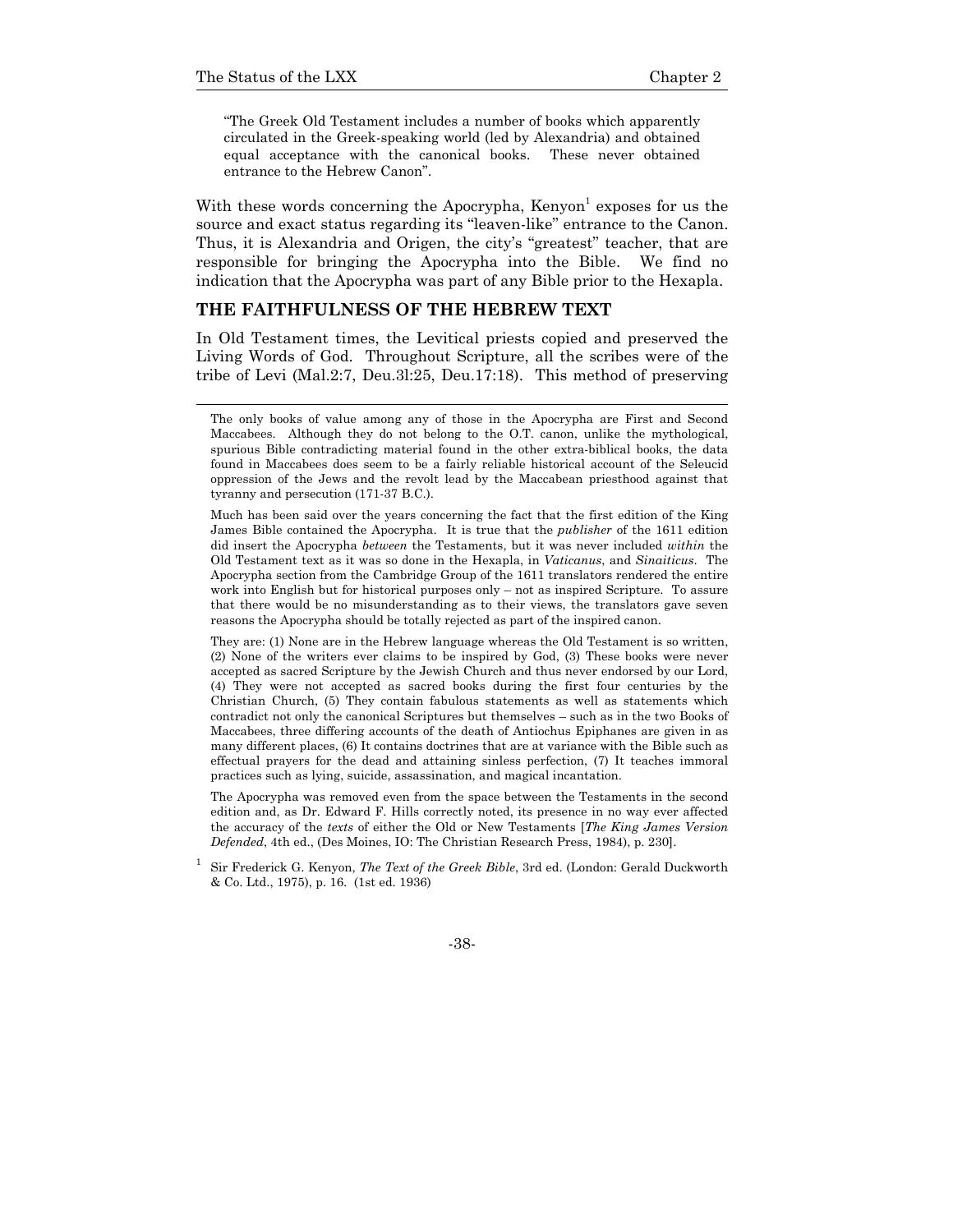> "The Greek Old Testament includes a number of books which apparently circulated in the Greek-speaking world (led by Alexandria) and obtained equal acceptance with the canonical books. These never obtained entrance to the Hebrew Canon".

With these words concerning the Apocrypha, Kenyon[1] exposes for us the source and exact status regarding its "leaven-like" entrance to the Canon. Thus, it is Alexandria and Origen, the city's "greatest" teacher, that are responsible for bringing the Apocrypha into the Bible. We find no indication that the Apocrypha was part of any Bible prior to the Hexapla.

## THE FAITHFULNESS OF THE HEBREW TEXT

In Old Testament times, the Levitical priests copied and preserved the Living Words of God. Throughout Scripture, all the scribes were of the tribe of Levi (Mal.2:7, Deu.3l:25, Deu.17:18). This method of preserving

---

The only books of value among any of those in the Apocrypha are First and Second Maccabees. Although they do not belong to the O.T. canon, unlike the mythological, spurious Bible contradicting material found in the other extra-biblical books, the data found in Maccabees does seem to be a fairly reliable historical account of the Seleucid oppression of the Jews and the revolt lead by the Maccabean priesthood against that tyranny and persecution (171-37 B.C.).

Much has been said over the years concerning the fact that the first edition of the King James Bible contained the Apocrypha. It is true that the *publisher* of the 1611 edition did insert the Apocrypha *between* the Testaments, but it was never included *within* the Old Testament text as it was so done in the Hexapla, in *Vaticanus*, and *Sinaiticus*. The Apocrypha section from the Cambridge Group of the 1611 translators rendered the entire work into English but for historical purposes only – not as inspired Scripture. To assure that there would be no misunderstanding as to their views, the translators gave seven reasons the Apocrypha should be totally rejected as part of the inspired canon.

They are: (1) None are in the Hebrew language whereas the Old Testament is so written, (2) None of the writers ever claims to be inspired by God, (3) These books were never accepted as sacred Scripture by the Jewish Church and thus never endorsed by our Lord, (4) They were not accepted as sacred books during the first four centuries by the Christian Church, (5) They contain fabulous statements as well as statements which contradict not only the canonical Scriptures but themselves – such as in the two Books of Maccabees, three differing accounts of the death of Antiochus Epiphanes are given in as many different places, (6) It contains doctrines that are at variance with the Bible such as effectual prayers for the dead and attaining sinless perfection, (7) It teaches immoral practices such as lying, suicide, assassination, and magical incantation.

The Apocrypha was removed even from the space between the Testaments in the second edition and, as Dr. Edward F. Hills correctly noted, its presence in no way ever affected the accuracy of the *texts* of either the Old or New Testaments [*The King James Version Defended*, 4th ed., (Des Moines, IO: The Christian Research Press, 1984), p. 230].

[1] Sir Frederick G. Kenyon, *The Text of the Greek Bible*, 3rd ed. (London: Gerald Duckworth & Co. Ltd., 1975), p. 16. (1st ed. 1936)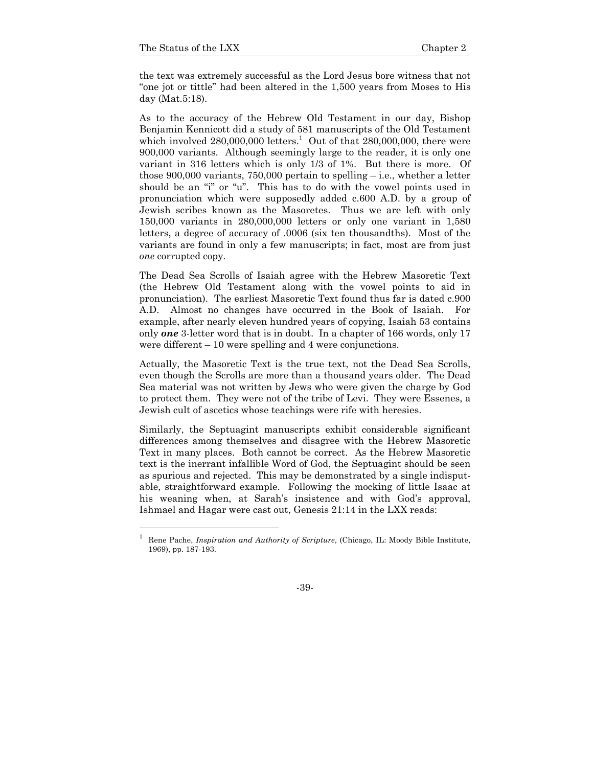the text was extremely successful as the Lord Jesus bore witness that not "one jot or tittle" had been altered in the 1,500 years from Moses to His day (Mat.5:18).

As to the accuracy of the Hebrew Old Testament in our day, Bishop Benjamin Kennicott did a study of 581 manuscripts of the Old Testament which involved 280,000,000 letters.[1] Out of that 280,000,000, there were 900,000 variants. Although seemingly large to the reader, it is only one variant in 316 letters which is only 1/3 of 1%. But there is more. Of those 900,000 variants, 750,000 pertain to spelling – i.e., whether a letter should be an "i" or "u". This has to do with the vowel points used in pronunciation which were supposedly added c.600 A.D. by a group of Jewish scribes known as the Masoretes. Thus we are left with only 150,000 variants in 280,000,000 letters or only one variant in 1,580 letters, a degree of accuracy of .0006 (six ten thousandths). Most of the variants are found in only a few manuscripts; in fact, most are from just *one* corrupted copy.

The Dead Sea Scrolls of Isaiah agree with the Hebrew Masoretic Text (the Hebrew Old Testament along with the vowel points to aid in pronunciation). The earliest Masoretic Text found thus far is dated c.900 A.D. Almost no changes have occurred in the Book of Isaiah. For example, after nearly eleven hundred years of copying, Isaiah 53 contains only ***one*** 3-letter word that is in doubt. In a chapter of 166 words, only 17 were different – 10 were spelling and 4 were conjunctions.

Actually, the Masoretic Text is the true text, not the Dead Sea Scrolls, even though the Scrolls are more than a thousand years older. The Dead Sea material was not written by Jews who were given the charge by God to protect them. They were not of the tribe of Levi. They were Essenes, a Jewish cult of ascetics whose teachings were rife with heresies.

Similarly, the Septuagint manuscripts exhibit considerable significant differences among themselves and disagree with the Hebrew Masoretic Text in many places. Both cannot be correct. As the Hebrew Masoretic text is the inerrant infallible Word of God, the Septuagint should be seen as spurious and rejected. This may be demonstrated by a single indisputable, straightforward example. Following the mocking of little Isaac at his weaning when, at Sarah's insistence and with God's approval, Ishmael and Hagar were cast out, Genesis 21:14 in the LXX reads:

---

[1] Rene Pache, *Inspiration and Authority of Scripture*, (Chicago, IL: Moody Bible Institute, 1969), pp. 187-193.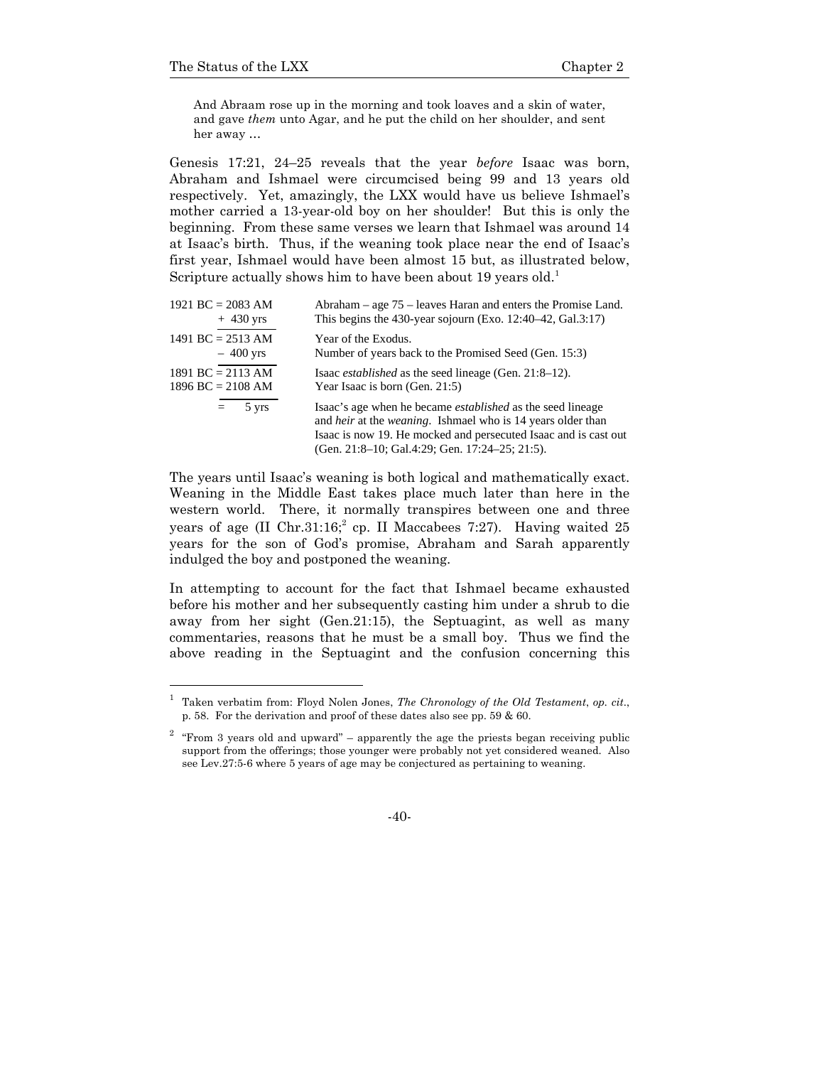> And Abraam rose up in the morning and took loaves and a skin of water, and gave *them* unto Agar, and he put the child on her shoulder, and sent her away …

Genesis 17:21, 24–25 reveals that the year *before* Isaac was born, Abraham and Ishmael were circumcised being 99 and 13 years old respectively. Yet, amazingly, the LXX would have us believe Ishmael's mother carried a 13-year-old boy on her shoulder! But this is only the beginning. From these same verses we learn that Ishmael was around 14 at Isaac's birth. Thus, if the weaning took place near the end of Isaac's first year, Ishmael would have been almost 15 but, as illustrated below, Scripture actually shows him to have been about 19 years old.[1]

| | |
|---|---|
| 1921 BC = 2083 AM<br>+ 430 yrs | Abraham – age 75 – leaves Haran and enters the Promise Land.<br>This begins the 430-year sojourn (Exo. 12:40–42, Gal.3:17) |
| 1491 BC = 2513 AM<br>– 400 yrs | Year of the Exodus.<br>Number of years back to the Promised Seed (Gen. 15:3) |
| 1891 BC = 2113 AM<br>1896 BC = 2108 AM | Isaac *established* as the seed lineage (Gen. 21:8–12).<br>Year Isaac is born (Gen. 21:5) |
| = 5 yrs | Isaac's age when he became *established* as the seed lineage and *heir* at the *weaning*. Ishmael who is 14 years older than Isaac is now 19. He mocked and persecuted Isaac and is cast out (Gen. 21:8–10; Gal.4:29; Gen. 17:24–25; 21:5). |

The years until Isaac's weaning is both logical and mathematically exact. Weaning in the Middle East takes place much later than here in the western world. There, it normally transpires between one and three years of age (II Chr.31:16;[2] cp. II Maccabees 7:27). Having waited 25 years for the son of God's promise, Abraham and Sarah apparently indulged the boy and postponed the weaning.

In attempting to account for the fact that Ishmael became exhausted before his mother and her subsequently casting him under a shrub to die away from her sight (Gen.21:15), the Septuagint, as well as many commentaries, reasons that he must be a small boy. Thus we find the above reading in the Septuagint and the confusion concerning this

---

[1] Taken verbatim from: Floyd Nolen Jones, *The Chronology of the Old Testament*, *op. cit*., p. 58. For the derivation and proof of these dates also see pp. 59 & 60.

[2] "From 3 years old and upward" – apparently the age the priests began receiving public support from the offerings; those younger were probably not yet considered weaned. Also see Lev.27:5-6 where 5 years of age may be conjectured as pertaining to weaning.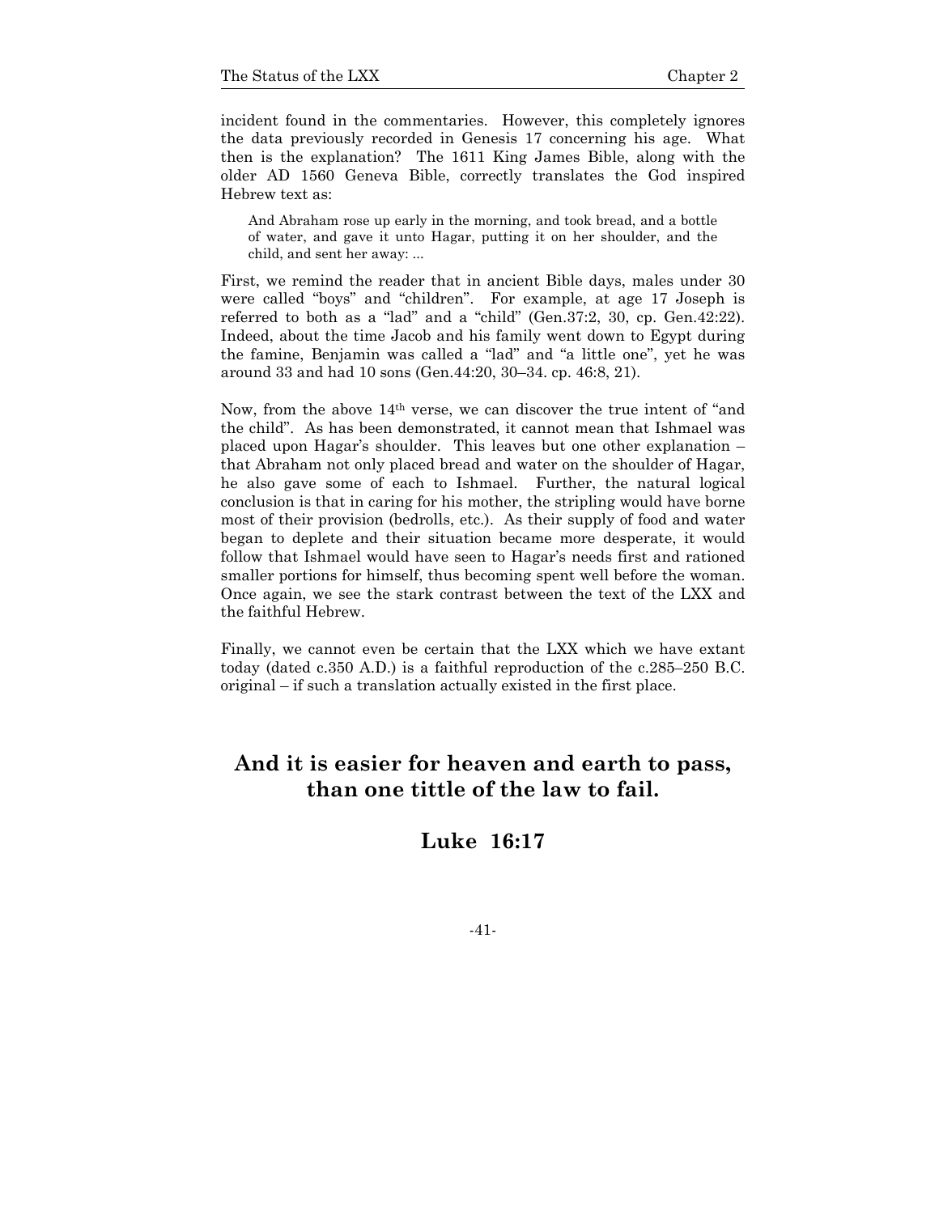incident found in the commentaries. However, this completely ignores the data previously recorded in Genesis 17 concerning his age. What then is the explanation? The 1611 King James Bible, along with the older AD 1560 Geneva Bible, correctly translates the God inspired Hebrew text as:

> And Abraham rose up early in the morning, and took bread, and a bottle of water, and gave it unto Hagar, putting it on her shoulder, and the child, and sent her away: ...

First, we remind the reader that in ancient Bible days, males under 30 were called "boys" and "children". For example, at age 17 Joseph is referred to both as a "lad" and a "child" (Gen.37:2, 30, cp. Gen.42:22). Indeed, about the time Jacob and his family went down to Egypt during the famine, Benjamin was called a "lad" and "a little one", yet he was around 33 and had 10 sons (Gen.44:20, 30–34. cp. 46:8, 21).

Now, from the above 14th verse, we can discover the true intent of "and the child". As has been demonstrated, it cannot mean that Ishmael was placed upon Hagar's shoulder. This leaves but one other explanation – that Abraham not only placed bread and water on the shoulder of Hagar, he also gave some of each to Ishmael. Further, the natural logical conclusion is that in caring for his mother, the stripling would have borne most of their provision (bedrolls, etc.). As their supply of food and water began to deplete and their situation became more desperate, it would follow that Ishmael would have seen to Hagar's needs first and rationed smaller portions for himself, thus becoming spent well before the woman. Once again, we see the stark contrast between the text of the LXX and the faithful Hebrew.

Finally, we cannot even be certain that the LXX which we have extant today (dated c.350 A.D.) is a faithful reproduction of the c.285–250 B.C. original – if such a translation actually existed in the first place.

**And it is easier for heaven and earth to pass, than one tittle of the law to fail.**

**Luke 16:17**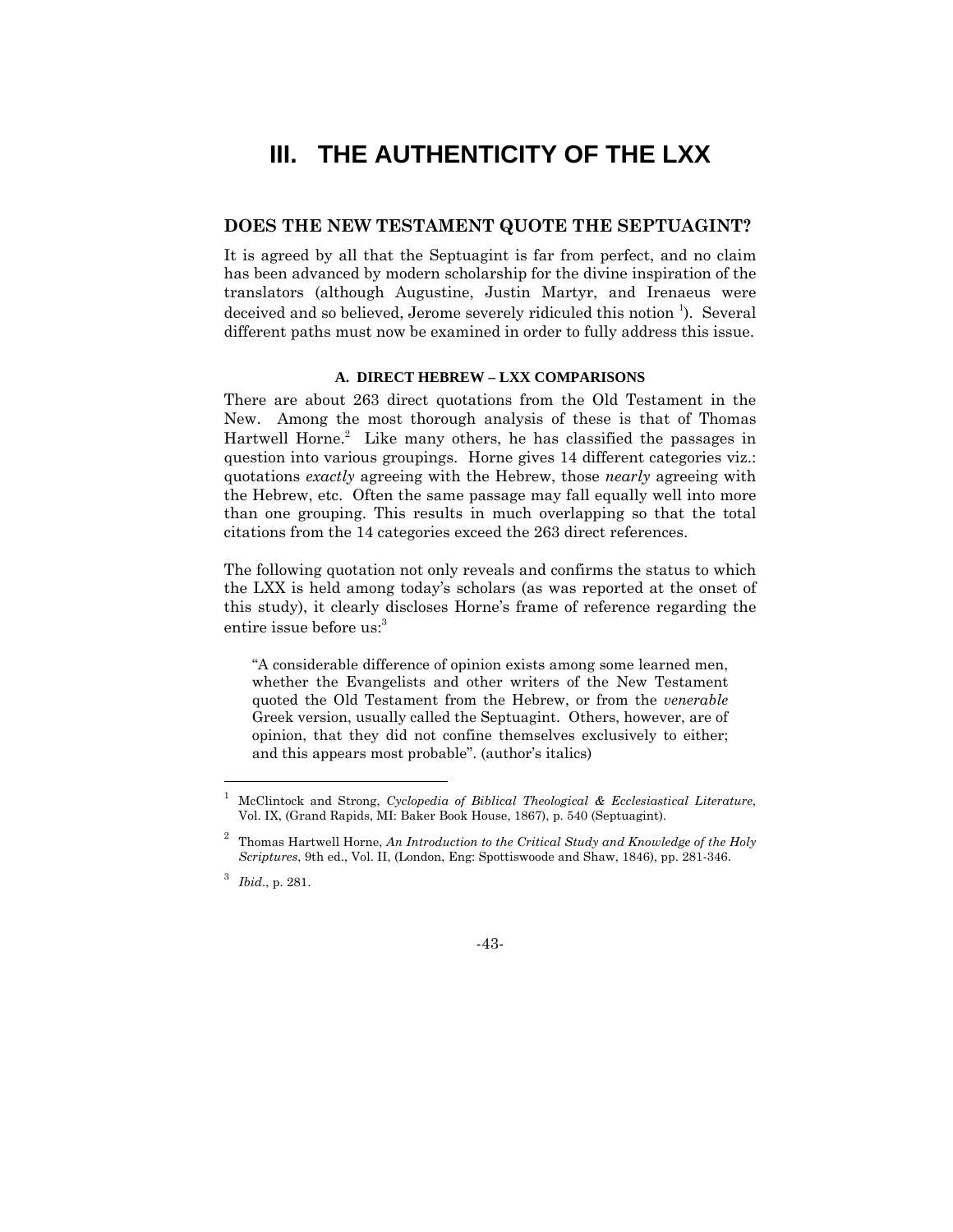# III. THE AUTHENTICITY OF THE LXX

## DOES THE NEW TESTAMENT QUOTE THE SEPTUAGINT?

It is agreed by all that the Septuagint is far from perfect, and no claim has been advanced by modern scholarship for the divine inspiration of the translators (although Augustine, Justin Martyr, and Irenaeus were deceived and so believed, Jerome severely ridiculed this notion [1]). Several different paths must now be examined in order to fully address this issue.

### A. DIRECT HEBREW – LXX COMPARISONS

There are about 263 direct quotations from the Old Testament in the New. Among the most thorough analysis of these is that of Thomas Hartwell Horne.[2] Like many others, he has classified the passages in question into various groupings. Horne gives 14 different categories viz.: quotations *exactly* agreeing with the Hebrew, those *nearly* agreeing with the Hebrew, etc. Often the same passage may fall equally well into more than one grouping. This results in much overlapping so that the total citations from the 14 categories exceed the 263 direct references.

The following quotation not only reveals and confirms the status to which the LXX is held among today's scholars (as was reported at the onset of this study), it clearly discloses Horne's frame of reference regarding the entire issue before us:[3]

> "A considerable difference of opinion exists among some learned men, whether the Evangelists and other writers of the New Testament quoted the Old Testament from the Hebrew, or from the *venerable* Greek version, usually called the Septuagint. Others, however, are of opinion, that they did not confine themselves exclusively to either; and this appears most probable". (author's italics)

---

[1] McClintock and Strong, *Cyclopedia of Biblical Theological & Ecclesiastical Literature*, Vol. IX, (Grand Rapids, MI: Baker Book House, 1867), p. 540 (Septuagint).

[2] Thomas Hartwell Horne, *An Introduction to the Critical Study and Knowledge of the Holy Scriptures*, 9th ed., Vol. II, (London, Eng: Spottiswoode and Shaw, 1846), pp. 281-346.

[3] *Ibid*., p. 281.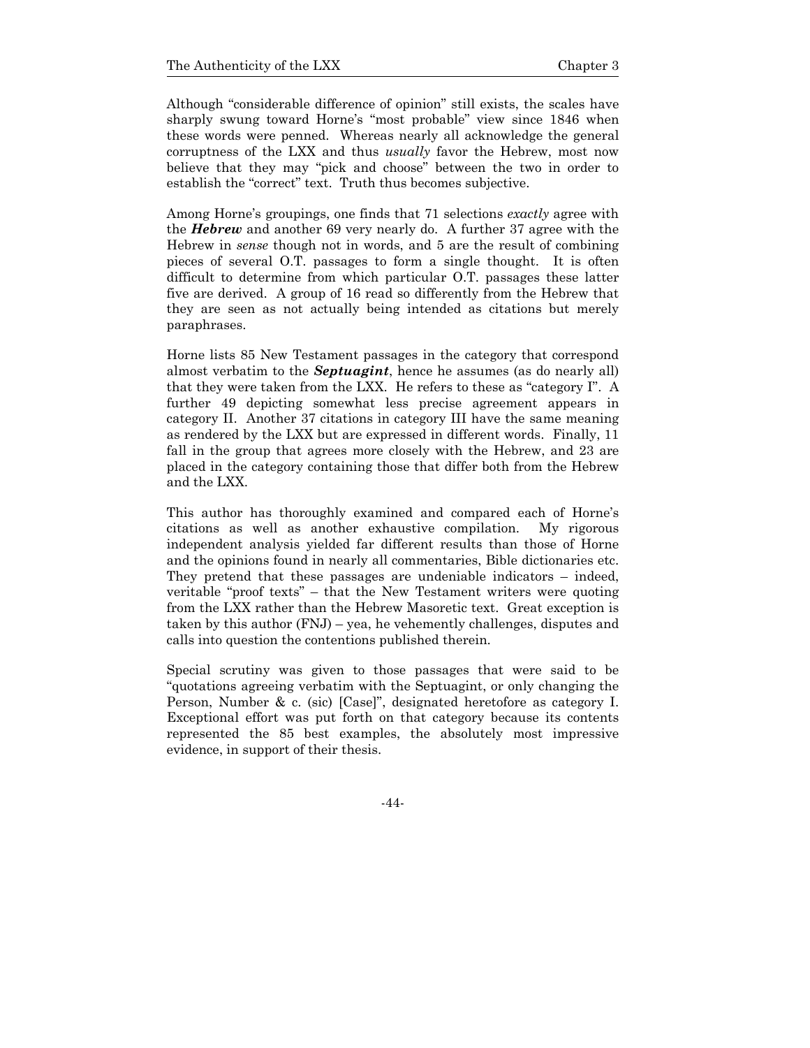Although "considerable difference of opinion" still exists, the scales have sharply swung toward Horne's "most probable" view since 1846 when these words were penned. Whereas nearly all acknowledge the general corruptness of the LXX and thus *usually* favor the Hebrew, most now believe that they may "pick and choose" between the two in order to establish the "correct" text. Truth thus becomes subjective.

Among Horne's groupings, one finds that 71 selections *exactly* agree with the ***Hebrew*** and another 69 very nearly do. A further 37 agree with the Hebrew in *sense* though not in words, and 5 are the result of combining pieces of several O.T. passages to form a single thought. It is often difficult to determine from which particular O.T. passages these latter five are derived. A group of 16 read so differently from the Hebrew that they are seen as not actually being intended as citations but merely paraphrases.

Horne lists 85 New Testament passages in the category that correspond almost verbatim to the ***Septuagint***, hence he assumes (as do nearly all) that they were taken from the LXX. He refers to these as "category I". A further 49 depicting somewhat less precise agreement appears in category II. Another 37 citations in category III have the same meaning as rendered by the LXX but are expressed in different words. Finally, 11 fall in the group that agrees more closely with the Hebrew, and 23 are placed in the category containing those that differ both from the Hebrew and the LXX.

This author has thoroughly examined and compared each of Horne's citations as well as another exhaustive compilation. My rigorous independent analysis yielded far different results than those of Horne and the opinions found in nearly all commentaries, Bible dictionaries etc. They pretend that these passages are undeniable indicators – indeed, veritable "proof texts" – that the New Testament writers were quoting from the LXX rather than the Hebrew Masoretic text. Great exception is taken by this author (FNJ) – yea, he vehemently challenges, disputes and calls into question the contentions published therein.

Special scrutiny was given to those passages that were said to be "quotations agreeing verbatim with the Septuagint, or only changing the Person, Number & c. (sic) [Case]", designated heretofore as category I. Exceptional effort was put forth on that category because its contents represented the 85 best examples, the absolutely most impressive evidence, in support of their thesis.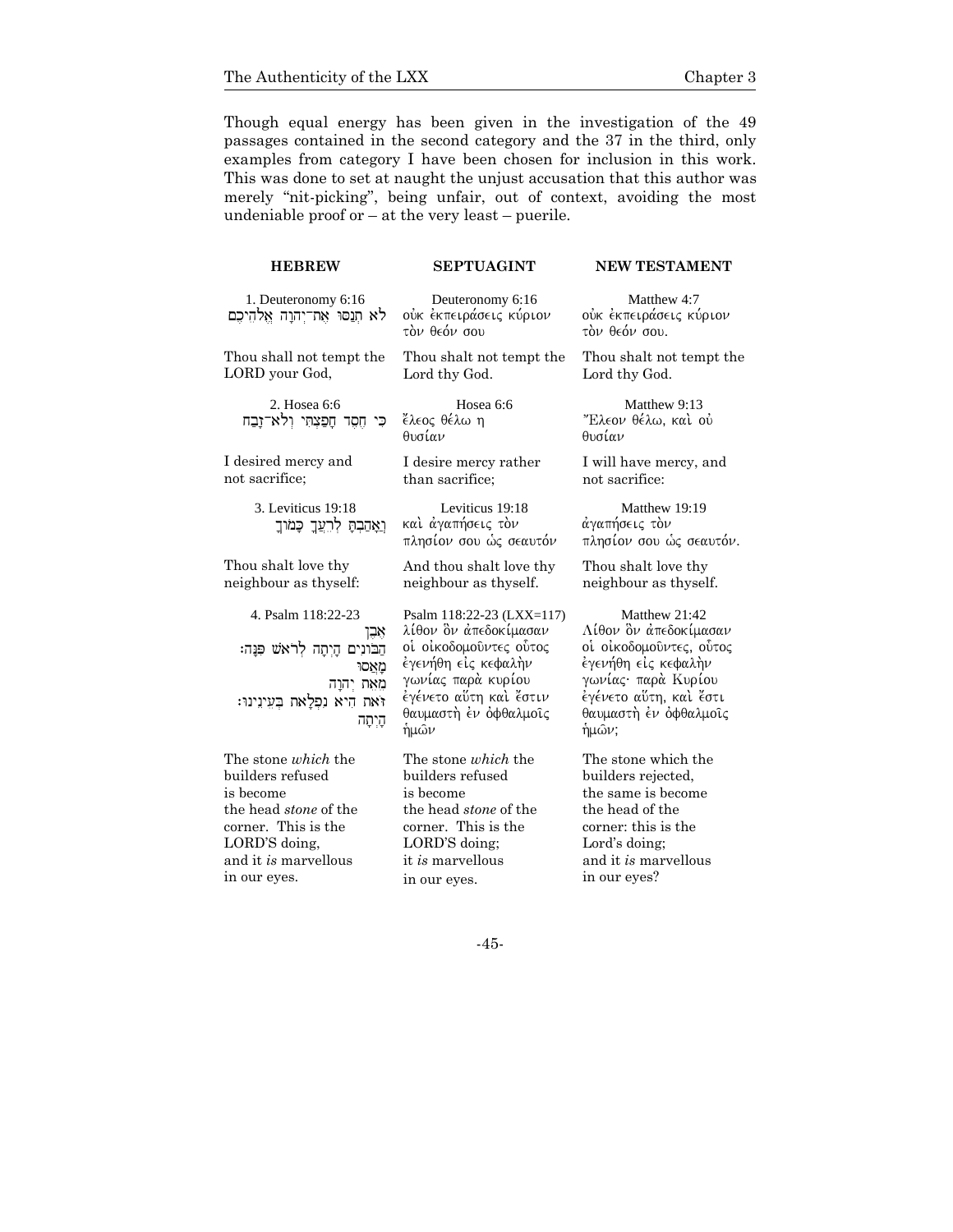Though equal energy has been given in the investigation of the 49 passages contained in the second category and the 37 in the third, only examples from category I have been chosen for inclusion in this work. This was done to set at naught the unjust accusation that this author was merely "nit-picking", being unfair, out of context, avoiding the most undeniable proof or – at the very least – puerile.

| **HEBREW** | **SEPTUAGINT** | **NEW TESTAMENT** |
|---|---|---|
| 1. Deuteronomy 6:16<br>לֹא תְנַסּוּ אֶת־יְהוָה אֱלֹהֵיכֶם | Deuteronomy 6:16<br>οὐκ ἐκπειράσεις κύριον τὸν θεόν σου | Matthew 4:7<br>οὐκ ἐκπειράσεις κύριον τὸν θεόν σου. |
| Thou shall not tempt the LORD your God, | Thou shalt not tempt the Lord thy God. | Thou shalt not tempt the Lord thy God. |
| 2. Hosea 6:6<br>כִּי חֶסֶד חָפַצְתִּי וְלֹא־זָבַח | Hosea 6:6<br>ἔλεος θέλω η θυσίαν | Matthew 9:13<br>Ἔλεον θέλω, καὶ οὐ θυσίαν |
| I desired mercy and not sacrifice; | I desire mercy rather than sacrifice; | I will have mercy, and not sacrifice: |
| 3. Leviticus 19:18<br>וְאָהַבְתָּ לְרֵעֲךָ כָּמוֹךָ | Leviticus 19:18<br>καὶ ἀγαπήσεις τὸν πλησίον σου ὡς σεαυτόν | Matthew 19:19<br>ἀγαπήσεις τὸν πλησίον σου ὡς σεαυτόν. |
| Thou shalt love thy neighbour as thyself: | And thou shalt love thy neighbour as thyself. | Thou shalt love thy neighbour as thyself. |
| 4. Psalm 118:22-23<br>אֶבֶן מָאֲסוּ הַבּוֹנִים הָיְתָה לְרֹאשׁ פִּנָּה׃ מֵאֵת יְהוָה הָיְתָה זֹּאת הִיא נִפְלָאת בְּעֵינֵינוּ׃ | Psalm 118:22-23 (LXX=117)<br>λίθον ὃν ἀπεδοκίμασαν οἱ οἰκοδομοῦντες οὗτος ἐγενήθη εἰς κεφαλὴν γωνίας παρὰ κυρίου ἐγένετο αὕτη καὶ ἔστιν θαυμαστὴ ἐν ὀφθαλμοῖς ἡμῶν | Matthew 21:42<br>Λίθον ὃν ἀπεδοκίμασαν οἱ οἰκοδομοῦντες, οὗτος ἐγενήθη εἰς κεφαλὴν γωνίας· παρὰ Κυρίου ἐγένετο αὕτη, καὶ ἔστι θαυμαστὴ ἐν ὀφθαλμοῖς ἡμῶν; |
| The stone *which* the builders refused is become the head *stone* of the corner. This is the LORD'S doing, and it *is* marvellous in our eyes. | The stone *which* the builders refused is become the head *stone* of the corner. This is the LORD'S doing; it *is* marvellous in our eyes. | The stone which the builders rejected, the same is become the head of the corner: this is the Lord's doing; and it *is* marvellous in our eyes? |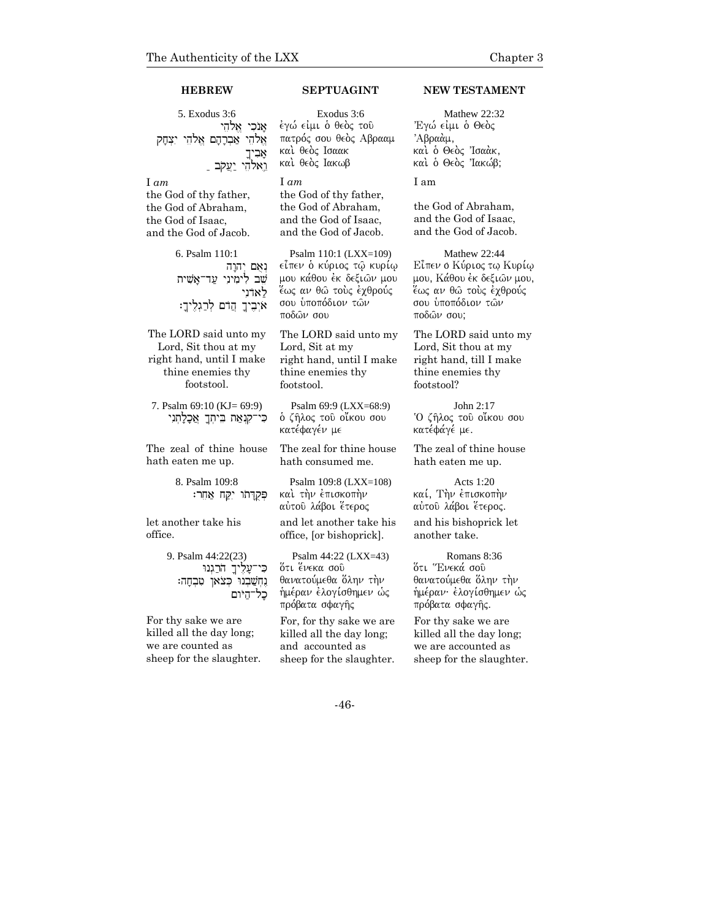| HEBREW | SEPTUAGINT | NEW TESTAMENT |
|---|---|---|
| 5. Exodus 3:6<br>אָנֹכִי אֱלֹהֵי אָבִיךָ אֱלֹהֵי אַבְרָהָם אֱלֹהֵי יִצְחָק וֵאלֹהֵי יַעֲקֹב | Exodus 3:6<br>ἐγώ εἰμι ὁ θεὸς τοῦ πατρός σου θεὸς Αβρααμ καὶ θεὸς Ισαακ καὶ θεὸς Ιακωβ | Mathew 22:32<br>Ἐγώ εἰμι ὁ Θεὸς Ἀβραὰμ, καὶ ὁ Θεὸς Ἰσαὰκ, καὶ ὁ Θεὸς Ἰακώβ; |
| I *am* the God of thy father, the God of Abraham, the God of Isaac, and the God of Jacob. | I *am* the God of thy father, the God of Abraham, and the God of Isaac, and the God of Jacob. | I am<br><br>the God of Abraham, and the God of Isaac, and the God of Jacob. |
| 6. Psalm 110:1<br>נְאֻם יְהוָה לַאדֹנִי שֵׁב לִימִינִי עַד־אָשִׁית אֹיְבֶיךָ הֲדֹם לְרַגְלֶיךָ׃ | Psalm 110:1 (LXX=109)<br>εἶπεν ὁ κύριος τῷ κυρίῳ μου κάθου ἐκ δεξιῶν μου ἕως ἂν θῶ τοὺς ἐχθρούς σου ὑποπόδιον τῶν ποδῶν σου | Mathew 22:44<br>Εἶπεν ὁ Κύριος τῷ Κυρίῳ μου, Κάθου ἐκ δεξιῶν μου, ἕως ἂν θῶ τοὺς ἐχθρούς σου ὑποπόδιον τῶν ποδῶν σου; |
| The LORD said unto my Lord, Sit thou at my right hand, until I make thine enemies thy footstool. | The LORD said unto my Lord, Sit at my right hand, until I make thine enemies thy footstool. | The LORD said unto my Lord, Sit thou at my right hand, till I make thine enemies thy footstool? |
| 7. Psalm 69:10 (KJ= 69:9)<br>כִּי־קִנְאַת בֵּיתְךָ אֲכָלָתְנִי | Psalm 69:9 (LXX=68:9)<br>ὁ ζῆλος τοῦ οἴκου σου κατέφαγέν με | John 2:17<br>Ὁ ζῆλος τοῦ οἴκου σου κατέφαγέ με. |
| The zeal of thine house hath eaten me up. | The zeal for thine house hath consumed me. | The zeal of thine house hath eaten me up. |
| 8. Psalm 109:8<br>פְּקֻדָּתוֹ יִקַּח אַחֵר׃ | Psalm 109:8 (LXX=108)<br>καὶ τὴν ἐπισκοπὴν αὐτοῦ λάβοι ἕτερος | Acts 1:20<br>καί, Τὴν ἐπισκοπὴν αὐτοῦ λάβοι ἕτερος. |
| let another take his office. | and let another take his office, [or bishoprick]. | and his bishoprick let another take. |
| 9. Psalm 44:22(23)<br>כִּי־עָלֶיךָ הֹרַגְנוּ כָל־הַיּוֹם נֶחְשַׁבְנוּ כְּצֹאן טִבְחָה׃ | Psalm 44:22 (LXX=43)<br>ὅτι ἕνεκα σοῦ θανατούμεθα ὅλην τὴν ἡμέραν ἐλογίσθημεν ὡς πρόβατα σφαγῆς | Romans 8:36<br>ὅτι Ἕνεκά σοῦ θανατούμεθα ὅλην τὴν ἡμέραν· ἐλογίσθημεν ὡς πρόβατα σφαγῆς. |
| For thy sake we are killed all the day long; we are counted as sheep for the slaughter. | For, for thy sake we are killed all the day long; and accounted as sheep for the slaughter. | For thy sake we are killed all the day long; we are accounted as sheep for the slaughter. |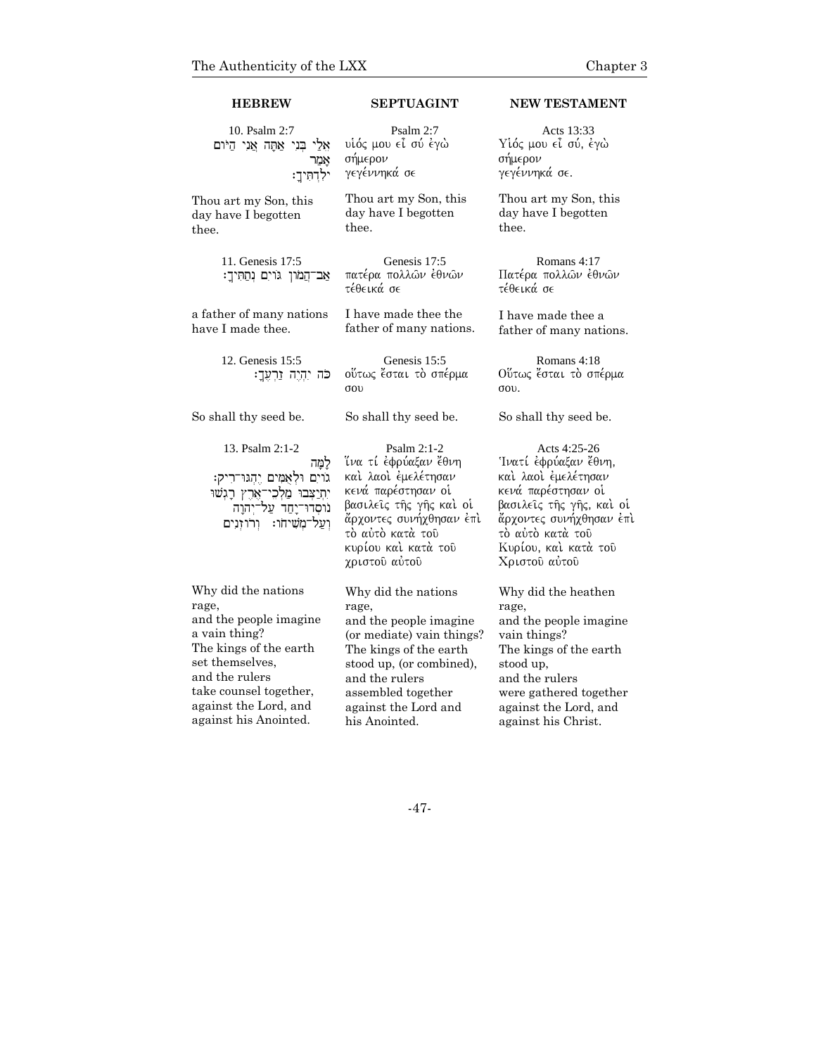| HEBREW | SEPTUAGINT | NEW TESTAMENT |
|---|---|---|
| 10. Psalm 2:7<br>אֵלַי בְּנִי אַתָּה אֲנִי הַיּוֹם יְלִדְתִּיךָ׃ אָמַר | Psalm 2:7<br>υἱός μου εἶ σύ ἐγὼ σήμερον γεγέννηκά σε | Acts 13:33<br>Υἱός μου εἶ σύ, ἐγὼ σήμερον γεγέννηκά σε. |
| Thou art my Son, this day have I begotten thee. | Thou art my Son, this day have I begotten thee. | Thou art my Son, this day have I begotten thee. |
| 11. Genesis 17:5<br>אַב־הֲמוֹן גּוֹיִם נְתַתִּיךָ׃ | Genesis 17:5<br>πατέρα πολλῶν ἐθνῶν τέθεικά σε | Romans 4:17<br>Πατέρα πολλῶν ἐθνῶν τέθεικά σε |
| a father of many nations have I made thee. | I have made thee the father of many nations. | I have made thee a father of many nations. |
| 12. Genesis 15:5<br>כֹּה יִהְיֶה זַרְעֶךָ׃ | Genesis 15:5<br>οὕτως ἔσται τὸ σπέρμα σου | Romans 4:18<br>Οὕτως ἔσται τὸ σπέρμα σου. |
| So shall thy seed be. | So shall thy seed be. | So shall thy seed be. |
| 13. Psalm 2:1-2<br>לָמָּה רָגְשׁוּ גוֹיִם וּלְאֻמִּים יֶהְגּוּ־רִיק׃ יִתְיַצְּבוּ מַלְכֵי־אֶרֶץ וְרוֹזְנִים נוֹסְדוּ־יָחַד עַל־יְהוָה וְעַל־מְשִׁיחוֹ׃ | Psalm 2:1-2<br>ἵνα τί ἐφρύαξαν ἔθνη καὶ λαοὶ ἐμελέτησαν κενά παρέστησαν οἱ βασιλεῖς τῆς γῆς καὶ οἱ ἄρχοντες συνήχθησαν ἐπὶ τὸ αὐτὸ κατὰ τοῦ κυρίου καὶ κατὰ τοῦ χριστοῦ αὐτοῦ | Acts 4:25-26<br>Ἱνατί ἐφρύαξαν ἔθνη, καὶ λαοὶ ἐμελέτησαν κενά παρέστησαν οἱ βασιλεῖς τῆς γῆς, καὶ οἱ ἄρχοντες συνήχθησαν ἐπὶ τὸ αὐτὸ κατὰ τοῦ Κυρίου, καὶ κατὰ τοῦ Χριστοῦ αὐτοῦ |
| Why did the nations rage,<br>and the people imagine a vain thing?<br>The kings of the earth set themselves,<br>and the rulers take counsel together,<br>against the Lord, and against his Anointed. | Why did the nations rage,<br>and the people imagine (or mediate) vain things?<br>The kings of the earth stood up, (or combined),<br>and the rulers assembled together<br>against the Lord and his Anointed. | Why did the heathen rage,<br>and the people imagine vain things?<br>The kings of the earth stood up,<br>and the rulers were gathered together<br>against the Lord, and against his Christ. |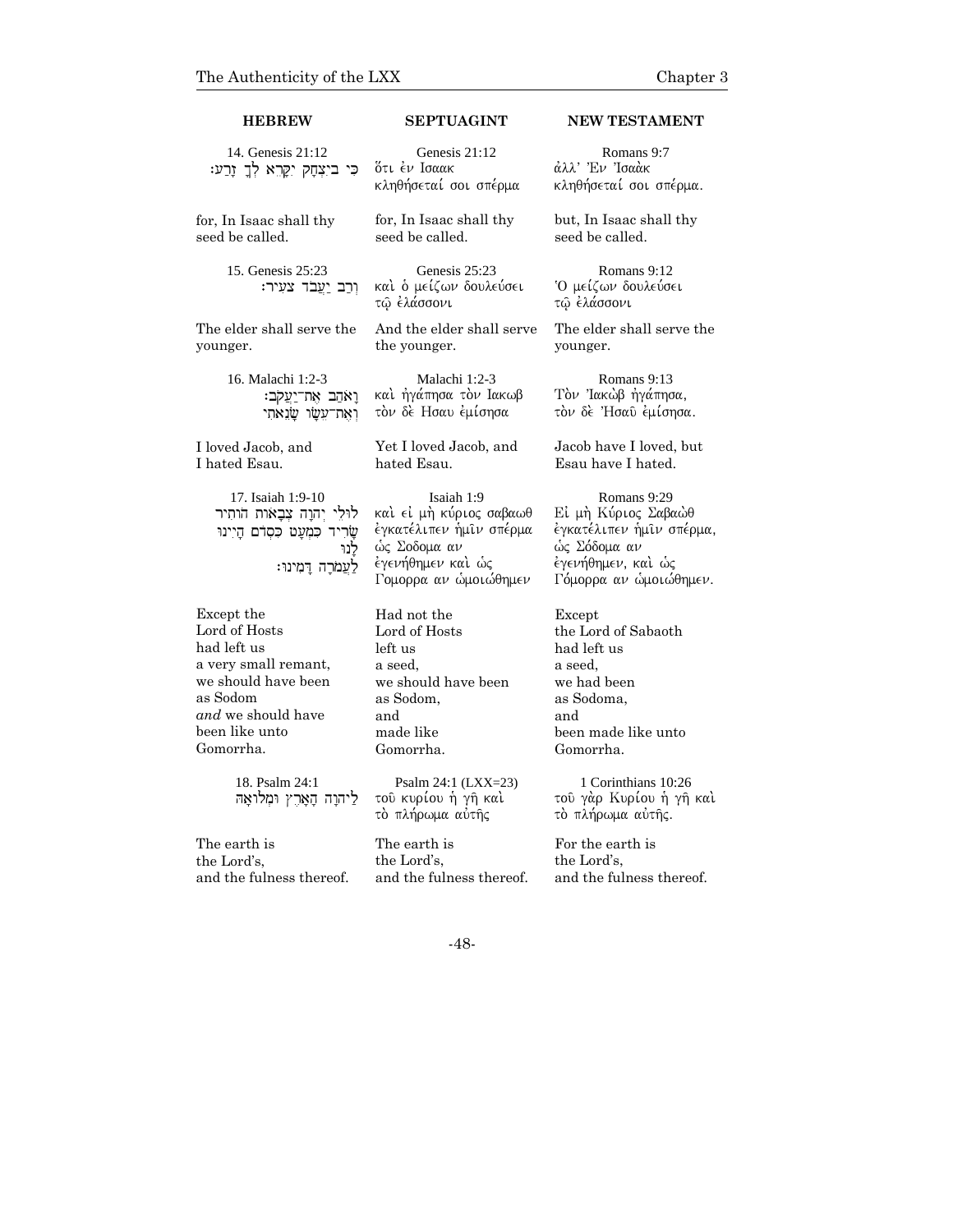| HEBREW | SEPTUAGINT | NEW TESTAMENT |
|---|---|---|
| 14. Genesis 21:12<br>כִּי בְיִצְחָק יִקָּרֵא לְךָ זָרַע׃ | Genesis 21:12<br>ὅτι ἐν Ισαακ κληθήσεταί σοι σπέρμα | Romans 9:7<br>ἀλλ' Ἐν Ἰσαὰκ κληθήσεταί σοι σπέρμα. |
| for, In Isaac shall thy seed be called. | for, In Isaac shall thy seed be called. | but, In Isaac shall thy seed be called. |
| 15. Genesis 25:23<br>וְרַב יַעֲבֹד צָעִיר׃ | Genesis 25:23<br>καὶ ὁ μείζων δουλεύσει τῷ ἐλάσσονι | Romans 9:12<br>Ὁ μείζων δουλεύσει τῷ ἐλάσσονι |
| The elder shall serve the younger. | And the elder shall serve the younger. | The elder shall serve the younger. |
| 16. Malachi 1:2-3<br>וָאֹהַב אֶת־יַעֲקֹב׃ וְאֶת־עֵשָׂו שָׂנֵאתִי | Malachi 1:2-3<br>καὶ ἠγάπησα τὸν Ιακωβ τὸν δὲ Ησαυ ἐμίσησα | Romans 9:13<br>Τὸν Ἰακὼβ ἠγάπησα, τὸν δὲ Ἠσαῦ ἐμίσησα. |
| I loved Jacob, and I hated Esau. | Yet I loved Jacob, and hated Esau. | Jacob have I loved, but Esau have I hated. |
| 17. Isaiah 1:9-10<br>לוּלֵי יְהוָה צְבָאוֹת הוֹתִיר לָנוּ שָׂרִיד כִּמְעָט כִּסְדֹם הָיִינוּ לַעֲמֹרָה דָּמִינוּ׃ | Isaiah 1:9<br>καὶ εἰ μὴ κύριος σαβαωθ ἐγκατέλιπεν ἡμῖν σπέρμα ὡς Σοδομα ἂν ἐγενήθημεν καὶ ὡς Γομορρα ἂν ὡμοιώθημεν | Romans 9:29<br>Εἰ μὴ Κύριος Σαβαὼθ ἐγκατέλιπεν ἡμῖν σπέρμα, ὡς Σόδομα ἂν ἐγενήθημεν, καὶ ὡς Γόμορρα ἂν ὡμοιώθημεν. |
| Except the Lord of Hosts had left us a very small remant, we should have been as Sodom *and* we should have been like unto Gomorrha. | Had not the Lord of Hosts left us a seed, we should have been as Sodom, and made like Gomorrha. | Except the Lord of Sabaoth had left us a seed, we had been as Sodoma, and been made like unto Gomorrha. |
| 18. Psalm 24:1<br>לַיהוָה הָאָרֶץ וּמְלוֹאָהּ | Psalm 24:1 (LXX=23)<br>τοῦ κυρίου ἡ γῆ καὶ τὸ πλήρωμα αὐτῆς | 1 Corinthians 10:26<br>τοῦ γὰρ Κυρίου ἡ γῆ καὶ τὸ πλήρωμα αὐτῆς. |
| The earth is the Lord's, and the fulness thereof. | The earth is the Lord's, and the fulness thereof. | For the earth is the Lord's, and the fulness thereof. |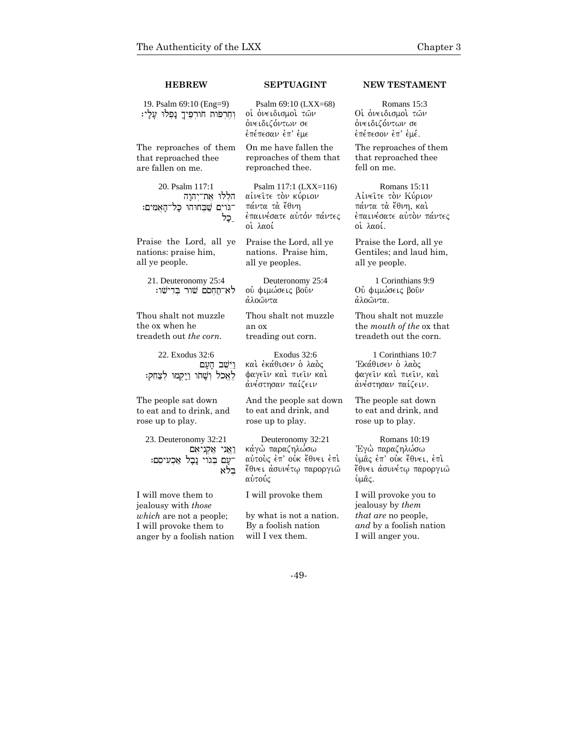| HEBREW | SEPTUAGINT | NEW TESTAMENT |
|---|---|---|
| 19. Psalm 69:10 (Eng=9)<br>וְחֶרְפּוֹת חוֹרְפֶיךָ נָפְלוּ עָלָי׃ | Psalm 69:10 (LXX=68)<br>οἱ ὀνειδισμοὶ τῶν ὀνειδιζόντων σε ἐπέπεσαν ἐπ' ἐμε | Romans 15:3<br>Οἱ ὀνειδισμοὶ τῶν ὀνειδιζόντων σε ἐπέπεσον ἐπ' ἐμέ. |
| The reproaches of them that reproached thee are fallen on me. | On me have fallen the reproaches of them that reproached thee. | The reproaches of them that reproached thee fell on me. |
| 20. Psalm 117:1<br>הַלְלוּ אֶת־יְהוָה כָּל־גּוֹיִם שַׁבְּחוּהוּ כָּל־הָאֻמִּים׃ | Psalm 117:1 (LXX=116)<br>αἰνεῖτε τὸν κύριον πάντα τὰ ἔθνη ἐπαινέσατε αὐτόν πάντες οἱ λαοί | Romans 15:11<br>Αἰνεῖτε τὸν Κύριον πάντα τὰ ἔθνη, καὶ ἐπαινέσατε αὐτὸν πάντες οἱ λαοί. |
| Praise the Lord, all ye nations: praise him, all ye people. | Praise the Lord, all ye nations. Praise him, all ye peoples. | Praise the Lord, all ye Gentiles; and laud him, all ye people. |
| 21. Deuteronomy 25:4<br>לֹא־תַחְסֹם שׁוֹר בְּדִישׁוֹ׃ | Deuteronomy 25:4<br>οὐ φιμώσεις βοῦν ἀλοῶντα | 1 Corinthians 9:9<br>Οὐ φιμώσεις βοῦν ἀλοῶντα. |
| Thou shalt not muzzle the ox when he treadeth out *the corn*. | Thou shalt not muzzle an ox treading out corn. | Thou shalt not muzzle the *mouth of the* ox that treadeth out the corn. |
| 22. Exodus 32:6<br>וַיֵּשֶׁב הָעָם לֶאֱכֹל וְשָׁתוֹ וַיָּקֻמוּ לְצַחֵק׃ | Exodus 32:6<br>καὶ ἐκάθισεν ὁ λαὸς φαγεῖν καὶ πιεῖν καὶ ἀνέστησαν παίζειν | 1 Corinthians 10:7<br>Ἐκάθισεν ὁ λαὸς φαγεῖν καὶ πιεῖν, καὶ ἀνέστησαν παίζειν. |
| The people sat down to eat and to drink, and rose up to play. | And the people sat down to eat and drink, and rose up to play. | The people sat down to eat and drink, and rose up to play. |
| 23. Deuteronomy 32:21<br>וַאֲנִי אַקְנִיאֵם בְּלֹא־עָם בְּגוֹי נָבָל אַכְעִיסֵם׃ | Deuteronomy 32:21<br>κἀγὼ παραζηλώσω αὐτοὺς ἐπ' οὐκ ἔθνει ἐπὶ ἔθνει ἀσυνέτῳ παροργιῶ αὐτούς | Romans 10:19<br>Ἐγὼ παραζηλώσω ὑμᾶς ἐπ' οὐκ ἔθνει, ἐπὶ ἔθνει ἀσυνέτῳ παροργιῶ ὑμᾶς. |
| I will move them to jealousy with *those which* are not a people; I will provoke them to anger by a foolish nation | I will provoke them by what is not a nation. By a foolish nation will I vex them. | I will provoke you to jealousy by *them that are* no people, *and* by a foolish nation I will anger you. |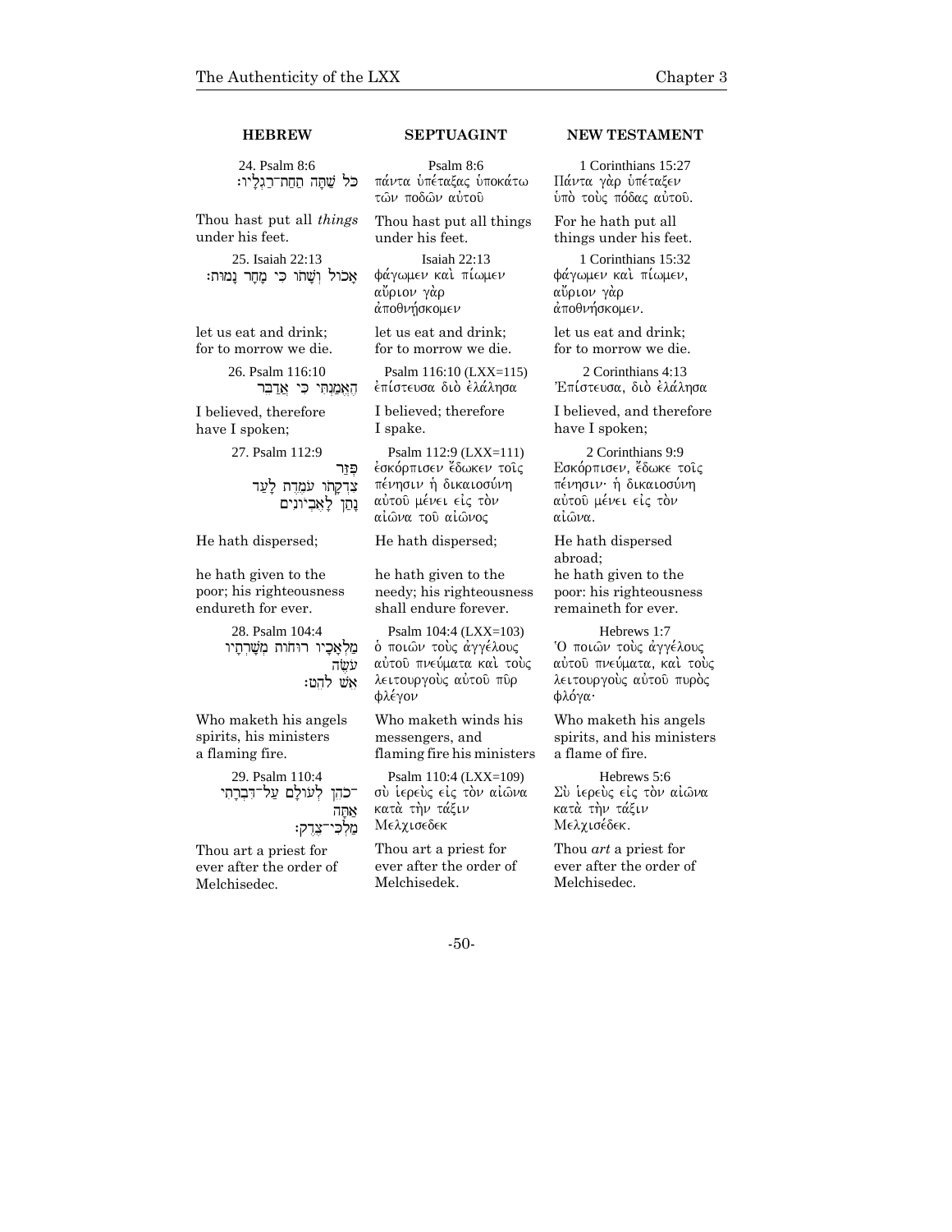| HEBREW | SEPTUAGINT | NEW TESTAMENT |
|---|---|---|
| 24. Psalm 8:6<br>כֹּל שַׁתָּה תַחַת־רַגְלָיו׃ | Psalm 8:6<br>πάντα ὑπέταξας ὑποκάτω τῶν ποδῶν αὐτοῦ | 1 Corinthians 15:27<br>Πάντα γὰρ ὑπέταξεν ὑπὸ τοὺς πόδας αὐτοῦ. |
| Thou hast put all *things* under his feet. | Thou hast put all things under his feet. | For he hath put all things under his feet. |
| 25. Isaiah 22:13<br>אָכוֹל וְשָׁתוֹ כִּי מָחָר נָמוּת׃ | Isaiah 22:13<br>φάγωμεν καὶ πίωμεν αὔριον γὰρ ἀποθνῄσκομεν | 1 Corinthians 15:32<br>φάγωμεν καὶ πίωμεν, αὔριον γὰρ ἀποθνήσκομεν. |
| let us eat and drink; for to morrow we die. | let us eat and drink; for to morrow we die. | let us eat and drink; for to morrow we die. |
| 26. Psalm 116:10<br>הֶאֱמַנְתִּי כִּי אֲדַבֵּר | Psalm 116:10 (LXX=115)<br>ἐπίστευσα διὸ ἐλάλησα | 2 Corinthians 4:13<br>Ἐπίστευσα, διὸ ἐλάλησα |
| I believed, therefore have I spoken; | I believed; therefore I spake. | I believed, and therefore have I spoken; |
| 27. Psalm 112:9<br>פִּזַּר<br>צִדְקָתוֹ עֹמֶדֶת לָעַד<br>נָתַן לָאֶבְיוֹנִים | Psalm 112:9 (LXX=111)<br>ἐσκόρπισεν ἔδωκεν τοῖς πένησιν ἡ δικαιοσύνη αὐτοῦ μένει εἰς τὸν αἰῶνα τοῦ αἰῶνος | 2 Corinthians 9:9<br>Εσκόρπισεν, ἔδωκε τοῖς πένησιν· ἡ δικαιοσύνη αὐτοῦ μένει εἰς τὸν αἰῶνα. |
| He hath dispersed; | He hath dispersed; | He hath dispersed abroad; |
| he hath given to the poor; his righteousness endureth for ever. | he hath given to the needy; his righteousness shall endure forever. | he hath given to the poor: his righteousness remaineth for ever. |
| 28. Psalm 104:4<br>מַלְאָכָיו רוּחוֹת מְשָׁרְתָיו עֹשֶׂה<br>אֵשׁ לֹהֵט׃ | Psalm 104:4 (LXX=103)<br>ὁ ποιῶν τοὺς ἀγγέλους αὐτοῦ πνεύματα καὶ τοὺς λειτουργοὺς αὐτοῦ πῦρ φλέγον | Hebrews 1:7<br>Ὁ ποιῶν τοὺς ἀγγέλους αὐτοῦ πνεύματα, καὶ τοὺς λειτουργοὺς αὐτοῦ πυρὸς φλόγα· |
| Who maketh his angels spirits, his ministers a flaming fire. | Who maketh winds his messengers, and flaming fire his ministers | Who maketh his angels spirits, and his ministers a flame of fire. |
| 29. Psalm 110:4<br>־כֹהֵן לְעוֹלָם עַל־דִּבְרָתִי אַתָּה<br>מַלְכִּי־צֶדֶק׃ | Psalm 110:4 (LXX=109)<br>σὺ ἱερεὺς εἰς τὸν αἰῶνα κατὰ τὴν τάξιν Μελχισεδεκ | Hebrews 5:6<br>Σὺ ἱερεὺς εἰς τὸν αἰῶνα κατὰ τὴν τάξιν Μελχισέδεκ. |
| Thou art a priest for ever after the order of Melchisedec. | Thou art a priest for ever after the order of Melchisedek. | Thou *art* a priest for ever after the order of Melchisedec. |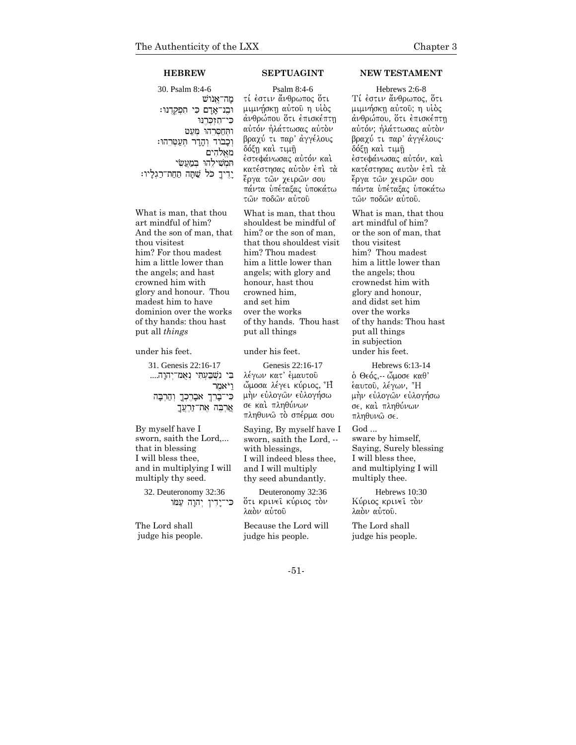| HEBREW | SEPTUAGINT | NEW TESTAMENT |
|---|---|---|
| 30. Psalm 8:4-6 | Psalm 8:4-6 | Hebrews 2:6-8 |
| מָה־אֱנוֹשׁ וּבֶן־אָדָם כִּי תִפְקְדֶנּוּ׃ כִּי־תִזְכְּרֶנּוּ וַתְּחַסְּרֵהוּ מְעַט וְכָבוֹד וְהָדָר תְּעַטְּרֵהוּ׃ מֵאֱלֹהִים תַּמְשִׁילֵהוּ בְּמַעֲשֵׂי יָדֶיךָ כֹּל שַׁתָּה תַחַת־רַגְלָיו׃ | τί ἐστιν ἄνθρωπος ὅτι μιμνήσκῃ αὐτοῦ η υἱὸς ἀνθρώπου ὅτι ἐπισκέπτῃ αὐτόν ἠλάττωσας αὐτὸν βραχύ τι παρ' ἀγγέλους δόξῃ καὶ τιμῇ ἐστεφάνωσας αὐτόν καὶ κατέστησας αὐτὸν ἐπὶ τὰ ἔργα τῶν χειρῶν σου πάντα ὑπέταξας ὑποκάτω τῶν ποδῶν αὐτοῦ | Τί ἐστιν ἄνθρωπος, ὅτι μιμνήσκῃ αὐτοῦ; η υἱὸς ἀνθρώπου, ὅτι ἐπισκέπτῃ αὐτόν; ἠλάττωσας αὐτὸν βραχύ τι παρ' ἀγγέλους· δόξῃ καὶ τιμῇ ἐστεφάνωσας αὐτόν, καὶ κατέστησας αυτὸν ἐπὶ τὰ ἔργα τῶν χειρῶν σου πάντα ὑπέταξας ὑποκάτω τῶν ποδῶν αὐτοῦ. |
| What is man, that thou art mindful of him? And the son of man, that thou visitest him? For thou madest him a little lower than the angels; and hast crowned him with glory and honour. Thou madest him to have dominion over the works of thy hands: thou hast put all *things* under his feet. | What is man, that thou shouldest be mindful of him? or the son of man, that thou shouldest visit him? Thou madest him a little lower than angels; with glory and honour, hast thou crowned him, and set him over the works of thy hands. Thou hast put all things under his feet. | What is man, that thou art mindful of him? or the son of man, that thou visitest him? Thou madest him a little lower than the angels; thou crownedst him with glory and honour, and didst set him over the works of thy hands: Thou hast put all things in subjection under his feet. |
| 31. Genesis 22:16-17 | Genesis 22:16-17 | Hebrews 6:13-14 |
| בִּי נִשְׁבַּעְתִּי נְאֻם־יְהוָה.... וַיֹּאמֶר כִּי־בָרֵךְ אֲבָרֶכְךָ וְהַרְבָּה אַרְבֶּה אֶת־זַרְעֲךָ | λέγων κατ' ἐμαυτοῦ ὤμοσα λέγει κύριος, Ἦ μὴν εὐλογῶν εὐλογήσω σε καὶ πληθύνων πληθυνῶ τὸ σπέρμα σου | ὁ Θεός,-- ὤμοσε καθ' ἑαυτοῦ, λέγων, Ἦ μὴν εὐλογῶν εὐλογήσω σε, καὶ πληθύνων πληθυνῶ σε. |
| By myself have I sworn, saith the Lord,... that in blessing I will bless thee, and in multiplying I will multiply thy seed. | Saying, By myself have I sworn, saith the Lord, -- with blessings, I will indeed bless thee, and I will multiply thy seed abundantly. | God ... sware by himself, Saying, Surely blessing I will bless thee, and multiplying I will multiply thee. |
| 32. Deuteronomy 32:36 | Deuteronomy 32:36 | Hebrews 10:30 |
| כִּי־יָדִין יְהוָה עַמּוֹ | ὅτι κρινεῖ κύριος τὸν λαὸν αὐτοῦ | Κύριος κρινεῖ τὸν λαὸν αὐτοῦ. |
| The Lord shall judge his people. | Because the Lord will judge his people. | The Lord shall judge his people. |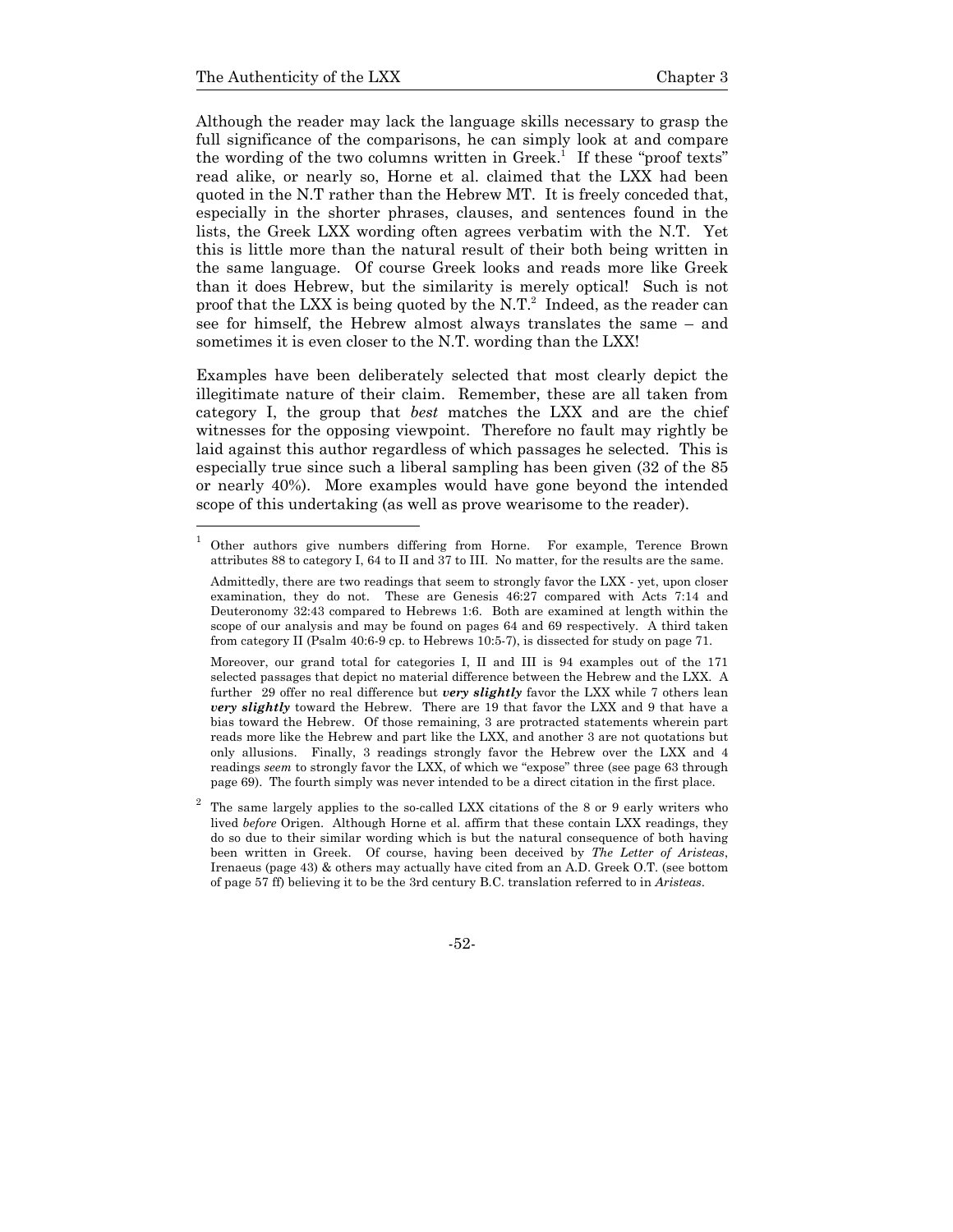Although the reader may lack the language skills necessary to grasp the full significance of the comparisons, he can simply look at and compare the wording of the two columns written in Greek.[1] If these "proof texts" read alike, or nearly so, Horne et al. claimed that the LXX had been quoted in the N.T rather than the Hebrew MT. It is freely conceded that, especially in the shorter phrases, clauses, and sentences found in the lists, the Greek LXX wording often agrees verbatim with the N.T. Yet this is little more than the natural result of their both being written in the same language. Of course Greek looks and reads more like Greek than it does Hebrew, but the similarity is merely optical! Such is not proof that the LXX is being quoted by the N.T.[2] Indeed, as the reader can see for himself, the Hebrew almost always translates the same – and sometimes it is even closer to the N.T. wording than the LXX!

Examples have been deliberately selected that most clearly depict the illegitimate nature of their claim. Remember, these are all taken from category I, the group that *best* matches the LXX and are the chief witnesses for the opposing viewpoint. Therefore no fault may rightly be laid against this author regardless of which passages he selected. This is especially true since such a liberal sampling has been given (32 of the 85 or nearly 40%). More examples would have gone beyond the intended scope of this undertaking (as well as prove wearisome to the reader).

---

[1] Other authors give numbers differing from Horne. For example, Terence Brown attributes 88 to category I, 64 to II and 37 to III. No matter, for the results are the same.

Admittedly, there are two readings that seem to strongly favor the LXX - yet, upon closer examination, they do not. These are Genesis 46:27 compared with Acts 7:14 and Deuteronomy 32:43 compared to Hebrews 1:6. Both are examined at length within the scope of our analysis and may be found on pages 64 and 69 respectively. A third taken from category II (Psalm 40:6-9 cp. to Hebrews 10:5-7), is dissected for study on page 71.

Moreover, our grand total for categories I, II and III is 94 examples out of the 171 selected passages that depict no material difference between the Hebrew and the LXX. A further 29 offer no real difference but ***very slightly*** favor the LXX while 7 others lean ***very slightly*** toward the Hebrew. There are 19 that favor the LXX and 9 that have a bias toward the Hebrew. Of those remaining, 3 are protracted statements wherein part reads more like the Hebrew and part like the LXX, and another 3 are not quotations but only allusions. Finally, 3 readings strongly favor the Hebrew over the LXX and 4 readings *seem* to strongly favor the LXX, of which we "expose" three (see page 63 through page 69). The fourth simply was never intended to be a direct citation in the first place.

[2] The same largely applies to the so-called LXX citations of the 8 or 9 early writers who lived *before* Origen. Although Horne et al. affirm that these contain LXX readings, they do so due to their similar wording which is but the natural consequence of both having been written in Greek. Of course, having been deceived by *The Letter of Aristeas*, Irenaeus (page 43) & others may actually have cited from an A.D. Greek O.T. (see bottom of page 57 ff) believing it to be the 3rd century B.C. translation referred to in *Aristeas*.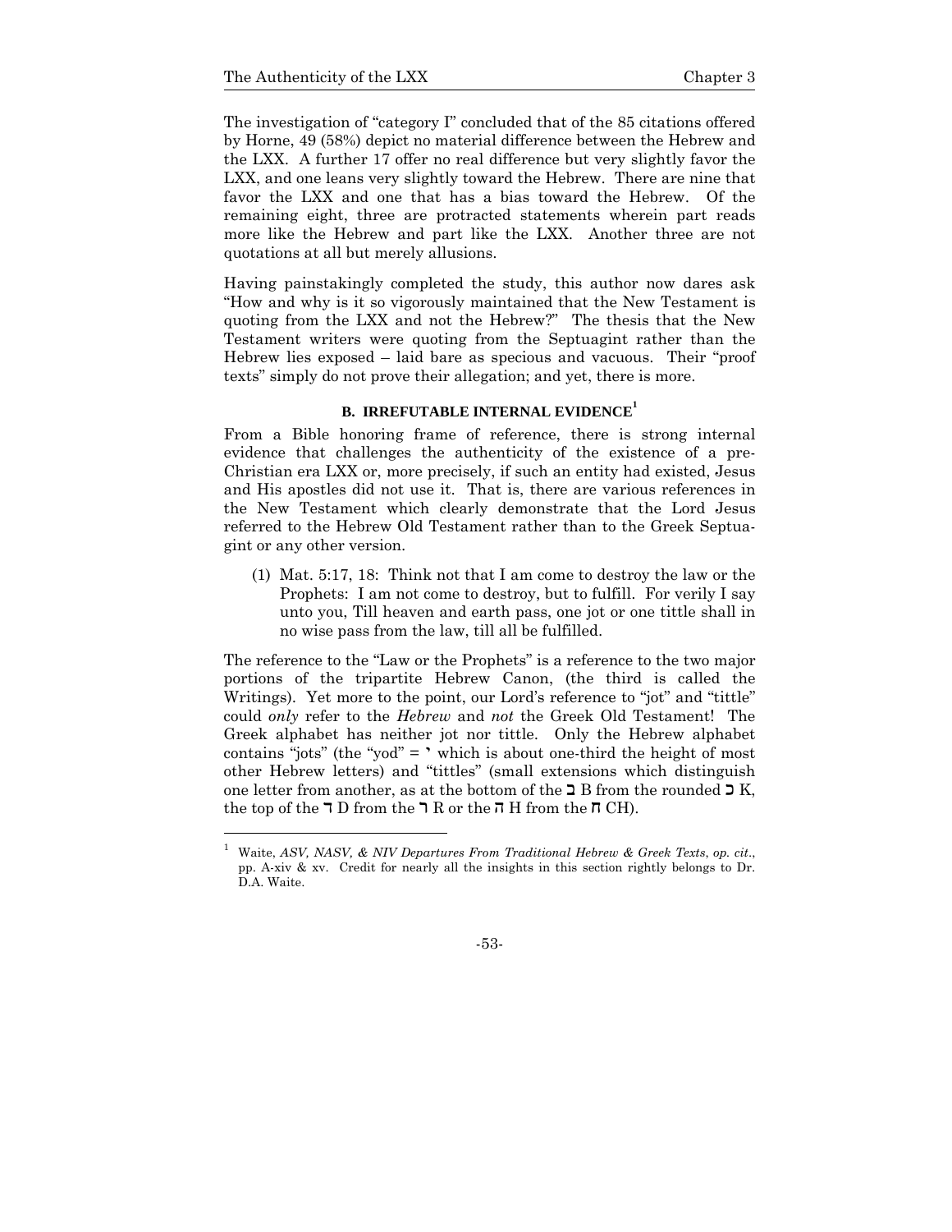The investigation of "category I" concluded that of the 85 citations offered by Horne, 49 (58%) depict no material difference between the Hebrew and the LXX. A further 17 offer no real difference but very slightly favor the LXX, and one leans very slightly toward the Hebrew. There are nine that favor the LXX and one that has a bias toward the Hebrew. Of the remaining eight, three are protracted statements wherein part reads more like the Hebrew and part like the LXX. Another three are not quotations at all but merely allusions.

Having painstakingly completed the study, this author now dares ask "How and why is it so vigorously maintained that the New Testament is quoting from the LXX and not the Hebrew?" The thesis that the New Testament writers were quoting from the Septuagint rather than the Hebrew lies exposed – laid bare as specious and vacuous. Their "proof texts" simply do not prove their allegation; and yet, there is more.

### B. IRREFUTABLE INTERNAL EVIDENCE[1]

From a Bible honoring frame of reference, there is strong internal evidence that challenges the authenticity of the existence of a pre-Christian era LXX or, more precisely, if such an entity had existed, Jesus and His apostles did not use it. That is, there are various references in the New Testament which clearly demonstrate that the Lord Jesus referred to the Hebrew Old Testament rather than to the Greek Septuagint or any other version.

> (1) Mat. 5:17, 18: Think not that I am come to destroy the law or the Prophets: I am not come to destroy, but to fulfill. For verily I say unto you, Till heaven and earth pass, one jot or one tittle shall in no wise pass from the law, till all be fulfilled.

The reference to the "Law or the Prophets" is a reference to the two major portions of the tripartite Hebrew Canon, (the third is called the Writings). Yet more to the point, our Lord's reference to "jot" and "tittle" could *only* refer to the *Hebrew* and *not* the Greek Old Testament! The Greek alphabet has neither jot nor tittle. Only the Hebrew alphabet contains "jots" (the "yod" = י which is about one-third the height of most other Hebrew letters) and "tittles" (small extensions which distinguish one letter from another, as at the bottom of the ב B from the rounded כ K, the top of the ד D from the ר R or the ה H from the ח CH).

---

[1] Waite, *ASV, NASV, & NIV Departures From Traditional Hebrew & Greek Texts*, *op. cit.*, pp. A-xiv & xv. Credit for nearly all the insights in this section rightly belongs to Dr. D.A. Waite.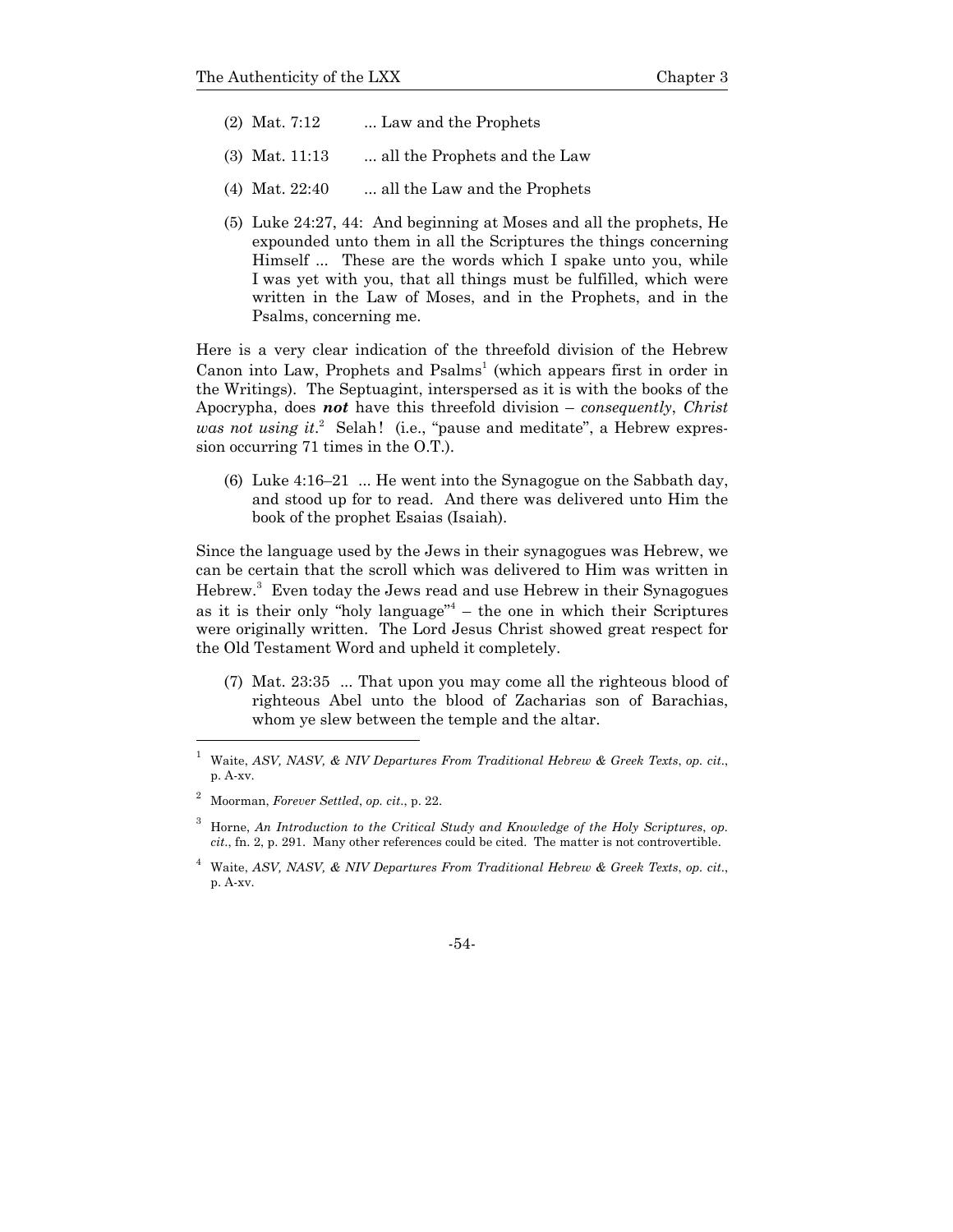(2) Mat. 7:12 ... Law and the Prophets

(3) Mat. 11:13 ... all the Prophets and the Law

(4) Mat. 22:40 ... all the Law and the Prophets

(5) Luke 24:27, 44: And beginning at Moses and all the prophets, He expounded unto them in all the Scriptures the things concerning Himself ... These are the words which I spake unto you, while I was yet with you, that all things must be fulfilled, which were written in the Law of Moses, and in the Prophets, and in the Psalms, concerning me.

Here is a very clear indication of the threefold division of the Hebrew Canon into Law, Prophets and Psalms[1] (which appears first in order in the Writings). The Septuagint, interspersed as it is with the books of the Apocrypha, does ***not*** have this threefold division – *consequently*, *Christ was not using it*.[2] Selah! (i.e., "pause and meditate", a Hebrew expression occurring 71 times in the O.T.).

(6) Luke 4:16–21 ... He went into the Synagogue on the Sabbath day, and stood up for to read. And there was delivered unto Him the book of the prophet Esaias (Isaiah).

Since the language used by the Jews in their synagogues was Hebrew, we can be certain that the scroll which was delivered to Him was written in Hebrew.[3] Even today the Jews read and use Hebrew in their Synagogues as it is their only "holy language"[4] – the one in which their Scriptures were originally written. The Lord Jesus Christ showed great respect for the Old Testament Word and upheld it completely.

(7) Mat. 23:35 ... That upon you may come all the righteous blood of righteous Abel unto the blood of Zacharias son of Barachias, whom ye slew between the temple and the altar.

---

[1] Waite, *ASV, NASV, & NIV Departures From Traditional Hebrew & Greek Texts*, *op. cit*., p. A-xv.

[2] Moorman, *Forever Settled*, *op. cit*., p. 22.

[3] Horne, *An Introduction to the Critical Study and Knowledge of the Holy Scriptures*, *op. cit*., fn. 2, p. 291. Many other references could be cited. The matter is not controvertible.

[4] Waite, *ASV, NASV, & NIV Departures From Traditional Hebrew & Greek Texts*, *op. cit*., p. A-xv.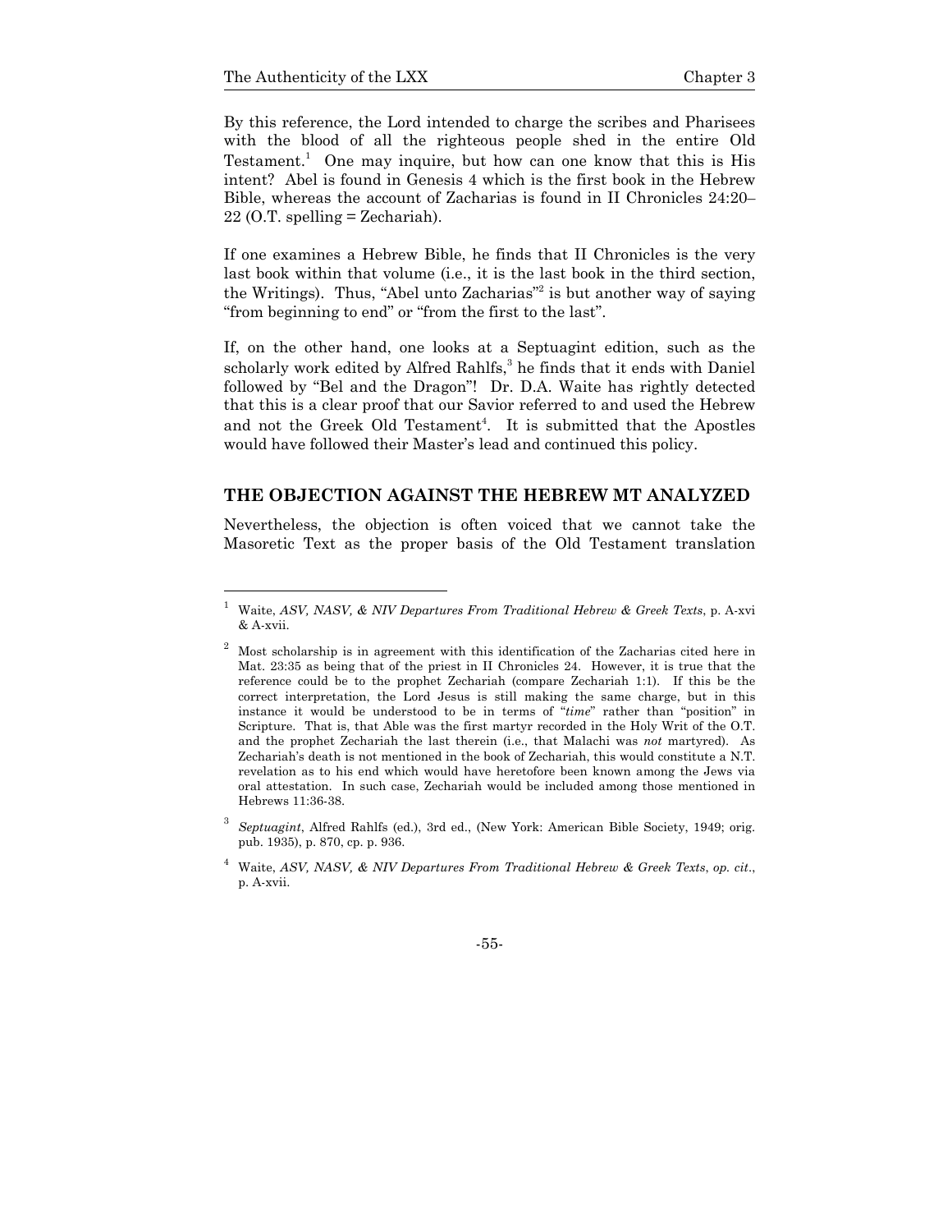By this reference, the Lord intended to charge the scribes and Pharisees with the blood of all the righteous people shed in the entire Old Testament.[1] One may inquire, but how can one know that this is His intent? Abel is found in Genesis 4 which is the first book in the Hebrew Bible, whereas the account of Zacharias is found in II Chronicles 24:20–22 (O.T. spelling = Zechariah).

If one examines a Hebrew Bible, he finds that II Chronicles is the very last book within that volume (i.e., it is the last book in the third section, the Writings). Thus, "Abel unto Zacharias"[2] is but another way of saying "from beginning to end" or "from the first to the last".

If, on the other hand, one looks at a Septuagint edition, such as the scholarly work edited by Alfred Rahlfs,[3] he finds that it ends with Daniel followed by "Bel and the Dragon"! Dr. D.A. Waite has rightly detected that this is a clear proof that our Savior referred to and used the Hebrew and not the Greek Old Testament[4]. It is submitted that the Apostles would have followed their Master's lead and continued this policy.

## THE OBJECTION AGAINST THE HEBREW MT ANALYZED

Nevertheless, the objection is often voiced that we cannot take the Masoretic Text as the proper basis of the Old Testament translation

---

[1] Waite, *ASV, NASV, & NIV Departures From Traditional Hebrew & Greek Texts*, p. A-xvi & A-xvii.

[2] Most scholarship is in agreement with this identification of the Zacharias cited here in Mat. 23:35 as being that of the priest in II Chronicles 24. However, it is true that the reference could be to the prophet Zechariah (compare Zechariah 1:1). If this be the correct interpretation, the Lord Jesus is still making the same charge, but in this instance it would be understood to be in terms of "*time*" rather than "position" in Scripture. That is, that Able was the first martyr recorded in the Holy Writ of the O.T. and the prophet Zechariah the last therein (i.e., that Malachi was *not* martyred). As Zechariah's death is not mentioned in the book of Zechariah, this would constitute a N.T. revelation as to his end which would have heretofore been known among the Jews via oral attestation. In such case, Zechariah would be included among those mentioned in Hebrews 11:36-38.

[3] *Septuagint*, Alfred Rahlfs (ed.), 3rd ed., (New York: American Bible Society, 1949; orig. pub. 1935), p. 870, cp. p. 936.

[4] Waite, *ASV, NASV, & NIV Departures From Traditional Hebrew & Greek Texts*, *op. cit*., p. A-xvii.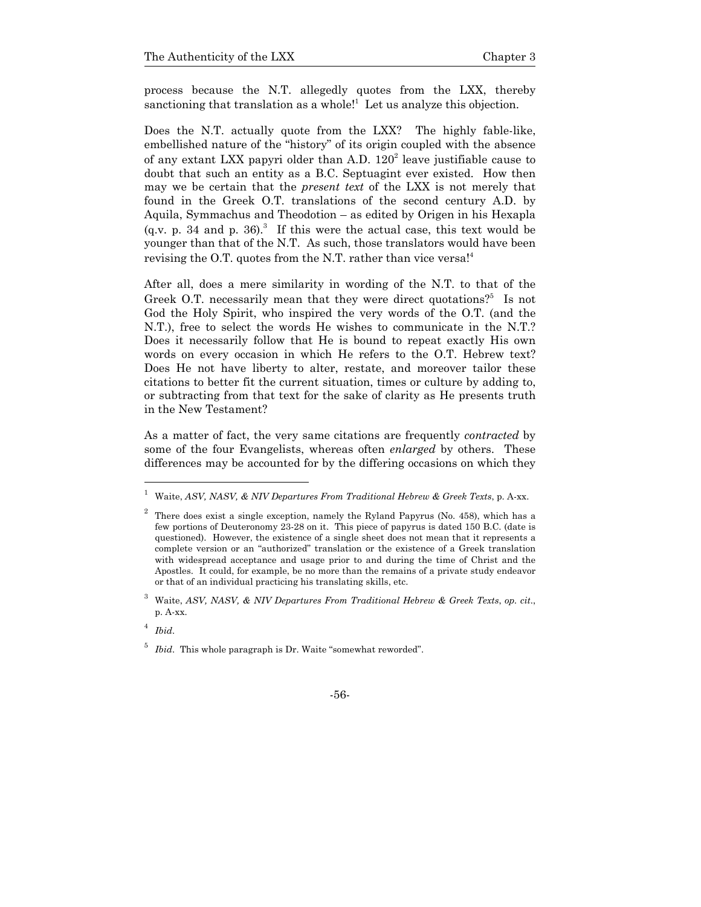process because the N.T. allegedly quotes from the LXX, thereby sanctioning that translation as a whole![1] Let us analyze this objection.

Does the N.T. actually quote from the LXX? The highly fable-like, embellished nature of the "history" of its origin coupled with the absence of any extant LXX papyri older than A.D. 120[2] leave justifiable cause to doubt that such an entity as a B.C. Septuagint ever existed. How then may we be certain that the *present text* of the LXX is not merely that found in the Greek O.T. translations of the second century A.D. by Aquila, Symmachus and Theodotion – as edited by Origen in his Hexapla (q.v. p. 34 and p. 36).[3] If this were the actual case, this text would be younger than that of the N.T. As such, those translators would have been revising the O.T. quotes from the N.T. rather than vice versa![4]

After all, does a mere similarity in wording of the N.T. to that of the Greek O.T. necessarily mean that they were direct quotations?[5] Is not God the Holy Spirit, who inspired the very words of the O.T. (and the N.T.), free to select the words He wishes to communicate in the N.T.? Does it necessarily follow that He is bound to repeat exactly His own words on every occasion in which He refers to the O.T. Hebrew text? Does He not have liberty to alter, restate, and moreover tailor these citations to better fit the current situation, times or culture by adding to, or subtracting from that text for the sake of clarity as He presents truth in the New Testament?

As a matter of fact, the very same citations are frequently *contracted* by some of the four Evangelists, whereas often *enlarged* by others. These differences may be accounted for by the differing occasions on which they

---

[1] Waite, *ASV, NASV, & NIV Departures From Traditional Hebrew & Greek Texts*, p. A-xx.

[2] There does exist a single exception, namely the Ryland Papyrus (No. 458), which has a few portions of Deuteronomy 23-28 on it. This piece of papyrus is dated 150 B.C. (date is questioned). However, the existence of a single sheet does not mean that it represents a complete version or an "authorized" translation or the existence of a Greek translation with widespread acceptance and usage prior to and during the time of Christ and the Apostles. It could, for example, be no more than the remains of a private study endeavor or that of an individual practicing his translating skills, etc.

[3] Waite, *ASV, NASV, & NIV Departures From Traditional Hebrew & Greek Texts*, *op. cit*., p. A-xx.

[4] *Ibid*.

[5] *Ibid*. This whole paragraph is Dr. Waite "somewhat reworded".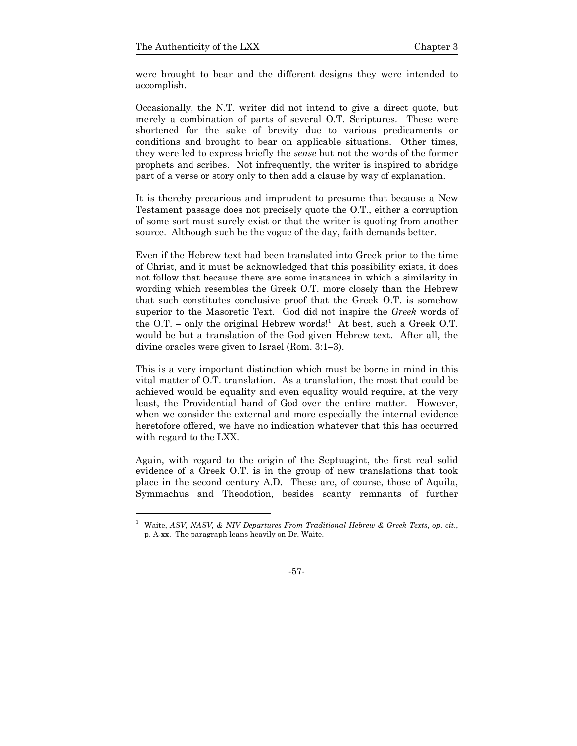were brought to bear and the different designs they were intended to accomplish.

Occasionally, the N.T. writer did not intend to give a direct quote, but merely a combination of parts of several O.T. Scriptures. These were shortened for the sake of brevity due to various predicaments or conditions and brought to bear on applicable situations. Other times, they were led to express briefly the *sense* but not the words of the former prophets and scribes. Not infrequently, the writer is inspired to abridge part of a verse or story only to then add a clause by way of explanation.

It is thereby precarious and imprudent to presume that because a New Testament passage does not precisely quote the O.T., either a corruption of some sort must surely exist or that the writer is quoting from another source. Although such be the vogue of the day, faith demands better.

Even if the Hebrew text had been translated into Greek prior to the time of Christ, and it must be acknowledged that this possibility exists, it does not follow that because there are some instances in which a similarity in wording which resembles the Greek O.T. more closely than the Hebrew that such constitutes conclusive proof that the Greek O.T. is somehow superior to the Masoretic Text. God did not inspire the *Greek* words of the O.T. – only the original Hebrew words![1] At best, such a Greek O.T. would be but a translation of the God given Hebrew text. After all, the divine oracles were given to Israel (Rom. 3:1–3).

This is a very important distinction which must be borne in mind in this vital matter of O.T. translation. As a translation, the most that could be achieved would be equality and even equality would require, at the very least, the Providential hand of God over the entire matter. However, when we consider the external and more especially the internal evidence heretofore offered, we have no indication whatever that this has occurred with regard to the LXX.

Again, with regard to the origin of the Septuagint, the first real solid evidence of a Greek O.T. is in the group of new translations that took place in the second century A.D. These are, of course, those of Aquila, Symmachus and Theodotion, besides scanty remnants of further

---

[1] Waite, *ASV, NASV, & NIV Departures From Traditional Hebrew & Greek Texts*, *op. cit*., p. A-xx. The paragraph leans heavily on Dr. Waite.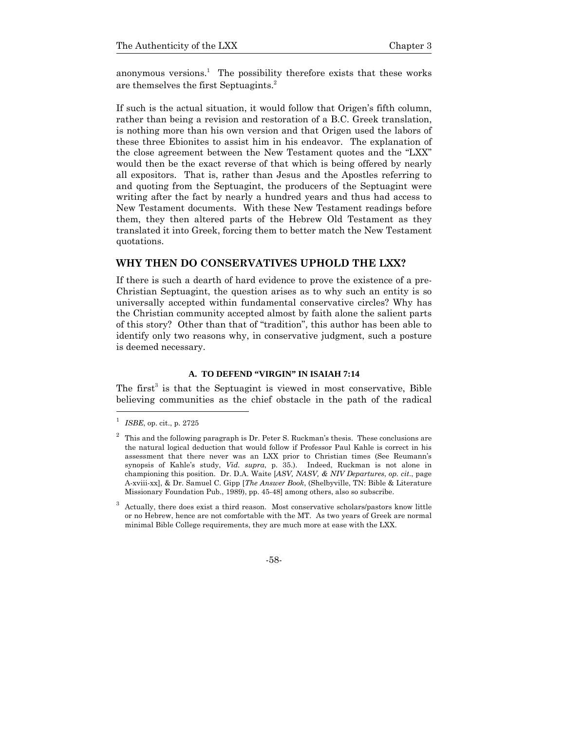anonymous versions.[1] The possibility therefore exists that these works are themselves the first Septuagints.[2]

If such is the actual situation, it would follow that Origen's fifth column, rather than being a revision and restoration of a B.C. Greek translation, is nothing more than his own version and that Origen used the labors of these three Ebionites to assist him in his endeavor. The explanation of the close agreement between the New Testament quotes and the "LXX" would then be the exact reverse of that which is being offered by nearly all expositors. That is, rather than Jesus and the Apostles referring to and quoting from the Septuagint, the producers of the Septuagint were writing after the fact by nearly a hundred years and thus had access to New Testament documents. With these New Testament readings before them, they then altered parts of the Hebrew Old Testament as they translated it into Greek, forcing them to better match the New Testament quotations.

## WHY THEN DO CONSERVATIVES UPHOLD THE LXX?

If there is such a dearth of hard evidence to prove the existence of a pre-Christian Septuagint, the question arises as to why such an entity is so universally accepted within fundamental conservative circles? Why has the Christian community accepted almost by faith alone the salient parts of this story? Other than that of "tradition", this author has been able to identify only two reasons why, in conservative judgment, such a posture is deemed necessary.

#### A. TO DEFEND "VIRGIN" IN ISAIAH 7:14

The first[3] is that the Septuagint is viewed in most conservative, Bible believing communities as the chief obstacle in the path of the radical

---

[1] *ISBE*, op. cit., p. 2725

[2] This and the following paragraph is Dr. Peter S. Ruckman's thesis. These conclusions are the natural logical deduction that would follow if Professor Paul Kahle is correct in his assessment that there never was an LXX prior to Christian times (See Reumann's synopsis of Kahle's study, *Vid. supra*, p. 35.). Indeed, Ruckman is not alone in championing this position. Dr. D.A. Waite [*ASV, NASV, & NIV Departures*, *op. cit*., page A-xviii-xx], & Dr. Samuel C. Gipp [*The Answer Book*, (Shelbyville, TN: Bible & Literature Missionary Foundation Pub., 1989), pp. 45-48] among others, also so subscribe.

[3] Actually, there does exist a third reason. Most conservative scholars/pastors know little or no Hebrew, hence are not comfortable with the MT. As two years of Greek are normal minimal Bible College requirements, they are much more at ease with the LXX.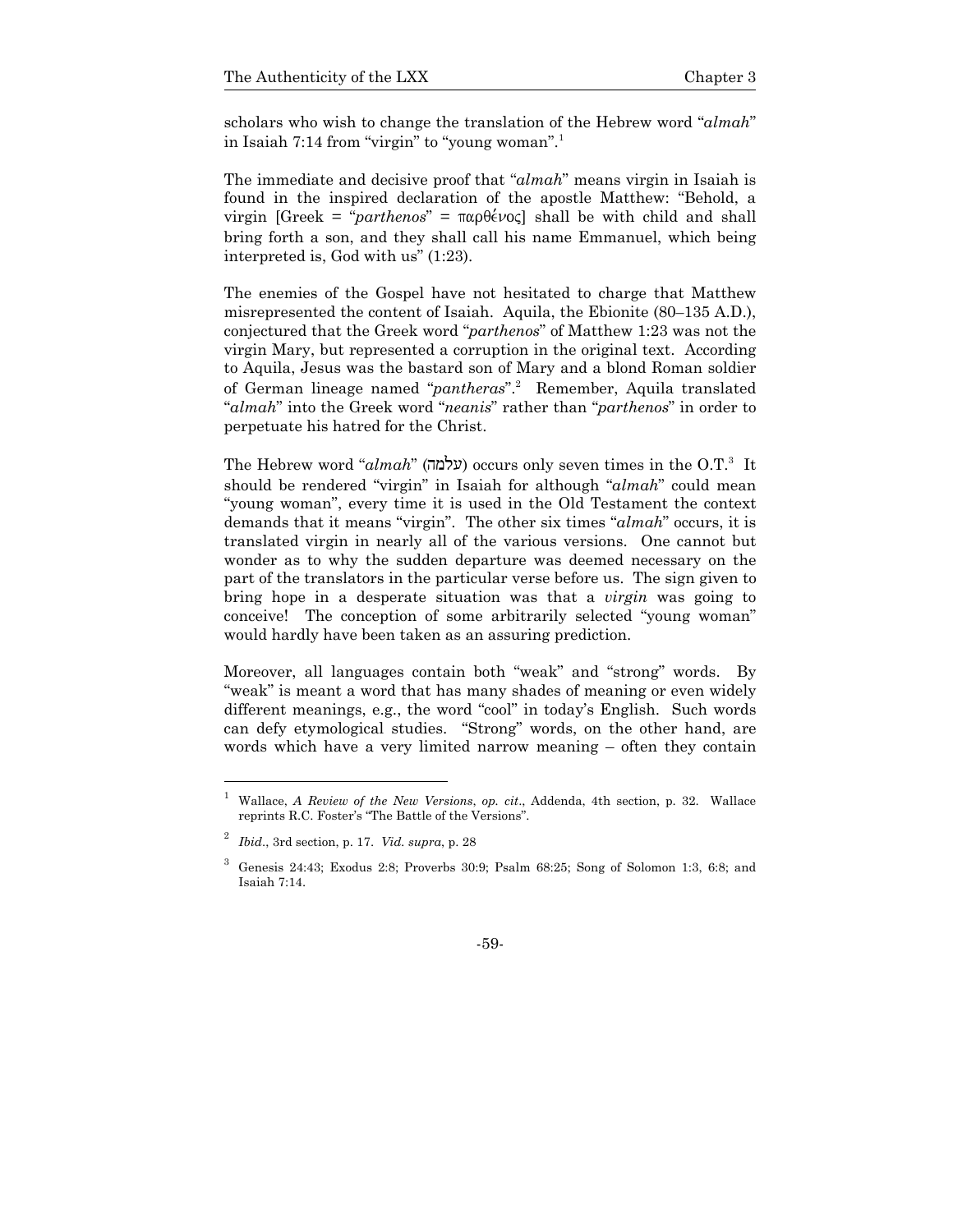scholars who wish to change the translation of the Hebrew word "*almah*" in Isaiah 7:14 from "virgin" to "young woman".[1]

The immediate and decisive proof that "*almah*" means virgin in Isaiah is found in the inspired declaration of the apostle Matthew: "Behold, a virgin [Greek = "*parthenos*" = παρθένος] shall be with child and shall bring forth a son, and they shall call his name Emmanuel, which being interpreted is, God with us" (1:23).

The enemies of the Gospel have not hesitated to charge that Matthew misrepresented the content of Isaiah. Aquila, the Ebionite (80–135 A.D.), conjectured that the Greek word "*parthenos*" of Matthew 1:23 was not the virgin Mary, but represented a corruption in the original text. According to Aquila, Jesus was the bastard son of Mary and a blond Roman soldier of German lineage named "*pantheras*".[2] Remember, Aquila translated "*almah*" into the Greek word "*neanis*" rather than "*parthenos*" in order to perpetuate his hatred for the Christ.

The Hebrew word "*almah*" (עלמה) occurs only seven times in the O.T.[3] It should be rendered "virgin" in Isaiah for although "*almah*" could mean "young woman", every time it is used in the Old Testament the context demands that it means "virgin". The other six times "*almah*" occurs, it is translated virgin in nearly all of the various versions. One cannot but wonder as to why the sudden departure was deemed necessary on the part of the translators in the particular verse before us. The sign given to bring hope in a desperate situation was that a *virgin* was going to conceive! The conception of some arbitrarily selected "young woman" would hardly have been taken as an assuring prediction.

Moreover, all languages contain both "weak" and "strong" words. By "weak" is meant a word that has many shades of meaning or even widely different meanings, e.g., the word "cool" in today's English. Such words can defy etymological studies. "Strong" words, on the other hand, are words which have a very limited narrow meaning – often they contain

---

[1] Wallace, *A Review of the New Versions*, *op. cit*., Addenda, 4th section, p. 32. Wallace reprints R.C. Foster's "The Battle of the Versions".

[2] *Ibid*., 3rd section, p. 17. *Vid. supra*, p. 28

[3] Genesis 24:43; Exodus 2:8; Proverbs 30:9; Psalm 68:25; Song of Solomon 1:3, 6:8; and Isaiah 7:14.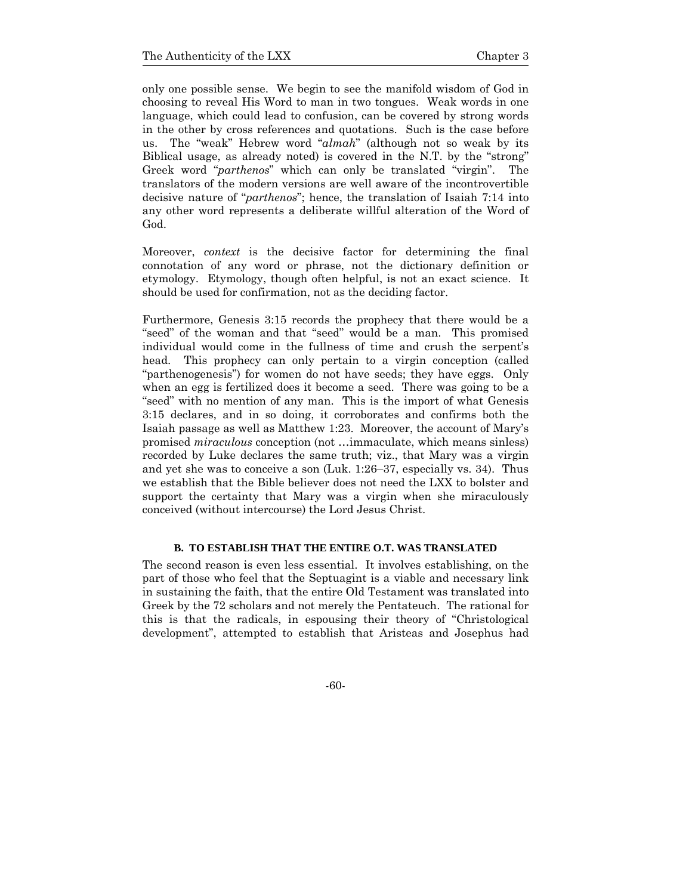only one possible sense. We begin to see the manifold wisdom of God in choosing to reveal His Word to man in two tongues. Weak words in one language, which could lead to confusion, can be covered by strong words in the other by cross references and quotations. Such is the case before us. The "weak" Hebrew word "*almah*" (although not so weak by its Biblical usage, as already noted) is covered in the N.T. by the "strong" Greek word "*parthenos*" which can only be translated "virgin". The translators of the modern versions are well aware of the incontrovertible decisive nature of "*parthenos*"; hence, the translation of Isaiah 7:14 into any other word represents a deliberate willful alteration of the Word of God.

Moreover, *context* is the decisive factor for determining the final connotation of any word or phrase, not the dictionary definition or etymology. Etymology, though often helpful, is not an exact science. It should be used for confirmation, not as the deciding factor.

Furthermore, Genesis 3:15 records the prophecy that there would be a "seed" of the woman and that "seed" would be a man. This promised individual would come in the fullness of time and crush the serpent's head. This prophecy can only pertain to a virgin conception (called "parthenogenesis") for women do not have seeds; they have eggs. Only when an egg is fertilized does it become a seed. There was going to be a "seed" with no mention of any man. This is the import of what Genesis 3:15 declares, and in so doing, it corroborates and confirms both the Isaiah passage as well as Matthew 1:23. Moreover, the account of Mary's promised *miraculous* conception (not …immaculate, which means sinless) recorded by Luke declares the same truth; viz., that Mary was a virgin and yet she was to conceive a son (Luk. 1:26–37, especially vs. 34). Thus we establish that the Bible believer does not need the LXX to bolster and support the certainty that Mary was a virgin when she miraculously conceived (without intercourse) the Lord Jesus Christ.

### B. TO ESTABLISH THAT THE ENTIRE O.T. WAS TRANSLATED

The second reason is even less essential. It involves establishing, on the part of those who feel that the Septuagint is a viable and necessary link in sustaining the faith, that the entire Old Testament was translated into Greek by the 72 scholars and not merely the Pentateuch. The rational for this is that the radicals, in espousing their theory of "Christological development", attempted to establish that Aristeas and Josephus had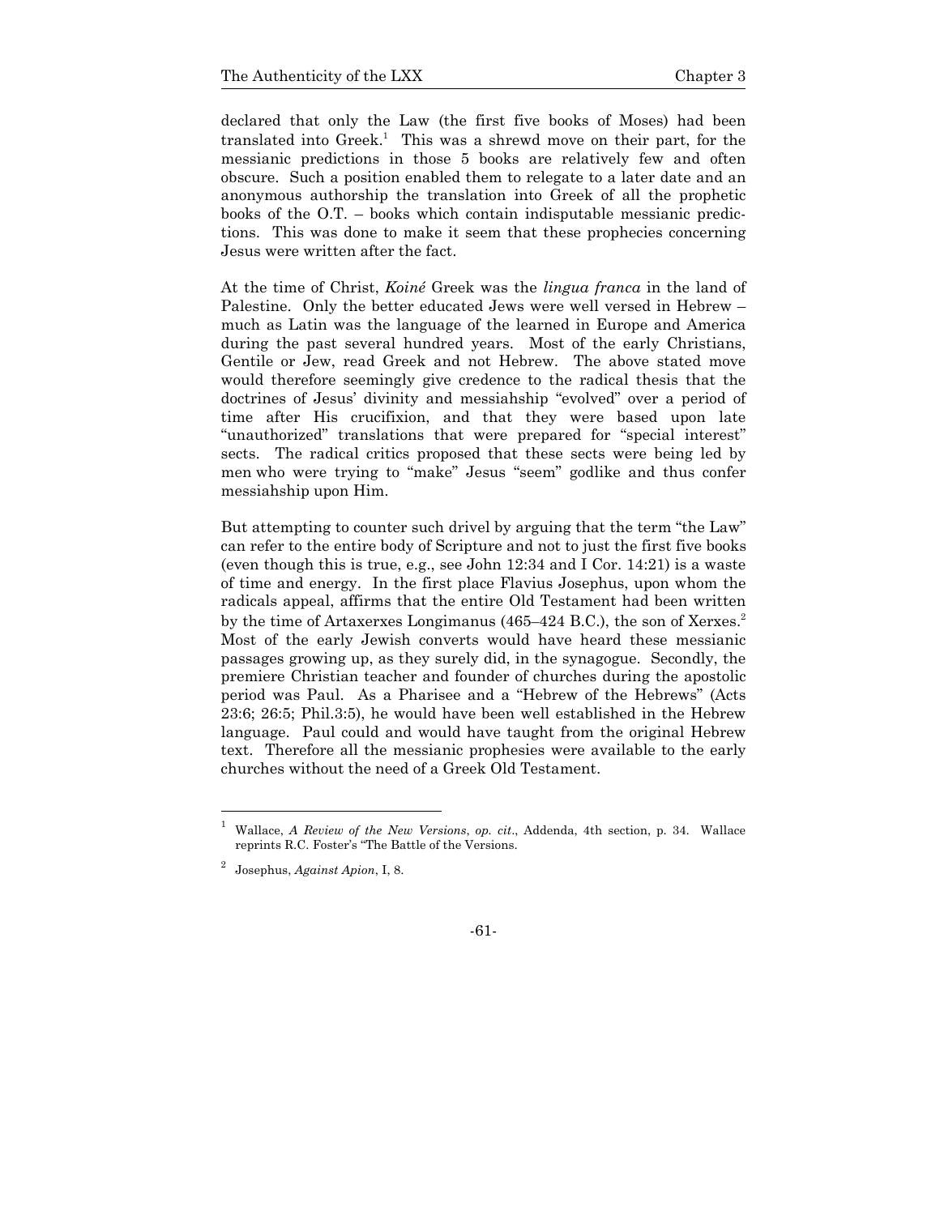declared that only the Law (the first five books of Moses) had been translated into Greek.[1] This was a shrewd move on their part, for the messianic predictions in those 5 books are relatively few and often obscure. Such a position enabled them to relegate to a later date and an anonymous authorship the translation into Greek of all the prophetic books of the O.T. – books which contain indisputable messianic predictions. This was done to make it seem that these prophecies concerning Jesus were written after the fact.

At the time of Christ, *Koiné* Greek was the *lingua franca* in the land of Palestine. Only the better educated Jews were well versed in Hebrew – much as Latin was the language of the learned in Europe and America during the past several hundred years. Most of the early Christians, Gentile or Jew, read Greek and not Hebrew. The above stated move would therefore seemingly give credence to the radical thesis that the doctrines of Jesus' divinity and messiahship "evolved" over a period of time after His crucifixion, and that they were based upon late "unauthorized" translations that were prepared for "special interest" sects. The radical critics proposed that these sects were being led by men who were trying to "make" Jesus "seem" godlike and thus confer messiahship upon Him.

But attempting to counter such drivel by arguing that the term "the Law" can refer to the entire body of Scripture and not to just the first five books (even though this is true, e.g., see John 12:34 and I Cor. 14:21) is a waste of time and energy. In the first place Flavius Josephus, upon whom the radicals appeal, affirms that the entire Old Testament had been written by the time of Artaxerxes Longimanus (465–424 B.C.), the son of Xerxes.[2] Most of the early Jewish converts would have heard these messianic passages growing up, as they surely did, in the synagogue. Secondly, the premiere Christian teacher and founder of churches during the apostolic period was Paul. As a Pharisee and a "Hebrew of the Hebrews" (Acts 23:6; 26:5; Phil.3:5), he would have been well established in the Hebrew language. Paul could and would have taught from the original Hebrew text. Therefore all the messianic prophesies were available to the early churches without the need of a Greek Old Testament.

---

[1] Wallace, *A Review of the New Versions*, *op. cit*., Addenda, 4th section, p. 34. Wallace reprints R.C. Foster's "The Battle of the Versions.

[2] Josephus, *Against Apion*, I, 8.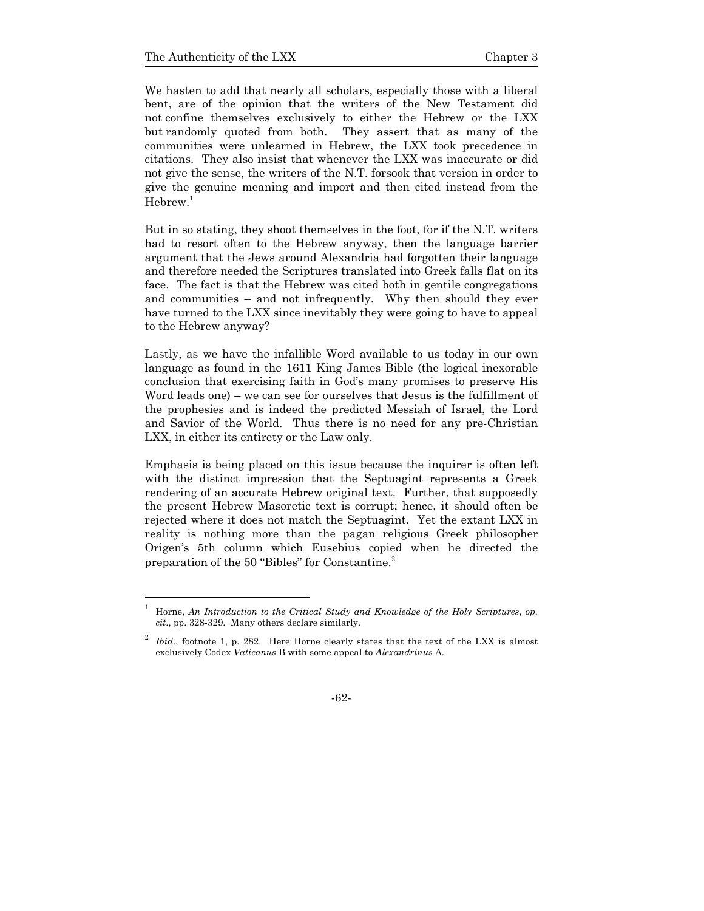We hasten to add that nearly all scholars, especially those with a liberal bent, are of the opinion that the writers of the New Testament did not confine themselves exclusively to either the Hebrew or the LXX but randomly quoted from both. They assert that as many of the communities were unlearned in Hebrew, the LXX took precedence in citations. They also insist that whenever the LXX was inaccurate or did not give the sense, the writers of the N.T. forsook that version in order to give the genuine meaning and import and then cited instead from the Hebrew.[1]

But in so stating, they shoot themselves in the foot, for if the N.T. writers had to resort often to the Hebrew anyway, then the language barrier argument that the Jews around Alexandria had forgotten their language and therefore needed the Scriptures translated into Greek falls flat on its face. The fact is that the Hebrew was cited both in gentile congregations and communities – and not infrequently. Why then should they ever have turned to the LXX since inevitably they were going to have to appeal to the Hebrew anyway?

Lastly, as we have the infallible Word available to us today in our own language as found in the 1611 King James Bible (the logical inexorable conclusion that exercising faith in God's many promises to preserve His Word leads one) – we can see for ourselves that Jesus is the fulfillment of the prophesies and is indeed the predicted Messiah of Israel, the Lord and Savior of the World. Thus there is no need for any pre-Christian LXX, in either its entirety or the Law only.

Emphasis is being placed on this issue because the inquirer is often left with the distinct impression that the Septuagint represents a Greek rendering of an accurate Hebrew original text. Further, that supposedly the present Hebrew Masoretic text is corrupt; hence, it should often be rejected where it does not match the Septuagint. Yet the extant LXX in reality is nothing more than the pagan religious Greek philosopher Origen's 5th column which Eusebius copied when he directed the preparation of the 50 "Bibles" for Constantine.[2]

---

[1] Horne, *An Introduction to the Critical Study and Knowledge of the Holy Scriptures*, *op. cit*., pp. 328-329. Many others declare similarly.

[2] *Ibid*., footnote 1, p. 282. Here Horne clearly states that the text of the LXX is almost exclusively Codex *Vaticanus* B with some appeal to *Alexandrinus* A.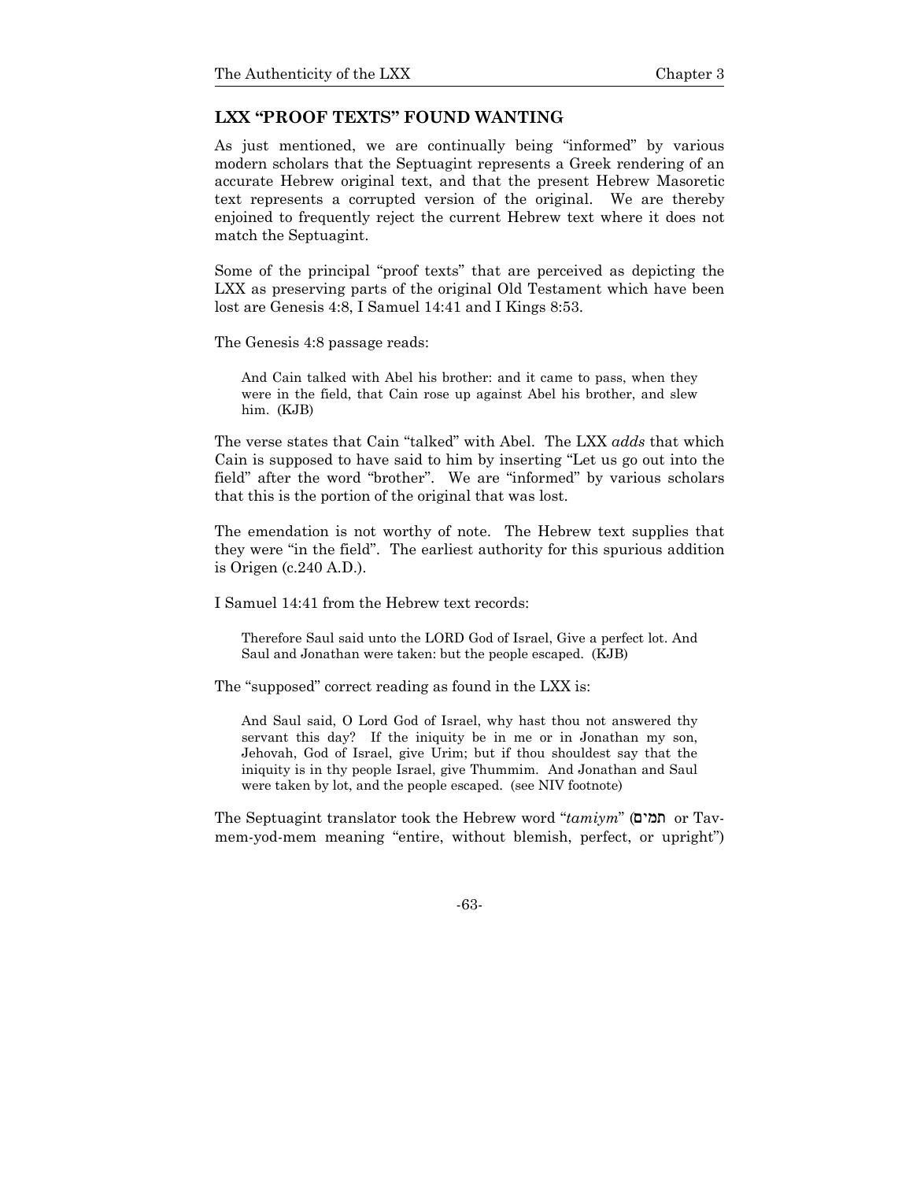## LXX "PROOF TEXTS" FOUND WANTING

As just mentioned, we are continually being "informed" by various modern scholars that the Septuagint represents a Greek rendering of an accurate Hebrew original text, and that the present Hebrew Masoretic text represents a corrupted version of the original. We are thereby enjoined to frequently reject the current Hebrew text where it does not match the Septuagint.

Some of the principal "proof texts" that are perceived as depicting the LXX as preserving parts of the original Old Testament which have been lost are Genesis 4:8, I Samuel 14:41 and I Kings 8:53.

The Genesis 4:8 passage reads:

> And Cain talked with Abel his brother: and it came to pass, when they were in the field, that Cain rose up against Abel his brother, and slew him. (KJB)

The verse states that Cain "talked" with Abel. The LXX *adds* that which Cain is supposed to have said to him by inserting "Let us go out into the field" after the word "brother". We are "informed" by various scholars that this is the portion of the original that was lost.

The emendation is not worthy of note. The Hebrew text supplies that they were "in the field". The earliest authority for this spurious addition is Origen (c.240 A.D.).

I Samuel 14:41 from the Hebrew text records:

> Therefore Saul said unto the LORD God of Israel, Give a perfect lot. And Saul and Jonathan were taken: but the people escaped. (KJB)

The "supposed" correct reading as found in the LXX is:

> And Saul said, O Lord God of Israel, why hast thou not answered thy servant this day? If the iniquity be in me or in Jonathan my son, Jehovah, God of Israel, give Urim; but if thou shouldest say that the iniquity is in thy people Israel, give Thummim. And Jonathan and Saul were taken by lot, and the people escaped. (see NIV footnote)

The Septuagint translator took the Hebrew word "*tamiym*" (תמים or Tav-mem-yod-mem meaning "entire, without blemish, perfect, or upright")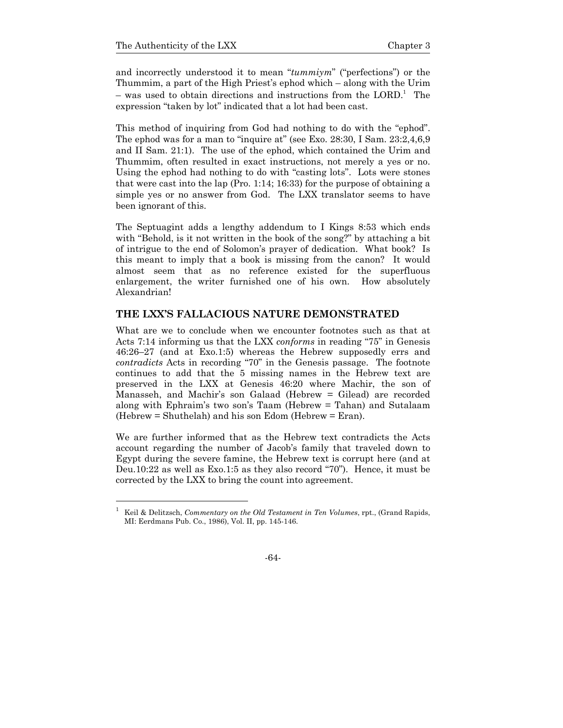and incorrectly understood it to mean "*tummiym*" ("perfections") or the Thummim, a part of the High Priest's ephod which – along with the Urim – was used to obtain directions and instructions from the LORD.[1] The expression "taken by lot" indicated that a lot had been cast.

This method of inquiring from God had nothing to do with the "ephod". The ephod was for a man to "inquire at" (see Exo. 28:30, I Sam. 23:2,4,6,9 and II Sam. 21:1). The use of the ephod, which contained the Urim and Thummim, often resulted in exact instructions, not merely a yes or no. Using the ephod had nothing to do with "casting lots". Lots were stones that were cast into the lap (Pro. 1:14; 16:33) for the purpose of obtaining a simple yes or no answer from God. The LXX translator seems to have been ignorant of this.

The Septuagint adds a lengthy addendum to I Kings 8:53 which ends with "Behold, is it not written in the book of the song?" by attaching a bit of intrigue to the end of Solomon's prayer of dedication. What book? Is this meant to imply that a book is missing from the canon? It would almost seem that as no reference existed for the superfluous enlargement, the writer furnished one of his own. How absolutely Alexandrian!

## THE LXX'S FALLACIOUS NATURE DEMONSTRATED

What are we to conclude when we encounter footnotes such as that at Acts 7:14 informing us that the LXX *conforms* in reading "75" in Genesis 46:26–27 (and at Exo.1:5) whereas the Hebrew supposedly errs and *contradicts* Acts in recording "70" in the Genesis passage. The footnote continues to add that the 5 missing names in the Hebrew text are preserved in the LXX at Genesis 46:20 where Machir, the son of Manasseh, and Machir's son Galaad (Hebrew = Gilead) are recorded along with Ephraim's two son's Taam (Hebrew = Tahan) and Sutalaam (Hebrew = Shuthelah) and his son Edom (Hebrew = Eran).

We are further informed that as the Hebrew text contradicts the Acts account regarding the number of Jacob's family that traveled down to Egypt during the severe famine, the Hebrew text is corrupt here (and at Deu.10:22 as well as Exo.1:5 as they also record "70"). Hence, it must be corrected by the LXX to bring the count into agreement.

---

[1] Keil & Delitzsch, *Commentary on the Old Testament in Ten Volumes*, rpt., (Grand Rapids, MI: Eerdmans Pub. Co., 1986), Vol. II, pp. 145-146.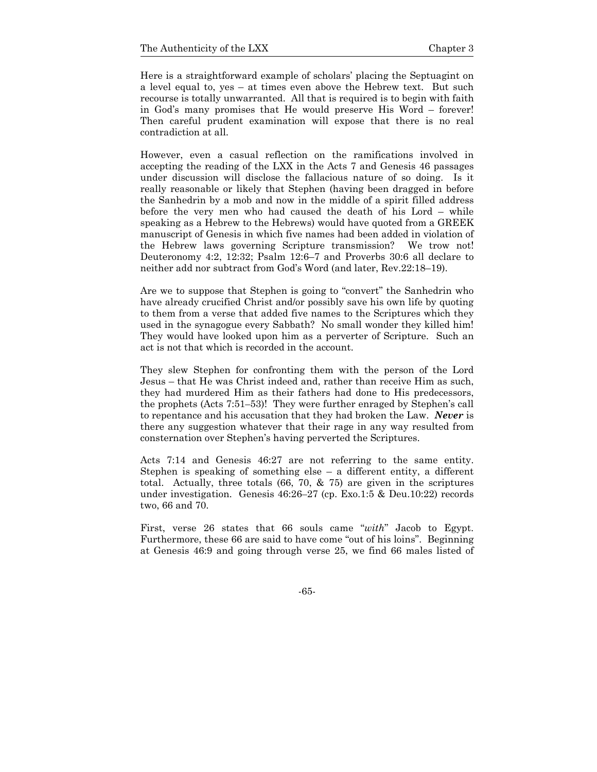Here is a straightforward example of scholars' placing the Septuagint on a level equal to, yes – at times even above the Hebrew text. But such recourse is totally unwarranted. All that is required is to begin with faith in God's many promises that He would preserve His Word – forever! Then careful prudent examination will expose that there is no real contradiction at all.

However, even a casual reflection on the ramifications involved in accepting the reading of the LXX in the Acts 7 and Genesis 46 passages under discussion will disclose the fallacious nature of so doing. Is it really reasonable or likely that Stephen (having been dragged in before the Sanhedrin by a mob and now in the middle of a spirit filled address before the very men who had caused the death of his Lord – while speaking as a Hebrew to the Hebrews) would have quoted from a GREEK manuscript of Genesis in which five names had been added in violation of the Hebrew laws governing Scripture transmission? We trow not! Deuteronomy 4:2, 12:32; Psalm 12:6–7 and Proverbs 30:6 all declare to neither add nor subtract from God's Word (and later, Rev.22:18–19).

Are we to suppose that Stephen is going to "convert" the Sanhedrin who have already crucified Christ and/or possibly save his own life by quoting to them from a verse that added five names to the Scriptures which they used in the synagogue every Sabbath? No small wonder they killed him! They would have looked upon him as a perverter of Scripture. Such an act is not that which is recorded in the account.

They slew Stephen for confronting them with the person of the Lord Jesus – that He was Christ indeed and, rather than receive Him as such, they had murdered Him as their fathers had done to His predecessors, the prophets (Acts 7:51–53)! They were further enraged by Stephen's call to repentance and his accusation that they had broken the Law. ***Never*** is there any suggestion whatever that their rage in any way resulted from consternation over Stephen's having perverted the Scriptures.

Acts 7:14 and Genesis 46:27 are not referring to the same entity. Stephen is speaking of something else – a different entity, a different total. Actually, three totals (66, 70, & 75) are given in the scriptures under investigation. Genesis 46:26–27 (cp. Exo.1:5 & Deu.10:22) records two, 66 and 70.

First, verse 26 states that 66 souls came "*with*" Jacob to Egypt. Furthermore, these 66 are said to have come "out of his loins". Beginning at Genesis 46:9 and going through verse 25, we find 66 males listed of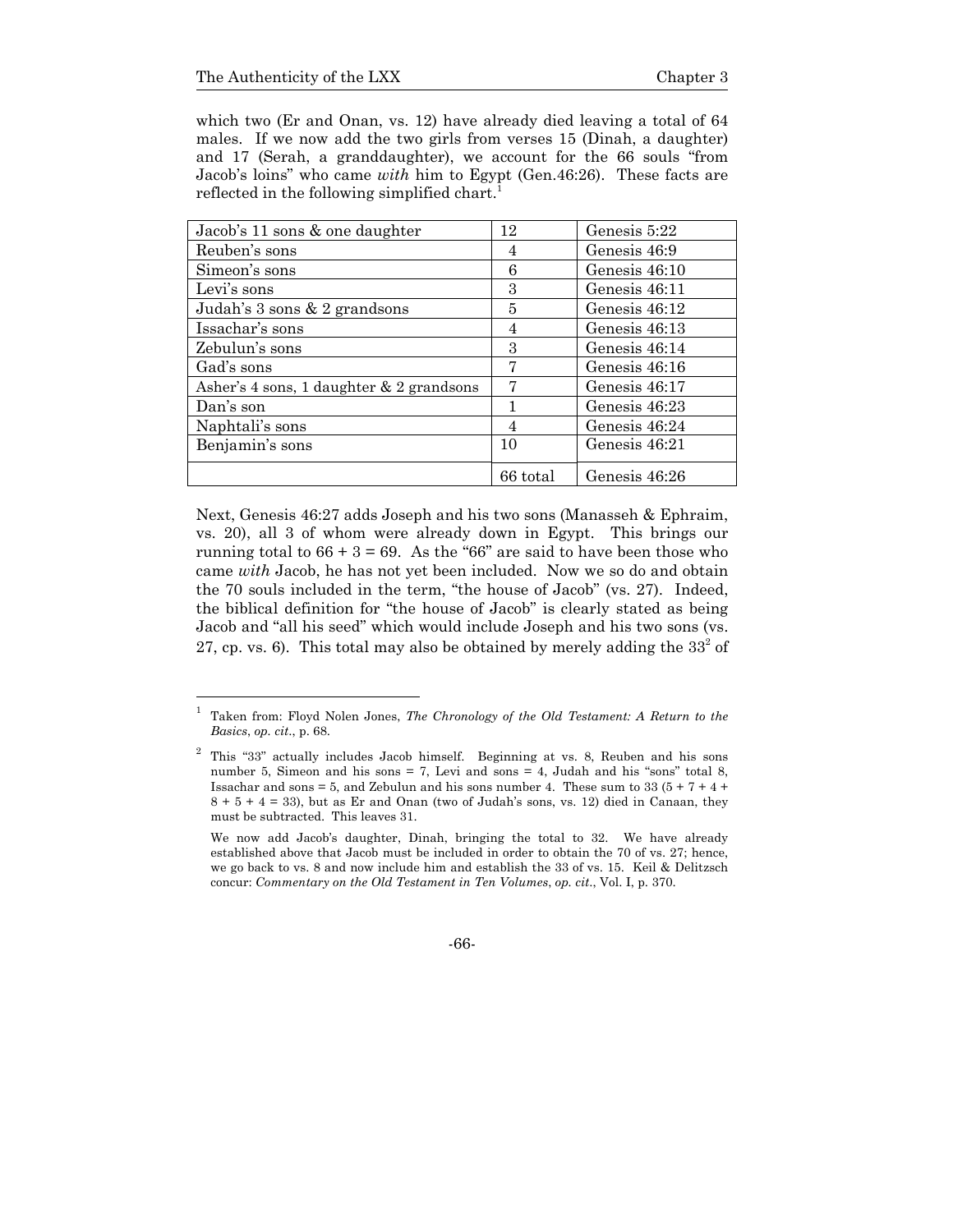which two (Er and Onan, vs. 12) have already died leaving a total of 64 males. If we now add the two girls from verses 15 (Dinah, a daughter) and 17 (Serah, a granddaughter), we account for the 66 souls "from Jacob's loins" who came *with* him to Egypt (Gen.46:26). These facts are reflected in the following simplified chart.[1]

| Jacob's 11 sons & one daughter | 12 | Genesis 5:22 |
|---|---|---|
| Reuben's sons | 4 | Genesis 46:9 |
| Simeon's sons | 6 | Genesis 46:10 |
| Levi's sons | 3 | Genesis 46:11 |
| Judah's 3 sons & 2 grandsons | 5 | Genesis 46:12 |
| Issachar's sons | 4 | Genesis 46:13 |
| Zebulun's sons | 3 | Genesis 46:14 |
| Gad's sons | 7 | Genesis 46:16 |
| Asher's 4 sons, 1 daughter & 2 grandsons | 7 | Genesis 46:17 |
| Dan's son | 1 | Genesis 46:23 |
| Naphtali's sons | 4 | Genesis 46:24 |
| Benjamin's sons | 10 | Genesis 46:21 |
| | 66 total | Genesis 46:26 |

Next, Genesis 46:27 adds Joseph and his two sons (Manasseh & Ephraim, vs. 20), all 3 of whom were already down in Egypt. This brings our running total to 66 + 3 = 69. As the "66" are said to have been those who came *with* Jacob, he has not yet been included. Now we so do and obtain the 70 souls included in the term, "the house of Jacob" (vs. 27). Indeed, the biblical definition for "the house of Jacob" is clearly stated as being Jacob and "all his seed" which would include Joseph and his two sons (vs. 27, cp. vs. 6). This total may also be obtained by merely adding the 33[2] of

---

[1] Taken from: Floyd Nolen Jones, *The Chronology of the Old Testament: A Return to the Basics*, *op. cit.*, p. 68.

[2] This "33" actually includes Jacob himself. Beginning at vs. 8, Reuben and his sons number 5, Simeon and his sons = 7, Levi and sons = 4, Judah and his "sons" total 8, Issachar and sons = 5, and Zebulun and his sons number 4. These sum to 33 (5 + 7 + 4 + 8 + 5 + 4 = 33), but as Er and Onan (two of Judah's sons, vs. 12) died in Canaan, they must be subtracted. This leaves 31.

We now add Jacob's daughter, Dinah, bringing the total to 32. We have already established above that Jacob must be included in order to obtain the 70 of vs. 27; hence, we go back to vs. 8 and now include him and establish the 33 of vs. 15. Keil & Delitzsch concur: *Commentary on the Old Testament in Ten Volumes*, *op. cit.*, Vol. I, p. 370.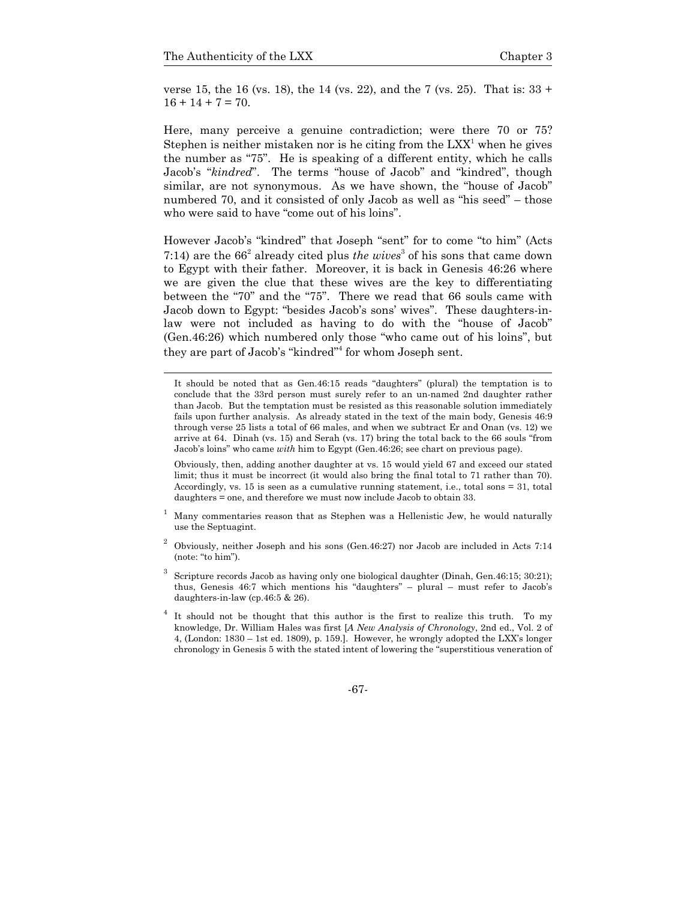verse 15, the 16 (vs. 18), the 14 (vs. 22), and the 7 (vs. 25). That is: 33 + 16 + 14 + 7 = 70.

Here, many perceive a genuine contradiction; were there 70 or 75? Stephen is neither mistaken nor is he citing from the LXX[1] when he gives the number as "75". He is speaking of a different entity, which he calls Jacob's "*kindred*". The terms "house of Jacob" and "kindred", though similar, are not synonymous. As we have shown, the "house of Jacob" numbered 70, and it consisted of only Jacob as well as "his seed" – those who were said to have "come out of his loins".

However Jacob's "kindred" that Joseph "sent" for to come "to him" (Acts 7:14) are the 66[2] already cited plus *the wives*[3] of his sons that came down to Egypt with their father. Moreover, it is back in Genesis 46:26 where we are given the clue that these wives are the key to differentiating between the "70" and the "75". There we read that 66 souls came with Jacob down to Egypt: "besides Jacob's sons' wives". These daughters-in-law were not included as having to do with the "house of Jacob" (Gen.46:26) which numbered only those "who came out of his loins", but they are part of Jacob's "kindred"[4] for whom Joseph sent.

---

It should be noted that as Gen.46:15 reads "daughters" (plural) the temptation is to conclude that the 33rd person must surely refer to an un-named 2nd daughter rather than Jacob. But the temptation must be resisted as this reasonable solution immediately fails upon further analysis. As already stated in the text of the main body, Genesis 46:9 through verse 25 lists a total of 66 males, and when we subtract Er and Onan (vs. 12) we arrive at 64. Dinah (vs. 15) and Serah (vs. 17) bring the total back to the 66 souls "from Jacob's loins" who came *with* him to Egypt (Gen.46:26; see chart on previous page).

Obviously, then, adding another daughter at vs. 15 would yield 67 and exceed our stated limit; thus it must be incorrect (it would also bring the final total to 71 rather than 70). Accordingly, vs. 15 is seen as a cumulative running statement, i.e., total sons = 31, total daughters = one, and therefore we must now include Jacob to obtain 33.

[1] Many commentaries reason that as Stephen was a Hellenistic Jew, he would naturally use the Septuagint.

[2] Obviously, neither Joseph and his sons (Gen.46:27) nor Jacob are included in Acts 7:14 (note: "to him").

[3] Scripture records Jacob as having only one biological daughter (Dinah, Gen.46:15; 30:21); thus, Genesis 46:7 which mentions his "daughters" – plural – must refer to Jacob's daughters-in-law (cp.46:5 & 26).

[4] It should not be thought that this author is the first to realize this truth. To my knowledge, Dr. William Hales was first [*A New Analysis of Chronology*, 2nd ed., Vol. 2 of 4, (London: 1830 – 1st ed. 1809), p. 159.]. However, he wrongly adopted the LXX's longer chronology in Genesis 5 with the stated intent of lowering the "superstitious veneration of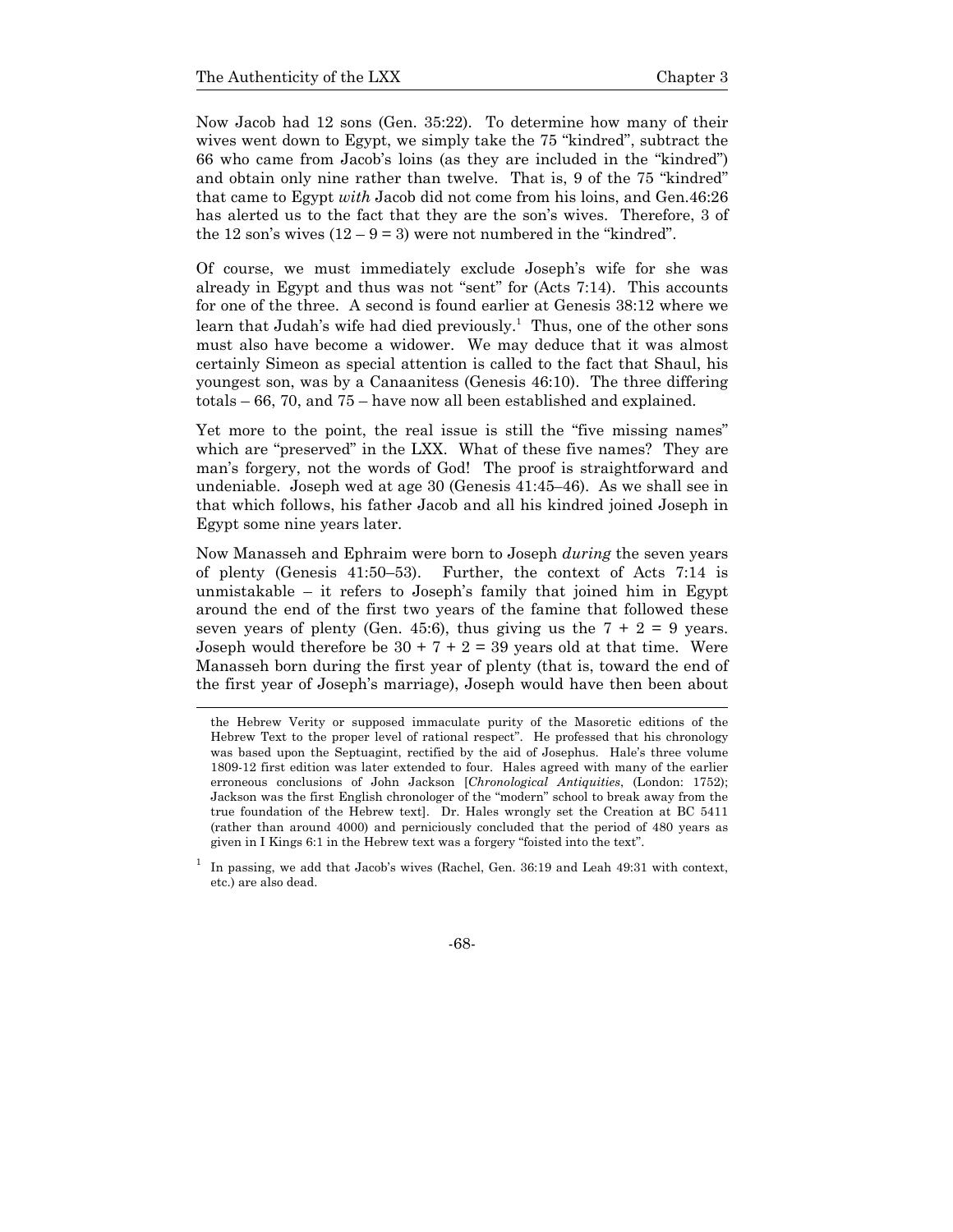Now Jacob had 12 sons (Gen. 35:22). To determine how many of their wives went down to Egypt, we simply take the 75 "kindred", subtract the 66 who came from Jacob's loins (as they are included in the "kindred") and obtain only nine rather than twelve. That is, 9 of the 75 "kindred" that came to Egypt *with* Jacob did not come from his loins, and Gen.46:26 has alerted us to the fact that they are the son's wives. Therefore, 3 of the 12 son's wives (12 – 9 = 3) were not numbered in the "kindred".

Of course, we must immediately exclude Joseph's wife for she was already in Egypt and thus was not "sent" for (Acts 7:14). This accounts for one of the three. A second is found earlier at Genesis 38:12 where we learn that Judah's wife had died previously.[1] Thus, one of the other sons must also have become a widower. We may deduce that it was almost certainly Simeon as special attention is called to the fact that Shaul, his youngest son, was by a Canaanitess (Genesis 46:10). The three differing totals – 66, 70, and 75 – have now all been established and explained.

Yet more to the point, the real issue is still the "five missing names" which are "preserved" in the LXX. What of these five names? They are man's forgery, not the words of God! The proof is straightforward and undeniable. Joseph wed at age 30 (Genesis 41:45–46). As we shall see in that which follows, his father Jacob and all his kindred joined Joseph in Egypt some nine years later.

Now Manasseh and Ephraim were born to Joseph *during* the seven years of plenty (Genesis 41:50–53). Further, the context of Acts 7:14 is unmistakable – it refers to Joseph's family that joined him in Egypt around the end of the first two years of the famine that followed these seven years of plenty (Gen. 45:6), thus giving us the 7 + 2 = 9 years. Joseph would therefore be 30 + 7 + 2 = 39 years old at that time. Were Manasseh born during the first year of plenty (that is, toward the end of the first year of Joseph's marriage), Joseph would have then been about

---

the Hebrew Verity or supposed immaculate purity of the Masoretic editions of the Hebrew Text to the proper level of rational respect". He professed that his chronology was based upon the Septuagint, rectified by the aid of Josephus. Hale's three volume 1809-12 first edition was later extended to four. Hales agreed with many of the earlier erroneous conclusions of John Jackson [*Chronological Antiquities*, (London: 1752); Jackson was the first English chronologer of the "modern" school to break away from the true foundation of the Hebrew text]. Dr. Hales wrongly set the Creation at BC 5411 (rather than around 4000) and perniciously concluded that the period of 480 years as given in I Kings 6:1 in the Hebrew text was a forgery "foisted into the text".

[1] In passing, we add that Jacob's wives (Rachel, Gen. 36:19 and Leah 49:31 with context, etc.) are also dead.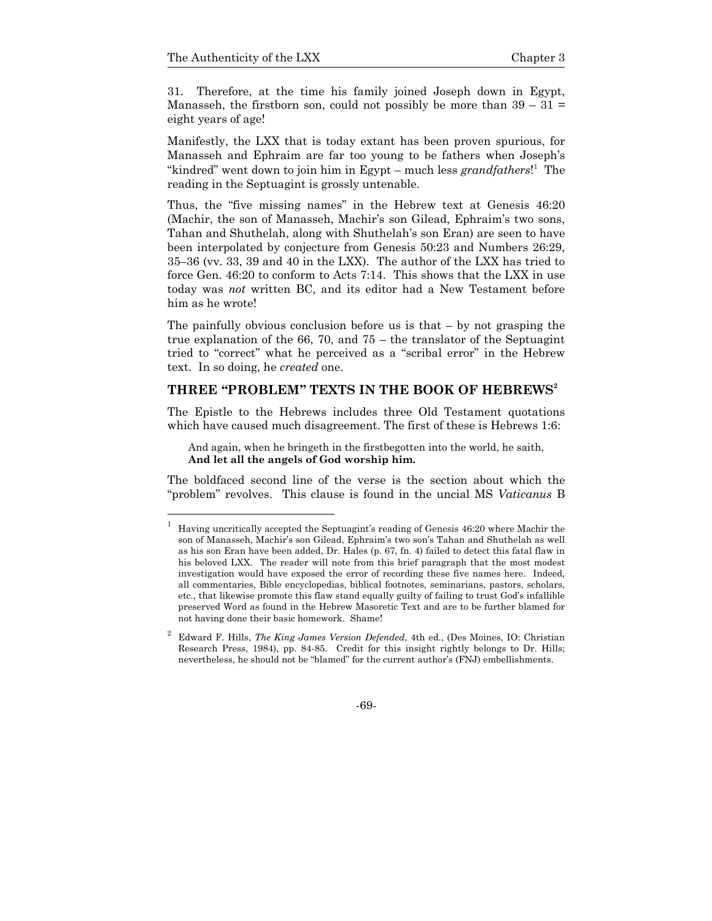31. Therefore, at the time his family joined Joseph down in Egypt, Manasseh, the firstborn son, could not possibly be more than 39 – 31 = eight years of age!

Manifestly, the LXX that is today extant has been proven spurious, for Manasseh and Ephraim are far too young to be fathers when Joseph's "kindred" went down to join him in Egypt – much less *grandfathers*![1] The reading in the Septuagint is grossly untenable.

Thus, the "five missing names" in the Hebrew text at Genesis 46:20 (Machir, the son of Manasseh, Machir's son Gilead, Ephraim's two sons, Tahan and Shuthelah, along with Shuthelah's son Eran) are seen to have been interpolated by conjecture from Genesis 50:23 and Numbers 26:29, 35–36 (vv. 33, 39 and 40 in the LXX). The author of the LXX has tried to force Gen. 46:20 to conform to Acts 7:14. This shows that the LXX in use today was *not* written BC, and its editor had a New Testament before him as he wrote!

The painfully obvious conclusion before us is that – by not grasping the true explanation of the 66, 70, and 75 – the translator of the Septuagint tried to "correct" what he perceived as a "scribal error" in the Hebrew text. In so doing, he *created* one.

## THREE "PROBLEM" TEXTS IN THE BOOK OF HEBREWS[2]

The Epistle to the Hebrews includes three Old Testament quotations which have caused much disagreement. The first of these is Hebrews 1:6:

> And again, when he bringeth in the firstbegotten into the world, he saith,
> **And let all the angels of God worship him.**

The boldfaced second line of the verse is the section about which the "problem" revolves. This clause is found in the uncial MS *Vaticanus* B

---

[1] Having uncritically accepted the Septuagint's reading of Genesis 46:20 where Machir the son of Manasseh, Machir's son Gilead, Ephraim's two son's Tahan and Shuthelah as well as his son Eran have been added, Dr. Hales (p. 67, fn. 4) failed to detect this fatal flaw in his beloved LXX. The reader will note from this brief paragraph that the most modest investigation would have exposed the error of recording these five names here. Indeed, all commentaries, Bible encyclopedias, biblical footnotes, seminarians, pastors, scholars, etc., that likewise promote this flaw stand equally guilty of failing to trust God's infallible preserved Word as found in the Hebrew Masoretic Text and are to be further blamed for not having done their basic homework. Shame!

[2] Edward F. Hills, *The King James Version Defended*, 4th ed., (Des Moines, IO: Christian Research Press, 1984), pp. 84-85. Credit for this insight rightly belongs to Dr. Hills; nevertheless, he should not be "blamed" for the current author's (FNJ) embellishments.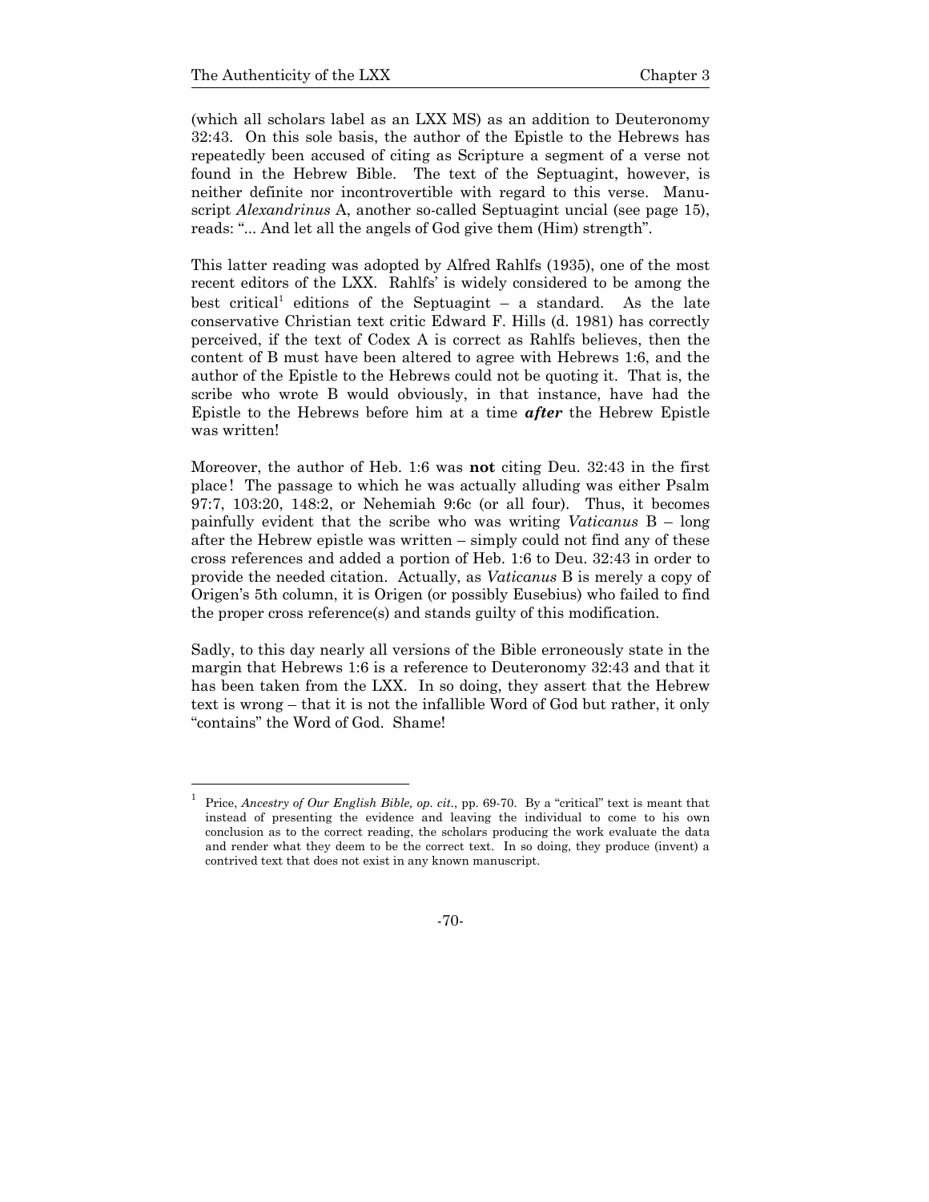(which all scholars label as an LXX MS) as an addition to Deuteronomy 32:43. On this sole basis, the author of the Epistle to the Hebrews has repeatedly been accused of citing as Scripture a segment of a verse not found in the Hebrew Bible. The text of the Septuagint, however, is neither definite nor incontrovertible with regard to this verse. Manuscript *Alexandrinus* A, another so-called Septuagint uncial (see page 15), reads: "... And let all the angels of God give them (Him) strength".

This latter reading was adopted by Alfred Rahlfs (1935), one of the most recent editors of the LXX. Rahlfs' is widely considered to be among the best critical[1] editions of the Septuagint – a standard. As the late conservative Christian text critic Edward F. Hills (d. 1981) has correctly perceived, if the text of Codex A is correct as Rahlfs believes, then the content of B must have been altered to agree with Hebrews 1:6, and the author of the Epistle to the Hebrews could not be quoting it. That is, the scribe who wrote B would obviously, in that instance, have had the Epistle to the Hebrews before him at a time ***after*** the Hebrew Epistle was written!

Moreover, the author of Heb. 1:6 was **not** citing Deu. 32:43 in the first place! The passage to which he was actually alluding was either Psalm 97:7, 103:20, 148:2, or Nehemiah 9:6c (or all four). Thus, it becomes painfully evident that the scribe who was writing *Vaticanus* B – long after the Hebrew epistle was written – simply could not find any of these cross references and added a portion of Heb. 1:6 to Deu. 32:43 in order to provide the needed citation. Actually, as *Vaticanus* B is merely a copy of Origen's 5th column, it is Origen (or possibly Eusebius) who failed to find the proper cross reference(s) and stands guilty of this modification.

Sadly, to this day nearly all versions of the Bible erroneously state in the margin that Hebrews 1:6 is a reference to Deuteronomy 32:43 and that it has been taken from the LXX. In so doing, they assert that the Hebrew text is wrong – that it is not the infallible Word of God but rather, it only "contains" the Word of God. Shame!

---

[1] Price, *Ancestry of Our English Bible, op. cit.*, pp. 69-70. By a "critical" text is meant that instead of presenting the evidence and leaving the individual to come to his own conclusion as to the correct reading, the scholars producing the work evaluate the data and render what they deem to be the correct text. In so doing, they produce (invent) a contrived text that does not exist in any known manuscript.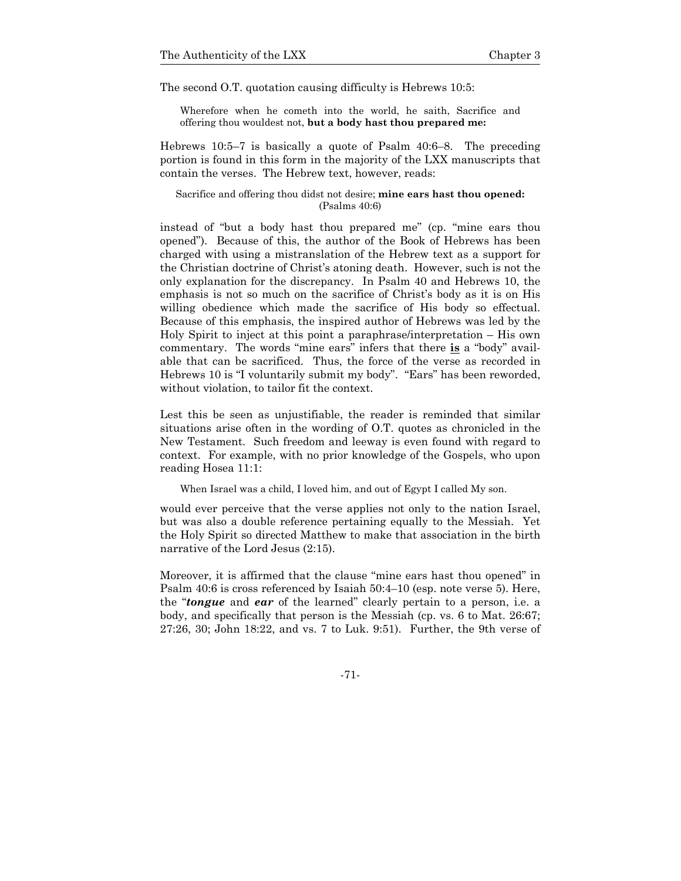The second O.T. quotation causing difficulty is Hebrews 10:5:

> Wherefore when he cometh into the world, he saith, Sacrifice and offering thou wouldest not, **but a body hast thou prepared me:**

Hebrews 10:5–7 is basically a quote of Psalm 40:6–8. The preceding portion is found in this form in the majority of the LXX manuscripts that contain the verses. The Hebrew text, however, reads:

> Sacrifice and offering thou didst not desire; **mine ears hast thou opened:** (Psalms 40:6)

instead of "but a body hast thou prepared me" (cp. "mine ears thou opened"). Because of this, the author of the Book of Hebrews has been charged with using a mistranslation of the Hebrew text as a support for the Christian doctrine of Christ's atoning death. However, such is not the only explanation for the discrepancy. In Psalm 40 and Hebrews 10, the emphasis is not so much on the sacrifice of Christ's body as it is on His willing obedience which made the sacrifice of His body so effectual. Because of this emphasis, the inspired author of Hebrews was led by the Holy Spirit to inject at this point a paraphrase/interpretation – His own commentary. The words "mine ears" infers that there <u>**is**</u> a "body" available that can be sacrificed. Thus, the force of the verse as recorded in Hebrews 10 is "I voluntarily submit my body". "Ears" has been reworded, without violation, to tailor fit the context.

Lest this be seen as unjustifiable, the reader is reminded that similar situations arise often in the wording of O.T. quotes as chronicled in the New Testament. Such freedom and leeway is even found with regard to context. For example, with no prior knowledge of the Gospels, who upon reading Hosea 11:1:

> When Israel was a child, I loved him, and out of Egypt I called My son.

would ever perceive that the verse applies not only to the nation Israel, but was also a double reference pertaining equally to the Messiah. Yet the Holy Spirit so directed Matthew to make that association in the birth narrative of the Lord Jesus (2:15).

Moreover, it is affirmed that the clause "mine ears hast thou opened" in Psalm 40:6 is cross referenced by Isaiah 50:4–10 (esp. note verse 5). Here, the "***tongue*** and ***ear*** of the learned" clearly pertain to a person, i.e. a body, and specifically that person is the Messiah (cp. vs. 6 to Mat. 26:67; 27:26, 30; John 18:22, and vs. 7 to Luk. 9:51). Further, the 9th verse of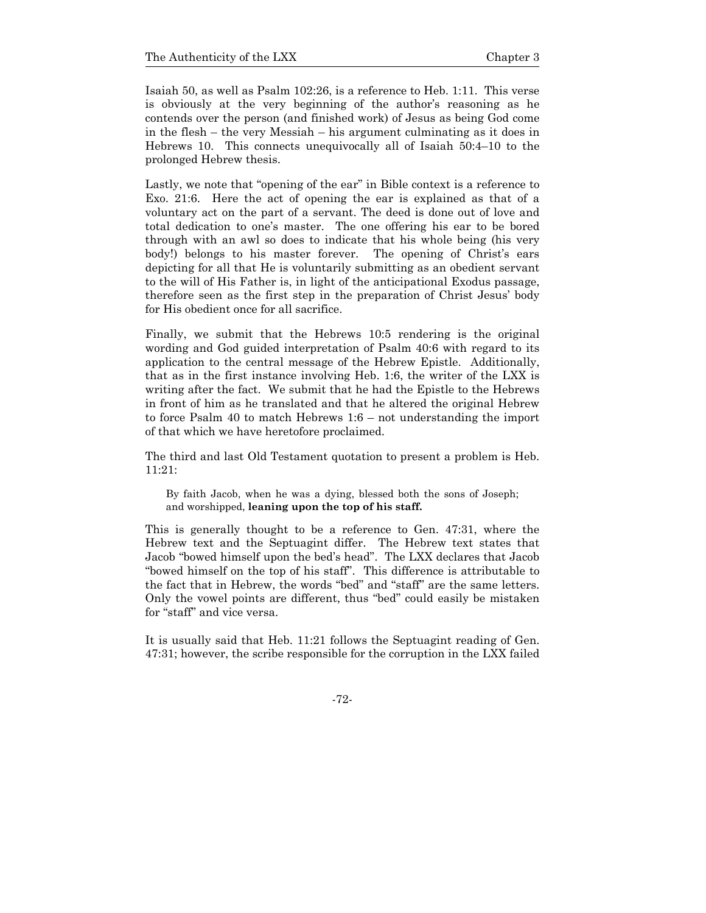Isaiah 50, as well as Psalm 102:26, is a reference to Heb. 1:11. This verse is obviously at the very beginning of the author's reasoning as he contends over the person (and finished work) of Jesus as being God come in the flesh – the very Messiah – his argument culminating as it does in Hebrews 10. This connects unequivocally all of Isaiah 50:4–10 to the prolonged Hebrew thesis.

Lastly, we note that "opening of the ear" in Bible context is a reference to Exo. 21:6. Here the act of opening the ear is explained as that of a voluntary act on the part of a servant. The deed is done out of love and total dedication to one's master. The one offering his ear to be bored through with an awl so does to indicate that his whole being (his very body!) belongs to his master forever. The opening of Christ's ears depicting for all that He is voluntarily submitting as an obedient servant to the will of His Father is, in light of the anticipational Exodus passage, therefore seen as the first step in the preparation of Christ Jesus' body for His obedient once for all sacrifice.

Finally, we submit that the Hebrews 10:5 rendering is the original wording and God guided interpretation of Psalm 40:6 with regard to its application to the central message of the Hebrew Epistle. Additionally, that as in the first instance involving Heb. 1:6, the writer of the LXX is writing after the fact. We submit that he had the Epistle to the Hebrews in front of him as he translated and that he altered the original Hebrew to force Psalm 40 to match Hebrews 1:6 – not understanding the import of that which we have heretofore proclaimed.

The third and last Old Testament quotation to present a problem is Heb. 11:21:

> By faith Jacob, when he was a dying, blessed both the sons of Joseph; and worshipped, **leaning upon the top of his staff.**

This is generally thought to be a reference to Gen. 47:31, where the Hebrew text and the Septuagint differ. The Hebrew text states that Jacob "bowed himself upon the bed's head". The LXX declares that Jacob "bowed himself on the top of his staff". This difference is attributable to the fact that in Hebrew, the words "bed" and "staff" are the same letters. Only the vowel points are different, thus "bed" could easily be mistaken for "staff" and vice versa.

It is usually said that Heb. 11:21 follows the Septuagint reading of Gen. 47:31; however, the scribe responsible for the corruption in the LXX failed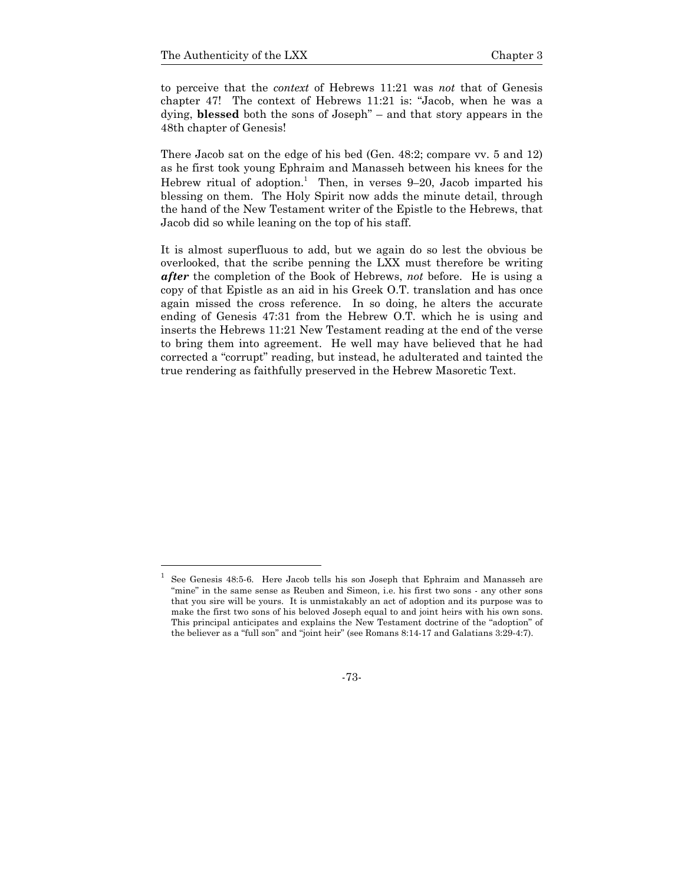to perceive that the *context* of Hebrews 11:21 was *not* that of Genesis chapter 47! The context of Hebrews 11:21 is: "Jacob, when he was a dying, **blessed** both the sons of Joseph" – and that story appears in the 48th chapter of Genesis!

There Jacob sat on the edge of his bed (Gen. 48:2; compare vv. 5 and 12) as he first took young Ephraim and Manasseh between his knees for the Hebrew ritual of adoption.[1] Then, in verses 9–20, Jacob imparted his blessing on them. The Holy Spirit now adds the minute detail, through the hand of the New Testament writer of the Epistle to the Hebrews, that Jacob did so while leaning on the top of his staff.

It is almost superfluous to add, but we again do so lest the obvious be overlooked, that the scribe penning the LXX must therefore be writing ***after*** the completion of the Book of Hebrews, *not* before. He is using a copy of that Epistle as an aid in his Greek O.T. translation and has once again missed the cross reference. In so doing, he alters the accurate ending of Genesis 47:31 from the Hebrew O.T. which he is using and inserts the Hebrews 11:21 New Testament reading at the end of the verse to bring them into agreement. He well may have believed that he had corrected a "corrupt" reading, but instead, he adulterated and tainted the true rendering as faithfully preserved in the Hebrew Masoretic Text.

---

[1] See Genesis 48:5-6. Here Jacob tells his son Joseph that Ephraim and Manasseh are "mine" in the same sense as Reuben and Simeon, i.e. his first two sons - any other sons that you sire will be yours. It is unmistakably an act of adoption and its purpose was to make the first two sons of his beloved Joseph equal to and joint heirs with his own sons. This principal anticipates and explains the New Testament doctrine of the "adoption" of the believer as a "full son" and "joint heir" (see Romans 8:14-17 and Galatians 3:29-4:7).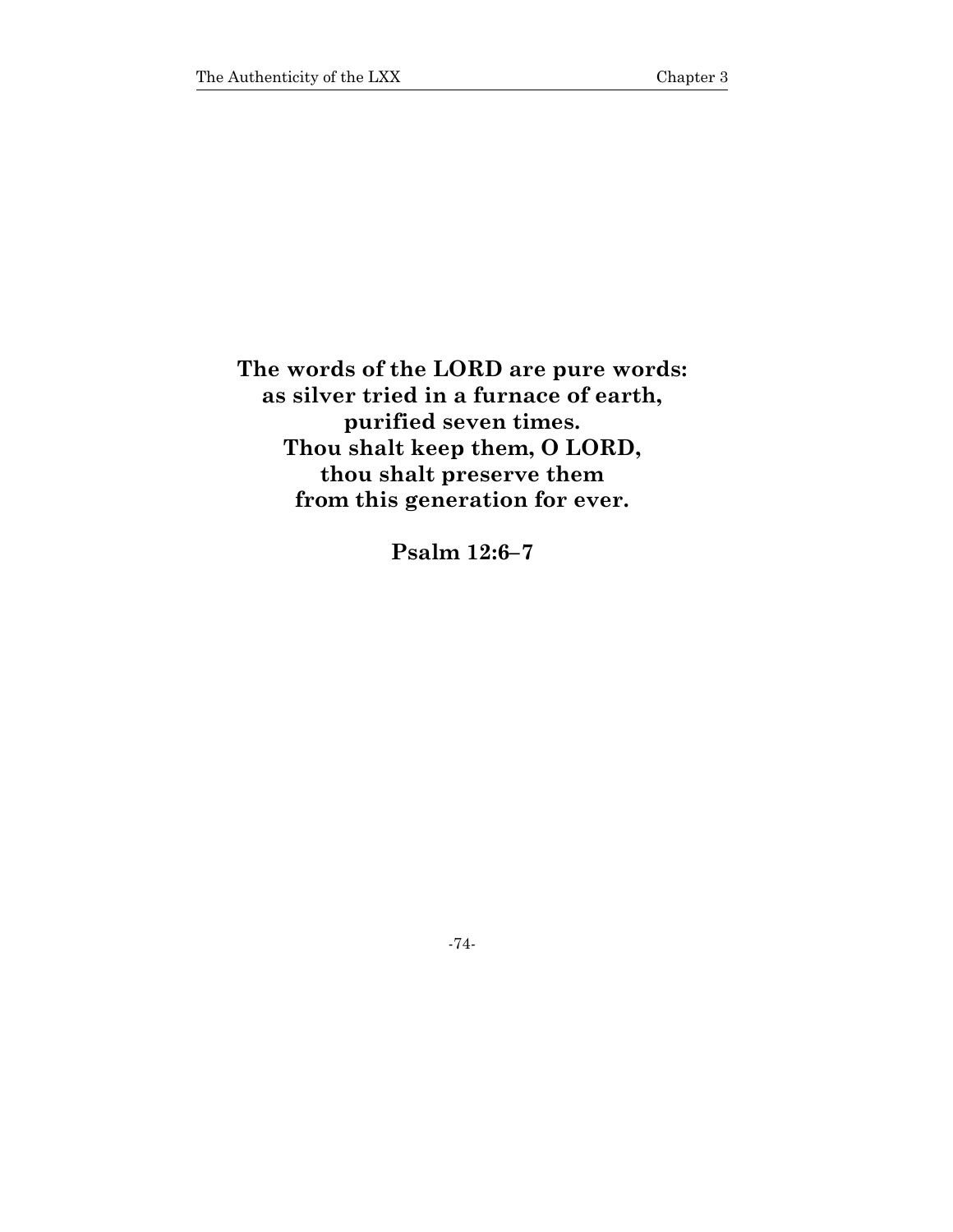**The words of the LORD are pure words:**
**as silver tried in a furnace of earth,**
**purified seven times.**
**Thou shalt keep them, O LORD,**
**thou shalt preserve them**
**from this generation for ever.**

**Psalm 12:6–7**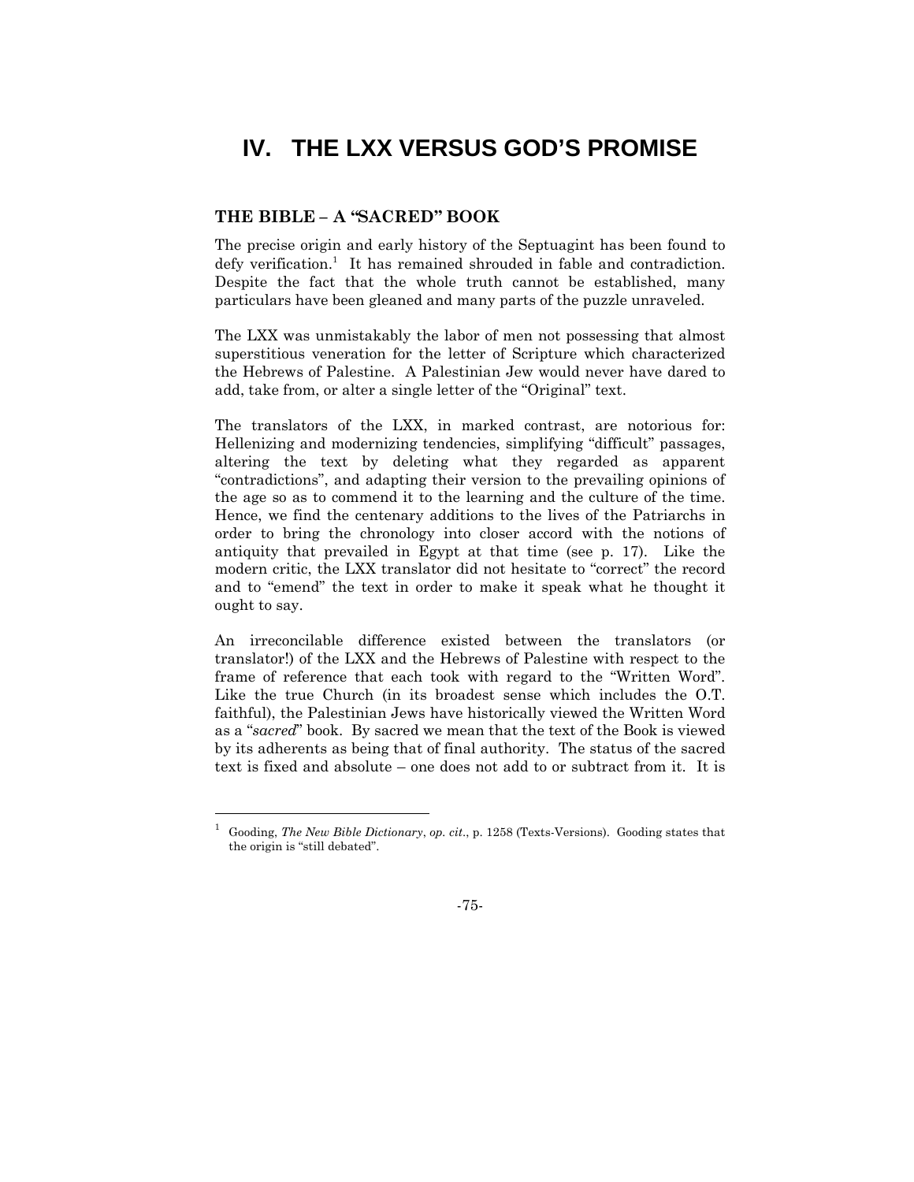# IV. THE LXX VERSUS GOD'S PROMISE

## THE BIBLE – A "SACRED" BOOK

The precise origin and early history of the Septuagint has been found to defy verification.[1] It has remained shrouded in fable and contradiction. Despite the fact that the whole truth cannot be established, many particulars have been gleaned and many parts of the puzzle unraveled.

The LXX was unmistakably the labor of men not possessing that almost superstitious veneration for the letter of Scripture which characterized the Hebrews of Palestine. A Palestinian Jew would never have dared to add, take from, or alter a single letter of the "Original" text.

The translators of the LXX, in marked contrast, are notorious for: Hellenizing and modernizing tendencies, simplifying "difficult" passages, altering the text by deleting what they regarded as apparent "contradictions", and adapting their version to the prevailing opinions of the age so as to commend it to the learning and the culture of the time. Hence, we find the centenary additions to the lives of the Patriarchs in order to bring the chronology into closer accord with the notions of antiquity that prevailed in Egypt at that time (see p. 17). Like the modern critic, the LXX translator did not hesitate to "correct" the record and to "emend" the text in order to make it speak what he thought it ought to say.

An irreconcilable difference existed between the translators (or translator!) of the LXX and the Hebrews of Palestine with respect to the frame of reference that each took with regard to the "Written Word". Like the true Church (in its broadest sense which includes the O.T. faithful), the Palestinian Jews have historically viewed the Written Word as a "*sacred*" book. By sacred we mean that the text of the Book is viewed by its adherents as being that of final authority. The status of the sacred text is fixed and absolute – one does not add to or subtract from it. It is

---

[1] Gooding, *The New Bible Dictionary*, *op. cit*., p. 1258 (Texts-Versions). Gooding states that the origin is "still debated".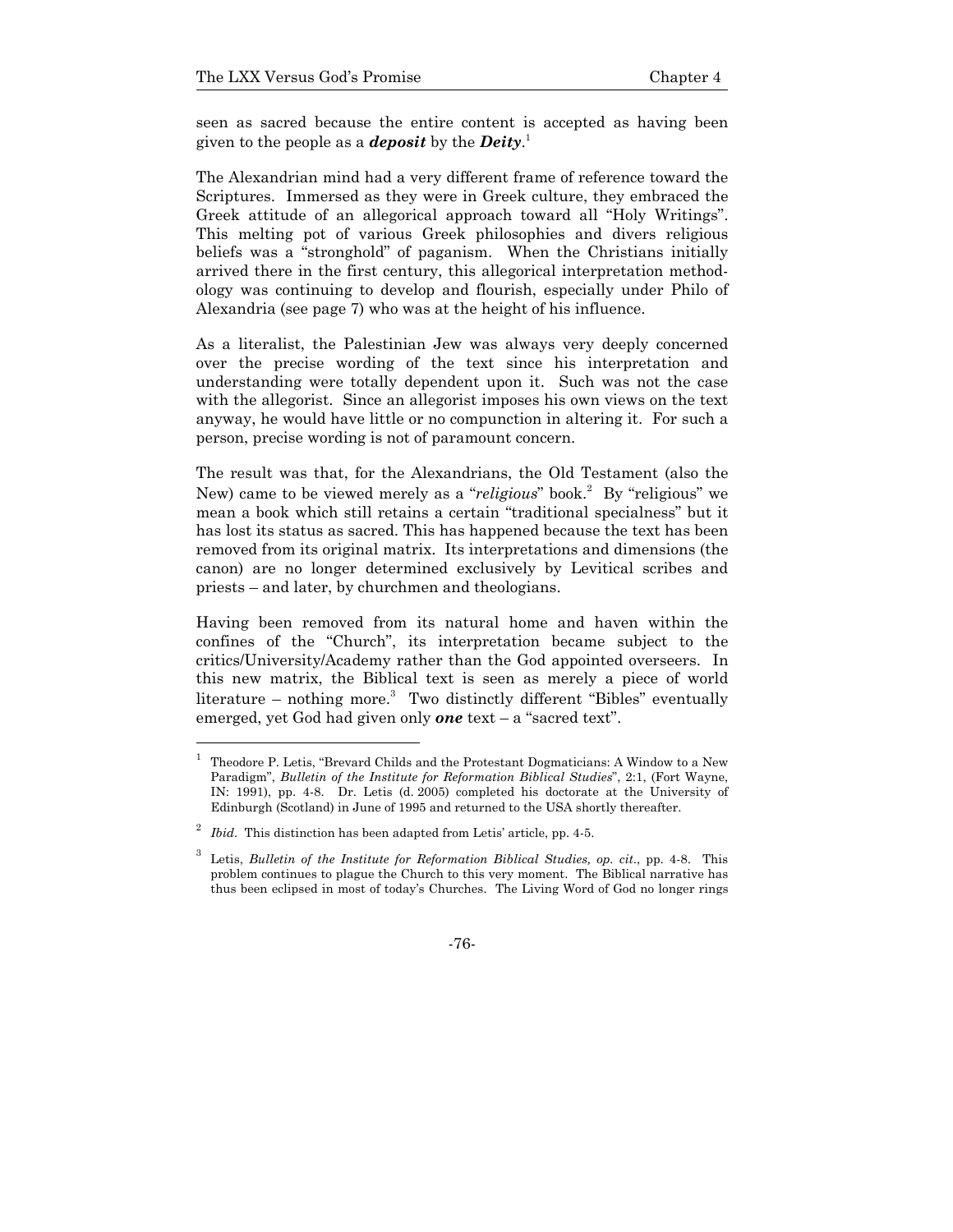seen as sacred because the entire content is accepted as having been given to the people as a ***deposit*** by the ***Deity***.[1]

The Alexandrian mind had a very different frame of reference toward the Scriptures. Immersed as they were in Greek culture, they embraced the Greek attitude of an allegorical approach toward all "Holy Writings". This melting pot of various Greek philosophies and divers religious beliefs was a "stronghold" of paganism. When the Christians initially arrived there in the first century, this allegorical interpretation methodology was continuing to develop and flourish, especially under Philo of Alexandria (see page 7) who was at the height of his influence.

As a literalist, the Palestinian Jew was always very deeply concerned over the precise wording of the text since his interpretation and understanding were totally dependent upon it. Such was not the case with the allegorist. Since an allegorist imposes his own views on the text anyway, he would have little or no compunction in altering it. For such a person, precise wording is not of paramount concern.

The result was that, for the Alexandrians, the Old Testament (also the New) came to be viewed merely as a "*religious*" book.[2] By "religious" we mean a book which still retains a certain "traditional specialness" but it has lost its status as sacred. This has happened because the text has been removed from its original matrix. Its interpretations and dimensions (the canon) are no longer determined exclusively by Levitical scribes and priests – and later, by churchmen and theologians.

Having been removed from its natural home and haven within the confines of the "Church", its interpretation became subject to the critics/University/Academy rather than the God appointed overseers. In this new matrix, the Biblical text is seen as merely a piece of world literature – nothing more.[3] Two distinctly different "Bibles" eventually emerged, yet God had given only ***one*** text – a "sacred text".

---

[1] Theodore P. Letis, "Brevard Childs and the Protestant Dogmaticians: A Window to a New Paradigm", *Bulletin of the Institute for Reformation Biblical Studies*", 2:1, (Fort Wayne, IN: 1991), pp. 4-8. Dr. Letis (d. 2005) completed his doctorate at the University of Edinburgh (Scotland) in June of 1995 and returned to the USA shortly thereafter.

[2] *Ibid*. This distinction has been adapted from Letis' article, pp. 4-5.

[3] Letis, *Bulletin of the Institute for Reformation Biblical Studies, op. cit*., pp. 4-8. This problem continues to plague the Church to this very moment. The Biblical narrative has thus been eclipsed in most of today's Churches. The Living Word of God no longer rings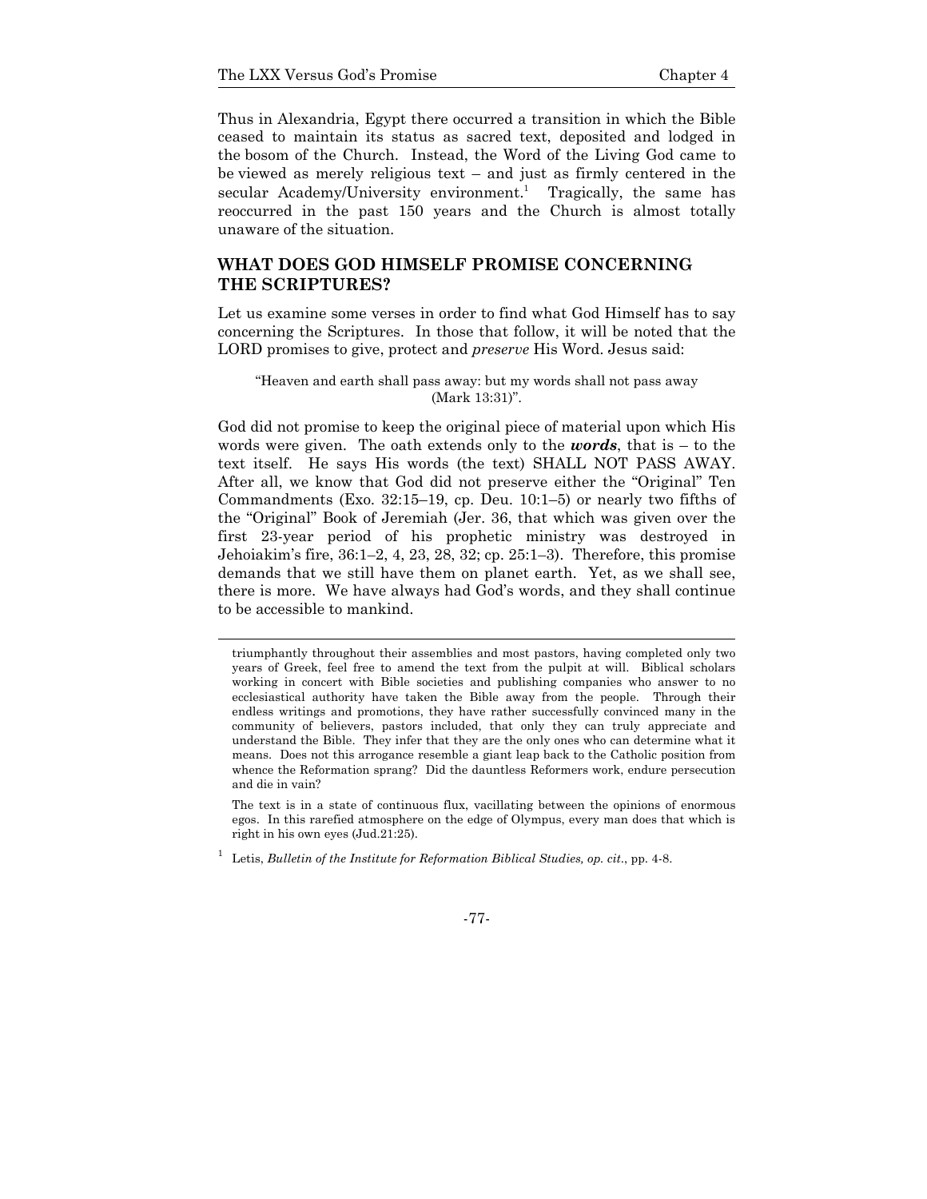Thus in Alexandria, Egypt there occurred a transition in which the Bible ceased to maintain its status as sacred text, deposited and lodged in the bosom of the Church. Instead, the Word of the Living God came to be viewed as merely religious text – and just as firmly centered in the secular Academy/University environment.[1] Tragically, the same has reoccurred in the past 150 years and the Church is almost totally unaware of the situation.

## WHAT DOES GOD HIMSELF PROMISE CONCERNING THE SCRIPTURES?

Let us examine some verses in order to find what God Himself has to say concerning the Scriptures. In those that follow, it will be noted that the LORD promises to give, protect and *preserve* His Word. Jesus said:

> "Heaven and earth shall pass away: but my words shall not pass away (Mark 13:31)".

God did not promise to keep the original piece of material upon which His words were given. The oath extends only to the ***words***, that is – to the text itself. He says His words (the text) SHALL NOT PASS AWAY. After all, we know that God did not preserve either the "Original" Ten Commandments (Exo. 32:15–19, cp. Deu. 10:1–5) or nearly two fifths of the "Original" Book of Jeremiah (Jer. 36, that which was given over the first 23-year period of his prophetic ministry was destroyed in Jehoiakim's fire, 36:1–2, 4, 23, 28, 32; cp. 25:1–3). Therefore, this promise demands that we still have them on planet earth. Yet, as we shall see, there is more. We have always had God's words, and they shall continue to be accessible to mankind.

---

triumphantly throughout their assemblies and most pastors, having completed only two years of Greek, feel free to amend the text from the pulpit at will. Biblical scholars working in concert with Bible societies and publishing companies who answer to no ecclesiastical authority have taken the Bible away from the people. Through their endless writings and promotions, they have rather successfully convinced many in the community of believers, pastors included, that only they can truly appreciate and understand the Bible. They infer that they are the only ones who can determine what it means. Does not this arrogance resemble a giant leap back to the Catholic position from whence the Reformation sprang? Did the dauntless Reformers work, endure persecution and die in vain?

The text is in a state of continuous flux, vacillating between the opinions of enormous egos. In this rarefied atmosphere on the edge of Olympus, every man does that which is right in his own eyes (Jud.21:25).

[1] Letis, *Bulletin of the Institute for Reformation Biblical Studies, op. cit*., pp. 4-8.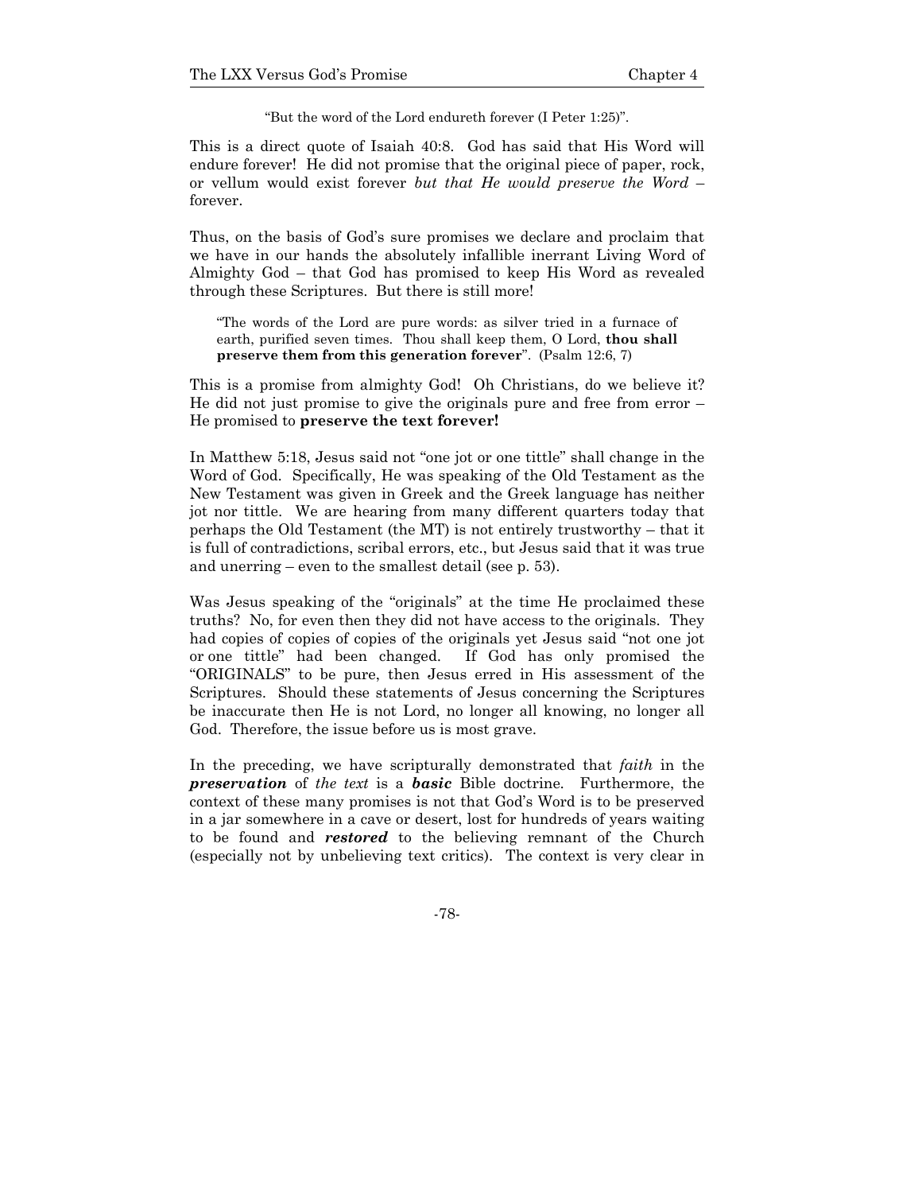> "But the word of the Lord endureth forever (I Peter 1:25)".

This is a direct quote of Isaiah 40:8. God has said that His Word will endure forever! He did not promise that the original piece of paper, rock, or vellum would exist forever *but that He would preserve the Word* – forever.

Thus, on the basis of God's sure promises we declare and proclaim that we have in our hands the absolutely infallible inerrant Living Word of Almighty God – that God has promised to keep His Word as revealed through these Scriptures. But there is still more!

> "The words of the Lord are pure words: as silver tried in a furnace of earth, purified seven times. Thou shall keep them, O Lord, **thou shall preserve them from this generation forever**". (Psalm 12:6, 7)

This is a promise from almighty God! Oh Christians, do we believe it? He did not just promise to give the originals pure and free from error – He promised to **preserve the text forever!**

In Matthew 5:18, Jesus said not "one jot or one tittle" shall change in the Word of God. Specifically, He was speaking of the Old Testament as the New Testament was given in Greek and the Greek language has neither jot nor tittle. We are hearing from many different quarters today that perhaps the Old Testament (the MT) is not entirely trustworthy – that it is full of contradictions, scribal errors, etc., but Jesus said that it was true and unerring – even to the smallest detail (see p. 53).

Was Jesus speaking of the "originals" at the time He proclaimed these truths? No, for even then they did not have access to the originals. They had copies of copies of copies of the originals yet Jesus said "not one jot or one tittle" had been changed. If God has only promised the "ORIGINALS" to be pure, then Jesus erred in His assessment of the Scriptures. Should these statements of Jesus concerning the Scriptures be inaccurate then He is not Lord, no longer all knowing, no longer all God. Therefore, the issue before us is most grave.

In the preceding, we have scripturally demonstrated that *faith* in the ***preservation*** of *the text* is a ***basic*** Bible doctrine. Furthermore, the context of these many promises is not that God's Word is to be preserved in a jar somewhere in a cave or desert, lost for hundreds of years waiting to be found and ***restored*** to the believing remnant of the Church (especially not by unbelieving text critics). The context is very clear in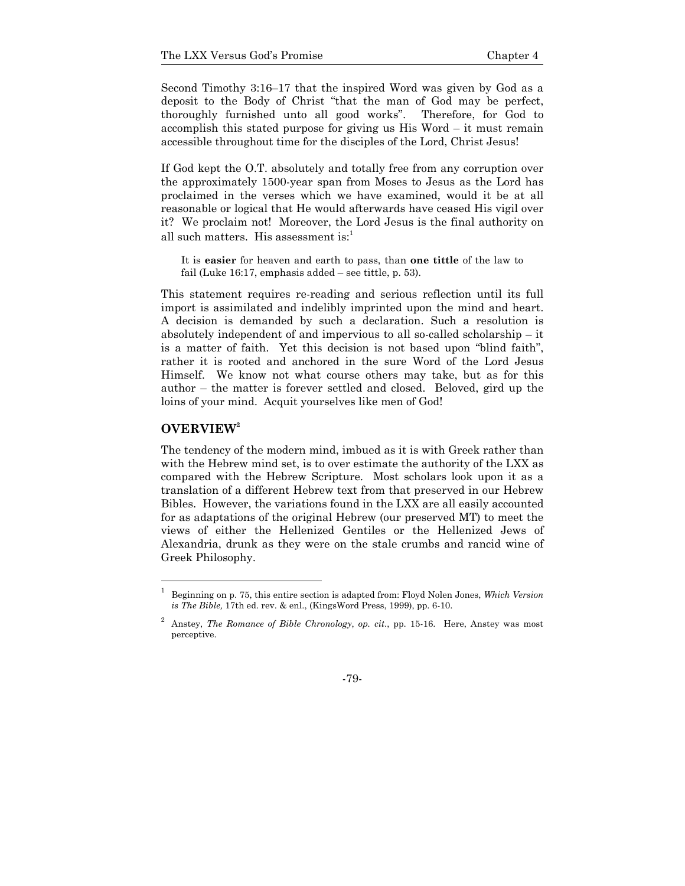Second Timothy 3:16–17 that the inspired Word was given by God as a deposit to the Body of Christ "that the man of God may be perfect, thoroughly furnished unto all good works". Therefore, for God to accomplish this stated purpose for giving us His Word – it must remain accessible throughout time for the disciples of the Lord, Christ Jesus!

If God kept the O.T. absolutely and totally free from any corruption over the approximately 1500-year span from Moses to Jesus as the Lord has proclaimed in the verses which we have examined, would it be at all reasonable or logical that He would afterwards have ceased His vigil over it? We proclaim not! Moreover, the Lord Jesus is the final authority on all such matters. His assessment is:[1]

> It is **easier** for heaven and earth to pass, than **one tittle** of the law to fail (Luke 16:17, emphasis added – see tittle, p. 53).

This statement requires re-reading and serious reflection until its full import is assimilated and indelibly imprinted upon the mind and heart. A decision is demanded by such a declaration. Such a resolution is absolutely independent of and impervious to all so-called scholarship – it is a matter of faith. Yet this decision is not based upon "blind faith", rather it is rooted and anchored in the sure Word of the Lord Jesus Himself. We know not what course others may take, but as for this author – the matter is forever settled and closed. Beloved, gird up the loins of your mind. Acquit yourselves like men of God!

## OVERVIEW[2]

The tendency of the modern mind, imbued as it is with Greek rather than with the Hebrew mind set, is to over estimate the authority of the LXX as compared with the Hebrew Scripture. Most scholars look upon it as a translation of a different Hebrew text from that preserved in our Hebrew Bibles. However, the variations found in the LXX are all easily accounted for as adaptations of the original Hebrew (our preserved MT) to meet the views of either the Hellenized Gentiles or the Hellenized Jews of Alexandria, drunk as they were on the stale crumbs and rancid wine of Greek Philosophy.

---

[1] Beginning on p. 75, this entire section is adapted from: Floyd Nolen Jones, *Which Version is The Bible,* 17th ed. rev. & enl., (KingsWord Press, 1999), pp. 6-10.

[2] Anstey, *The Romance of Bible Chronology*, *op. cit*., pp. 15-16. Here, Anstey was most perceptive.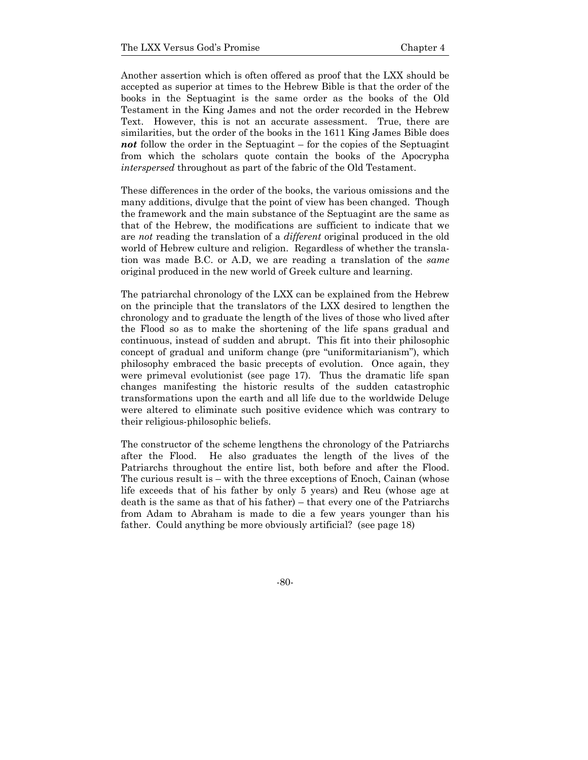Another assertion which is often offered as proof that the LXX should be accepted as superior at times to the Hebrew Bible is that the order of the books in the Septuagint is the same order as the books of the Old Testament in the King James and not the order recorded in the Hebrew Text. However, this is not an accurate assessment. True, there are similarities, but the order of the books in the 1611 King James Bible does ***not*** follow the order in the Septuagint – for the copies of the Septuagint from which the scholars quote contain the books of the Apocrypha *interspersed* throughout as part of the fabric of the Old Testament.

These differences in the order of the books, the various omissions and the many additions, divulge that the point of view has been changed. Though the framework and the main substance of the Septuagint are the same as that of the Hebrew, the modifications are sufficient to indicate that we are *not* reading the translation of a *different* original produced in the old world of Hebrew culture and religion. Regardless of whether the translation was made B.C. or A.D, we are reading a translation of the *same* original produced in the new world of Greek culture and learning.

The patriarchal chronology of the LXX can be explained from the Hebrew on the principle that the translators of the LXX desired to lengthen the chronology and to graduate the length of the lives of those who lived after the Flood so as to make the shortening of the life spans gradual and continuous, instead of sudden and abrupt. This fit into their philosophic concept of gradual and uniform change (pre "uniformitarianism"), which philosophy embraced the basic precepts of evolution. Once again, they were primeval evolutionist (see page 17). Thus the dramatic life span changes manifesting the historic results of the sudden catastrophic transformations upon the earth and all life due to the worldwide Deluge were altered to eliminate such positive evidence which was contrary to their religious-philosophic beliefs.

The constructor of the scheme lengthens the chronology of the Patriarchs after the Flood. He also graduates the length of the lives of the Patriarchs throughout the entire list, both before and after the Flood. The curious result is – with the three exceptions of Enoch, Cainan (whose life exceeds that of his father by only 5 years) and Reu (whose age at death is the same as that of his father) – that every one of the Patriarchs from Adam to Abraham is made to die a few years younger than his father. Could anything be more obviously artificial? (see page 18)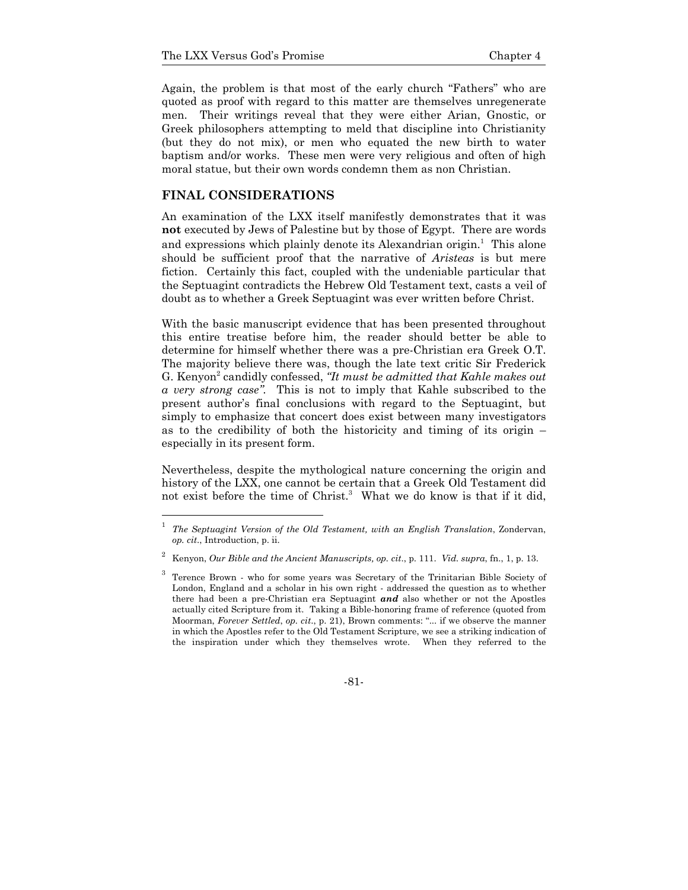Again, the problem is that most of the early church "Fathers" who are quoted as proof with regard to this matter are themselves unregenerate men. Their writings reveal that they were either Arian, Gnostic, or Greek philosophers attempting to meld that discipline into Christianity (but they do not mix), or men who equated the new birth to water baptism and/or works. These men were very religious and often of high moral statue, but their own words condemn them as non Christian.

## FINAL CONSIDERATIONS

An examination of the LXX itself manifestly demonstrates that it was **not** executed by Jews of Palestine but by those of Egypt. There are words and expressions which plainly denote its Alexandrian origin.[1] This alone should be sufficient proof that the narrative of *Aristeas* is but mere fiction. Certainly this fact, coupled with the undeniable particular that the Septuagint contradicts the Hebrew Old Testament text, casts a veil of doubt as to whether a Greek Septuagint was ever written before Christ.

With the basic manuscript evidence that has been presented throughout this entire treatise before him, the reader should better be able to determine for himself whether there was a pre-Christian era Greek O.T. The majority believe there was, though the late text critic Sir Frederick G. Kenyon[2] candidly confessed, *"It must be admitted that Kahle makes out a very strong case".* This is not to imply that Kahle subscribed to the present author's final conclusions with regard to the Septuagint, but simply to emphasize that concert does exist between many investigators as to the credibility of both the historicity and timing of its origin – especially in its present form.

Nevertheless, despite the mythological nature concerning the origin and history of the LXX, one cannot be certain that a Greek Old Testament did not exist before the time of Christ.[3] What we do know is that if it did,

---

[1] *The Septuagint Version of the Old Testament, with an English Translation*, Zondervan, *op. cit*., Introduction, p. ii.

[2] Kenyon, *Our Bible and the Ancient Manuscripts, op. cit*., p. 111. *Vid. supra*, fn., 1, p. 13.

[3] Terence Brown - who for some years was Secretary of the Trinitarian Bible Society of London, England and a scholar in his own right - addressed the question as to whether there had been a pre-Christian era Septuagint ***and*** also whether or not the Apostles actually cited Scripture from it. Taking a Bible-honoring frame of reference (quoted from Moorman, *Forever Settled*, *op. cit*., p. 21), Brown comments: "... if we observe the manner in which the Apostles refer to the Old Testament Scripture, we see a striking indication of the inspiration under which they themselves wrote. When they referred to the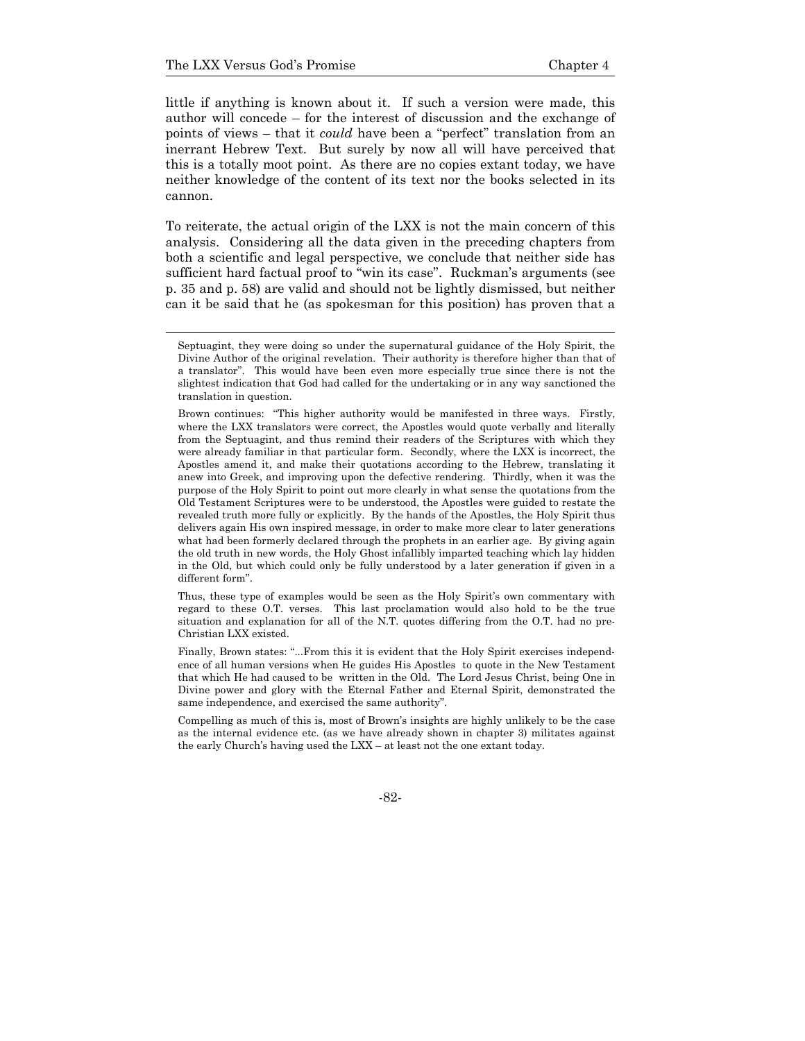little if anything is known about it. If such a version were made, this author will concede – for the interest of discussion and the exchange of points of views – that it *could* have been a "perfect" translation from an inerrant Hebrew Text. But surely by now all will have perceived that this is a totally moot point. As there are no copies extant today, we have neither knowledge of the content of its text nor the books selected in its cannon.

To reiterate, the actual origin of the LXX is not the main concern of this analysis. Considering all the data given in the preceding chapters from both a scientific and legal perspective, we conclude that neither side has sufficient hard factual proof to "win its case". Ruckman's arguments (see p. 35 and p. 58) are valid and should not be lightly dismissed, but neither can it be said that he (as spokesman for this position) has proven that a

---

Septuagint, they were doing so under the supernatural guidance of the Holy Spirit, the Divine Author of the original revelation. Their authority is therefore higher than that of a translator". This would have been even more especially true since there is not the slightest indication that God had called for the undertaking or in any way sanctioned the translation in question.

Brown continues: "This higher authority would be manifested in three ways. Firstly, where the LXX translators were correct, the Apostles would quote verbally and literally from the Septuagint, and thus remind their readers of the Scriptures with which they were already familiar in that particular form. Secondly, where the LXX is incorrect, the Apostles amend it, and make their quotations according to the Hebrew, translating it anew into Greek, and improving upon the defective rendering. Thirdly, when it was the purpose of the Holy Spirit to point out more clearly in what sense the quotations from the Old Testament Scriptures were to be understood, the Apostles were guided to restate the revealed truth more fully or explicitly. By the hands of the Apostles, the Holy Spirit thus delivers again His own inspired message, in order to make more clear to later generations what had been formerly declared through the prophets in an earlier age. By giving again the old truth in new words, the Holy Ghost infallibly imparted teaching which lay hidden in the Old, but which could only be fully understood by a later generation if given in a different form".

Thus, these type of examples would be seen as the Holy Spirit's own commentary with regard to these O.T. verses. This last proclamation would also hold to be the true situation and explanation for all of the N.T. quotes differing from the O.T. had no pre-Christian LXX existed.

Finally, Brown states: "...From this it is evident that the Holy Spirit exercises independence of all human versions when He guides His Apostles to quote in the New Testament that which He had caused to be written in the Old. The Lord Jesus Christ, being One in Divine power and glory with the Eternal Father and Eternal Spirit, demonstrated the same independence, and exercised the same authority".

Compelling as much of this is, most of Brown's insights are highly unlikely to be the case as the internal evidence etc. (as we have already shown in chapter 3) militates against the early Church's having used the LXX – at least not the one extant today.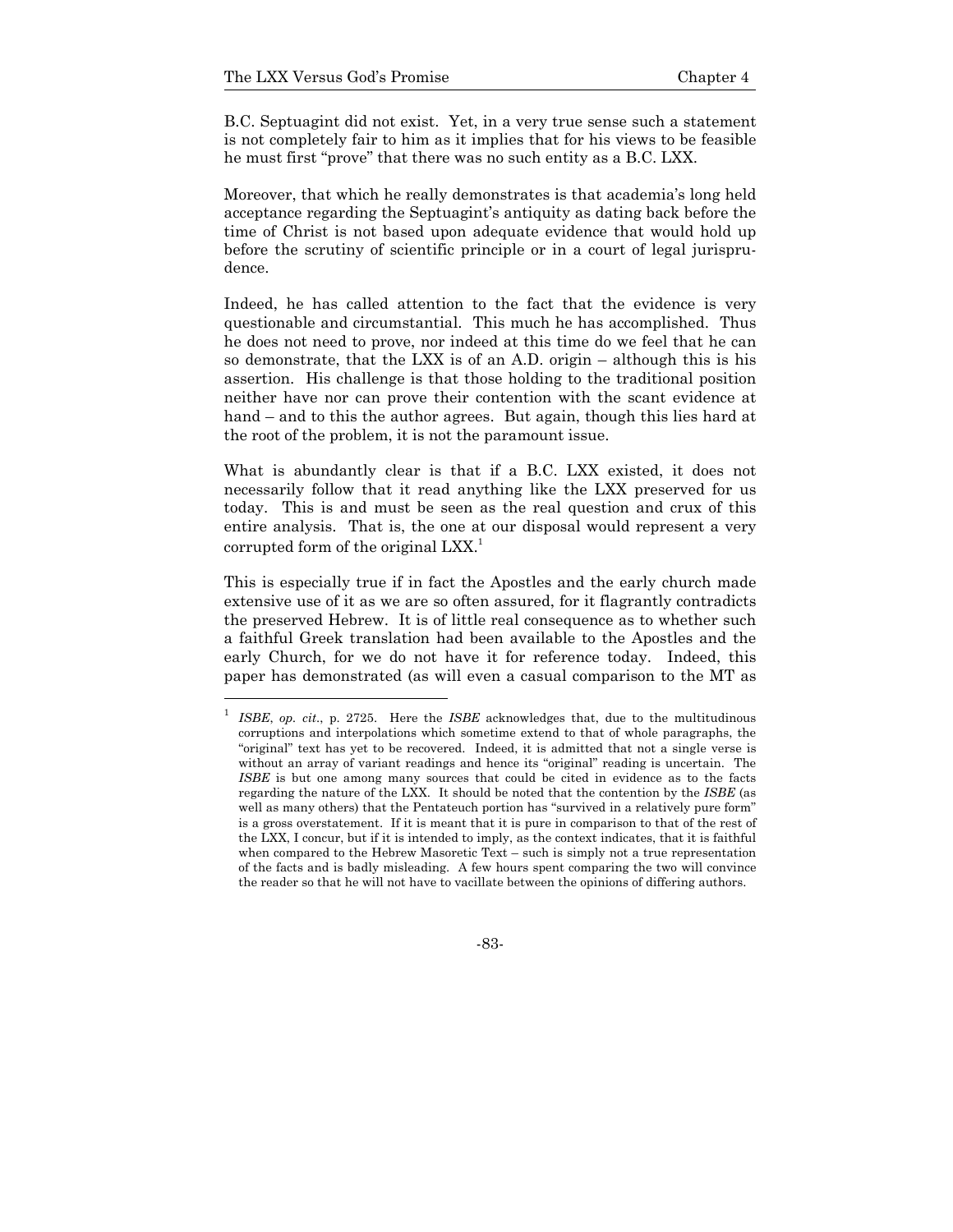B.C. Septuagint did not exist. Yet, in a very true sense such a statement is not completely fair to him as it implies that for his views to be feasible he must first "prove" that there was no such entity as a B.C. LXX.

Moreover, that which he really demonstrates is that academia's long held acceptance regarding the Septuagint's antiquity as dating back before the time of Christ is not based upon adequate evidence that would hold up before the scrutiny of scientific principle or in a court of legal jurisprudence.

Indeed, he has called attention to the fact that the evidence is very questionable and circumstantial. This much he has accomplished. Thus he does not need to prove, nor indeed at this time do we feel that he can so demonstrate, that the LXX is of an A.D. origin – although this is his assertion. His challenge is that those holding to the traditional position neither have nor can prove their contention with the scant evidence at hand – and to this the author agrees. But again, though this lies hard at the root of the problem, it is not the paramount issue.

What is abundantly clear is that if a B.C. LXX existed, it does not necessarily follow that it read anything like the LXX preserved for us today. This is and must be seen as the real question and crux of this entire analysis. That is, the one at our disposal would represent a very corrupted form of the original LXX.[1]

This is especially true if in fact the Apostles and the early church made extensive use of it as we are so often assured, for it flagrantly contradicts the preserved Hebrew. It is of little real consequence as to whether such a faithful Greek translation had been available to the Apostles and the early Church, for we do not have it for reference today. Indeed, this paper has demonstrated (as will even a casual comparison to the MT as

---

[1] *ISBE*, *op. cit*., p. 2725. Here the *ISBE* acknowledges that, due to the multitudinous corruptions and interpolations which sometime extend to that of whole paragraphs, the "original" text has yet to be recovered. Indeed, it is admitted that not a single verse is without an array of variant readings and hence its "original" reading is uncertain. The *ISBE* is but one among many sources that could be cited in evidence as to the facts regarding the nature of the LXX. It should be noted that the contention by the *ISBE* (as well as many others) that the Pentateuch portion has "survived in a relatively pure form" is a gross overstatement. If it is meant that it is pure in comparison to that of the rest of the LXX, I concur, but if it is intended to imply, as the context indicates, that it is faithful when compared to the Hebrew Masoretic Text – such is simply not a true representation of the facts and is badly misleading. A few hours spent comparing the two will convince the reader so that he will not have to vacillate between the opinions of differing authors.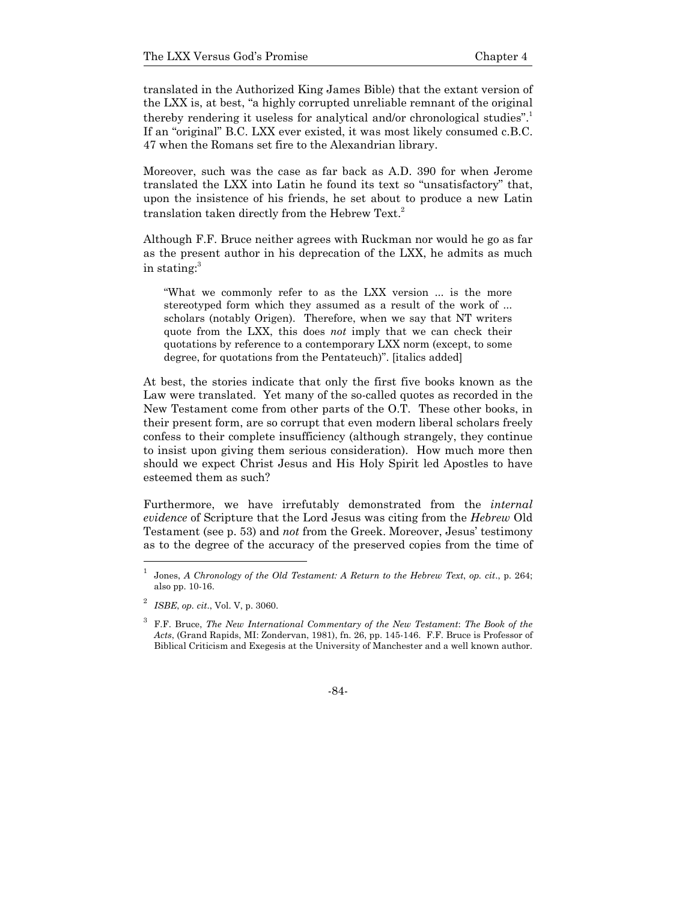translated in the Authorized King James Bible) that the extant version of the LXX is, at best, "a highly corrupted unreliable remnant of the original thereby rendering it useless for analytical and/or chronological studies".[1] If an "original" B.C. LXX ever existed, it was most likely consumed c.B.C. 47 when the Romans set fire to the Alexandrian library.

Moreover, such was the case as far back as A.D. 390 for when Jerome translated the LXX into Latin he found its text so "unsatisfactory" that, upon the insistence of his friends, he set about to produce a new Latin translation taken directly from the Hebrew Text.[2]

Although F.F. Bruce neither agrees with Ruckman nor would he go as far as the present author in his deprecation of the LXX, he admits as much in stating:[3]

> "What we commonly refer to as the LXX version ... is the more stereotyped form which they assumed as a result of the work of ... scholars (notably Origen). Therefore, when we say that NT writers quote from the LXX, this does *not* imply that we can check their quotations by reference to a contemporary LXX norm (except, to some degree, for quotations from the Pentateuch)". [italics added]

At best, the stories indicate that only the first five books known as the Law were translated. Yet many of the so-called quotes as recorded in the New Testament come from other parts of the O.T. These other books, in their present form, are so corrupt that even modern liberal scholars freely confess to their complete insufficiency (although strangely, they continue to insist upon giving them serious consideration). How much more then should we expect Christ Jesus and His Holy Spirit led Apostles to have esteemed them as such?

Furthermore, we have irrefutably demonstrated from the *internal evidence* of Scripture that the Lord Jesus was citing from the *Hebrew* Old Testament (see p. 53) and *not* from the Greek. Moreover, Jesus' testimony as to the degree of the accuracy of the preserved copies from the time of

---

[1] Jones, *A Chronology of the Old Testament: A Return to the Hebrew Text*, *op. cit*., p. 264; also pp. 10-16.

[2] *ISBE*, *op. cit*., Vol. V, p. 3060.

[3] F.F. Bruce, *The New International Commentary of the New Testament*: *The Book of the Acts*, (Grand Rapids, MI: Zondervan, 1981), fn. 26, pp. 145-146. F.F. Bruce is Professor of Biblical Criticism and Exegesis at the University of Manchester and a well known author.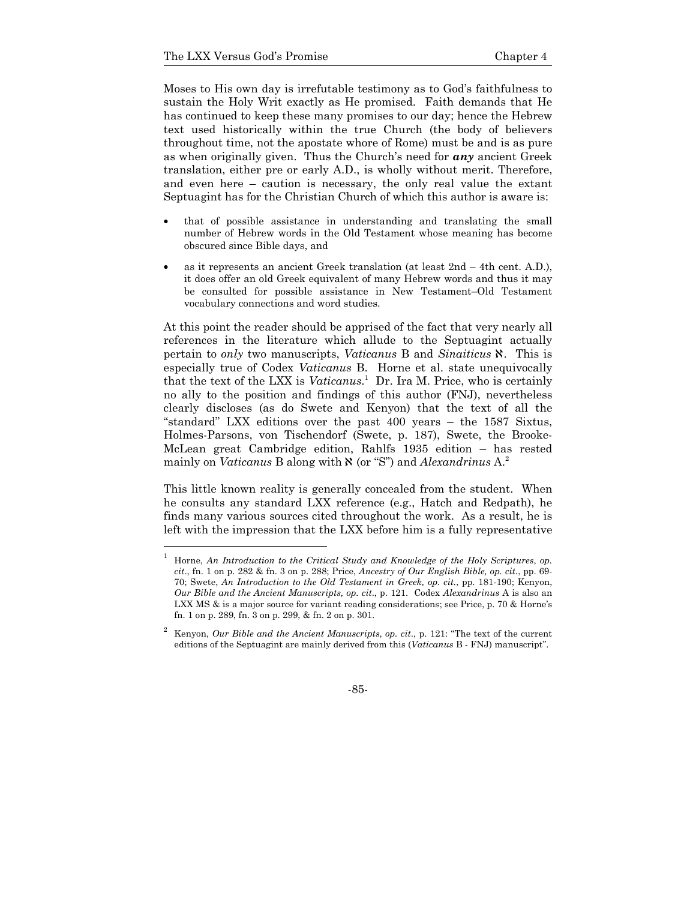Moses to His own day is irrefutable testimony as to God's faithfulness to sustain the Holy Writ exactly as He promised. Faith demands that He has continued to keep these many promises to our day; hence the Hebrew text used historically within the true Church (the body of believers throughout time, not the apostate whore of Rome) must be and is as pure as when originally given. Thus the Church's need for ***any*** ancient Greek translation, either pre or early A.D., is wholly without merit. Therefore, and even here – caution is necessary, the only real value the extant Septuagint has for the Christian Church of which this author is aware is:

- that of possible assistance in understanding and translating the small number of Hebrew words in the Old Testament whose meaning has become obscured since Bible days, and
- as it represents an ancient Greek translation (at least 2nd – 4th cent. A.D.), it does offer an old Greek equivalent of many Hebrew words and thus it may be consulted for possible assistance in New Testament–Old Testament vocabulary connections and word studies.

At this point the reader should be apprised of the fact that very nearly all references in the literature which allude to the Septuagint actually pertain to *only* two manuscripts, *Vaticanus* B and *Sinaiticus* א. This is especially true of Codex *Vaticanus* B. Horne et al. state unequivocally that the text of the LXX is *Vaticanus*.[1] Dr. Ira M. Price, who is certainly no ally to the position and findings of this author (FNJ), nevertheless clearly discloses (as do Swete and Kenyon) that the text of all the "standard" LXX editions over the past 400 years – the 1587 Sixtus, Holmes-Parsons, von Tischendorf (Swete, p. 187), Swete, the Brooke-McLean great Cambridge edition, Rahlfs 1935 edition – has rested mainly on *Vaticanus* B along with א (or "S") and *Alexandrinus* A.[2]

This little known reality is generally concealed from the student. When he consults any standard LXX reference (e.g., Hatch and Redpath), he finds many various sources cited throughout the work. As a result, he is left with the impression that the LXX before him is a fully representative

---

[1] Horne, *An Introduction to the Critical Study and Knowledge of the Holy Scriptures*, *op. cit*., fn. 1 on p. 282 & fn. 3 on p. 288; Price, *Ancestry of Our English Bible, op. cit.*, pp. 69-70; Swete, *An Introduction to the Old Testament in Greek, op. cit.*, pp. 181-190; Kenyon, *Our Bible and the Ancient Manuscripts, op. cit*., p. 121. Codex *Alexandrinus* A is also an LXX MS & is a major source for variant reading considerations; see Price, p. 70 & Horne's fn. 1 on p. 289, fn. 3 on p. 299, & fn. 2 on p. 301.

[2] Kenyon, *Our Bible and the Ancient Manuscripts*, *op. cit*., p. 121: "The text of the current editions of the Septuagint are mainly derived from this (*Vaticanus* B - FNJ) manuscript".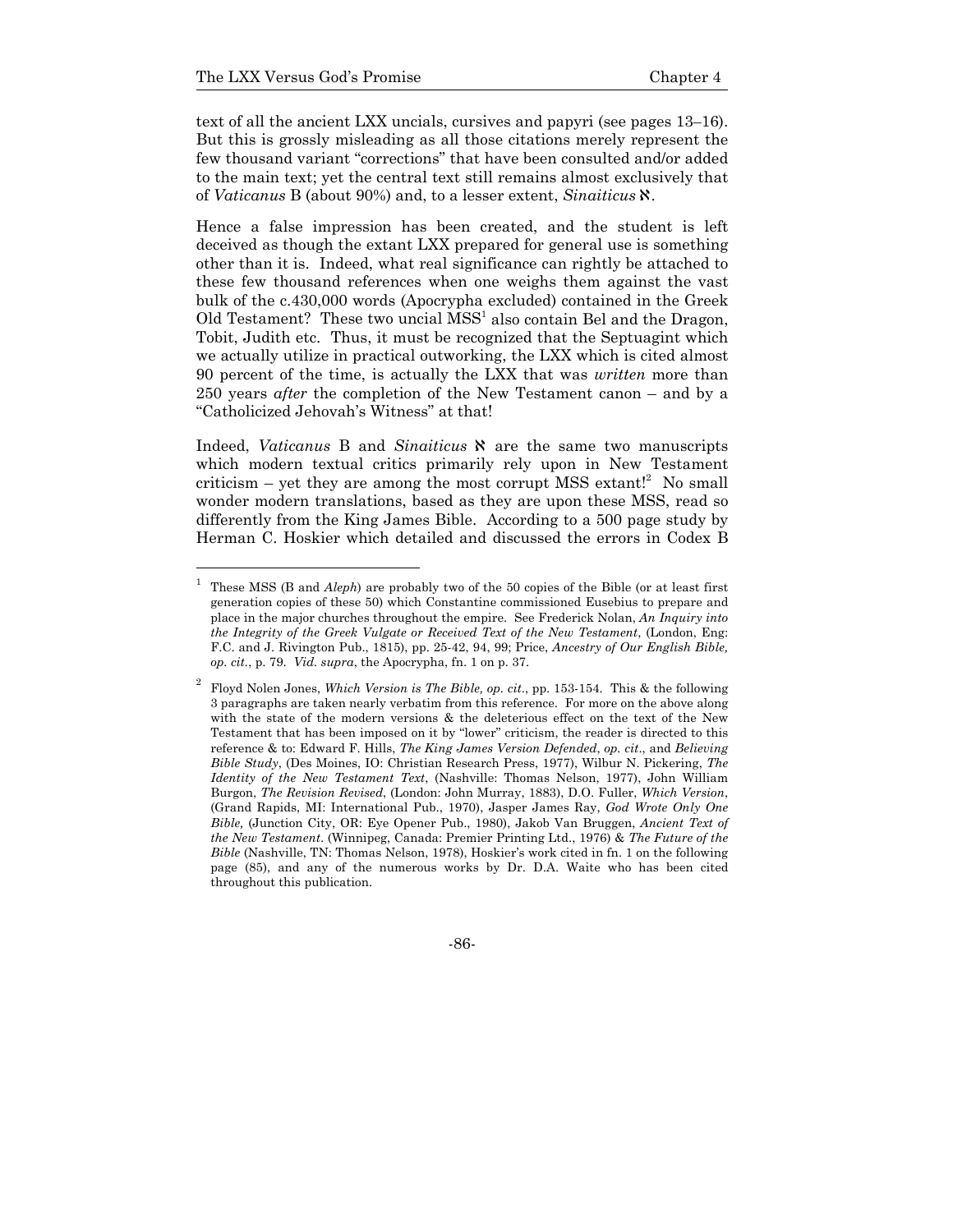text of all the ancient LXX uncials, cursives and papyri (see pages 13–16). But this is grossly misleading as all those citations merely represent the few thousand variant "corrections" that have been consulted and/or added to the main text; yet the central text still remains almost exclusively that of *Vaticanus* B (about 90%) and, to a lesser extent, *Sinaiticus* ℵ.

Hence a false impression has been created, and the student is left deceived as though the extant LXX prepared for general use is something other than it is. Indeed, what real significance can rightly be attached to these few thousand references when one weighs them against the vast bulk of the c.430,000 words (Apocrypha excluded) contained in the Greek Old Testament? These two uncial MSS[1] also contain Bel and the Dragon, Tobit, Judith etc. Thus, it must be recognized that the Septuagint which we actually utilize in practical outworking, the LXX which is cited almost 90 percent of the time, is actually the LXX that was *written* more than 250 years *after* the completion of the New Testament canon – and by a "Catholicized Jehovah's Witness" at that!

Indeed, *Vaticanus* B and *Sinaiticus* ℵ are the same two manuscripts which modern textual critics primarily rely upon in New Testament criticism – yet they are among the most corrupt MSS extant![2] No small wonder modern translations, based as they are upon these MSS, read so differently from the King James Bible. According to a 500 page study by Herman C. Hoskier which detailed and discussed the errors in Codex B

---

[1] These MSS (B and *Aleph*) are probably two of the 50 copies of the Bible (or at least first generation copies of these 50) which Constantine commissioned Eusebius to prepare and place in the major churches throughout the empire. See Frederick Nolan, *An Inquiry into the Integrity of the Greek Vulgate or Received Text of the New Testament*, (London, Eng: F.C. and J. Rivington Pub., 1815), pp. 25-42, 94, 99; Price, *Ancestry of Our English Bible, op. cit.*, p. 79. *Vid. supra*, the Apocrypha, fn. 1 on p. 37.

[2] Floyd Nolen Jones, *Which Version is The Bible, op. cit.*, pp. 153-154. This & the following 3 paragraphs are taken nearly verbatim from this reference. For more on the above along with the state of the modern versions & the deleterious effect on the text of the New Testament that has been imposed on it by "lower" criticism, the reader is directed to this reference & to: Edward F. Hills, *The King James Version Defended*, *op. cit*., and *Believing Bible Study*, (Des Moines, IO: Christian Research Press, 1977), Wilbur N. Pickering, *The Identity of the New Testament Text*, (Nashville: Thomas Nelson, 1977), John William Burgon, *The Revision Revised*, (London: John Murray, 1883), D.O. Fuller, *Which Version*, (Grand Rapids, MI: International Pub., 1970), Jasper James Ray, *God Wrote Only One Bible,* (Junction City, OR: Eye Opener Pub., 1980), Jakob Van Bruggen, *Ancient Text of the New Testament*. (Winnipeg, Canada: Premier Printing Ltd., 1976) & *The Future of the Bible* (Nashville, TN: Thomas Nelson, 1978), Hoskier's work cited in fn. 1 on the following page (85), and any of the numerous works by Dr. D.A. Waite who has been cited throughout this publication.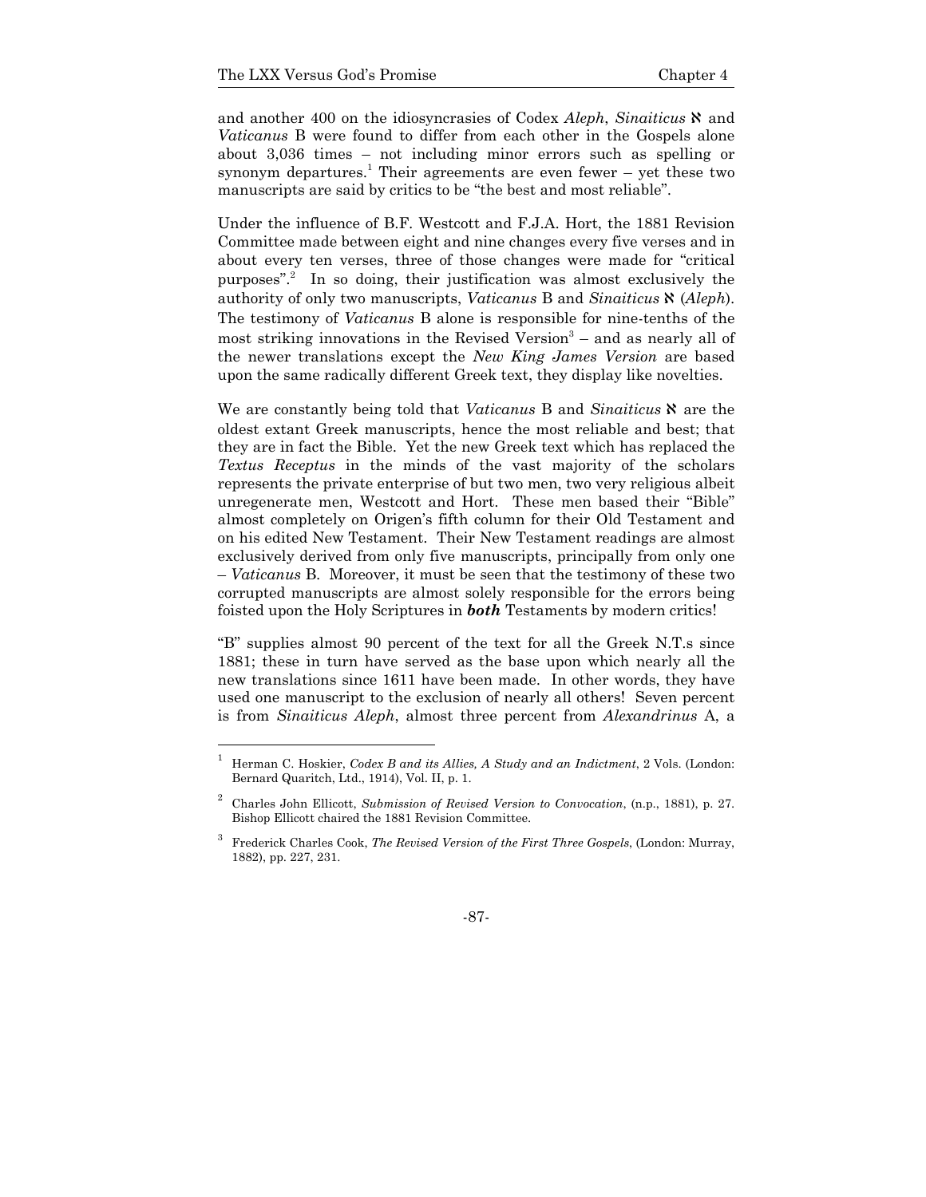and another 400 on the idiosyncrasies of Codex *Aleph*, *Sinaiticus* א and *Vaticanus* B were found to differ from each other in the Gospels alone about 3,036 times – not including minor errors such as spelling or synonym departures.[1] Their agreements are even fewer – yet these two manuscripts are said by critics to be "the best and most reliable".

Under the influence of B.F. Westcott and F.J.A. Hort, the 1881 Revision Committee made between eight and nine changes every five verses and in about every ten verses, three of those changes were made for "critical purposes".[2] In so doing, their justification was almost exclusively the authority of only two manuscripts, *Vaticanus* B and *Sinaiticus* א (*Aleph*). The testimony of *Vaticanus* B alone is responsible for nine-tenths of the most striking innovations in the Revised Version[3] – and as nearly all of the newer translations except the *New King James Version* are based upon the same radically different Greek text, they display like novelties.

We are constantly being told that *Vaticanus* B and *Sinaiticus* א are the oldest extant Greek manuscripts, hence the most reliable and best; that they are in fact the Bible. Yet the new Greek text which has replaced the *Textus Receptus* in the minds of the vast majority of the scholars represents the private enterprise of but two men, two very religious albeit unregenerate men, Westcott and Hort. These men based their "Bible" almost completely on Origen's fifth column for their Old Testament and on his edited New Testament. Their New Testament readings are almost exclusively derived from only five manuscripts, principally from only one – *Vaticanus* B. Moreover, it must be seen that the testimony of these two corrupted manuscripts are almost solely responsible for the errors being foisted upon the Holy Scriptures in ***both*** Testaments by modern critics!

"B" supplies almost 90 percent of the text for all the Greek N.T.s since 1881; these in turn have served as the base upon which nearly all the new translations since 1611 have been made. In other words, they have used one manuscript to the exclusion of nearly all others! Seven percent is from *Sinaiticus Aleph*, almost three percent from *Alexandrinus* A, a

---

[1] Herman C. Hoskier, *Codex B and its Allies, A Study and an Indictment*, 2 Vols. (London: Bernard Quaritch, Ltd., 1914), Vol. II, p. 1.

[2] Charles John Ellicott, *Submission of Revised Version to Convocation*, (n.p., 1881), p. 27. Bishop Ellicott chaired the 1881 Revision Committee.

[3] Frederick Charles Cook, *The Revised Version of the First Three Gospels*, (London: Murray, 1882), pp. 227, 231.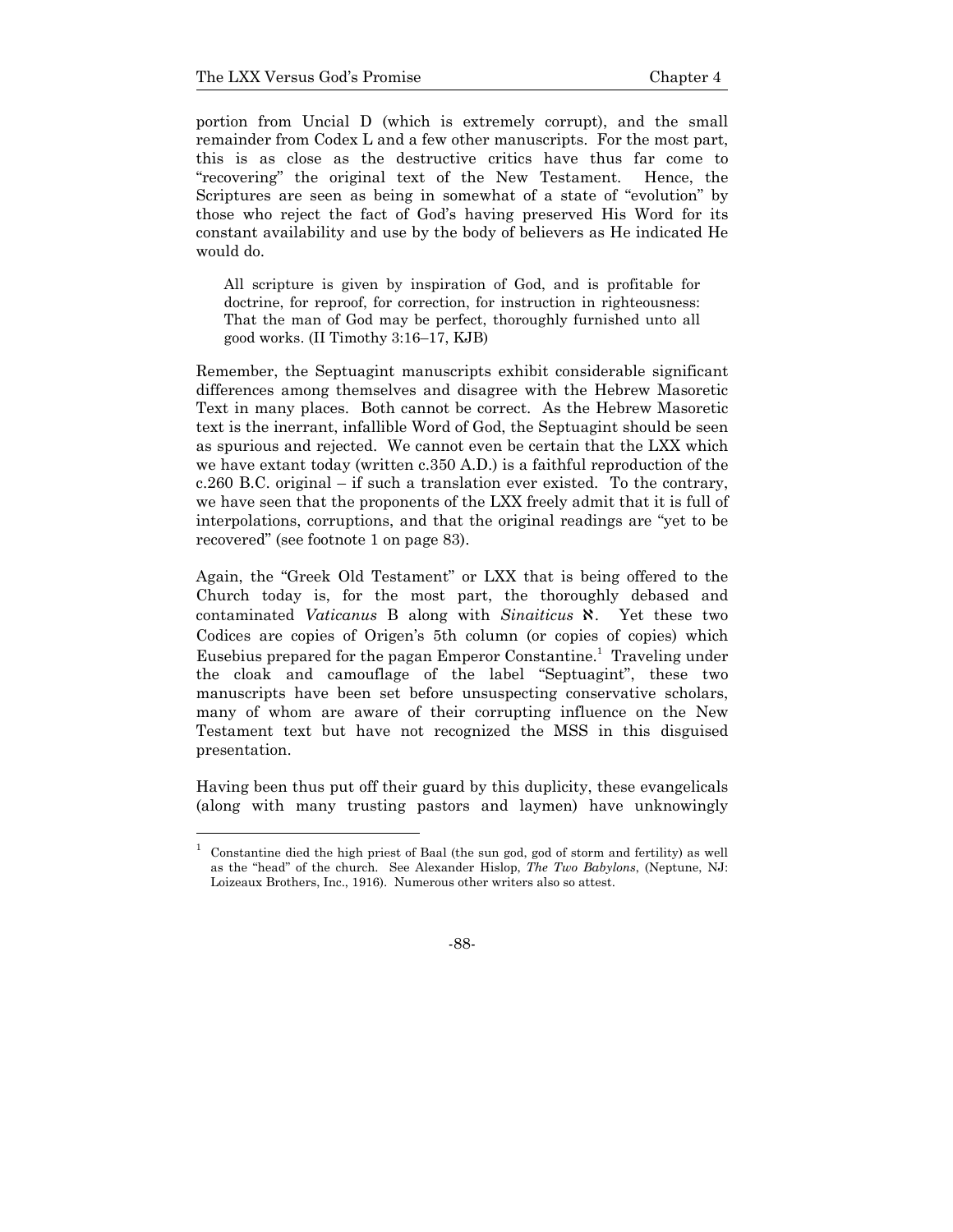portion from Uncial D (which is extremely corrupt), and the small remainder from Codex L and a few other manuscripts. For the most part, this is as close as the destructive critics have thus far come to "recovering" the original text of the New Testament. Hence, the Scriptures are seen as being in somewhat of a state of "evolution" by those who reject the fact of God's having preserved His Word for its constant availability and use by the body of believers as He indicated He would do.

> All scripture is given by inspiration of God, and is profitable for doctrine, for reproof, for correction, for instruction in righteousness: That the man of God may be perfect, thoroughly furnished unto all good works. (II Timothy 3:16–17, KJB)

Remember, the Septuagint manuscripts exhibit considerable significant differences among themselves and disagree with the Hebrew Masoretic Text in many places. Both cannot be correct. As the Hebrew Masoretic text is the inerrant, infallible Word of God, the Septuagint should be seen as spurious and rejected. We cannot even be certain that the LXX which we have extant today (written c.350 A.D.) is a faithful reproduction of the c.260 B.C. original – if such a translation ever existed. To the contrary, we have seen that the proponents of the LXX freely admit that it is full of interpolations, corruptions, and that the original readings are "yet to be recovered" (see footnote 1 on page 83).

Again, the "Greek Old Testament" or LXX that is being offered to the Church today is, for the most part, the thoroughly debased and contaminated *Vaticanus* B along with *Sinaiticus* א. Yet these two Codices are copies of Origen's 5th column (or copies of copies) which Eusebius prepared for the pagan Emperor Constantine.[1] Traveling under the cloak and camouflage of the label "Septuagint", these two manuscripts have been set before unsuspecting conservative scholars, many of whom are aware of their corrupting influence on the New Testament text but have not recognized the MSS in this disguised presentation.

Having been thus put off their guard by this duplicity, these evangelicals (along with many trusting pastors and laymen) have unknowingly

---

[1] Constantine died the high priest of Baal (the sun god, god of storm and fertility) as well as the "head" of the church. See Alexander Hislop, *The Two Babylons*, (Neptune, NJ: Loizeaux Brothers, Inc., 1916). Numerous other writers also so attest.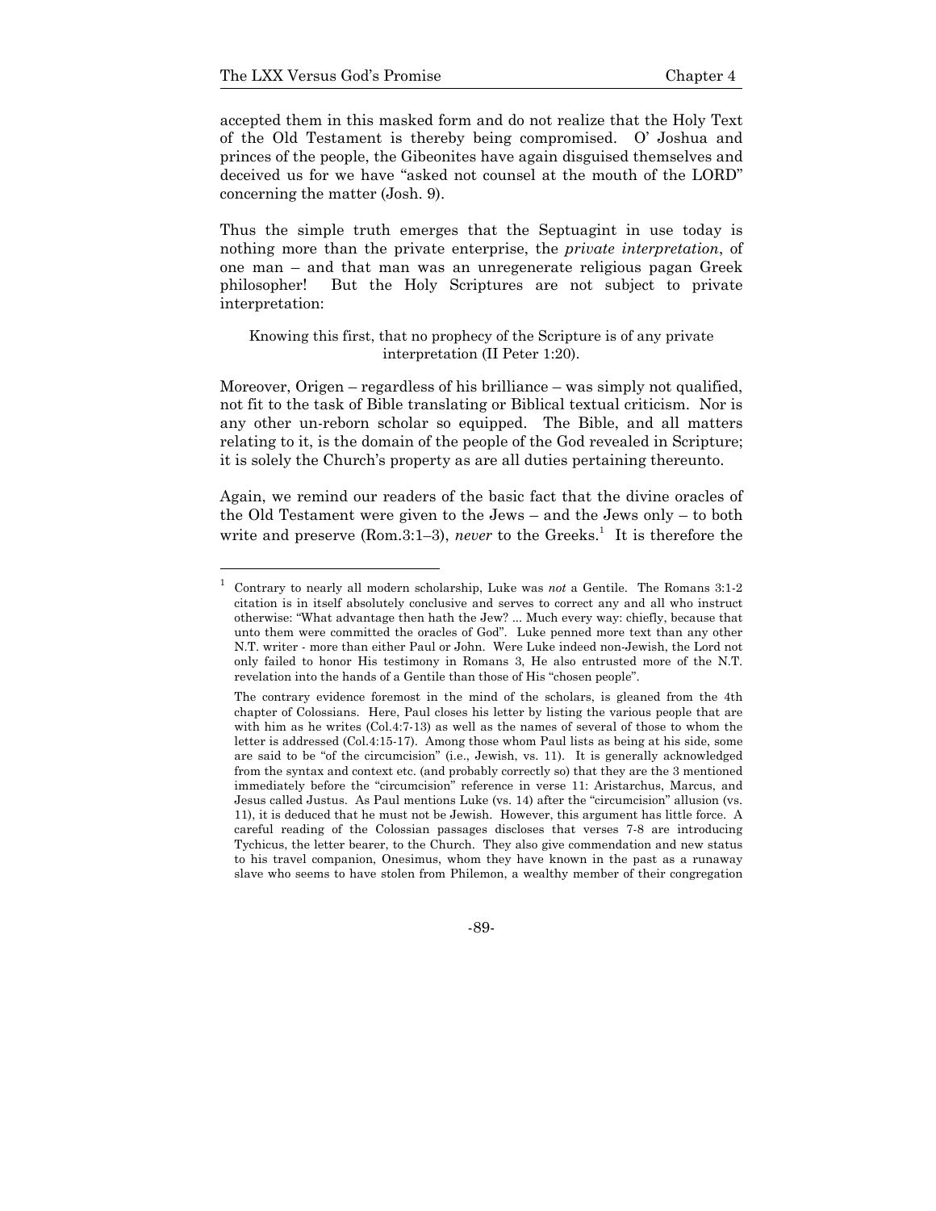accepted them in this masked form and do not realize that the Holy Text of the Old Testament is thereby being compromised. O' Joshua and princes of the people, the Gibeonites have again disguised themselves and deceived us for we have "asked not counsel at the mouth of the LORD" concerning the matter (Josh. 9).

Thus the simple truth emerges that the Septuagint in use today is nothing more than the private enterprise, the *private interpretation*, of one man – and that man was an unregenerate religious pagan Greek philosopher! But the Holy Scriptures are not subject to private interpretation:

> Knowing this first, that no prophecy of the Scripture is of any private interpretation (II Peter 1:20).

Moreover, Origen – regardless of his brilliance – was simply not qualified, not fit to the task of Bible translating or Biblical textual criticism. Nor is any other un-reborn scholar so equipped. The Bible, and all matters relating to it, is the domain of the people of the God revealed in Scripture; it is solely the Church's property as are all duties pertaining thereunto.

Again, we remind our readers of the basic fact that the divine oracles of the Old Testament were given to the Jews – and the Jews only – to both write and preserve (Rom.3:1–3), *never* to the Greeks.[1] It is therefore the

---

[1] Contrary to nearly all modern scholarship, Luke was *not* a Gentile. The Romans 3:1-2 citation is in itself absolutely conclusive and serves to correct any and all who instruct otherwise: "What advantage then hath the Jew? ... Much every way: chiefly, because that unto them were committed the oracles of God". Luke penned more text than any other N.T. writer - more than either Paul or John. Were Luke indeed non-Jewish, the Lord not only failed to honor His testimony in Romans 3, He also entrusted more of the N.T. revelation into the hands of a Gentile than those of His "chosen people".

The contrary evidence foremost in the mind of the scholars, is gleaned from the 4th chapter of Colossians. Here, Paul closes his letter by listing the various people that are with him as he writes (Col.4:7-13) as well as the names of several of those to whom the letter is addressed (Col.4:15-17). Among those whom Paul lists as being at his side, some are said to be "of the circumcision" (i.e., Jewish, vs. 11). It is generally acknowledged from the syntax and context etc. (and probably correctly so) that they are the 3 mentioned immediately before the "circumcision" reference in verse 11: Aristarchus, Marcus, and Jesus called Justus. As Paul mentions Luke (vs. 14) after the "circumcision" allusion (vs. 11), it is deduced that he must not be Jewish. However, this argument has little force. A careful reading of the Colossian passages discloses that verses 7-8 are introducing Tychicus, the letter bearer, to the Church. They also give commendation and new status to his travel companion, Onesimus, whom they have known in the past as a runaway slave who seems to have stolen from Philemon, a wealthy member of their congregation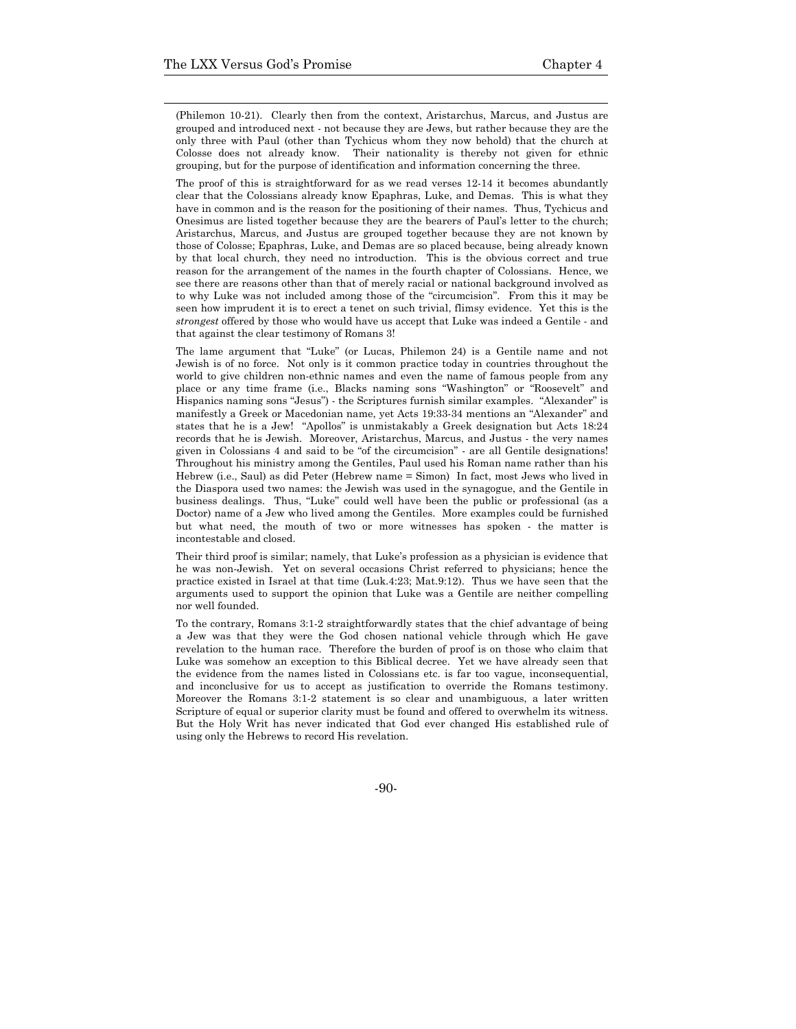(Philemon 10-21). Clearly then from the context, Aristarchus, Marcus, and Justus are grouped and introduced next - not because they are Jews, but rather because they are the only three with Paul (other than Tychicus whom they now behold) that the church at Colosse does not already know. Their nationality is thereby not given for ethnic grouping, but for the purpose of identification and information concerning the three.

The proof of this is straightforward for as we read verses 12-14 it becomes abundantly clear that the Colossians already know Epaphras, Luke, and Demas. This is what they have in common and is the reason for the positioning of their names. Thus, Tychicus and Onesimus are listed together because they are the bearers of Paul's letter to the church; Aristarchus, Marcus, and Justus are grouped together because they are not known by those of Colosse; Epaphras, Luke, and Demas are so placed because, being already known by that local church, they need no introduction. This is the obvious correct and true reason for the arrangement of the names in the fourth chapter of Colossians. Hence, we see there are reasons other than that of merely racial or national background involved as to why Luke was not included among those of the "circumcision". From this it may be seen how imprudent it is to erect a tenet on such trivial, flimsy evidence. Yet this is the *strongest* offered by those who would have us accept that Luke was indeed a Gentile - and that against the clear testimony of Romans 3!

The lame argument that "Luke" (or Lucas, Philemon 24) is a Gentile name and not Jewish is of no force. Not only is it common practice today in countries throughout the world to give children non-ethnic names and even the name of famous people from any place or any time frame (i.e., Blacks naming sons "Washington" or "Roosevelt" and Hispanics naming sons "Jesus") - the Scriptures furnish similar examples. "Alexander" is manifestly a Greek or Macedonian name, yet Acts 19:33-34 mentions an "Alexander" and states that he is a Jew! "Apollos" is unmistakably a Greek designation but Acts 18:24 records that he is Jewish. Moreover, Aristarchus, Marcus, and Justus - the very names given in Colossians 4 and said to be "of the circumcision" - are all Gentile designations! Throughout his ministry among the Gentiles, Paul used his Roman name rather than his Hebrew (i.e., Saul) as did Peter (Hebrew name = Simon) In fact, most Jews who lived in the Diaspora used two names: the Jewish was used in the synagogue, and the Gentile in business dealings. Thus, "Luke" could well have been the public or professional (as a Doctor) name of a Jew who lived among the Gentiles. More examples could be furnished but what need, the mouth of two or more witnesses has spoken - the matter is incontestable and closed.

Their third proof is similar; namely, that Luke's profession as a physician is evidence that he was non-Jewish. Yet on several occasions Christ referred to physicians; hence the practice existed in Israel at that time (Luk.4:23; Mat.9:12). Thus we have seen that the arguments used to support the opinion that Luke was a Gentile are neither compelling nor well founded.

To the contrary, Romans 3:1-2 straightforwardly states that the chief advantage of being a Jew was that they were the God chosen national vehicle through which He gave revelation to the human race. Therefore the burden of proof is on those who claim that Luke was somehow an exception to this Biblical decree. Yet we have already seen that the evidence from the names listed in Colossians etc. is far too vague, inconsequential, and inconclusive for us to accept as justification to override the Romans testimony. Moreover the Romans 3:1-2 statement is so clear and unambiguous, a later written Scripture of equal or superior clarity must be found and offered to overwhelm its witness. But the Holy Writ has never indicated that God ever changed His established rule of using only the Hebrews to record His revelation.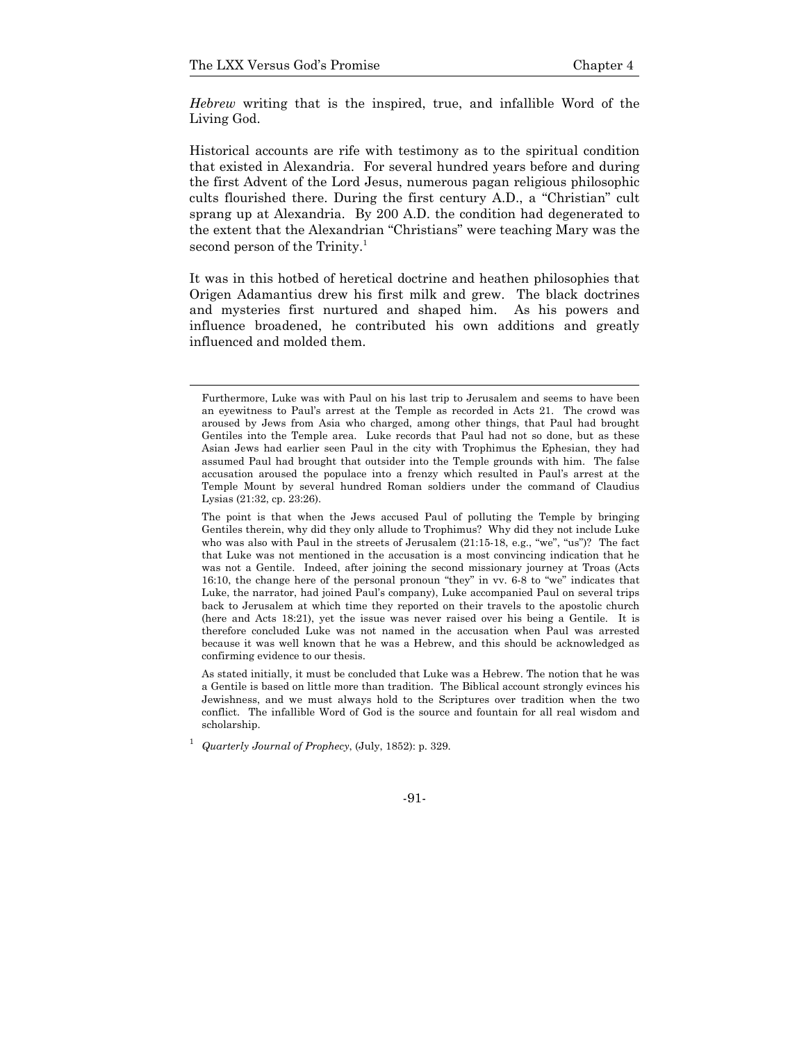*Hebrew* writing that is the inspired, true, and infallible Word of the Living God.

Historical accounts are rife with testimony as to the spiritual condition that existed in Alexandria. For several hundred years before and during the first Advent of the Lord Jesus, numerous pagan religious philosophic cults flourished there. During the first century A.D., a "Christian" cult sprang up at Alexandria. By 200 A.D. the condition had degenerated to the extent that the Alexandrian "Christians" were teaching Mary was the second person of the Trinity.[1]

It was in this hotbed of heretical doctrine and heathen philosophies that Origen Adamantius drew his first milk and grew. The black doctrines and mysteries first nurtured and shaped him. As his powers and influence broadened, he contributed his own additions and greatly influenced and molded them.

---

Furthermore, Luke was with Paul on his last trip to Jerusalem and seems to have been an eyewitness to Paul's arrest at the Temple as recorded in Acts 21. The crowd was aroused by Jews from Asia who charged, among other things, that Paul had brought Gentiles into the Temple area. Luke records that Paul had not so done, but as these Asian Jews had earlier seen Paul in the city with Trophimus the Ephesian, they had assumed Paul had brought that outsider into the Temple grounds with him. The false accusation aroused the populace into a frenzy which resulted in Paul's arrest at the Temple Mount by several hundred Roman soldiers under the command of Claudius Lysias (21:32, cp. 23:26).

The point is that when the Jews accused Paul of polluting the Temple by bringing Gentiles therein, why did they only allude to Trophimus? Why did they not include Luke who was also with Paul in the streets of Jerusalem (21:15-18, e.g., "we", "us")? The fact that Luke was not mentioned in the accusation is a most convincing indication that he was not a Gentile. Indeed, after joining the second missionary journey at Troas (Acts 16:10, the change here of the personal pronoun "they" in vv. 6-8 to "we" indicates that Luke, the narrator, had joined Paul's company), Luke accompanied Paul on several trips back to Jerusalem at which time they reported on their travels to the apostolic church (here and Acts 18:21), yet the issue was never raised over his being a Gentile. It is therefore concluded Luke was not named in the accusation when Paul was arrested because it was well known that he was a Hebrew, and this should be acknowledged as confirming evidence to our thesis.

As stated initially, it must be concluded that Luke was a Hebrew. The notion that he was a Gentile is based on little more than tradition. The Biblical account strongly evinces his Jewishness, and we must always hold to the Scriptures over tradition when the two conflict. The infallible Word of God is the source and fountain for all real wisdom and scholarship.

[1] *Quarterly Journal of Prophecy*, (July, 1852): p. 329.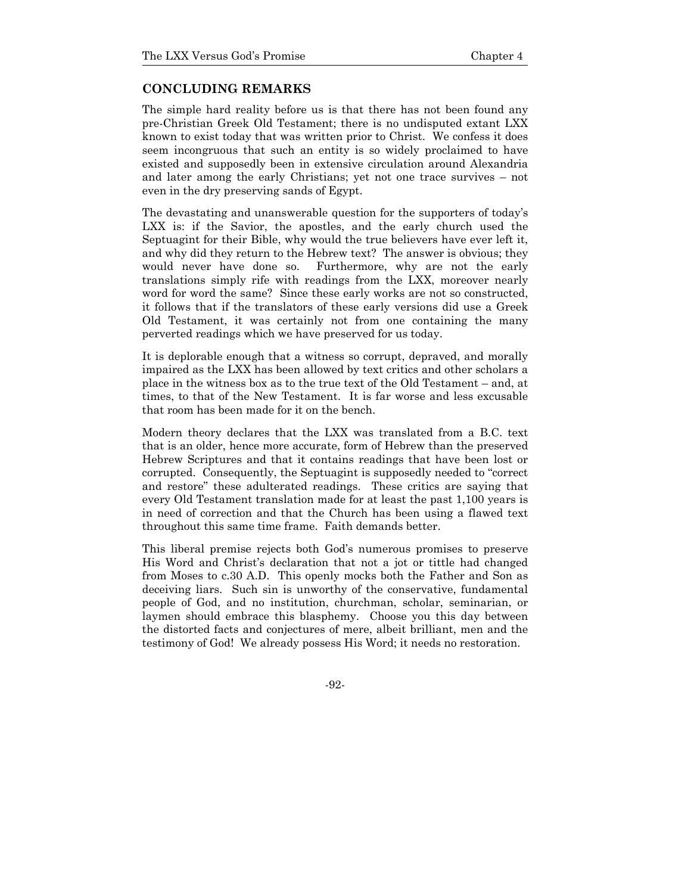## CONCLUDING REMARKS

The simple hard reality before us is that there has not been found any pre-Christian Greek Old Testament; there is no undisputed extant LXX known to exist today that was written prior to Christ. We confess it does seem incongruous that such an entity is so widely proclaimed to have existed and supposedly been in extensive circulation around Alexandria and later among the early Christians; yet not one trace survives – not even in the dry preserving sands of Egypt.

The devastating and unanswerable question for the supporters of today's LXX is: if the Savior, the apostles, and the early church used the Septuagint for their Bible, why would the true believers have ever left it, and why did they return to the Hebrew text? The answer is obvious; they would never have done so. Furthermore, why are not the early translations simply rife with readings from the LXX, moreover nearly word for word the same? Since these early works are not so constructed, it follows that if the translators of these early versions did use a Greek Old Testament, it was certainly not from one containing the many perverted readings which we have preserved for us today.

It is deplorable enough that a witness so corrupt, depraved, and morally impaired as the LXX has been allowed by text critics and other scholars a place in the witness box as to the true text of the Old Testament – and, at times, to that of the New Testament. It is far worse and less excusable that room has been made for it on the bench.

Modern theory declares that the LXX was translated from a B.C. text that is an older, hence more accurate, form of Hebrew than the preserved Hebrew Scriptures and that it contains readings that have been lost or corrupted. Consequently, the Septuagint is supposedly needed to "correct and restore" these adulterated readings. These critics are saying that every Old Testament translation made for at least the past 1,100 years is in need of correction and that the Church has been using a flawed text throughout this same time frame. Faith demands better.

This liberal premise rejects both God's numerous promises to preserve His Word and Christ's declaration that not a jot or tittle had changed from Moses to c.30 A.D. This openly mocks both the Father and Son as deceiving liars. Such sin is unworthy of the conservative, fundamental people of God, and no institution, churchman, scholar, seminarian, or laymen should embrace this blasphemy. Choose you this day between the distorted facts and conjectures of mere, albeit brilliant, men and the testimony of God! We already possess His Word; it needs no restoration.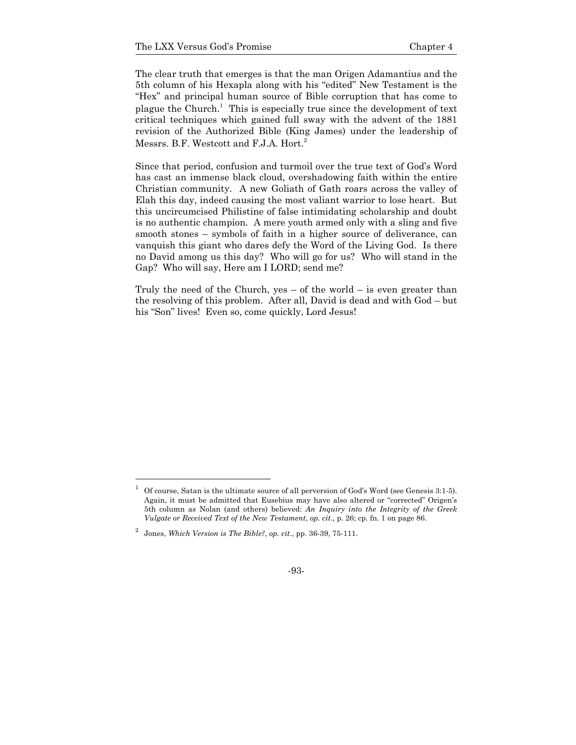The clear truth that emerges is that the man Origen Adamantius and the 5th column of his Hexapla along with his "edited" New Testament is the "Hex" and principal human source of Bible corruption that has come to plague the Church.[1] This is especially true since the development of text critical techniques which gained full sway with the advent of the 1881 revision of the Authorized Bible (King James) under the leadership of Messrs. B.F. Westcott and F.J.A. Hort.[2]

Since that period, confusion and turmoil over the true text of God's Word has cast an immense black cloud, overshadowing faith within the entire Christian community. A new Goliath of Gath roars across the valley of Elah this day, indeed causing the most valiant warrior to lose heart. But this uncircumcised Philistine of false intimidating scholarship and doubt is no authentic champion. A mere youth armed only with a sling and five smooth stones – symbols of faith in a higher source of deliverance, can vanquish this giant who dares defy the Word of the Living God. Is there no David among us this day? Who will go for us? Who will stand in the Gap? Who will say, Here am I LORD; send me?

Truly the need of the Church, yes – of the world – is even greater than the resolving of this problem. After all, David is dead and with God – but his "Son" lives! Even so, come quickly, Lord Jesus!

---

[1] Of course, Satan is the ultimate source of all perversion of God's Word (see Genesis 3:1-5). Again, it must be admitted that Eusebius may have also altered or "corrected" Origen's 5th column as Nolan (and others) believed: ***An Inquiry into the Integrity of the Greek Vulgate or Received Text of the New Testament***, *op. cit*., p. 26; cp. fn. 1 on page 86.

[2] Jones, *Which Version is The Bible?*, *op. cit*., pp. 36-39, 75-111.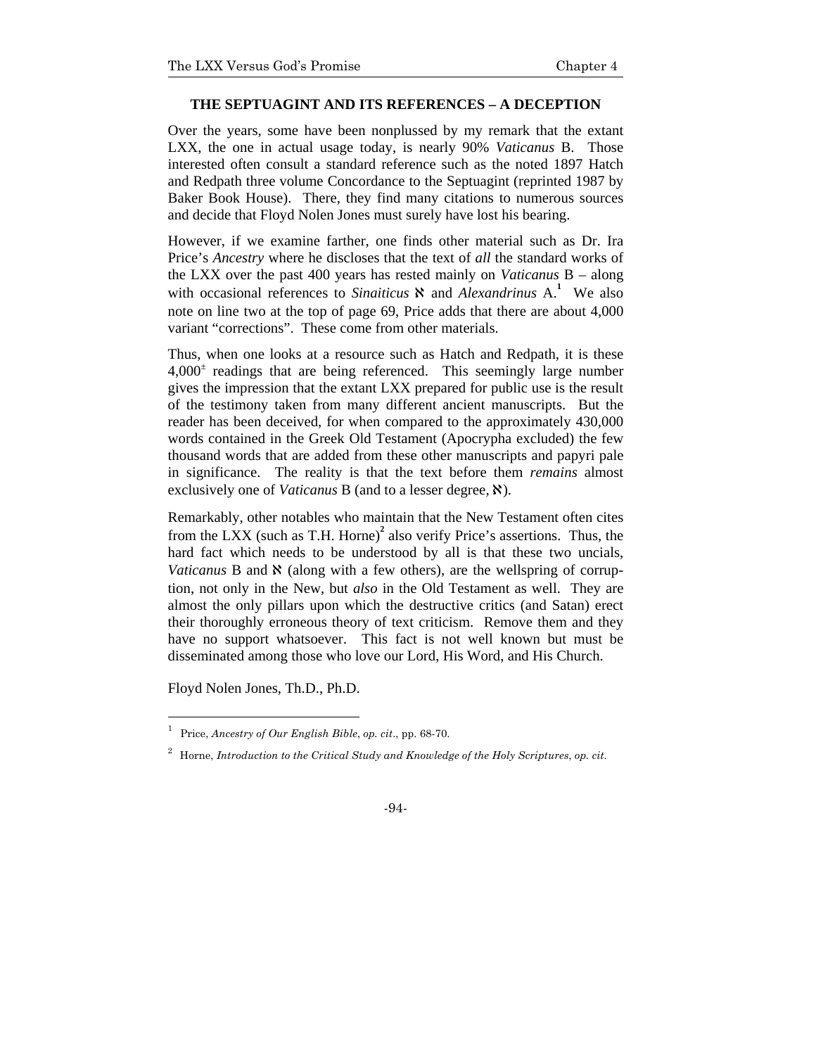### THE SEPTUAGINT AND ITS REFERENCES – A DECEPTION

Over the years, some have been nonplussed by my remark that the extant LXX, the one in actual usage today, is nearly 90% *Vaticanus* B. Those interested often consult a standard reference such as the noted 1897 Hatch and Redpath three volume Concordance to the Septuagint (reprinted 1987 by Baker Book House). There, they find many citations to numerous sources and decide that Floyd Nolen Jones must surely have lost his bearing.

However, if we examine farther, one finds other material such as Dr. Ira Price's *Ancestry* where he discloses that the text of *all* the standard works of the LXX over the past 400 years has rested mainly on *Vaticanus* B – along with occasional references to *Sinaiticus* ℵ and *Alexandrinus* A.[1] We also note on line two at the top of page 69, Price adds that there are about 4,000 variant "corrections". These come from other materials.

Thus, when one looks at a resource such as Hatch and Redpath, it is these $4{,}000^{\pm}$ readings that are being referenced. This seemingly large number gives the impression that the extant LXX prepared for public use is the result of the testimony taken from many different ancient manuscripts. But the reader has been deceived, for when compared to the approximately 430,000 words contained in the Greek Old Testament (Apocrypha excluded) the few thousand words that are added from these other manuscripts and papyri pale in significance. The reality is that the text before them *remains* almost exclusively one of *Vaticanus* B (and to a lesser degree, ℵ).

Remarkably, other notables who maintain that the New Testament often cites from the LXX (such as T.H. Horne)[2] also verify Price's assertions. Thus, the hard fact which needs to be understood by all is that these two uncials, *Vaticanus* B and ℵ (along with a few others), are the wellspring of corruption, not only in the New, but *also* in the Old Testament as well. They are almost the only pillars upon which the destructive critics (and Satan) erect their thoroughly erroneous theory of text criticism. Remove them and they have no support whatsoever. This fact is not well known but must be disseminated among those who love our Lord, His Word, and His Church.

Floyd Nolen Jones, Th.D., Ph.D.

---

[1] Price, *Ancestry of Our English Bible*, *op. cit*., pp. 68-70.

[2] Horne, *Introduction to the Critical Study and Knowledge of the Holy Scriptures*, *op. cit*.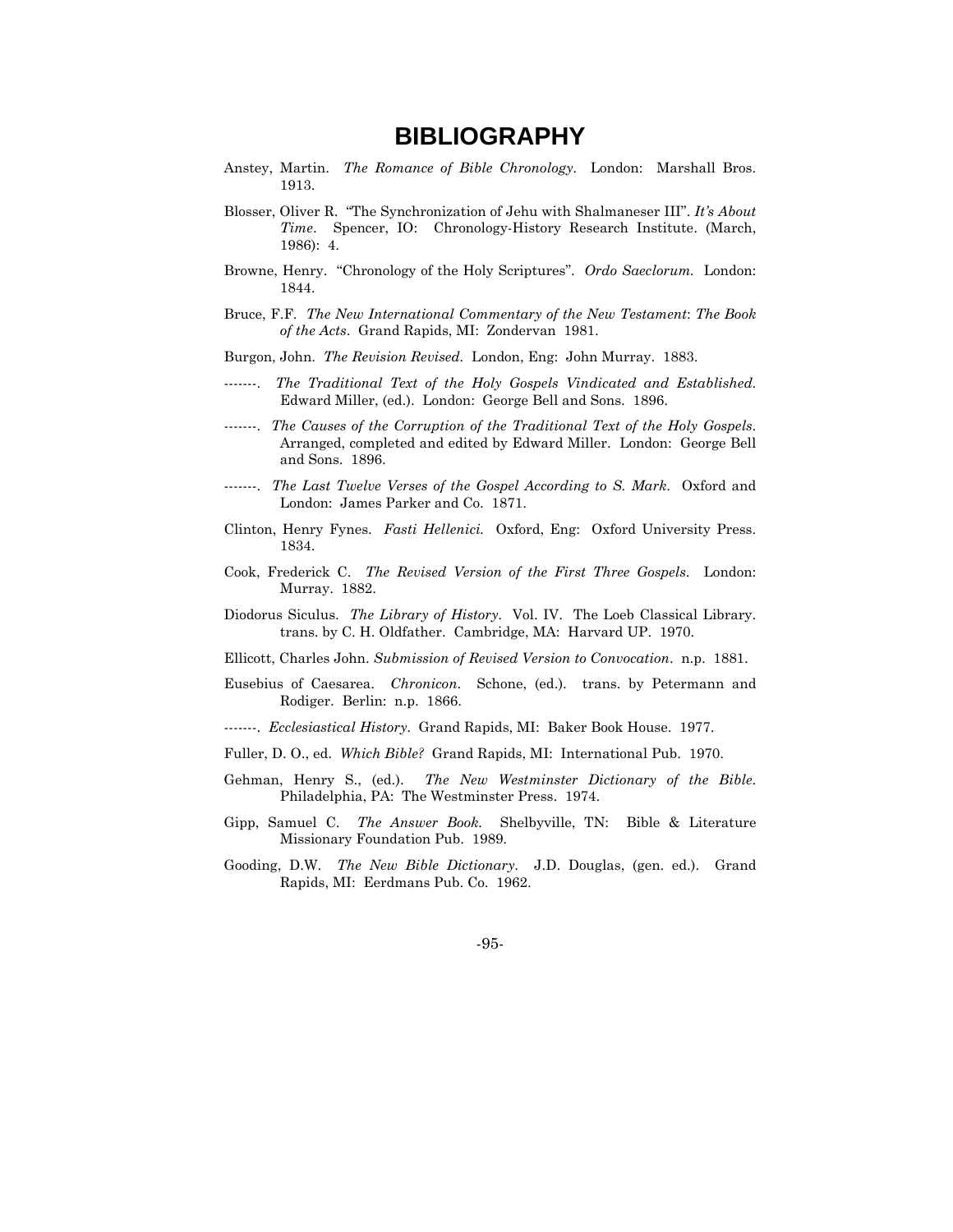# BIBLIOGRAPHY

Anstey, Martin. *The Romance of Bible Chronology.* London: Marshall Bros. 1913.

Blosser, Oliver R. "The Synchronization of Jehu with Shalmaneser III". *It's About Time*. Spencer, IO: Chronology-History Research Institute. (March, 1986): 4.

Browne, Henry. "Chronology of the Holy Scriptures". *Ordo Saeclorum.* London: 1844.

Bruce, F.F. *The New International Commentary of the New Testament*: *The Book of the Acts*. Grand Rapids, MI: Zondervan 1981.

Burgon, John. *The Revision Revised.* London, Eng: John Murray. 1883.

-------. *The Traditional Text of the Holy Gospels Vindicated and Established.* Edward Miller, (ed.). London: George Bell and Sons. 1896.

-------. *The Causes of the Corruption of the Traditional Text of the Holy Gospels*. Arranged, completed and edited by Edward Miller. London: George Bell and Sons. 1896.

-------. *The Last Twelve Verses of the Gospel According to S. Mark.* Oxford and London: James Parker and Co. 1871.

Clinton, Henry Fynes. *Fasti Hellenici.* Oxford, Eng: Oxford University Press. 1834.

Cook, Frederick C. *The Revised Version of the First Three Gospels.* London: Murray. 1882.

Diodorus Siculus. *The Library of History.* Vol. IV. The Loeb Classical Library. trans. by C. H. Oldfather. Cambridge, MA: Harvard UP. 1970.

Ellicott, Charles John. *Submission of Revised Version to Convocation*. n.p. 1881.

Eusebius of Caesarea. *Chronicon.* Schone, (ed.). trans. by Petermann and Rodiger. Berlin: n.p. 1866.

-------. *Ecclesiastical History.* Grand Rapids, MI: Baker Book House. 1977.

Fuller, D. O., ed. *Which Bible?* Grand Rapids, MI: International Pub. 1970.

Gehman, Henry S., (ed.). *The New Westminster Dictionary of the Bible.* Philadelphia, PA: The Westminster Press. 1974.

Gipp, Samuel C. *The Answer Book.* Shelbyville, TN: Bible & Literature Missionary Foundation Pub. 1989.

Gooding, D.W. *The New Bible Dictionary.* J.D. Douglas, (gen. ed.). Grand Rapids, MI: Eerdmans Pub. Co. 1962.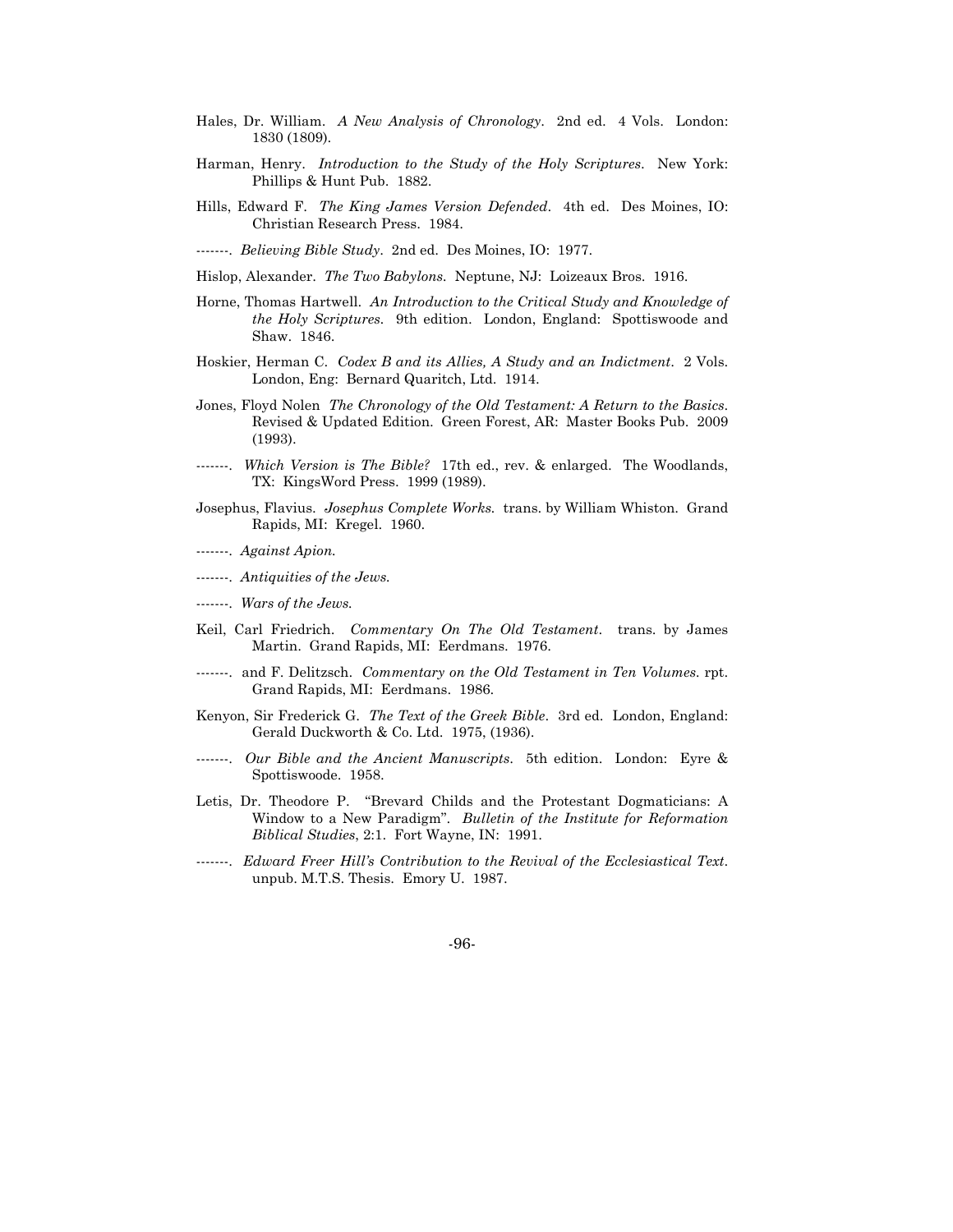Hales, Dr. William. *A New Analysis of Chronology*. 2nd ed. 4 Vols. London: 1830 (1809).

Harman, Henry. *Introduction to the Study of the Holy Scriptures*. New York: Phillips & Hunt Pub. 1882.

Hills, Edward F. *The King James Version Defended*. 4th ed. Des Moines, IO: Christian Research Press. 1984.

-------. *Believing Bible Study*. 2nd ed. Des Moines, IO: 1977.

Hislop, Alexander. *The Two Babylons*. Neptune, NJ: Loizeaux Bros. 1916.

Horne, Thomas Hartwell. *An Introduction to the Critical Study and Knowledge of the Holy Scriptures*. 9th edition. London, England: Spottiswoode and Shaw. 1846.

Hoskier, Herman C. *Codex B and its Allies, A Study and an Indictment*. 2 Vols. London, Eng: Bernard Quaritch, Ltd. 1914.

Jones, Floyd Nolen *The Chronology of the Old Testament: A Return to the Basics*. Revised & Updated Edition. Green Forest, AR: Master Books Pub. 2009 (1993).

-------. *Which Version is The Bible?* 17th ed., rev. & enlarged. The Woodlands, TX: KingsWord Press. 1999 (1989).

Josephus, Flavius. *Josephus Complete Works*. trans. by William Whiston. Grand Rapids, MI: Kregel. 1960.

-------. *Against Apion.*

-------. *Antiquities of the Jews.*

-------. *Wars of the Jews.*

Keil, Carl Friedrich. *Commentary On The Old Testament*. trans. by James Martin. Grand Rapids, MI: Eerdmans. 1976.

-------. and F. Delitzsch. *Commentary on the Old Testament in Ten Volumes*. rpt. Grand Rapids, MI: Eerdmans. 1986.

Kenyon, Sir Frederick G. *The Text of the Greek Bible*. 3rd ed. London, England: Gerald Duckworth & Co. Ltd. 1975, (1936).

-------. *Our Bible and the Ancient Manuscripts*. 5th edition. London: Eyre & Spottiswoode. 1958.

Letis, Dr. Theodore P. "Brevard Childs and the Protestant Dogmaticians: A Window to a New Paradigm". *Bulletin of the Institute for Reformation Biblical Studies*, 2:1. Fort Wayne, IN: 1991.

-------. *Edward Freer Hill's Contribution to the Revival of the Ecclesiastical Text*. unpub. M.T.S. Thesis. Emory U. 1987.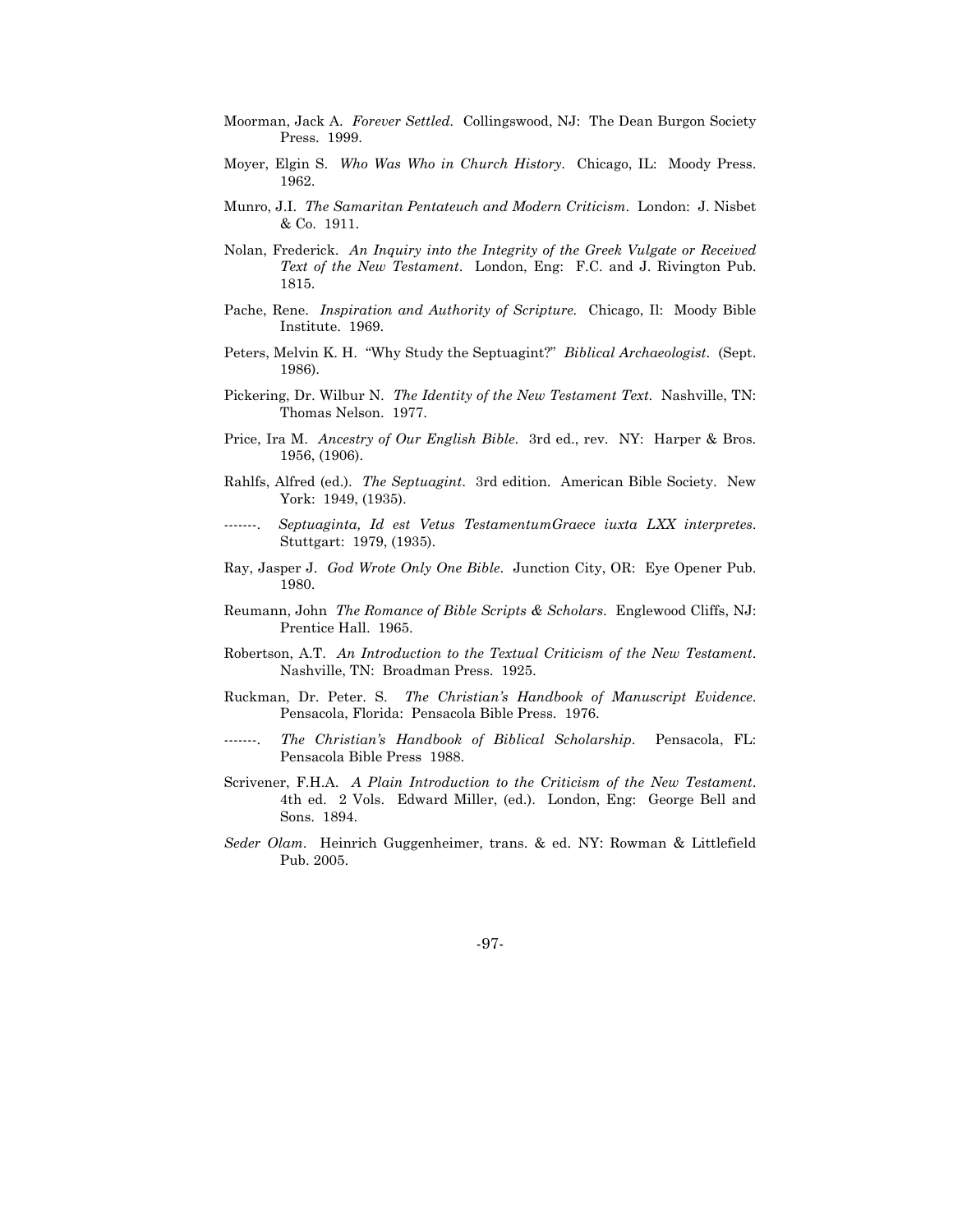Moorman, Jack A. *Forever Settled.* Collingswood, NJ: The Dean Burgon Society Press. 1999.

Moyer, Elgin S. *Who Was Who in Church History.* Chicago, IL: Moody Press. 1962.

Munro, J.I. *The Samaritan Pentateuch and Modern Criticism.* London: J. Nisbet & Co. 1911.

Nolan, Frederick. *An Inquiry into the Integrity of the Greek Vulgate or Received Text of the New Testament.* London, Eng: F.C. and J. Rivington Pub. 1815.

Pache, Rene. *Inspiration and Authority of Scripture.* Chicago, Il: Moody Bible Institute. 1969.

Peters, Melvin K. H. "Why Study the Septuagint?" *Biblical Archaeologist.* (Sept. 1986).

Pickering, Dr. Wilbur N. *The Identity of the New Testament Text.* Nashville, TN: Thomas Nelson. 1977.

Price, Ira M. *Ancestry of Our English Bible.* 3rd ed., rev. NY: Harper & Bros. 1956, (1906).

Rahlfs, Alfred (ed.). *The Septuagint.* 3rd edition. American Bible Society. New York: 1949, (1935).

-------. *Septuaginta, Id est Vetus TestamentumGraece iuxta LXX interpretes.* Stuttgart: 1979, (1935).

Ray, Jasper J. *God Wrote Only One Bible.* Junction City, OR: Eye Opener Pub. 1980.

Reumann, John *The Romance of Bible Scripts & Scholars.* Englewood Cliffs, NJ: Prentice Hall. 1965.

Robertson, A.T. *An Introduction to the Textual Criticism of the New Testament.* Nashville, TN: Broadman Press. 1925.

Ruckman, Dr. Peter. S. *The Christian's Handbook of Manuscript Evidence.* Pensacola, Florida: Pensacola Bible Press. 1976.

-------. *The Christian's Handbook of Biblical Scholarship.* Pensacola, FL: Pensacola Bible Press 1988.

Scrivener, F.H.A. *A Plain Introduction to the Criticism of the New Testament.* 4th ed. 2 Vols. Edward Miller, (ed.). London, Eng: George Bell and Sons. 1894.

*Seder Olam.* Heinrich Guggenheimer, trans. & ed. NY: Rowman & Littlefield Pub. 2005.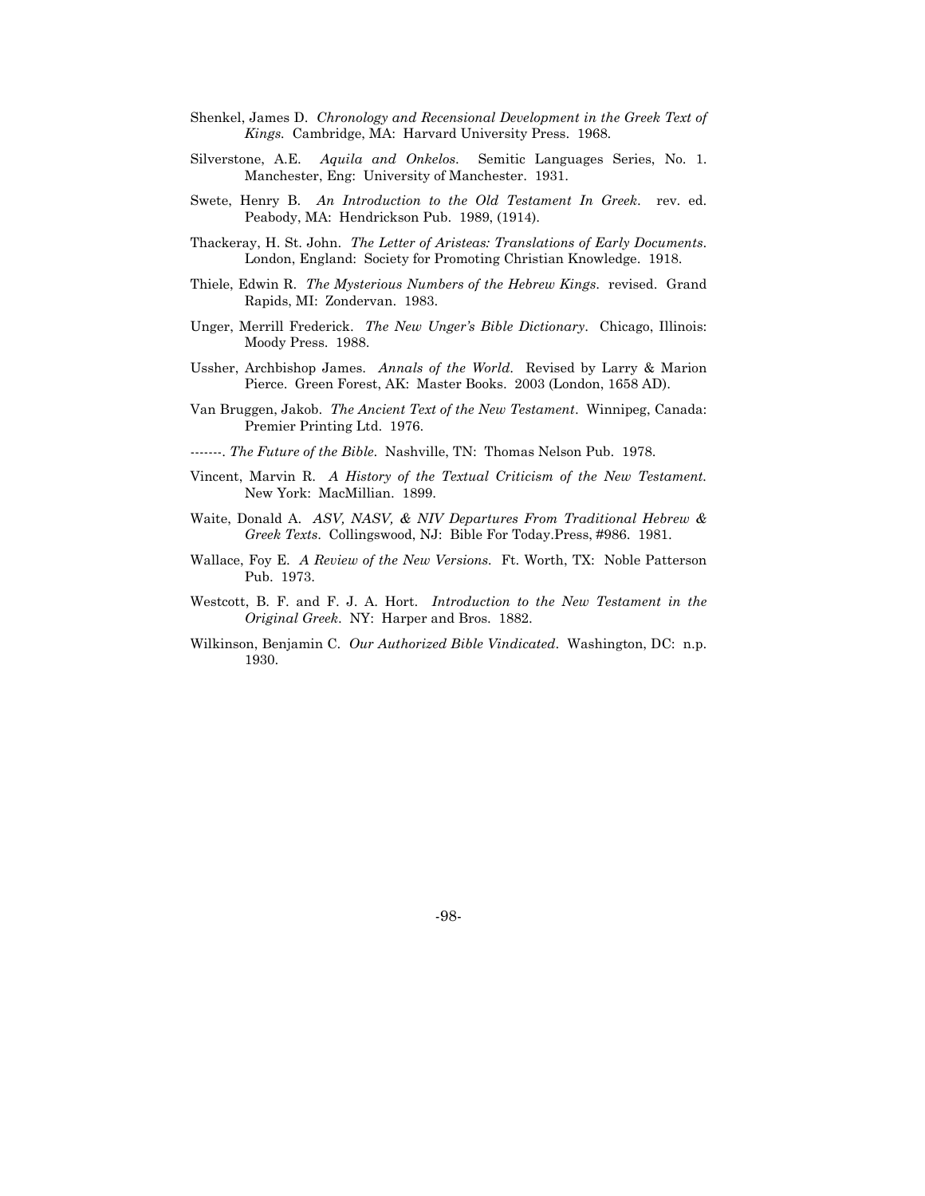Shenkel, James D. *Chronology and Recensional Development in the Greek Text of Kings.* Cambridge, MA: Harvard University Press. 1968.

Silverstone, A.E. *Aquila and Onkelos.* Semitic Languages Series, No. 1. Manchester, Eng: University of Manchester. 1931.

Swete, Henry B. *An Introduction to the Old Testament In Greek*. rev. ed. Peabody, MA: Hendrickson Pub. 1989, (1914).

Thackeray, H. St. John. *The Letter of Aristeas: Translations of Early Documents*. London, England: Society for Promoting Christian Knowledge. 1918.

Thiele, Edwin R. *The Mysterious Numbers of the Hebrew Kings*. revised. Grand Rapids, MI: Zondervan. 1983.

Unger, Merrill Frederick. *The New Unger's Bible Dictionary*. Chicago, Illinois: Moody Press. 1988.

Ussher, Archbishop James. *Annals of the World*. Revised by Larry & Marion Pierce. Green Forest, AK: Master Books. 2003 (London, 1658 AD).

Van Bruggen, Jakob. *The Ancient Text of the New Testament*. Winnipeg, Canada: Premier Printing Ltd. 1976.

-------. *The Future of the Bible*. Nashville, TN: Thomas Nelson Pub. 1978.

Vincent, Marvin R. *A History of the Textual Criticism of the New Testament.* New York: MacMillian. 1899.

Waite, Donald A. *ASV, NASV, & NIV Departures From Traditional Hebrew & Greek Texts*. Collingswood, NJ: Bible For Today.Press, #986. 1981.

Wallace, Foy E. *A Review of the New Versions.* Ft. Worth, TX: Noble Patterson Pub. 1973.

Westcott, B. F. and F. J. A. Hort. *Introduction to the New Testament in the Original Greek*. NY: Harper and Bros. 1882.

Wilkinson, Benjamin C. *Our Authorized Bible Vindicated*. Washington, DC: n.p. 1930.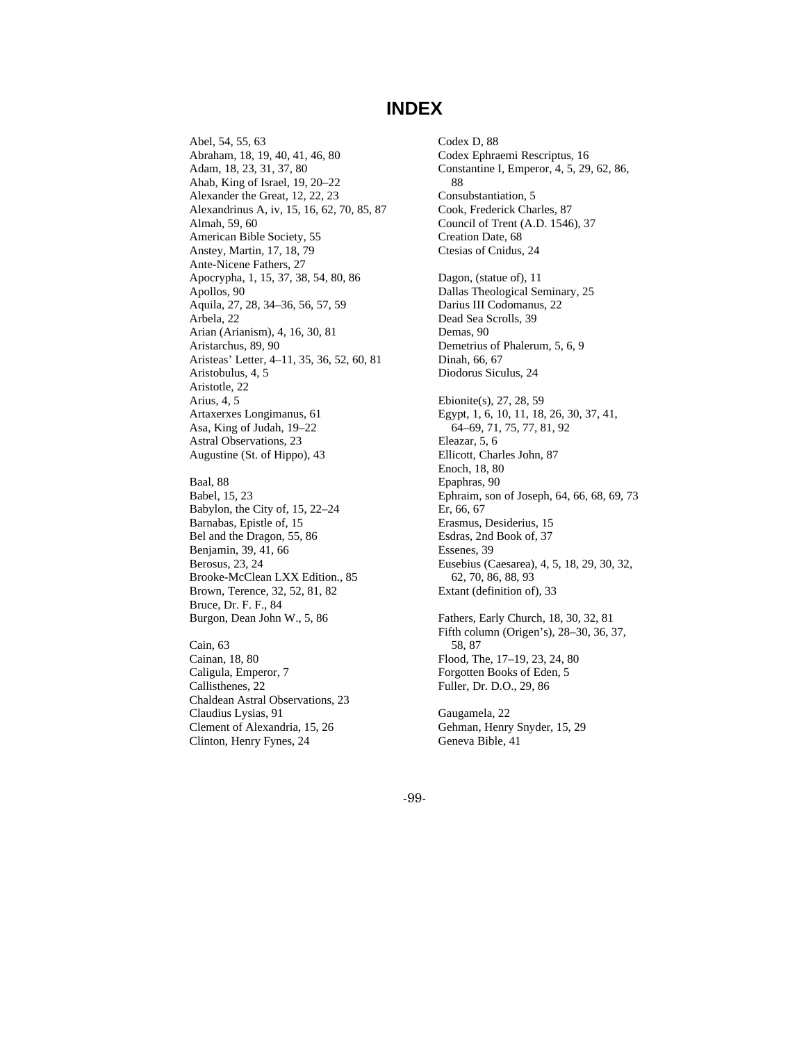# INDEX

Abel, 54, 55, 63
Abraham, 18, 19, 40, 41, 46, 80
Adam, 18, 23, 31, 37, 80
Ahab, King of Israel, 19, 20–22
Alexander the Great, 12, 22, 23
Alexandrinus A, iv, 15, 16, 62, 70, 85, 87
Almah, 59, 60
American Bible Society, 55
Anstey, Martin, 17, 18, 79
Ante-Nicene Fathers, 27
Apocrypha, 1, 15, 37, 38, 54, 80, 86
Apollos, 90
Aquila, 27, 28, 34–36, 56, 57, 59
Arbela, 22
Arian (Arianism), 4, 16, 30, 81
Aristarchus, 89, 90
Aristeas' Letter, 4–11, 35, 36, 52, 60, 81
Aristobulus, 4, 5
Aristotle, 22
Arius, 4, 5
Artaxerxes Longimanus, 61
Asa, King of Judah, 19–22
Astral Observations, 23
Augustine (St. of Hippo), 43

Baal, 88
Babel, 15, 23
Babylon, the City of, 15, 22–24
Barnabas, Epistle of, 15
Bel and the Dragon, 55, 86
Benjamin, 39, 41, 66
Berosus, 23, 24
Brooke-McClean LXX Edition., 85
Brown, Terence, 32, 52, 81, 82
Bruce, Dr. F. F., 84
Burgon, Dean John W., 5, 86

Cain, 63
Cainan, 18, 80
Caligula, Emperor, 7
Callisthenes, 22
Chaldean Astral Observations, 23
Claudius Lysias, 91
Clement of Alexandria, 15, 26
Clinton, Henry Fynes, 24
Codex D, 88
Codex Ephraemi Rescriptus, 16
Constantine I, Emperor, 4, 5, 29, 62, 86, 88
Consubstantiation, 5
Cook, Frederick Charles, 87
Council of Trent (A.D. 1546), 37
Creation Date, 68
Ctesias of Cnidus, 24

Dagon, (statue of), 11
Dallas Theological Seminary, 25
Darius III Codomanus, 22
Dead Sea Scrolls, 39
Demas, 90
Demetrius of Phalerum, 5, 6, 9
Dinah, 66, 67
Diodorus Siculus, 24

Ebionite(s), 27, 28, 59
Egypt, 1, 6, 10, 11, 18, 26, 30, 37, 41, 64–69, 71, 75, 77, 81, 92
Eleazar, 5, 6
Ellicott, Charles John, 87
Enoch, 18, 80
Epaphras, 90
Ephraim, son of Joseph, 64, 66, 68, 69, 73
Er, 66, 67
Erasmus, Desiderius, 15
Esdras, 2nd Book of, 37
Essenes, 39
Eusebius (Caesarea), 4, 5, 18, 29, 30, 32, 62, 70, 86, 88, 93
Extant (definition of), 33

Fathers, Early Church, 18, 30, 32, 81
Fifth column (Origen's), 28–30, 36, 37, 58, 87
Flood, The, 17–19, 23, 24, 80
Forgotten Books of Eden, 5
Fuller, Dr. D.O., 29, 86

Gaugamela, 22
Gehman, Henry Snyder, 15, 29
Geneva Bible, 41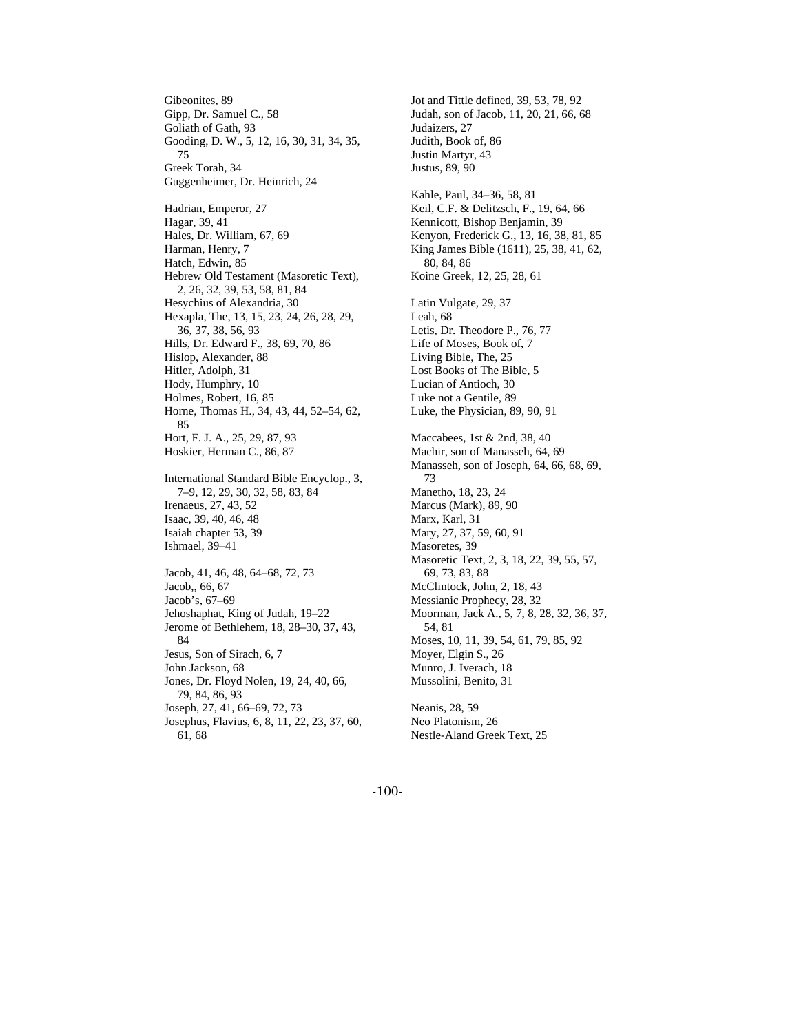Gibeonites, 89
Gipp, Dr. Samuel C., 58
Goliath of Gath, 93
Gooding, D. W., 5, 12, 16, 30, 31, 34, 35, 75
Greek Torah, 34
Guggenheimer, Dr. Heinrich, 24

Hadrian, Emperor, 27
Hagar, 39, 41
Hales, Dr. William, 67, 69
Harman, Henry, 7
Hatch, Edwin, 85
Hebrew Old Testament (Masoretic Text), 2, 26, 32, 39, 53, 58, 81, 84
Hesychius of Alexandria, 30
Hexapla, The, 13, 15, 23, 24, 26, 28, 29, 36, 37, 38, 56, 93
Hills, Dr. Edward F., 38, 69, 70, 86
Hislop, Alexander, 88
Hitler, Adolph, 31
Hody, Humphry, 10
Holmes, Robert, 16, 85
Horne, Thomas H., 34, 43, 44, 52–54, 62, 85
Hort, F. J. A., 25, 29, 87, 93
Hoskier, Herman C., 86, 87

International Standard Bible Encyclop., 3, 7–9, 12, 29, 30, 32, 58, 83, 84
Irenaeus, 27, 43, 52
Isaac, 39, 40, 46, 48
Isaiah chapter 53, 39
Ishmael, 39–41

Jacob, 41, 46, 48, 64–68, 72, 73
Jacob,, 66, 67
Jacob's, 67–69
Jehoshaphat, King of Judah, 19–22
Jerome of Bethlehem, 18, 28–30, 37, 43, 84
Jesus, Son of Sirach, 6, 7
John Jackson, 68
Jones, Dr. Floyd Nolen, 19, 24, 40, 66, 79, 84, 86, 93
Joseph, 27, 41, 66–69, 72, 73
Josephus, Flavius, 6, 8, 11, 22, 23, 37, 60, 61, 68

Jot and Tittle defined, 39, 53, 78, 92
Judah, son of Jacob, 11, 20, 21, 66, 68
Judaizers, 27
Judith, Book of, 86
Justin Martyr, 43
Justus, 89, 90

Kahle, Paul, 34–36, 58, 81
Keil, C.F. & Delitzsch, F., 19, 64, 66
Kennicott, Bishop Benjamin, 39
Kenyon, Frederick G., 13, 16, 38, 81, 85
King James Bible (1611), 25, 38, 41, 62, 80, 84, 86
Koine Greek, 12, 25, 28, 61

Latin Vulgate, 29, 37
Leah, 68
Letis, Dr. Theodore P., 76, 77
Life of Moses, Book of, 7
Living Bible, The, 25
Lost Books of The Bible, 5
Lucian of Antioch, 30
Luke not a Gentile, 89
Luke, the Physician, 89, 90, 91

Maccabees, 1st & 2nd, 38, 40
Machir, son of Manasseh, 64, 69
Manasseh, son of Joseph, 64, 66, 68, 69, 73
Manetho, 18, 23, 24
Marcus (Mark), 89, 90
Marx, Karl, 31
Mary, 27, 37, 59, 60, 91
Masoretes, 39
Masoretic Text, 2, 3, 18, 22, 39, 55, 57, 69, 73, 83, 88
McClintock, John, 2, 18, 43
Messianic Prophecy, 28, 32
Moorman, Jack A., 5, 7, 8, 28, 32, 36, 37, 54, 81
Moses, 10, 11, 39, 54, 61, 79, 85, 92
Moyer, Elgin S., 26
Munro, J. Iverach, 18
Mussolini, Benito, 31

Neanis, 28, 59
Neo Platonism, 26
Nestle-Aland Greek Text, 25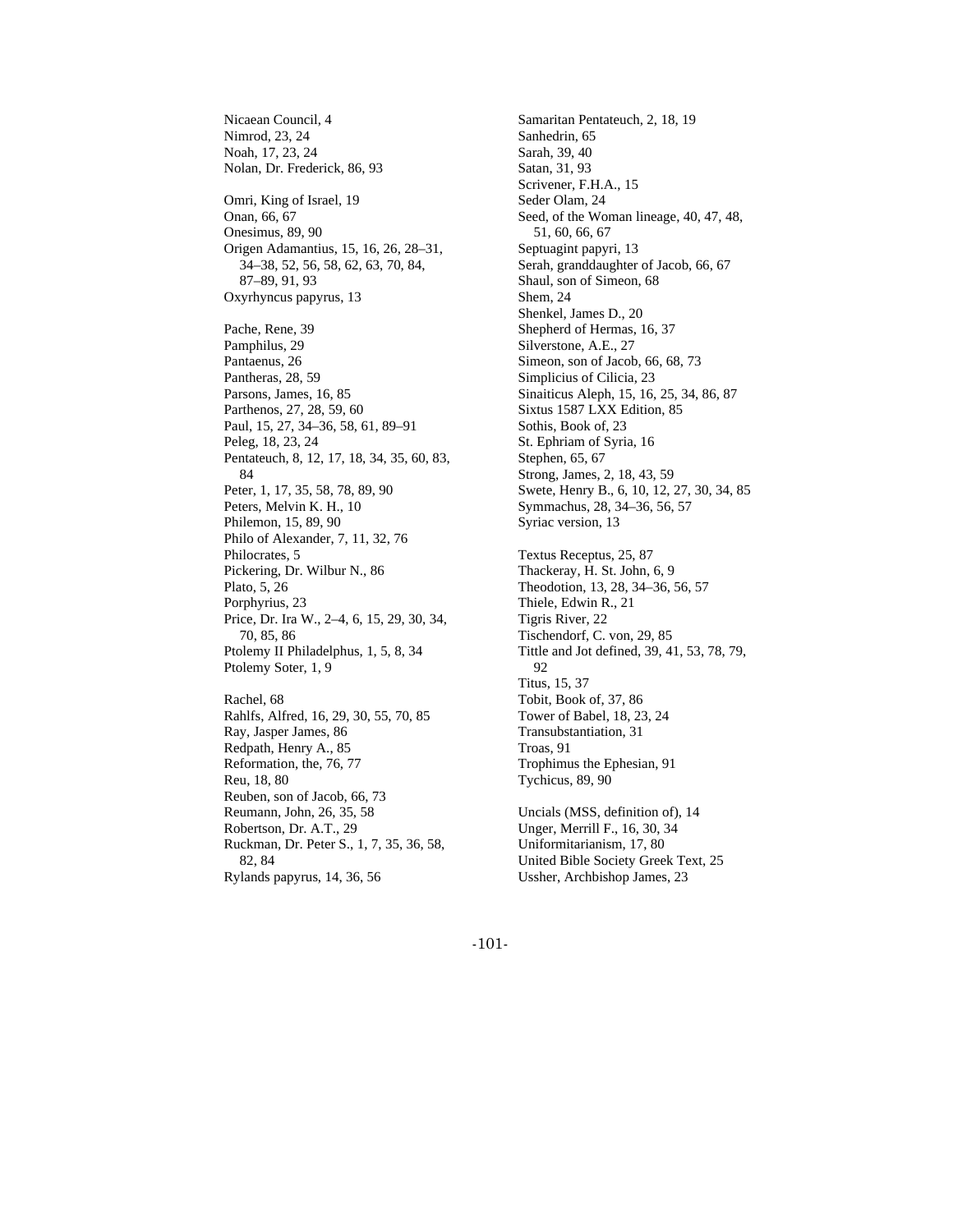Nicaean Council, 4
Nimrod, 23, 24
Noah, 17, 23, 24
Nolan, Dr. Frederick, 86, 93

Omri, King of Israel, 19
Onan, 66, 67
Onesimus, 89, 90
Origen Adamantius, 15, 16, 26, 28–31, 34–38, 52, 56, 58, 62, 63, 70, 84, 87–89, 91, 93
Oxyrhyncus papyrus, 13

Pache, Rene, 39
Pamphilus, 29
Pantaenus, 26
Pantheras, 28, 59
Parsons, James, 16, 85
Parthenos, 27, 28, 59, 60
Paul, 15, 27, 34–36, 58, 61, 89–91
Peleg, 18, 23, 24
Pentateuch, 8, 12, 17, 18, 34, 35, 60, 83, 84
Peter, 1, 17, 35, 58, 78, 89, 90
Peters, Melvin K. H., 10
Philemon, 15, 89, 90
Philo of Alexander, 7, 11, 32, 76
Philocrates, 5
Pickering, Dr. Wilbur N., 86
Plato, 5, 26
Porphyrius, 23
Price, Dr. Ira W., 2–4, 6, 15, 29, 30, 34, 70, 85, 86
Ptolemy II Philadelphus, 1, 5, 8, 34
Ptolemy Soter, 1, 9

Rachel, 68
Rahlfs, Alfred, 16, 29, 30, 55, 70, 85
Ray, Jasper James, 86
Redpath, Henry A., 85
Reformation, the, 76, 77
Reu, 18, 80
Reuben, son of Jacob, 66, 73
Reumann, John, 26, 35, 58
Robertson, Dr. A.T., 29
Ruckman, Dr. Peter S., 1, 7, 35, 36, 58, 82, 84
Rylands papyrus, 14, 36, 56

Samaritan Pentateuch, 2, 18, 19
Sanhedrin, 65
Sarah, 39, 40
Satan, 31, 93
Scrivener, F.H.A., 15
Seder Olam, 24
Seed, of the Woman lineage, 40, 47, 48, 51, 60, 66, 67
Septuagint papyri, 13
Serah, granddaughter of Jacob, 66, 67
Shaul, son of Simeon, 68
Shem, 24
Shenkel, James D., 20
Shepherd of Hermas, 16, 37
Silverstone, A.E., 27
Simeon, son of Jacob, 66, 68, 73
Simplicius of Cilicia, 23
Sinaiticus Aleph, 15, 16, 25, 34, 86, 87
Sixtus 1587 LXX Edition, 85
Sothis, Book of, 23
St. Ephriam of Syria, 16
Stephen, 65, 67
Strong, James, 2, 18, 43, 59
Swete, Henry B., 6, 10, 12, 27, 30, 34, 85
Symmachus, 28, 34–36, 56, 57
Syriac version, 13

Textus Receptus, 25, 87
Thackeray, H. St. John, 6, 9
Theodotion, 13, 28, 34–36, 56, 57
Thiele, Edwin R., 21
Tigris River, 22
Tischendorf, C. von, 29, 85
Tittle and Jot defined, 39, 41, 53, 78, 79, 92
Titus, 15, 37
Tobit, Book of, 37, 86
Tower of Babel, 18, 23, 24
Transubstantiation, 31
Troas, 91
Trophimus the Ephesian, 91
Tychicus, 89, 90

Uncials (MSS, definition of), 14
Unger, Merrill F., 16, 30, 34
Uniformitarianism, 17, 80
United Bible Society Greek Text, 25
Ussher, Archbishop James, 23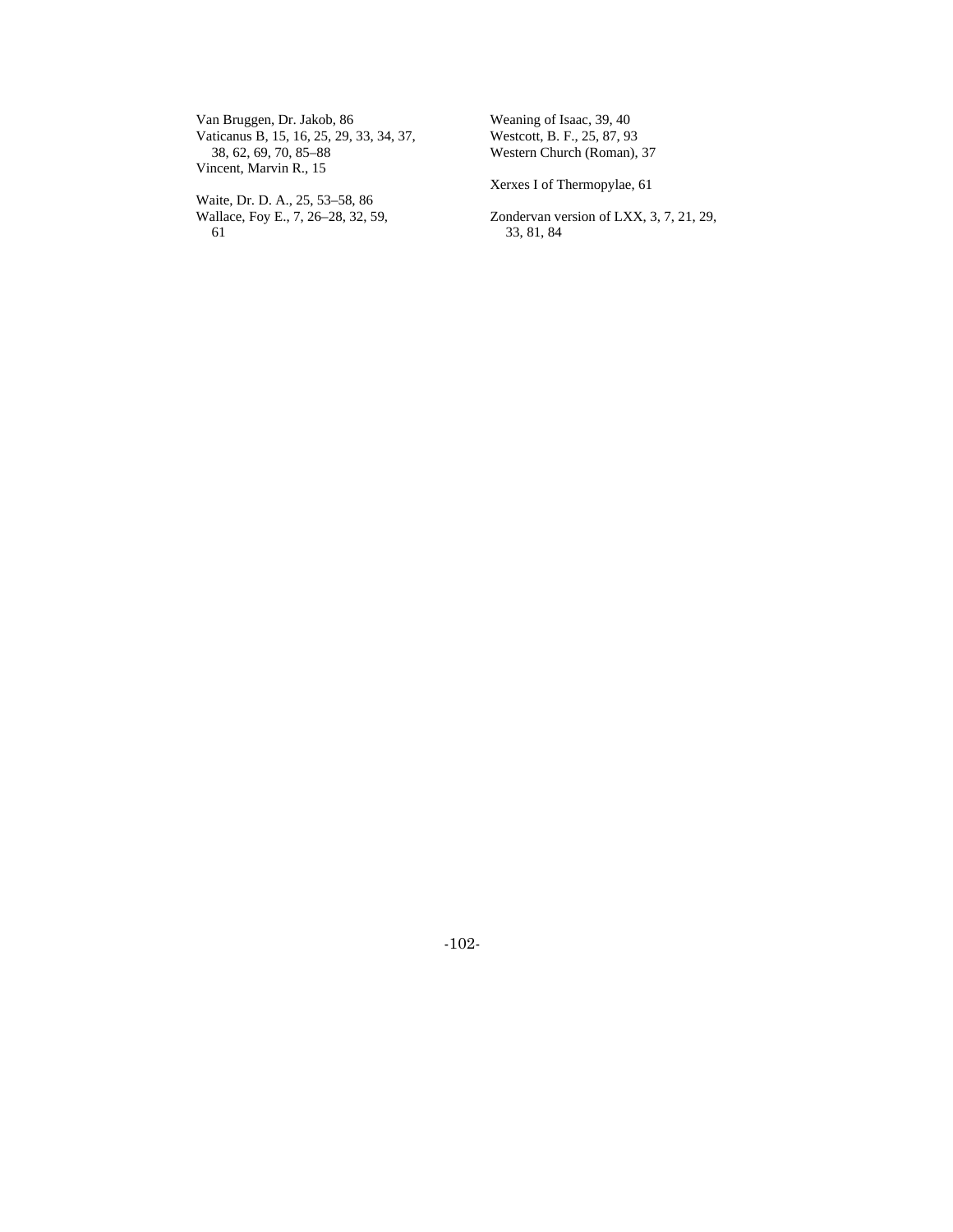Van Bruggen, Dr. Jakob, 86
Vaticanus B, 15, 16, 25, 29, 33, 34, 37, 38, 62, 69, 70, 85–88
Vincent, Marvin R., 15

Waite, Dr. D. A., 25, 53–58, 86
Wallace, Foy E., 7, 26–28, 32, 59, 61
Weaning of Isaac, 39, 40
Westcott, B. F., 25, 87, 93
Western Church (Roman), 37

Xerxes I of Thermopylae, 61

Zondervan version of LXX, 3, 7, 21, 29, 33, 81, 84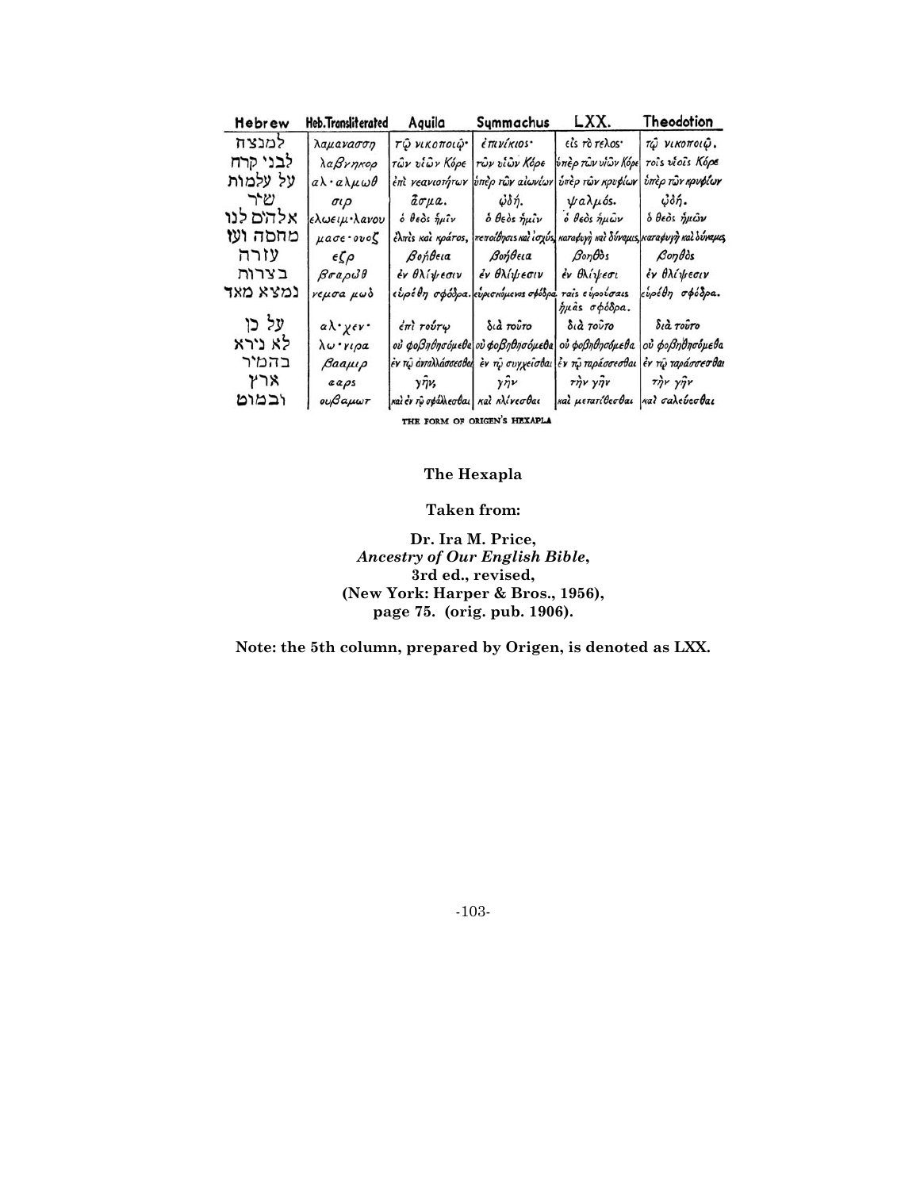| Hebrew | Heb.Transliterated | Aquila | Symmachus | LXX. | Theodotion |
|---|---|---|---|---|---|
| למנצח | λαμανασση | τῷ νικοποιῷ· | ἐπινίκιος· | εἰς τὸ τέλος· | τῷ νικοποιῷ. |
| לבני קרח | λαβνηκορ | τῶν υἱῶν Κόρε | τῶν υἱῶν Κόρε | ὑπὲρ τῶν υἱῶν Κόρε | τοῖς υἱοῖς Κόρε |
| על עלמות | αλ·αλμωθ | ἐπὶ νεανιοτήτων | ὑπὲρ τῶν αἰωνίων | ὑπὲρ τῶν κρυφίων | ὑπὲρ τῶν κρυφίων |
| שיר | σιρ | ᾆσμα. | ᾠδή. | ψαλμός. | ᾠδή. |
| אלהים לנו | ελωειμ·λανου | ὁ θεὸς ἡμῖν | ὁ θεὸς ἡμῖν | ὁ θεὸς ἡμῶν | ὁ θεὸς ἡμῶν |
| מחסה ועז | μασε·ουοζ | ἐλπὶς καὶ κράτος, | πεποίθησις καὶ ἰσχύς, | καταφυγὴ καὶ δύναμις, | καταφυγὴ καὶ δύναμις, |
| עזרה | εζρ | βοήθεια | βοήθεια | βοηθὸς | βοηθὸς |
| בצרות | βσαρωθ | ἐν θλίψεσιν | ἐν θλίψεσιν | ἐν θλίψεσι | ἐν θλίψεσιν |
| נמצא מאד | νεμσα μωδ | εὑρέθη σφόδρα. | εὑρισκόμενος σφόδρα. | ταῖς εὑρούσαις ἡμᾶς σφόδρα. | εὑρέθη σφόδρα. |
| על כן | αλ·χεν· | ἐπὶ τούτῳ | διὰ τοῦτο | διὰ τοῦτο | διὰ τοῦτο |
| לא נירא | λω·νιρα | οὐ φοβηθησόμεθα | οὐ φοβηθησόμεθα | οὐ φοβηθησόμεθα | οὐ φοβηθησόμεθα |
| בהמיר | βααμιρ | ἐν τῷ ἀνταλλάσσεσθαι | ἐν τῷ συγχεῖσθαι | ἐν τῷ ταράσσεσθαι | ἐν τῷ ταράσσεσθαι |
| ארץ | ααρς | γῆν, | γῆν | τὴν γῆν | τὴν γῆν |
| ובמוט | ουβαμωτ | καὶ ἐν τῷ σφάλλεσθαι | καὶ κλίνεσθαι | καὶ μετατίθεσθαι | καὶ σαλεύεσθαι |

THE FORM OF ORIGEN'S HEXAPLA

**The Hexapla**

**Taken from:**

**Dr. Ira M. Price,**
***Ancestry of Our English Bible*,**
**3rd ed., revised,**
**(New York: Harper & Bros., 1956),**
**page 75. (orig. pub. 1906).**

**Note: the 5th column, prepared by Origen, is denoted as LXX.**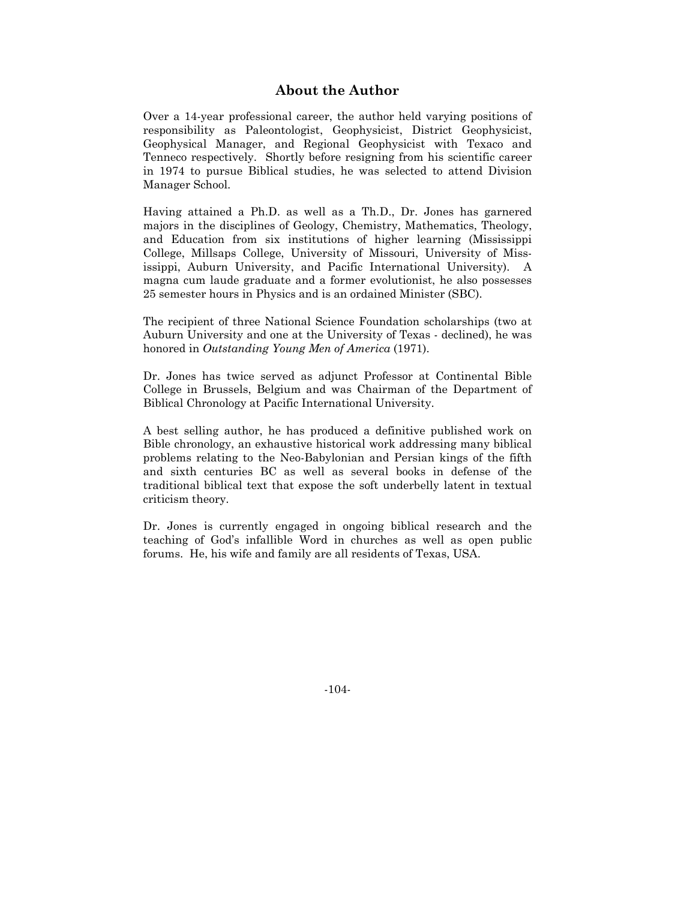## About the Author

Over a 14-year professional career, the author held varying positions of responsibility as Paleontologist, Geophysicist, District Geophysicist, Geophysical Manager, and Regional Geophysicist with Texaco and Tenneco respectively. Shortly before resigning from his scientific career in 1974 to pursue Biblical studies, he was selected to attend Division Manager School.

Having attained a Ph.D. as well as a Th.D., Dr. Jones has garnered majors in the disciplines of Geology, Chemistry, Mathematics, Theology, and Education from six institutions of higher learning (Mississippi College, Millsaps College, University of Missouri, University of Mississippi, Auburn University, and Pacific International University). A magna cum laude graduate and a former evolutionist, he also possesses 25 semester hours in Physics and is an ordained Minister (SBC).

The recipient of three National Science Foundation scholarships (two at Auburn University and one at the University of Texas - declined), he was honored in *Outstanding Young Men of America* (1971).

Dr. Jones has twice served as adjunct Professor at Continental Bible College in Brussels, Belgium and was Chairman of the Department of Biblical Chronology at Pacific International University.

A best selling author, he has produced a definitive published work on Bible chronology, an exhaustive historical work addressing many biblical problems relating to the Neo-Babylonian and Persian kings of the fifth and sixth centuries BC as well as several books in defense of the traditional biblical text that expose the soft underbelly latent in textual criticism theory.

Dr. Jones is currently engaged in ongoing biblical research and the teaching of God's infallible Word in churches as well as open public forums. He, his wife and family are all residents of Texas, USA.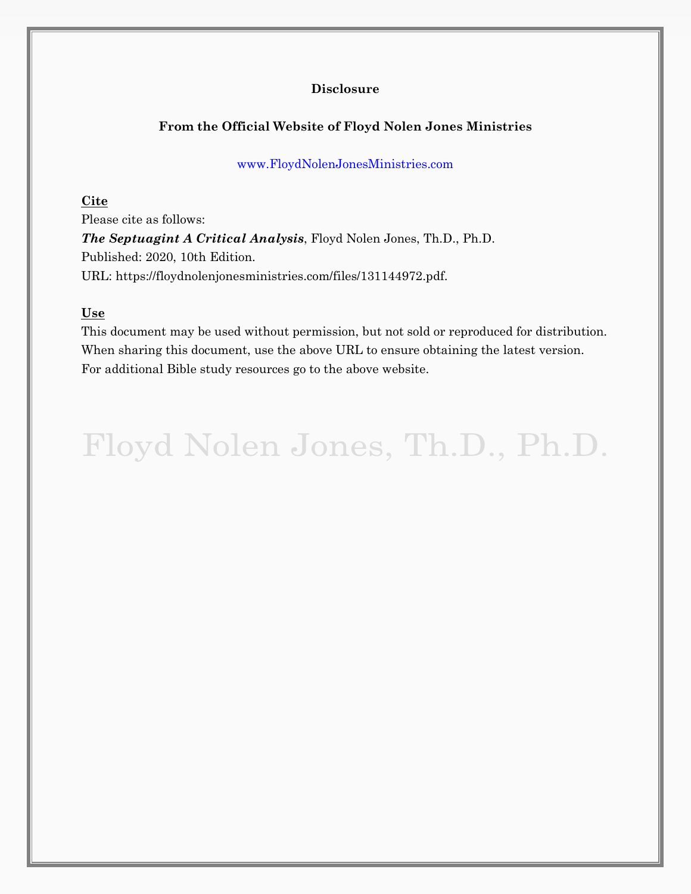**Disclosure**

**From the Official Website of Floyd Nolen Jones Ministries**

www.FloydNolenJonesMinistries.com

**Cite**

Please cite as follows:
***The Septuagint A Critical Analysis***, Floyd Nolen Jones, Th.D., Ph.D.
Published: 2020, 10th Edition.
URL: https://floydnolenjonesministries.com/files/131144972.pdf.

**Use**

This document may be used without permission, but not sold or reproduced for distribution.
When sharing this document, use the above URL to ensure obtaining the latest version.
For additional Bible study resources go to the above website.

Floyd Nolen Jones, Th.D., Ph.D.